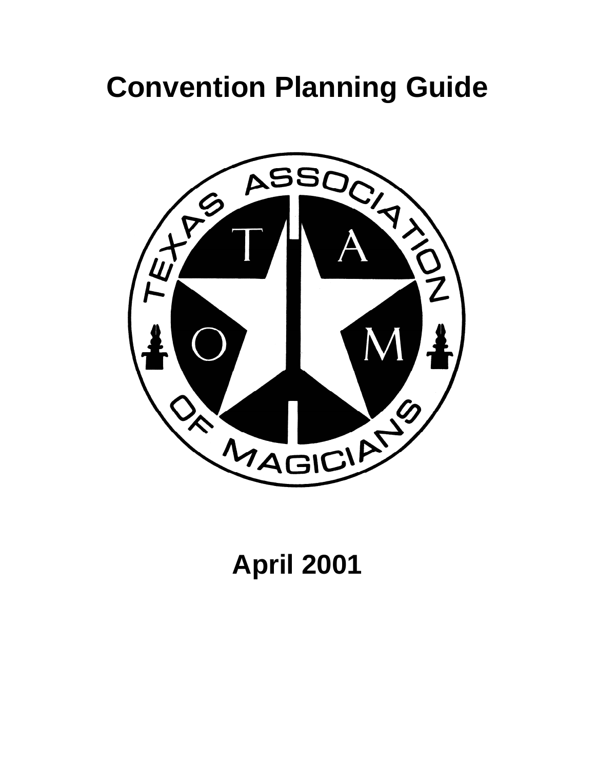# Convention Planning Guide

TEXAS ASSOCIATION OF MAGICIANS

T A O M

April 2001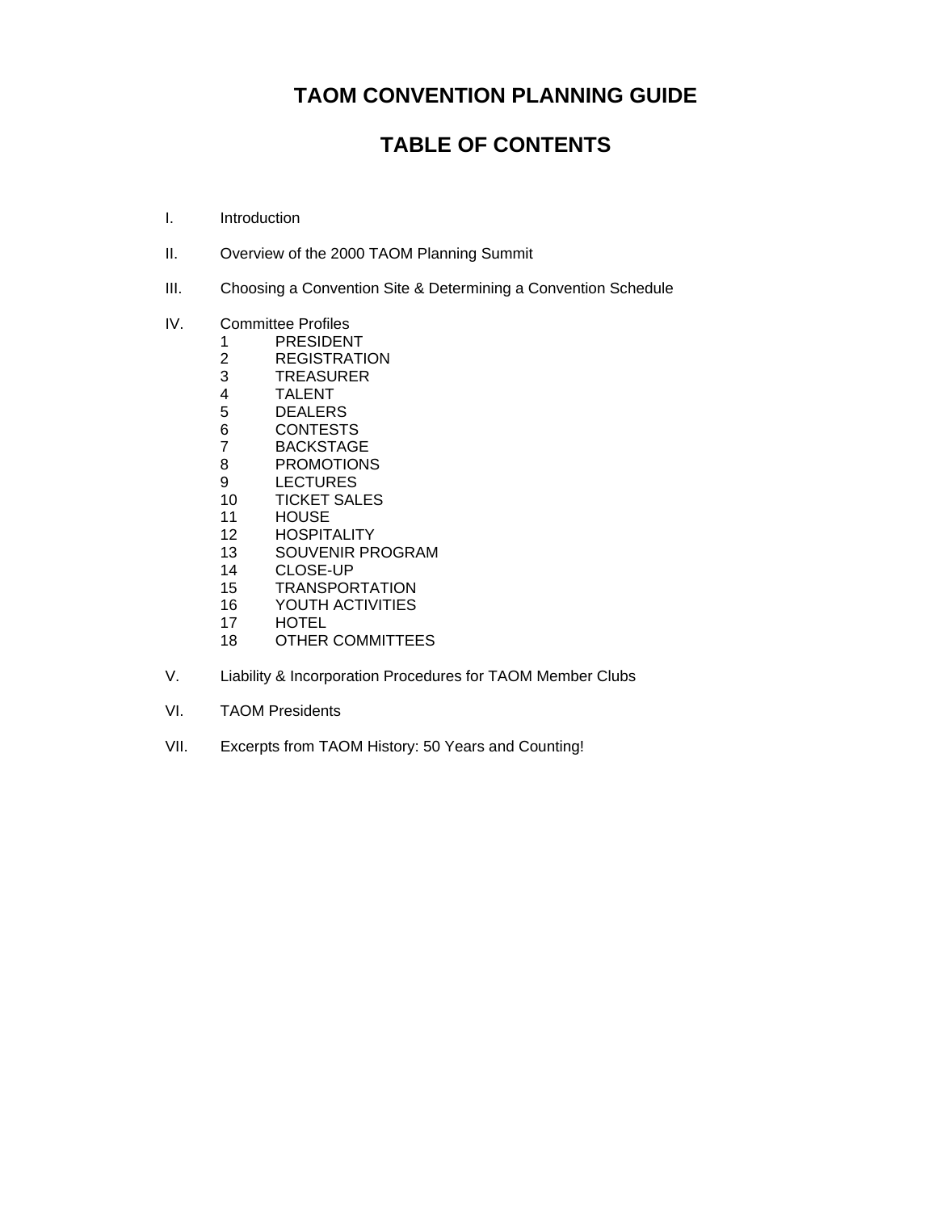# TAOM CONVENTION PLANNING GUIDE

## TABLE OF CONTENTS

I. Introduction

II. Overview of the 2000 TAOM Planning Summit

III. Choosing a Convention Site & Determining a Convention Schedule

IV. Committee Profiles

1. PRESIDENT
2. REGISTRATION
3. TREASURER
4. TALENT
5. DEALERS
6. CONTESTS
7. BACKSTAGE
8. PROMOTIONS
9. LECTURES
10. TICKET SALES
11. HOUSE
12. HOSPITALITY
13. SOUVENIR PROGRAM
14. CLOSE-UP
15. TRANSPORTATION
16. YOUTH ACTIVITIES
17. HOTEL
18. OTHER COMMITTEES

V. Liability & Incorporation Procedures for TAOM Member Clubs

VI. TAOM Presidents

VII. Excerpts from TAOM History: 50 Years and Counting!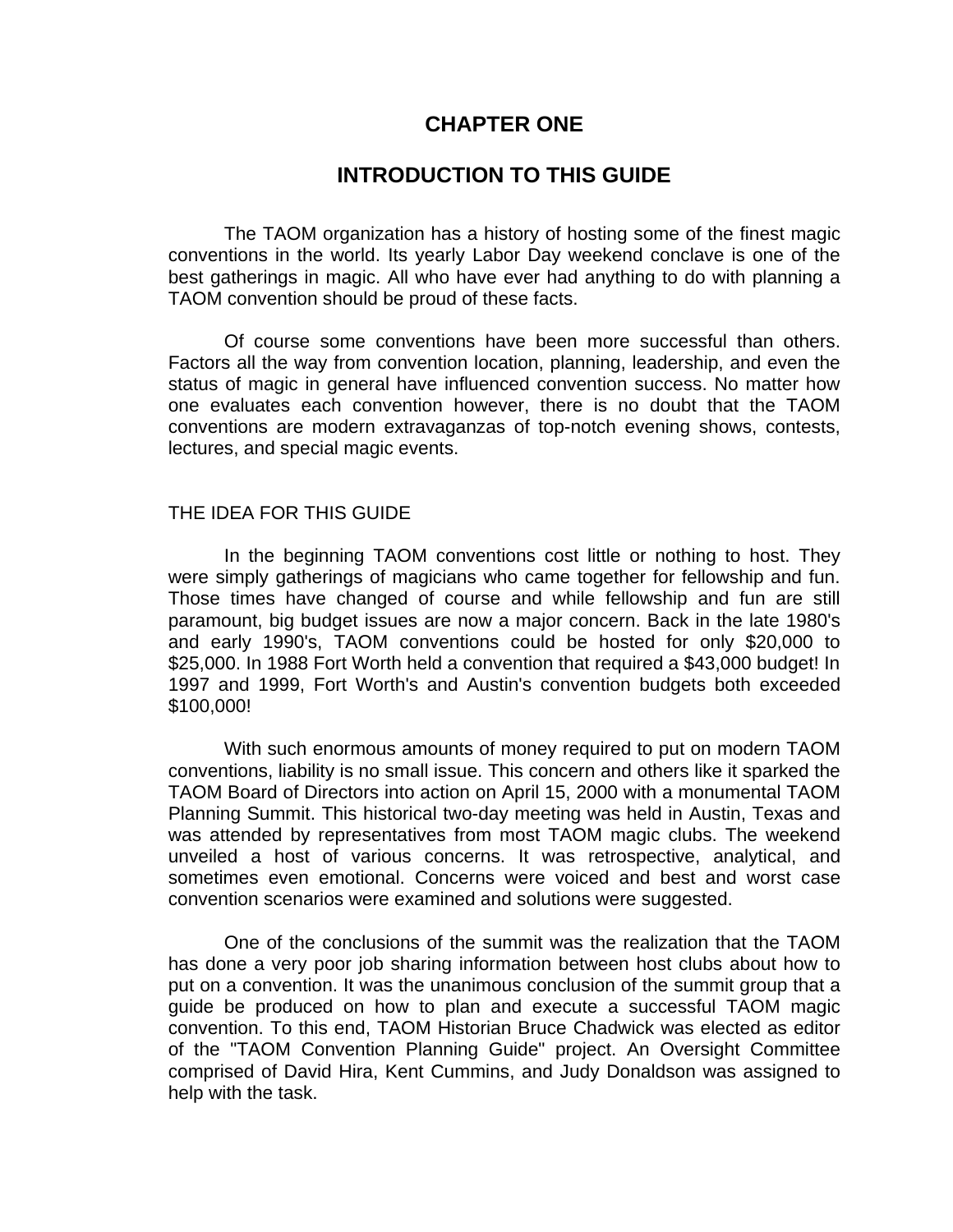# CHAPTER ONE

# INTRODUCTION TO THIS GUIDE

The TAOM organization has a history of hosting some of the finest magic conventions in the world. Its yearly Labor Day weekend conclave is one of the best gatherings in magic. All who have ever had anything to do with planning a TAOM convention should be proud of these facts.

Of course some conventions have been more successful than others. Factors all the way from convention location, planning, leadership, and even the status of magic in general have influenced convention success. No matter how one evaluates each convention however, there is no doubt that the TAOM conventions are modern extravaganzas of top-notch evening shows, contests, lectures, and special magic events.

## THE IDEA FOR THIS GUIDE

In the beginning TAOM conventions cost little or nothing to host. They were simply gatherings of magicians who came together for fellowship and fun. Those times have changed of course and while fellowship and fun are still paramount, big budget issues are now a major concern. Back in the late 1980's and early 1990's, TAOM conventions could be hosted for only $20,000 to $25,000. In 1988 Fort Worth held a convention that required a $43,000 budget! In 1997 and 1999, Fort Worth's and Austin's convention budgets both exceeded $100,000!

With such enormous amounts of money required to put on modern TAOM conventions, liability is no small issue. This concern and others like it sparked the TAOM Board of Directors into action on April 15, 2000 with a monumental TAOM Planning Summit. This historical two-day meeting was held in Austin, Texas and was attended by representatives from most TAOM magic clubs. The weekend unveiled a host of various concerns. It was retrospective, analytical, and sometimes even emotional. Concerns were voiced and best and worst case convention scenarios were examined and solutions were suggested.

One of the conclusions of the summit was the realization that the TAOM has done a very poor job sharing information between host clubs about how to put on a convention. It was the unanimous conclusion of the summit group that a guide be produced on how to plan and execute a successful TAOM magic convention. To this end, TAOM Historian Bruce Chadwick was elected as editor of the "TAOM Convention Planning Guide" project. An Oversight Committee comprised of David Hira, Kent Cummins, and Judy Donaldson was assigned to help with the task.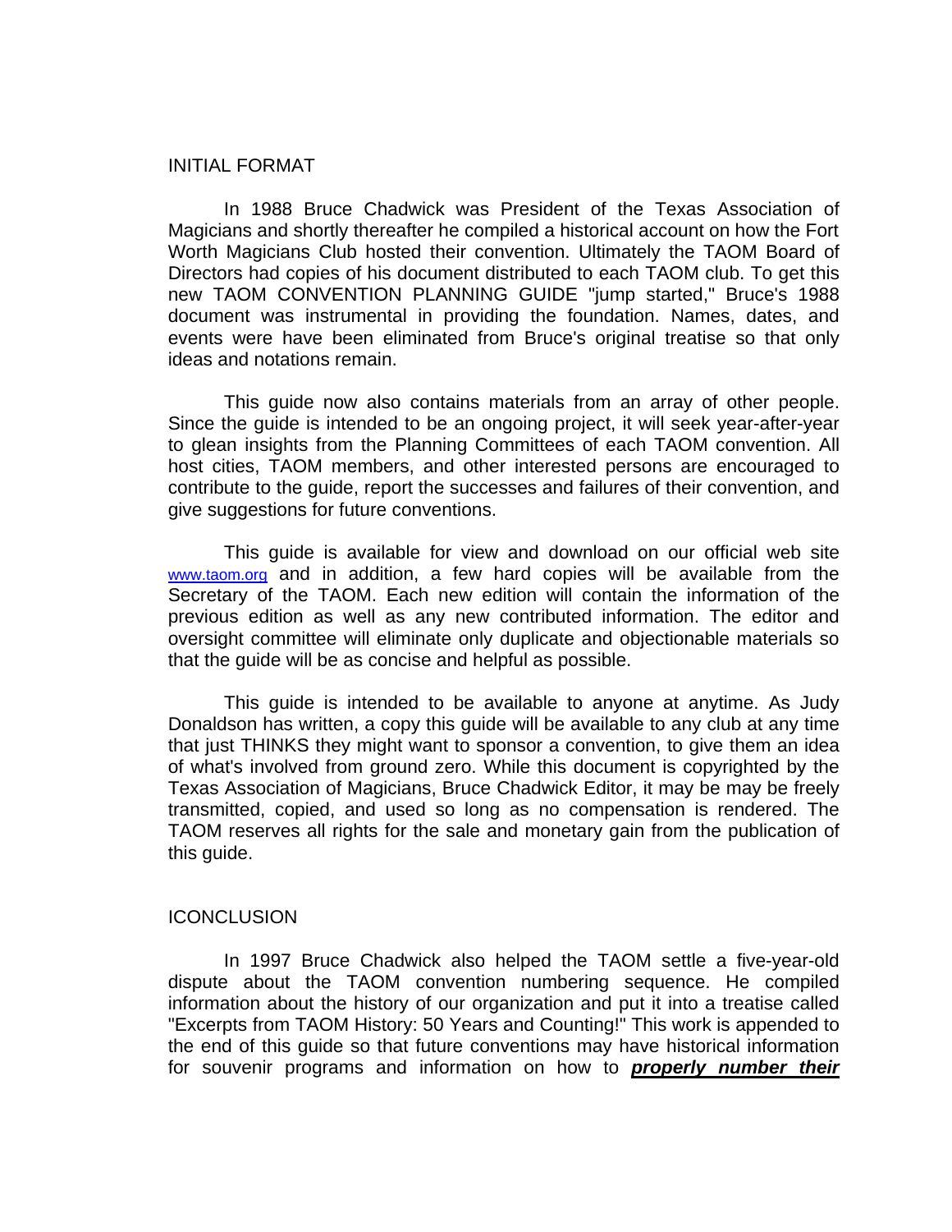INITIAL FORMAT

In 1988 Bruce Chadwick was President of the Texas Association of Magicians and shortly thereafter he compiled a historical account on how the Fort Worth Magicians Club hosted their convention. Ultimately the TAOM Board of Directors had copies of his document distributed to each TAOM club. To get this new TAOM CONVENTION PLANNING GUIDE "jump started," Bruce's 1988 document was instrumental in providing the foundation. Names, dates, and events were have been eliminated from Bruce's original treatise so that only ideas and notations remain.

This guide now also contains materials from an array of other people. Since the guide is intended to be an ongoing project, it will seek year-after-year to glean insights from the Planning Committees of each TAOM convention. All host cities, TAOM members, and other interested persons are encouraged to contribute to the guide, report the successes and failures of their convention, and give suggestions for future conventions.

This guide is available for view and download on our official web site www.taom.org and in addition, a few hard copies will be available from the Secretary of the TAOM. Each new edition will contain the information of the previous edition as well as any new contributed information. The editor and oversight committee will eliminate only duplicate and objectionable materials so that the guide will be as concise and helpful as possible.

This guide is intended to be available to anyone at anytime. As Judy Donaldson has written, a copy this guide will be available to any club at any time that just THINKS they might want to sponsor a convention, to give them an idea of what's involved from ground zero. While this document is copyrighted by the Texas Association of Magicians, Bruce Chadwick Editor, it may be may be freely transmitted, copied, and used so long as no compensation is rendered. The TAOM reserves all rights for the sale and monetary gain from the publication of this guide.

ICONCLUSION

In 1997 Bruce Chadwick also helped the TAOM settle a five-year-old dispute about the TAOM convention numbering sequence. He compiled information about the history of our organization and put it into a treatise called "Excerpts from TAOM History: 50 Years and Counting!" This work is appended to the end of this guide so that future conventions may have historical information for souvenir programs and information on how to ***properly number their***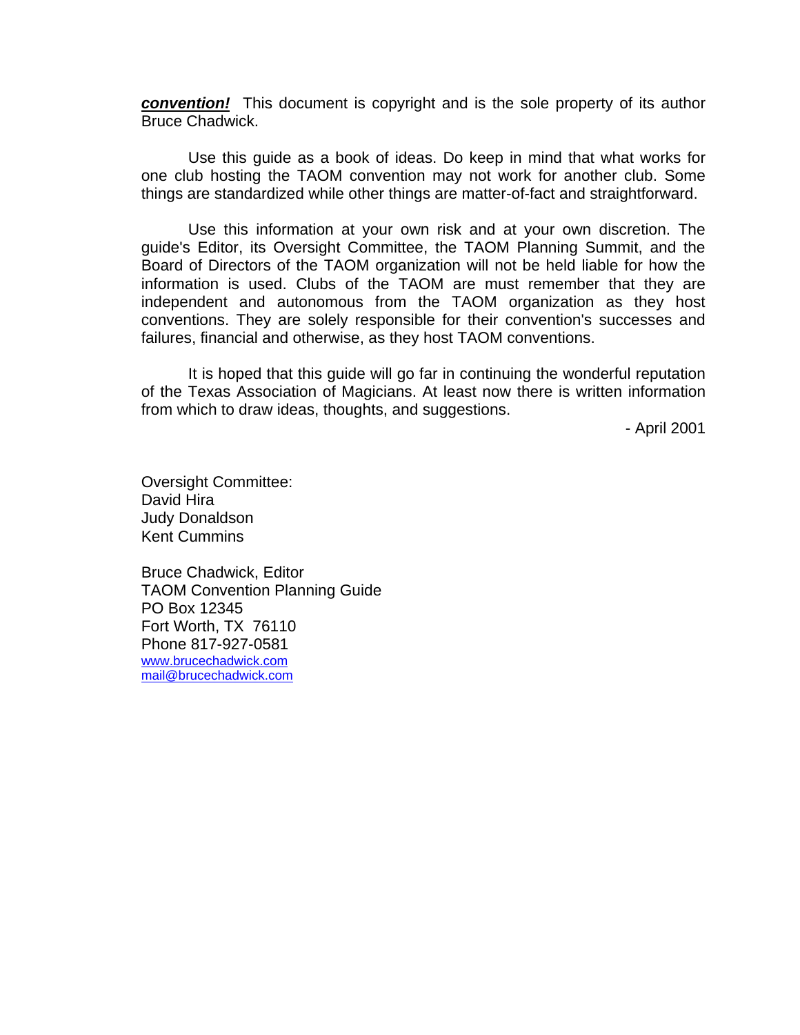***convention!*** This document is copyright and is the sole property of its author Bruce Chadwick.

Use this guide as a book of ideas. Do keep in mind that what works for one club hosting the TAOM convention may not work for another club. Some things are standardized while other things are matter-of-fact and straightforward.

Use this information at your own risk and at your own discretion. The guide's Editor, its Oversight Committee, the TAOM Planning Summit, and the Board of Directors of the TAOM organization will not be held liable for how the information is used. Clubs of the TAOM are must remember that they are independent and autonomous from the TAOM organization as they host conventions. They are solely responsible for their convention's successes and failures, financial and otherwise, as they host TAOM conventions.

It is hoped that this guide will go far in continuing the wonderful reputation of the Texas Association of Magicians. At least now there is written information from which to draw ideas, thoughts, and suggestions.

- April 2001

Oversight Committee:
David Hira
Judy Donaldson
Kent Cummins

Bruce Chadwick, Editor
TAOM Convention Planning Guide
PO Box 12345
Fort Worth, TX 76110
Phone 817-927-0581
www.brucechadwick.com
mail@brucechadwick.com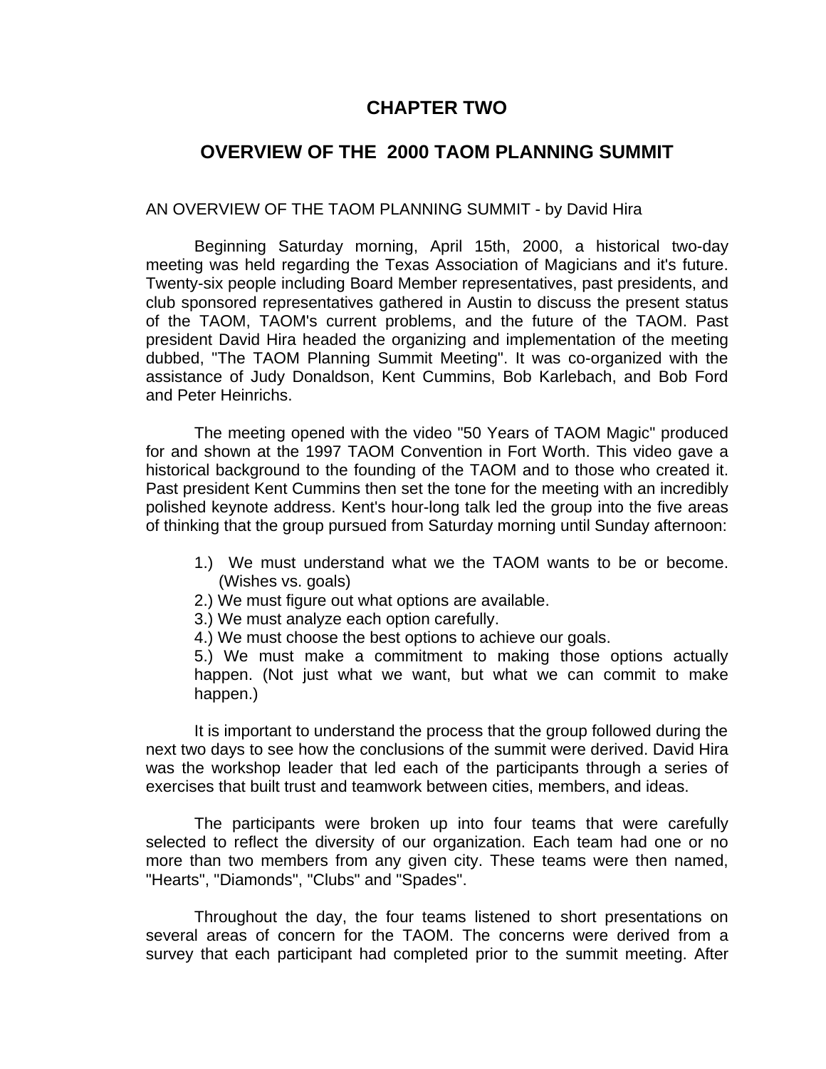# CHAPTER TWO

## OVERVIEW OF THE  2000 TAOM PLANNING SUMMIT

AN OVERVIEW OF THE TAOM PLANNING SUMMIT - by David Hira

Beginning Saturday morning, April 15th, 2000, a historical two-day meeting was held regarding the Texas Association of Magicians and it's future. Twenty-six people including Board Member representatives, past presidents, and club sponsored representatives gathered in Austin to discuss the present status of the TAOM, TAOM's current problems, and the future of the TAOM. Past president David Hira headed the organizing and implementation of the meeting dubbed, "The TAOM Planning Summit Meeting". It was co-organized with the assistance of Judy Donaldson, Kent Cummins, Bob Karlebach, and Bob Ford and Peter Heinrichs.

The meeting opened with the video "50 Years of TAOM Magic" produced for and shown at the 1997 TAOM Convention in Fort Worth. This video gave a historical background to the founding of the TAOM and to those who created it. Past president Kent Cummins then set the tone for the meeting with an incredibly polished keynote address. Kent's hour-long talk led the group into the five areas of thinking that the group pursued from Saturday morning until Sunday afternoon:

1.) We must understand what we the TAOM wants to be or become. (Wishes vs. goals)
2.) We must figure out what options are available.
3.) We must analyze each option carefully.
4.) We must choose the best options to achieve our goals.
5.) We must make a commitment to making those options actually happen. (Not just what we want, but what we can commit to make happen.)

It is important to understand the process that the group followed during the next two days to see how the conclusions of the summit were derived. David Hira was the workshop leader that led each of the participants through a series of exercises that built trust and teamwork between cities, members, and ideas.

The participants were broken up into four teams that were carefully selected to reflect the diversity of our organization. Each team had one or no more than two members from any given city. These teams were then named, "Hearts", "Diamonds", "Clubs" and "Spades".

Throughout the day, the four teams listened to short presentations on several areas of concern for the TAOM. The concerns were derived from a survey that each participant had completed prior to the summit meeting. After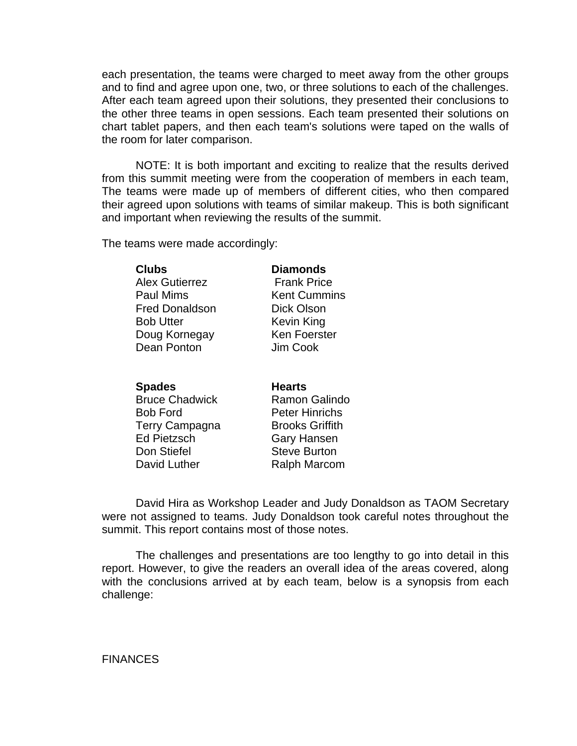each presentation, the teams were charged to meet away from the other groups and to find and agree upon one, two, or three solutions to each of the challenges. After each team agreed upon their solutions, they presented their conclusions to the other three teams in open sessions. Each team presented their solutions on chart tablet papers, and then each team's solutions were taped on the walls of the room for later comparison.

NOTE: It is both important and exciting to realize that the results derived from this summit meeting were from the cooperation of members in each team, The teams were made up of members of different cities, who then compared their agreed upon solutions with teams of similar makeup. This is both significant and important when reviewing the results of the summit.

The teams were made accordingly:

| **Clubs** | **Diamonds** |
|---|---|
| Alex Gutierrez | Frank Price |
| Paul Mims | Kent Cummins |
| Fred Donaldson | Dick Olson |
| Bob Utter | Kevin King |
| Doug Kornegay | Ken Foerster |
| Dean Ponton | Jim Cook |

| **Spades** | **Hearts** |
|---|---|
| Bruce Chadwick | Ramon Galindo |
| Bob Ford | Peter Hinrichs |
| Terry Campagna | Brooks Griffith |
| Ed Pietzsch | Gary Hansen |
| Don Stiefel | Steve Burton |
| David Luther | Ralph Marcom |

David Hira as Workshop Leader and Judy Donaldson as TAOM Secretary were not assigned to teams. Judy Donaldson took careful notes throughout the summit. This report contains most of those notes.

The challenges and presentations are too lengthy to go into detail in this report. However, to give the readers an overall idea of the areas covered, along with the conclusions arrived at by each team, below is a synopsis from each challenge:

FINANCES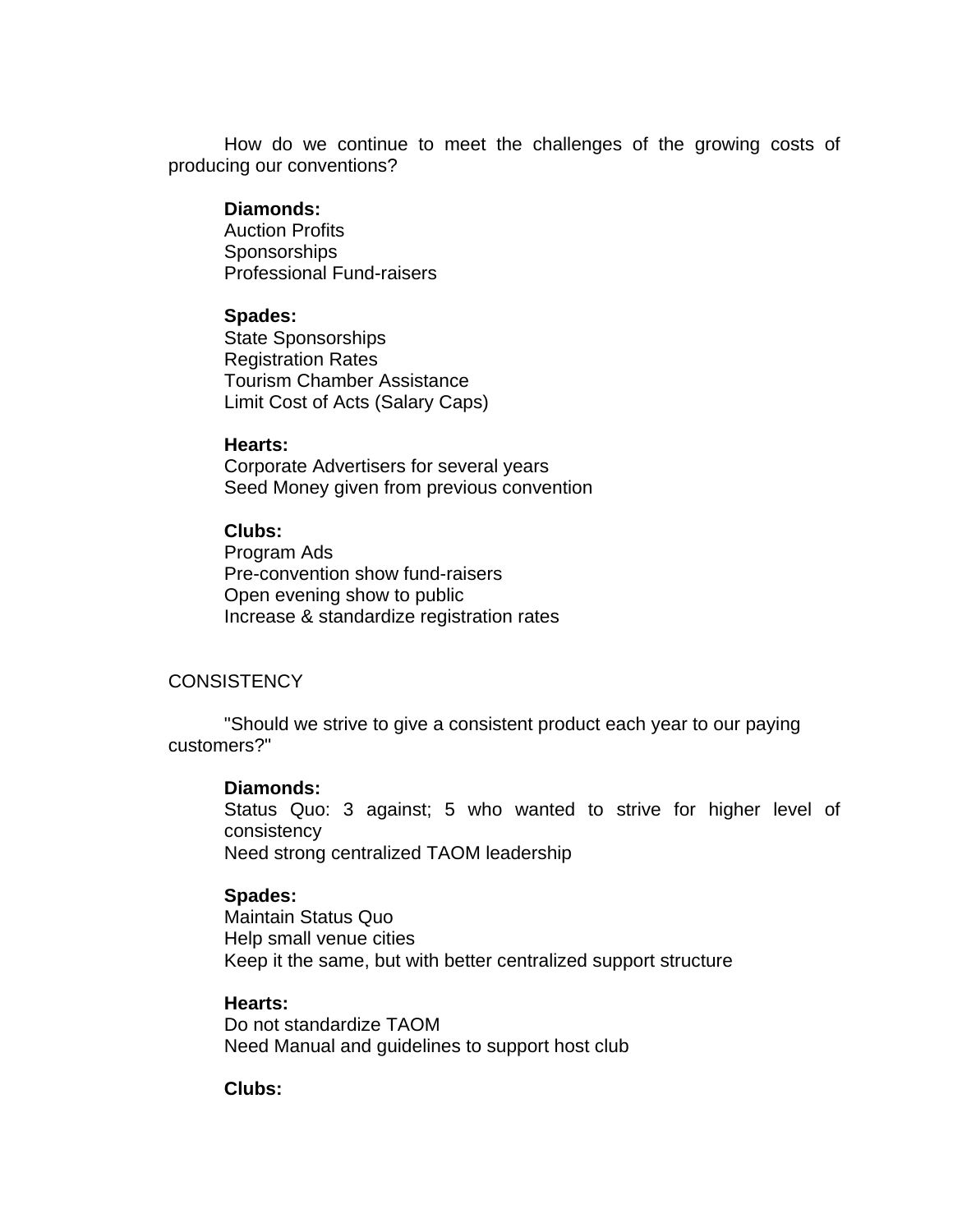How do we continue to meet the challenges of the growing costs of producing our conventions?

**Diamonds:**
Auction Profits
Sponsorships
Professional Fund-raisers

**Spades:**
State Sponsorships
Registration Rates
Tourism Chamber Assistance
Limit Cost of Acts (Salary Caps)

**Hearts:**
Corporate Advertisers for several years
Seed Money given from previous convention

**Clubs:**
Program Ads
Pre-convention show fund-raisers
Open evening show to public
Increase & standardize registration rates

CONSISTENCY

"Should we strive to give a consistent product each year to our paying customers?"

**Diamonds:**
Status Quo: 3 against; 5 who wanted to strive for higher level of consistency
Need strong centralized TAOM leadership

**Spades:**
Maintain Status Quo
Help small venue cities
Keep it the same, but with better centralized support structure

**Hearts:**
Do not standardize TAOM
Need Manual and guidelines to support host club

**Clubs:**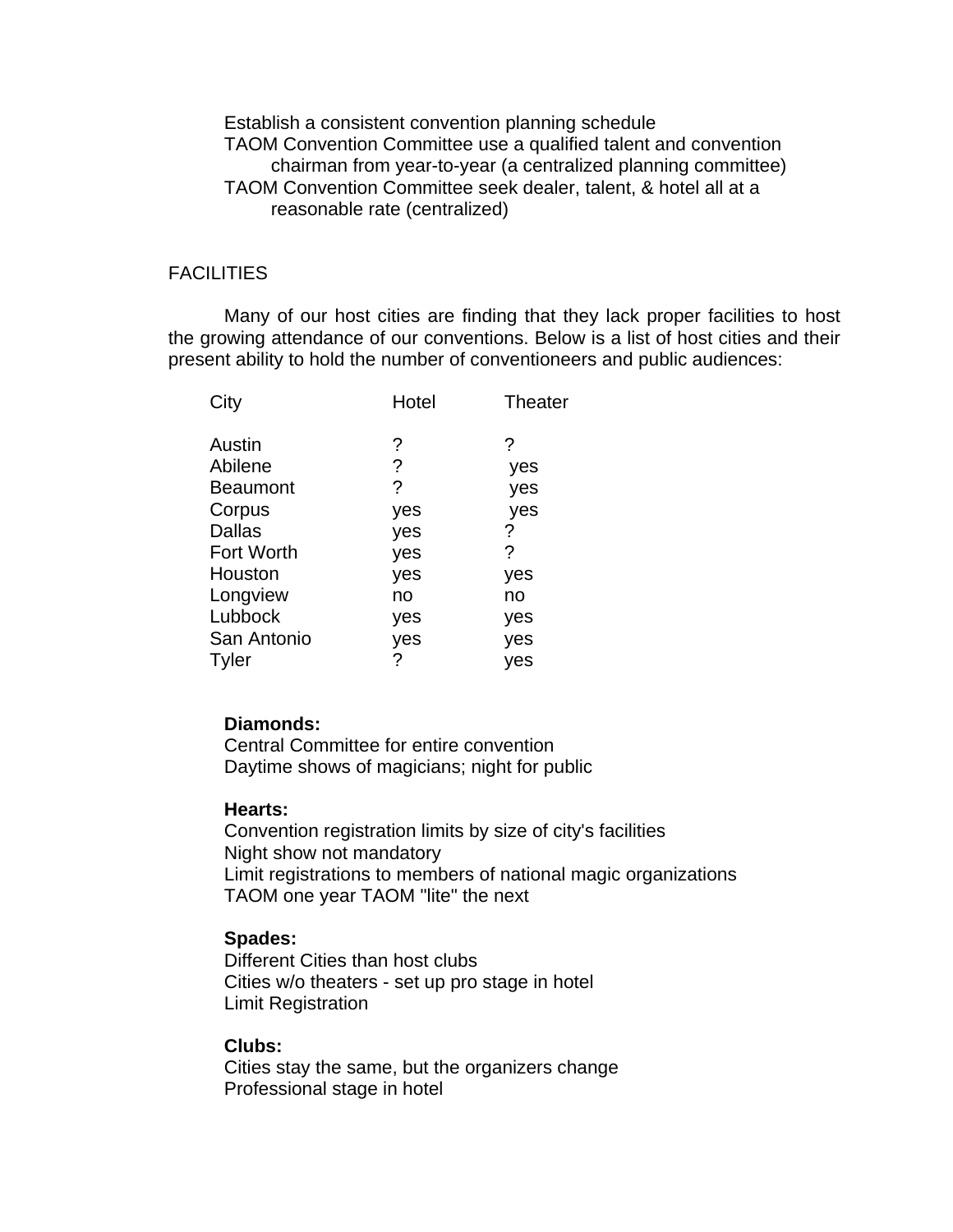Establish a consistent convention planning schedule
TAOM Convention Committee use a qualified talent and convention chairman from year-to-year (a centralized planning committee)
TAOM Convention Committee seek dealer, talent, & hotel all at a reasonable rate (centralized)

FACILITIES

Many of our host cities are finding that they lack proper facilities to host the growing attendance of our conventions. Below is a list of host cities and their present ability to hold the number of conventioneers and public audiences:

| City | Hotel | Theater |
|---|---|---|
| Austin | ? | ? |
| Abilene | ? | yes |
| Beaumont | ? | yes |
| Corpus | yes | yes |
| Dallas | yes | ? |
| Fort Worth | yes | ? |
| Houston | yes | yes |
| Longview | no | no |
| Lubbock | yes | yes |
| San Antonio | yes | yes |
| Tyler | ? | yes |

**Diamonds:**
Central Committee for entire convention
Daytime shows of magicians; night for public

**Hearts:**
Convention registration limits by size of city's facilities
Night show not mandatory
Limit registrations to members of national magic organizations
TAOM one year TAOM "lite" the next

**Spades:**
Different Cities than host clubs
Cities w/o theaters - set up pro stage in hotel
Limit Registration

**Clubs:**
Cities stay the same, but the organizers change
Professional stage in hotel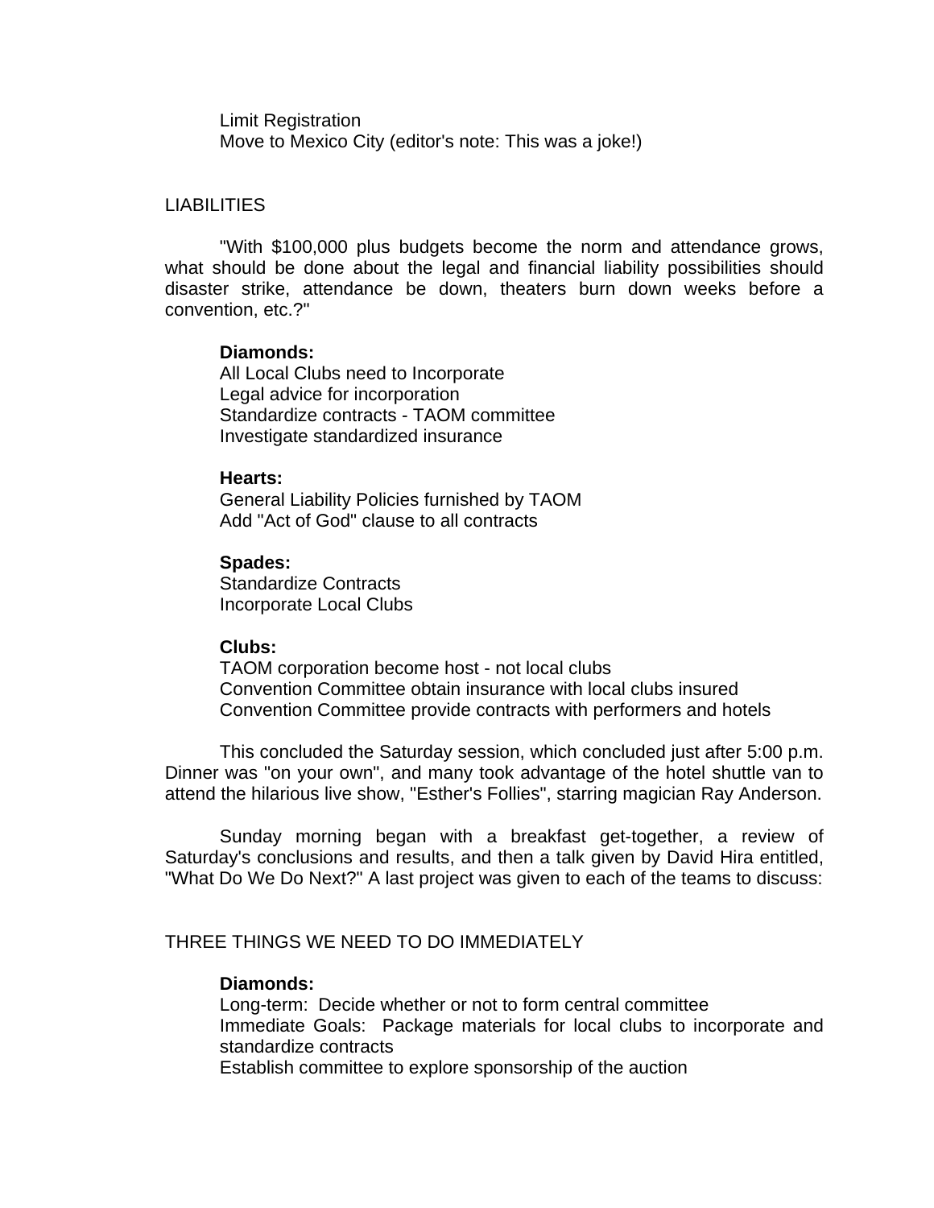Limit Registration
Move to Mexico City (editor's note: This was a joke!)

## LIABILITIES

"With $100,000 plus budgets become the norm and attendance grows, what should be done about the legal and financial liability possibilities should disaster strike, attendance be down, theaters burn down weeks before a convention, etc.?"

**Diamonds:**
All Local Clubs need to Incorporate
Legal advice for incorporation
Standardize contracts - TAOM committee
Investigate standardized insurance

**Hearts:**
General Liability Policies furnished by TAOM
Add "Act of God" clause to all contracts

**Spades:**
Standardize Contracts
Incorporate Local Clubs

**Clubs:**
TAOM corporation become host - not local clubs
Convention Committee obtain insurance with local clubs insured
Convention Committee provide contracts with performers and hotels

This concluded the Saturday session, which concluded just after 5:00 p.m. Dinner was "on your own", and many took advantage of the hotel shuttle van to attend the hilarious live show, "Esther's Follies", starring magician Ray Anderson.

Sunday morning began with a breakfast get-together, a review of Saturday's conclusions and results, and then a talk given by David Hira entitled, "What Do We Do Next?" A last project was given to each of the teams to discuss:

## THREE THINGS WE NEED TO DO IMMEDIATELY

**Diamonds:**
Long-term: Decide whether or not to form central committee
Immediate Goals: Package materials for local clubs to incorporate and standardize contracts
Establish committee to explore sponsorship of the auction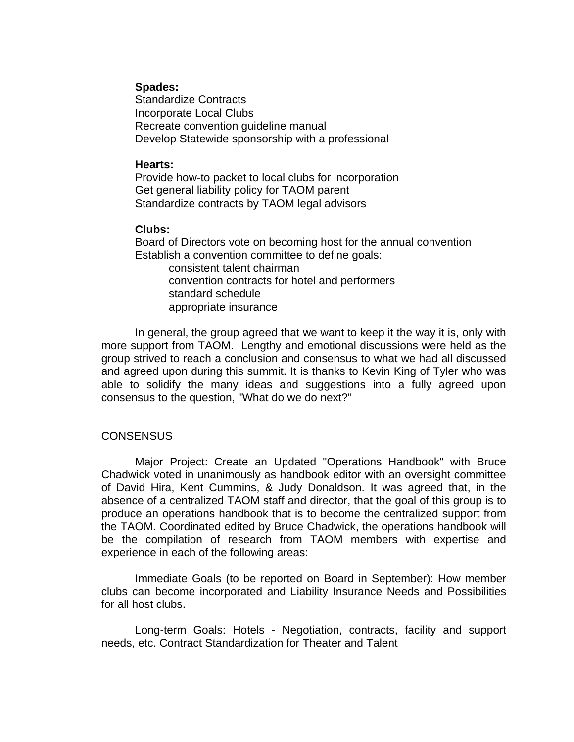**Spades:**
Standardize Contracts
Incorporate Local Clubs
Recreate convention guideline manual
Develop Statewide sponsorship with a professional

**Hearts:**
Provide how-to packet to local clubs for incorporation
Get general liability policy for TAOM parent
Standardize contracts by TAOM legal advisors

**Clubs:**
Board of Directors vote on becoming host for the annual convention
Establish a convention committee to define goals:

- consistent talent chairman
- convention contracts for hotel and performers
- standard schedule
- appropriate insurance

In general, the group agreed that we want to keep it the way it is, only with more support from TAOM. Lengthy and emotional discussions were held as the group strived to reach a conclusion and consensus to what we had all discussed and agreed upon during this summit. It is thanks to Kevin King of Tyler who was able to solidify the many ideas and suggestions into a fully agreed upon consensus to the question, "What do we do next?"

CONSENSUS

Major Project: Create an Updated "Operations Handbook" with Bruce Chadwick voted in unanimously as handbook editor with an oversight committee of David Hira, Kent Cummins, & Judy Donaldson. It was agreed that, in the absence of a centralized TAOM staff and director, that the goal of this group is to produce an operations handbook that is to become the centralized support from the TAOM. Coordinated edited by Bruce Chadwick, the operations handbook will be the compilation of research from TAOM members with expertise and experience in each of the following areas:

Immediate Goals (to be reported on Board in September): How member clubs can become incorporated and Liability Insurance Needs and Possibilities for all host clubs.

Long-term Goals: Hotels - Negotiation, contracts, facility and support needs, etc. Contract Standardization for Theater and Talent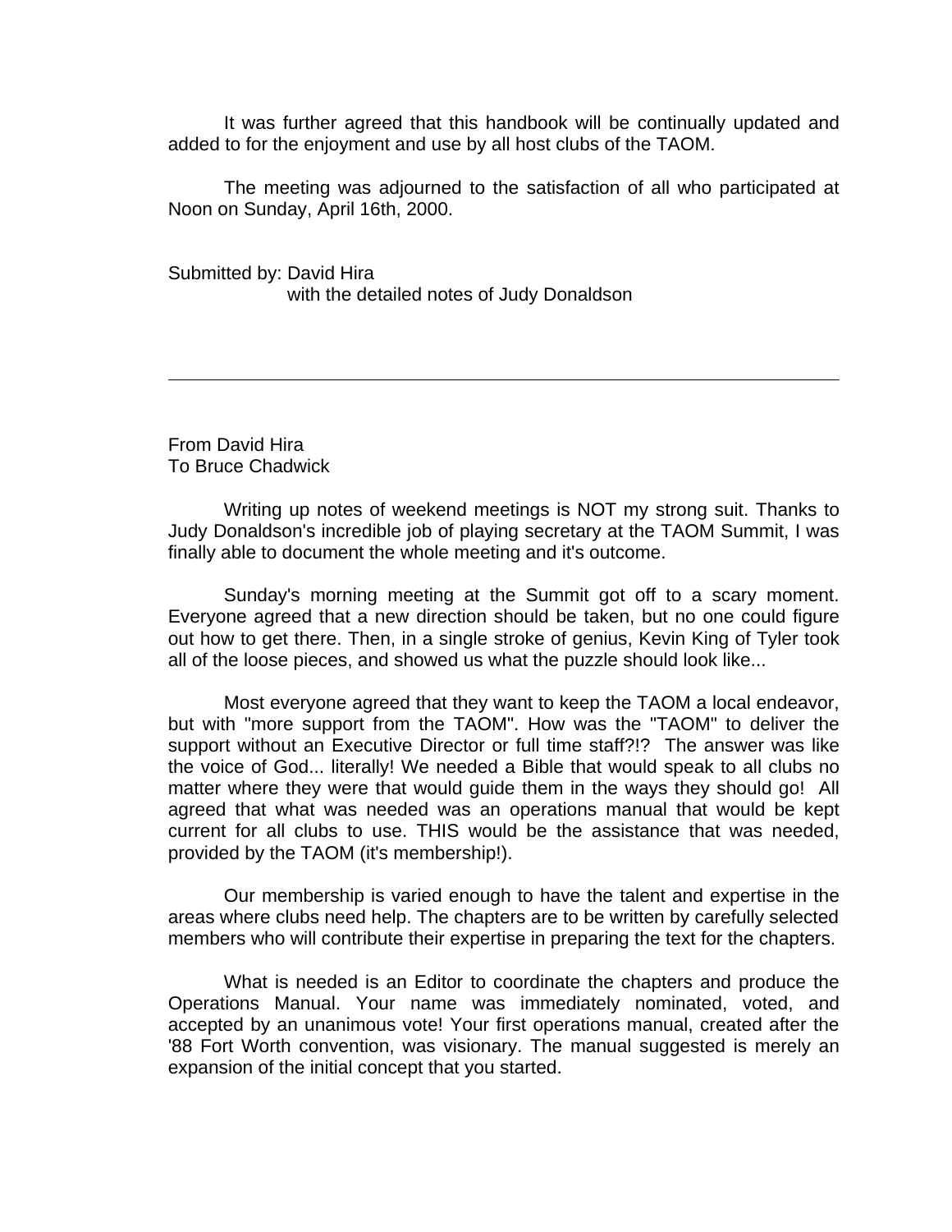It was further agreed that this handbook will be continually updated and added to for the enjoyment and use by all host clubs of the TAOM.

The meeting was adjourned to the satisfaction of all who participated at Noon on Sunday, April 16th, 2000.

Submitted by: David Hira
with the detailed notes of Judy Donaldson

---

From David Hira
To Bruce Chadwick

Writing up notes of weekend meetings is NOT my strong suit. Thanks to Judy Donaldson's incredible job of playing secretary at the TAOM Summit, I was finally able to document the whole meeting and it's outcome.

Sunday's morning meeting at the Summit got off to a scary moment. Everyone agreed that a new direction should be taken, but no one could figure out how to get there. Then, in a single stroke of genius, Kevin King of Tyler took all of the loose pieces, and showed us what the puzzle should look like...

Most everyone agreed that they want to keep the TAOM a local endeavor, but with "more support from the TAOM". How was the "TAOM" to deliver the support without an Executive Director or full time staff?!? The answer was like the voice of God... literally! We needed a Bible that would speak to all clubs no matter where they were that would guide them in the ways they should go! All agreed that what was needed was an operations manual that would be kept current for all clubs to use. THIS would be the assistance that was needed, provided by the TAOM (it's membership!).

Our membership is varied enough to have the talent and expertise in the areas where clubs need help. The chapters are to be written by carefully selected members who will contribute their expertise in preparing the text for the chapters.

What is needed is an Editor to coordinate the chapters and produce the Operations Manual. Your name was immediately nominated, voted, and accepted by an unanimous vote! Your first operations manual, created after the '88 Fort Worth convention, was visionary. The manual suggested is merely an expansion of the initial concept that you started.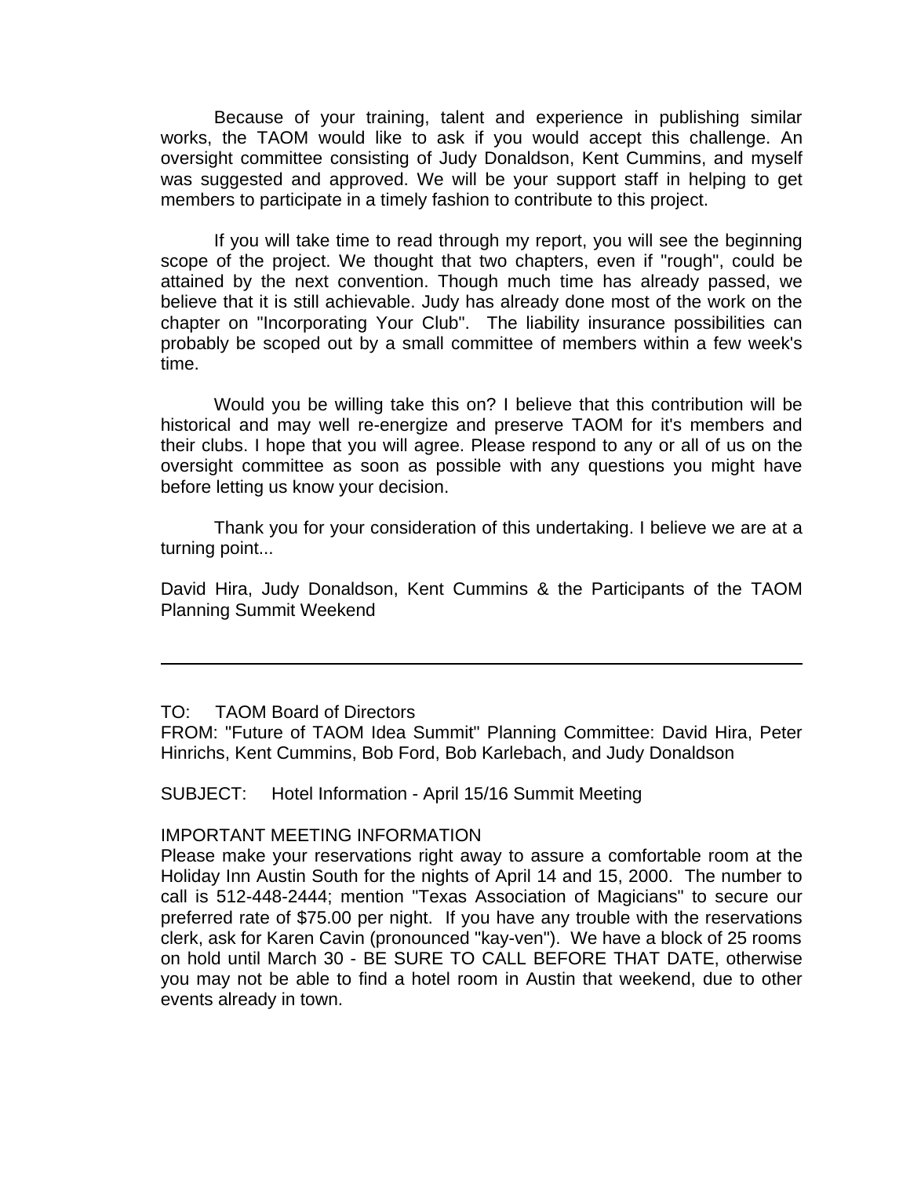Because of your training, talent and experience in publishing similar works, the TAOM would like to ask if you would accept this challenge. An oversight committee consisting of Judy Donaldson, Kent Cummins, and myself was suggested and approved. We will be your support staff in helping to get members to participate in a timely fashion to contribute to this project.

If you will take time to read through my report, you will see the beginning scope of the project. We thought that two chapters, even if "rough", could be attained by the next convention. Though much time has already passed, we believe that it is still achievable. Judy has already done most of the work on the chapter on "Incorporating Your Club". The liability insurance possibilities can probably be scoped out by a small committee of members within a few week's time.

Would you be willing take this on? I believe that this contribution will be historical and may well re-energize and preserve TAOM for it's members and their clubs. I hope that you will agree. Please respond to any or all of us on the oversight committee as soon as possible with any questions you might have before letting us know your decision.

Thank you for your consideration of this undertaking. I believe we are at a turning point...

David Hira, Judy Donaldson, Kent Cummins & the Participants of the TAOM Planning Summit Weekend

---

TO: TAOM Board of Directors

FROM: "Future of TAOM Idea Summit" Planning Committee: David Hira, Peter Hinrichs, Kent Cummins, Bob Ford, Bob Karlebach, and Judy Donaldson

SUBJECT: Hotel Information - April 15/16 Summit Meeting

IMPORTANT MEETING INFORMATION

Please make your reservations right away to assure a comfortable room at the Holiday Inn Austin South for the nights of April 14 and 15, 2000. The number to call is 512-448-2444; mention "Texas Association of Magicians" to secure our preferred rate of $75.00 per night. If you have any trouble with the reservations clerk, ask for Karen Cavin (pronounced "kay-ven"). We have a block of 25 rooms on hold until March 30 - BE SURE TO CALL BEFORE THAT DATE, otherwise you may not be able to find a hotel room in Austin that weekend, due to other events already in town.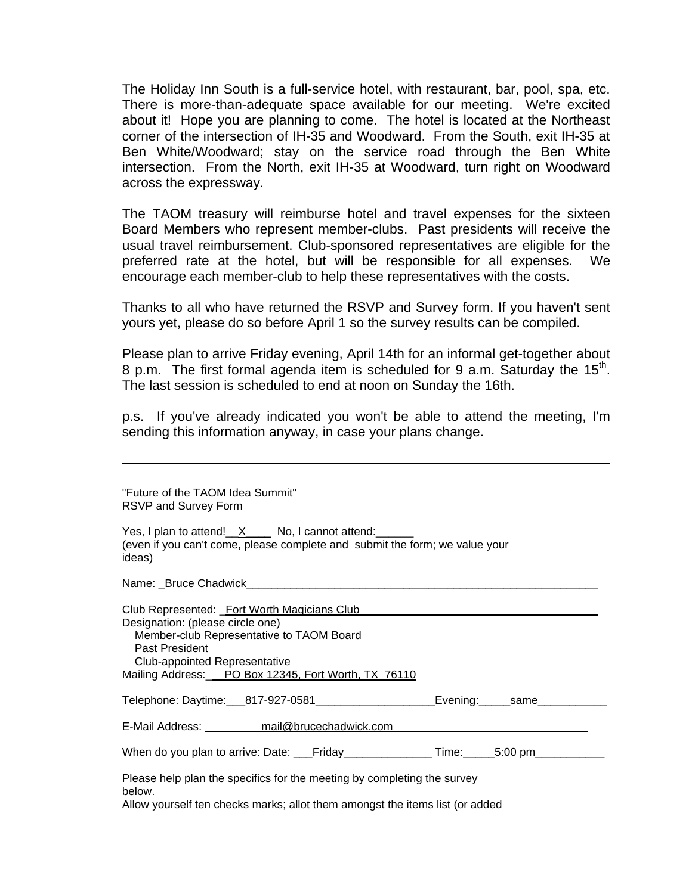The Holiday Inn South is a full-service hotel, with restaurant, bar, pool, spa, etc. There is more-than-adequate space available for our meeting. We're excited about it! Hope you are planning to come. The hotel is located at the Northeast corner of the intersection of IH-35 and Woodward. From the South, exit IH-35 at Ben White/Woodward; stay on the service road through the Ben White intersection. From the North, exit IH-35 at Woodward, turn right on Woodward across the expressway.

The TAOM treasury will reimburse hotel and travel expenses for the sixteen Board Members who represent member-clubs. Past presidents will receive the usual travel reimbursement. Club-sponsored representatives are eligible for the preferred rate at the hotel, but will be responsible for all expenses. We encourage each member-club to help these representatives with the costs.

Thanks to all who have returned the RSVP and Survey form. If you haven't sent yours yet, please do so before April 1 so the survey results can be compiled.

Please plan to arrive Friday evening, April 14th for an informal get-together about 8 p.m. The first formal agenda item is scheduled for 9 a.m. Saturday the 15th. The last session is scheduled to end at noon on Sunday the 16th.

p.s. If you've already indicated you won't be able to attend the meeting, I'm sending this information anyway, in case your plans change.

---

"Future of the TAOM Idea Summit"
RSVP and Survey Form

Yes, I plan to attend!__X____ No, I cannot attend:______
(even if you can't come, please complete and submit the form; we value your ideas)

Name: _Bruce Chadwick_______________________________________________

Club Represented: _Fort Worth Magicians Club______________________________
Designation: (please circle one)
Member-club Representative to TAOM Board
Past President
Club-appointed Representative
Mailing Address:__PO Box 12345, Fort Worth, TX 76110

Telephone: Daytime:___817-927-0581___________________Evening:_____same___________

E-Mail Address: __________mail@brucechadwick.com________________________________

When do you plan to arrive: Date: ___Friday______________ Time:_____5:00 pm___________

Please help plan the specifics for the meeting by completing the survey below.
Allow yourself ten checks marks; allot them amongst the items list (or added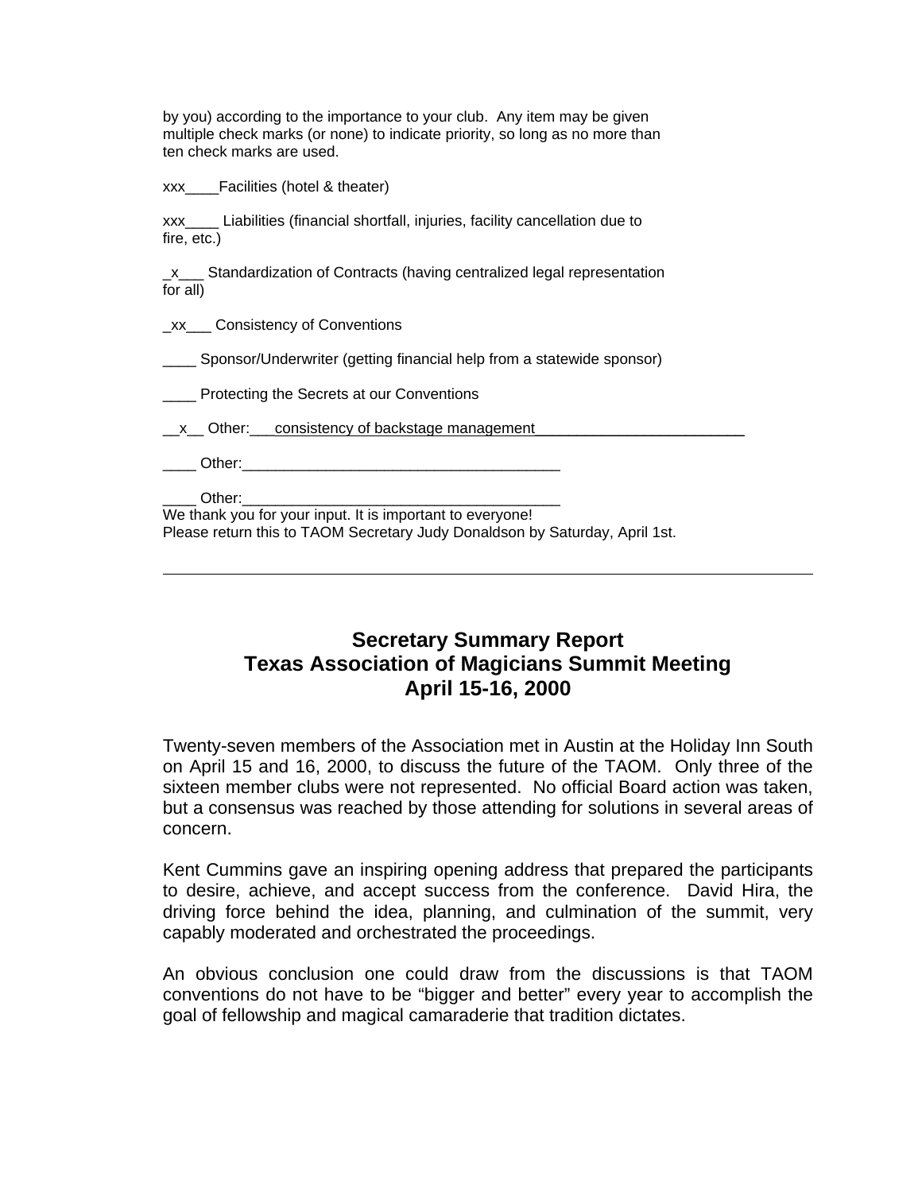by you) according to the importance to your club. Any item may be given multiple check marks (or none) to indicate priority, so long as no more than ten check marks are used.

xxx____Facilities (hotel & theater)

xxx____ Liabilities (financial shortfall, injuries, facility cancellation due to fire, etc.)

_x___ Standardization of Contracts (having centralized legal representation for all)

_xx___ Consistency of Conventions

____ Sponsor/Underwriter (getting financial help from a statewide sponsor)

____ Protecting the Secrets at our Conventions

__x__ Other:___consistency of backstage management_________________________

____ Other:_______________________________________

____ Other:_______________________________________

We thank you for your input. It is important to everyone!
Please return this to TAOM Secretary Judy Donaldson by Saturday, April 1st.

---

## Secretary Summary Report
## Texas Association of Magicians Summit Meeting
## April 15-16, 2000

Twenty-seven members of the Association met in Austin at the Holiday Inn South on April 15 and 16, 2000, to discuss the future of the TAOM. Only three of the sixteen member clubs were not represented. No official Board action was taken, but a consensus was reached by those attending for solutions in several areas of concern.

Kent Cummins gave an inspiring opening address that prepared the participants to desire, achieve, and accept success from the conference. David Hira, the driving force behind the idea, planning, and culmination of the summit, very capably moderated and orchestrated the proceedings.

An obvious conclusion one could draw from the discussions is that TAOM conventions do not have to be "bigger and better" every year to accomplish the goal of fellowship and magical camaraderie that tradition dictates.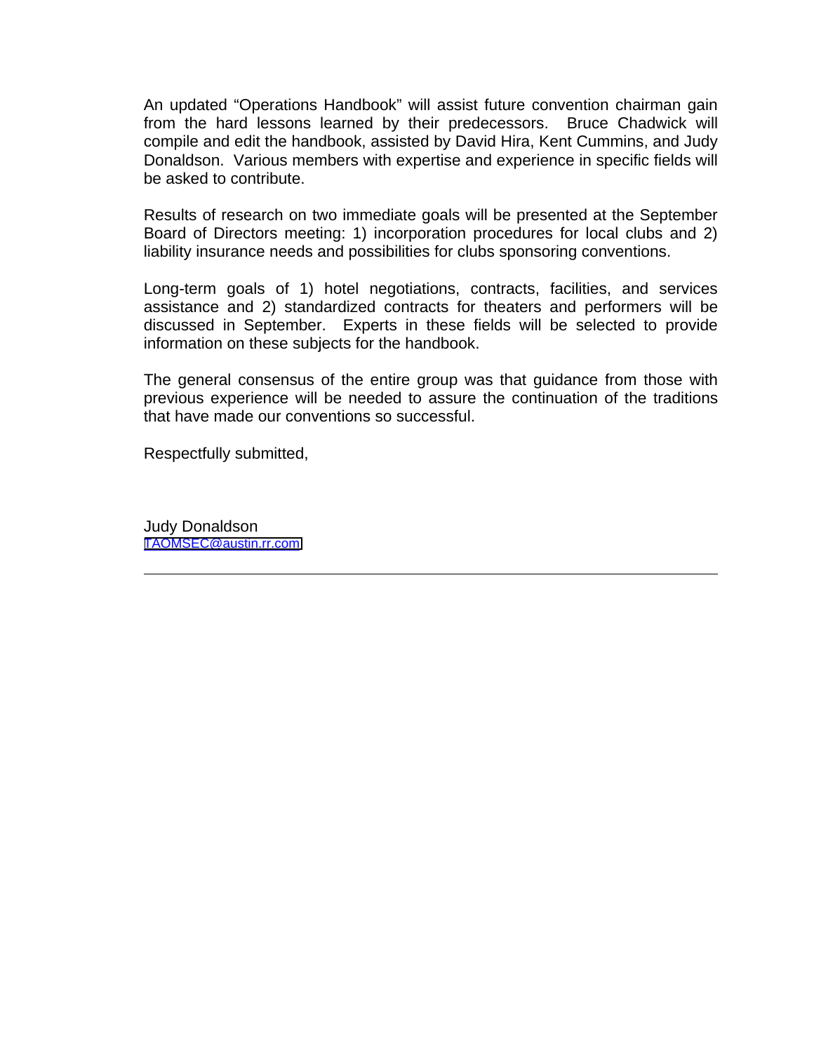An updated “Operations Handbook” will assist future convention chairman gain from the hard lessons learned by their predecessors. Bruce Chadwick will compile and edit the handbook, assisted by David Hira, Kent Cummins, and Judy Donaldson. Various members with expertise and experience in specific fields will be asked to contribute.

Results of research on two immediate goals will be presented at the September Board of Directors meeting: 1) incorporation procedures for local clubs and 2) liability insurance needs and possibilities for clubs sponsoring conventions.

Long-term goals of 1) hotel negotiations, contracts, facilities, and services assistance and 2) standardized contracts for theaters and performers will be discussed in September. Experts in these fields will be selected to provide information on these subjects for the handbook.

The general consensus of the entire group was that guidance from those with previous experience will be needed to assure the continuation of the traditions that have made our conventions so successful.

Respectfully submitted,

Judy Donaldson
TAOMSEC@austin.rr.com

---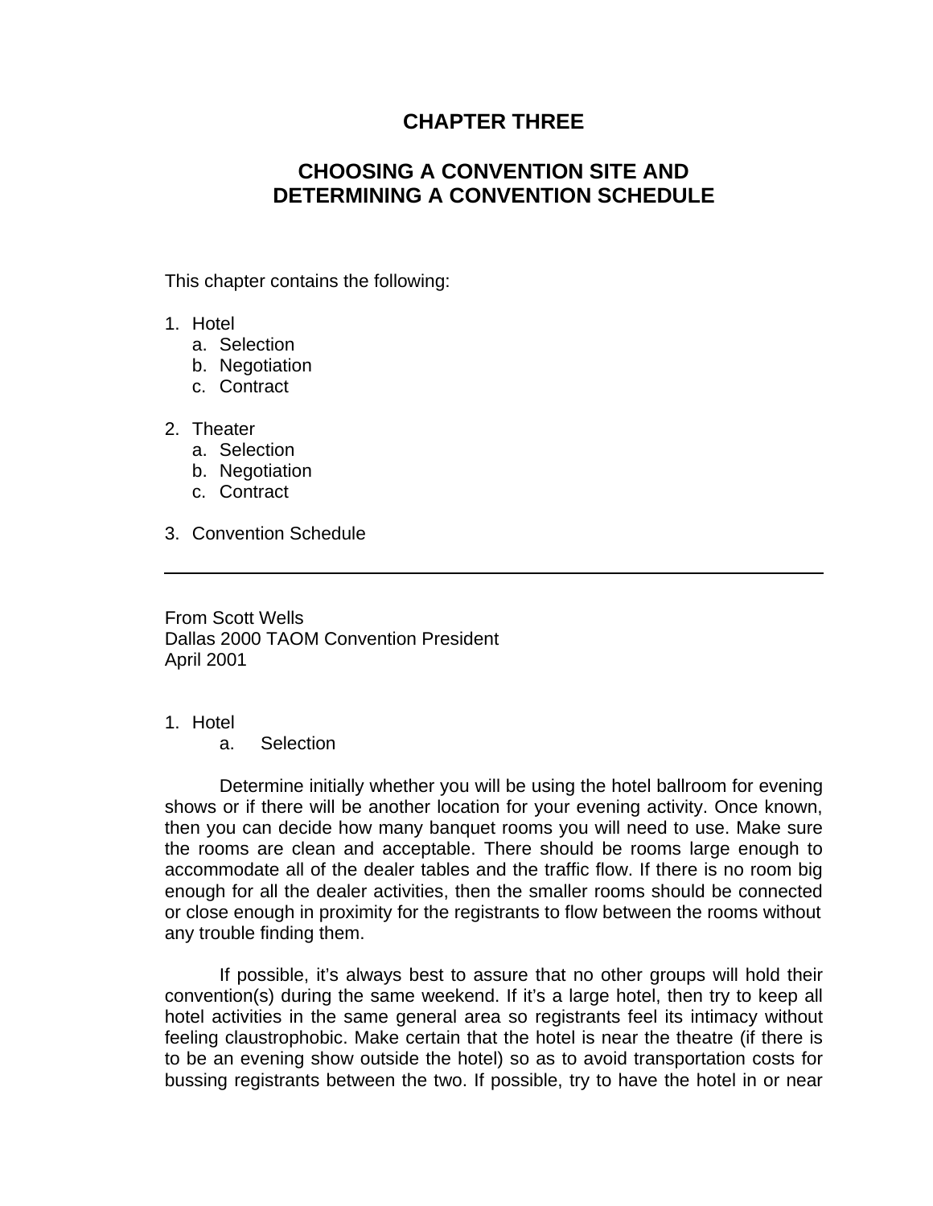# CHAPTER THREE

## CHOOSING A CONVENTION SITE AND DETERMINING A CONVENTION SCHEDULE

This chapter contains the following:

1. Hotel
   a. Selection
   b. Negotiation
   c. Contract

2. Theater
   a. Selection
   b. Negotiation
   c. Contract

3. Convention Schedule

---

From Scott Wells
Dallas 2000 TAOM Convention President
April 2001

1. Hotel
   a. Selection

Determine initially whether you will be using the hotel ballroom for evening shows or if there will be another location for your evening activity. Once known, then you can decide how many banquet rooms you will need to use. Make sure the rooms are clean and acceptable. There should be rooms large enough to accommodate all of the dealer tables and the traffic flow. If there is no room big enough for all the dealer activities, then the smaller rooms should be connected or close enough in proximity for the registrants to flow between the rooms without any trouble finding them.

If possible, it's always best to assure that no other groups will hold their convention(s) during the same weekend. If it's a large hotel, then try to keep all hotel activities in the same general area so registrants feel its intimacy without feeling claustrophobic. Make certain that the hotel is near the theatre (if there is to be an evening show outside the hotel) so as to avoid transportation costs for bussing registrants between the two. If possible, try to have the hotel in or near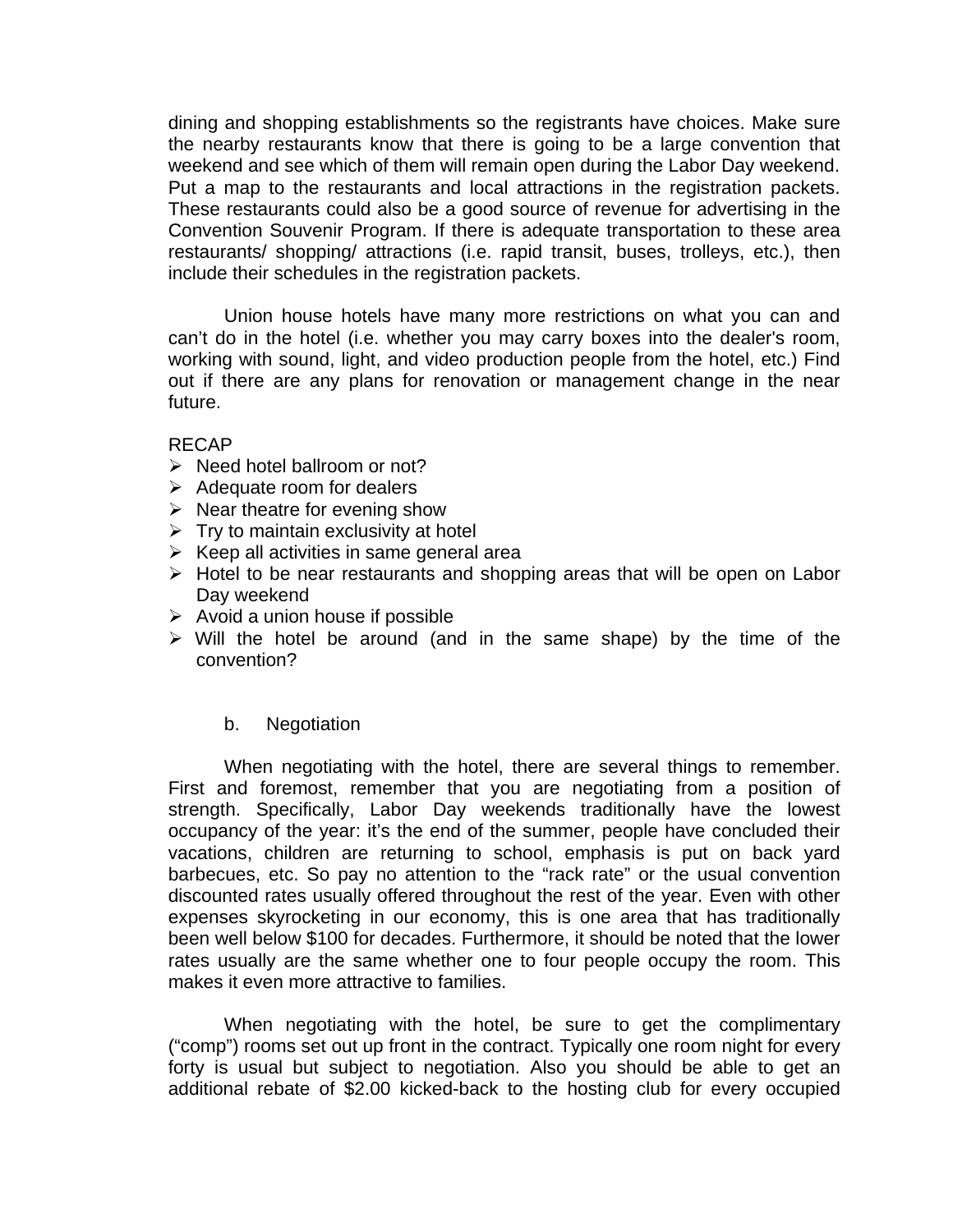dining and shopping establishments so the registrants have choices. Make sure the nearby restaurants know that there is going to be a large convention that weekend and see which of them will remain open during the Labor Day weekend. Put a map to the restaurants and local attractions in the registration packets. These restaurants could also be a good source of revenue for advertising in the Convention Souvenir Program. If there is adequate transportation to these area restaurants/ shopping/ attractions (i.e. rapid transit, buses, trolleys, etc.), then include their schedules in the registration packets.

Union house hotels have many more restrictions on what you can and can't do in the hotel (i.e. whether you may carry boxes into the dealer's room, working with sound, light, and video production people from the hotel, etc.) Find out if there are any plans for renovation or management change in the near future.

RECAP

- Need hotel ballroom or not?
- Adequate room for dealers
- Near theatre for evening show
- Try to maintain exclusivity at hotel
- Keep all activities in same general area
- Hotel to be near restaurants and shopping areas that will be open on Labor Day weekend
- Avoid a union house if possible
- Will the hotel be around (and in the same shape) by the time of the convention?

b. Negotiation

When negotiating with the hotel, there are several things to remember. First and foremost, remember that you are negotiating from a position of strength. Specifically, Labor Day weekends traditionally have the lowest occupancy of the year: it's the end of the summer, people have concluded their vacations, children are returning to school, emphasis is put on back yard barbecues, etc. So pay no attention to the "rack rate" or the usual convention discounted rates usually offered throughout the rest of the year. Even with other expenses skyrocketing in our economy, this is one area that has traditionally been well below $100 for decades. Furthermore, it should be noted that the lower rates usually are the same whether one to four people occupy the room. This makes it even more attractive to families.

When negotiating with the hotel, be sure to get the complimentary ("comp") rooms set out up front in the contract. Typically one room night for every forty is usual but subject to negotiation. Also you should be able to get an additional rebate of $2.00 kicked-back to the hosting club for every occupied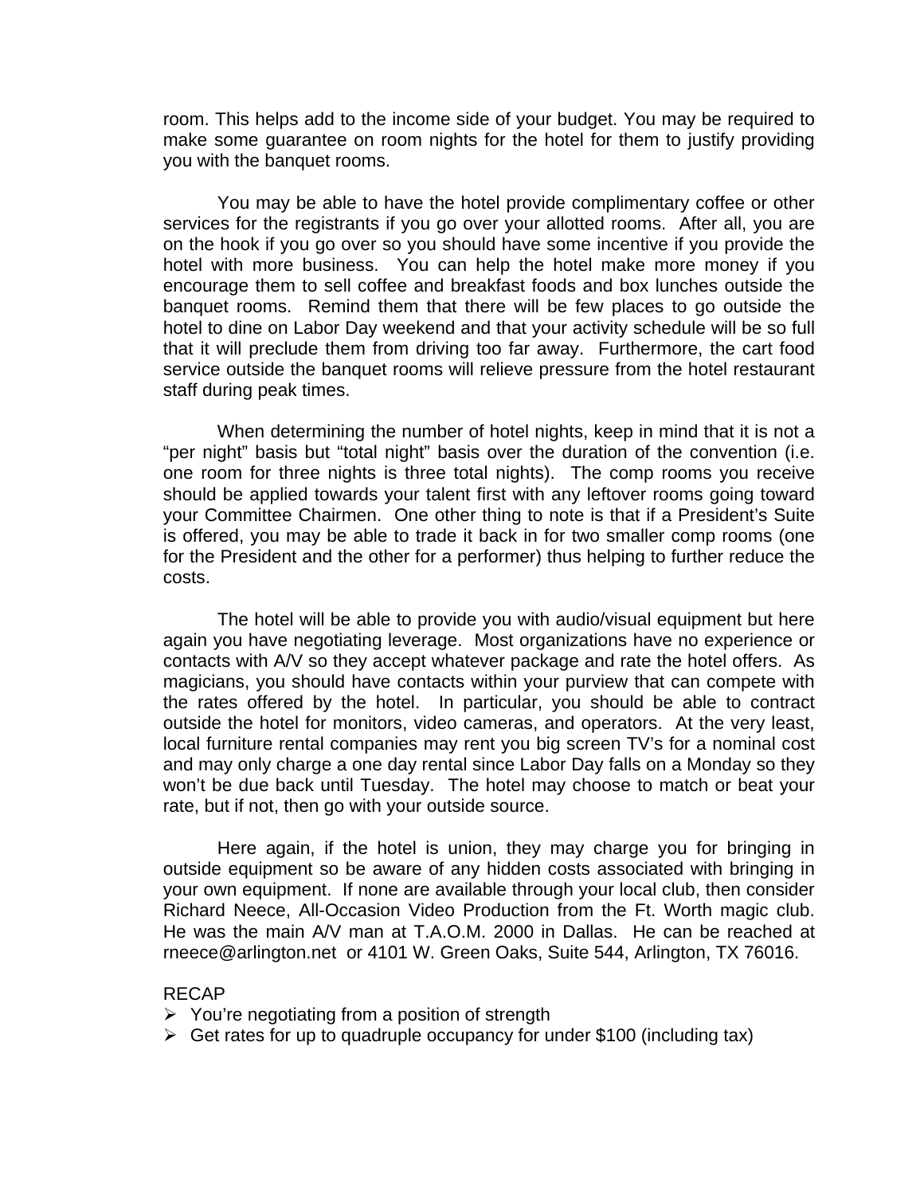room. This helps add to the income side of your budget. You may be required to make some guarantee on room nights for the hotel for them to justify providing you with the banquet rooms.

You may be able to have the hotel provide complimentary coffee or other services for the registrants if you go over your allotted rooms. After all, you are on the hook if you go over so you should have some incentive if you provide the hotel with more business. You can help the hotel make more money if you encourage them to sell coffee and breakfast foods and box lunches outside the banquet rooms. Remind them that there will be few places to go outside the hotel to dine on Labor Day weekend and that your activity schedule will be so full that it will preclude them from driving too far away. Furthermore, the cart food service outside the banquet rooms will relieve pressure from the hotel restaurant staff during peak times.

When determining the number of hotel nights, keep in mind that it is not a "per night" basis but "total night" basis over the duration of the convention (i.e. one room for three nights is three total nights). The comp rooms you receive should be applied towards your talent first with any leftover rooms going toward your Committee Chairmen. One other thing to note is that if a President's Suite is offered, you may be able to trade it back in for two smaller comp rooms (one for the President and the other for a performer) thus helping to further reduce the costs.

The hotel will be able to provide you with audio/visual equipment but here again you have negotiating leverage. Most organizations have no experience or contacts with A/V so they accept whatever package and rate the hotel offers. As magicians, you should have contacts within your purview that can compete with the rates offered by the hotel. In particular, you should be able to contract outside the hotel for monitors, video cameras, and operators. At the very least, local furniture rental companies may rent you big screen TV's for a nominal cost and may only charge a one day rental since Labor Day falls on a Monday so they won't be due back until Tuesday. The hotel may choose to match or beat your rate, but if not, then go with your outside source.

Here again, if the hotel is union, they may charge you for bringing in outside equipment so be aware of any hidden costs associated with bringing in your own equipment. If none are available through your local club, then consider Richard Neece, All-Occasion Video Production from the Ft. Worth magic club. He was the main A/V man at T.A.O.M. 2000 in Dallas. He can be reached at rneece@arlington.net or 4101 W. Green Oaks, Suite 544, Arlington, TX 76016.

RECAP

- You're negotiating from a position of strength
- Get rates for up to quadruple occupancy for under $100 (including tax)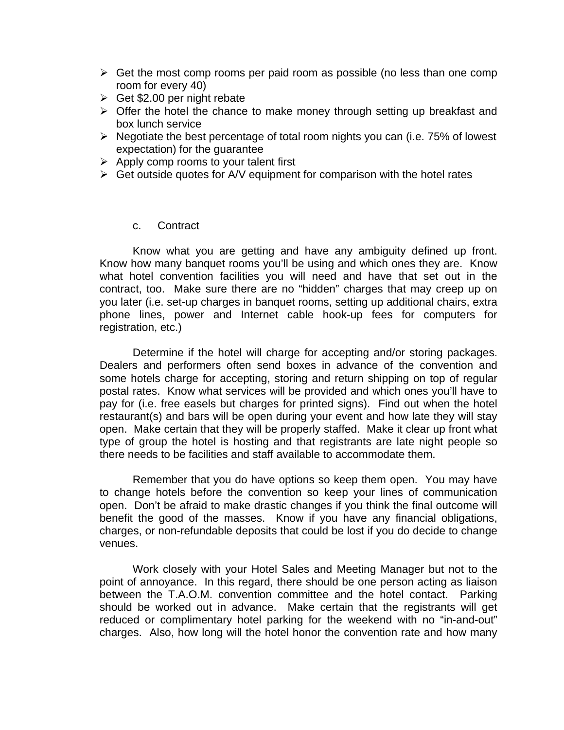- Get the most comp rooms per paid room as possible (no less than one comp room for every 40)
- Get $2.00 per night rebate
- Offer the hotel the chance to make money through setting up breakfast and box lunch service
- Negotiate the best percentage of total room nights you can (i.e. 75% of lowest expectation) for the guarantee
- Apply comp rooms to your talent first
- Get outside quotes for A/V equipment for comparison with the hotel rates

c. Contract

Know what you are getting and have any ambiguity defined up front. Know how many banquet rooms you'll be using and which ones they are. Know what hotel convention facilities you will need and have that set out in the contract, too. Make sure there are no "hidden" charges that may creep up on you later (i.e. set-up charges in banquet rooms, setting up additional chairs, extra phone lines, power and Internet cable hook-up fees for computers for registration, etc.)

Determine if the hotel will charge for accepting and/or storing packages. Dealers and performers often send boxes in advance of the convention and some hotels charge for accepting, storing and return shipping on top of regular postal rates. Know what services will be provided and which ones you'll have to pay for (i.e. free easels but charges for printed signs). Find out when the hotel restaurant(s) and bars will be open during your event and how late they will stay open. Make certain that they will be properly staffed. Make it clear up front what type of group the hotel is hosting and that registrants are late night people so there needs to be facilities and staff available to accommodate them.

Remember that you do have options so keep them open. You may have to change hotels before the convention so keep your lines of communication open. Don't be afraid to make drastic changes if you think the final outcome will benefit the good of the masses. Know if you have any financial obligations, charges, or non-refundable deposits that could be lost if you do decide to change venues.

Work closely with your Hotel Sales and Meeting Manager but not to the point of annoyance. In this regard, there should be one person acting as liaison between the T.A.O.M. convention committee and the hotel contact. Parking should be worked out in advance. Make certain that the registrants will get reduced or complimentary hotel parking for the weekend with no "in-and-out" charges. Also, how long will the hotel honor the convention rate and how many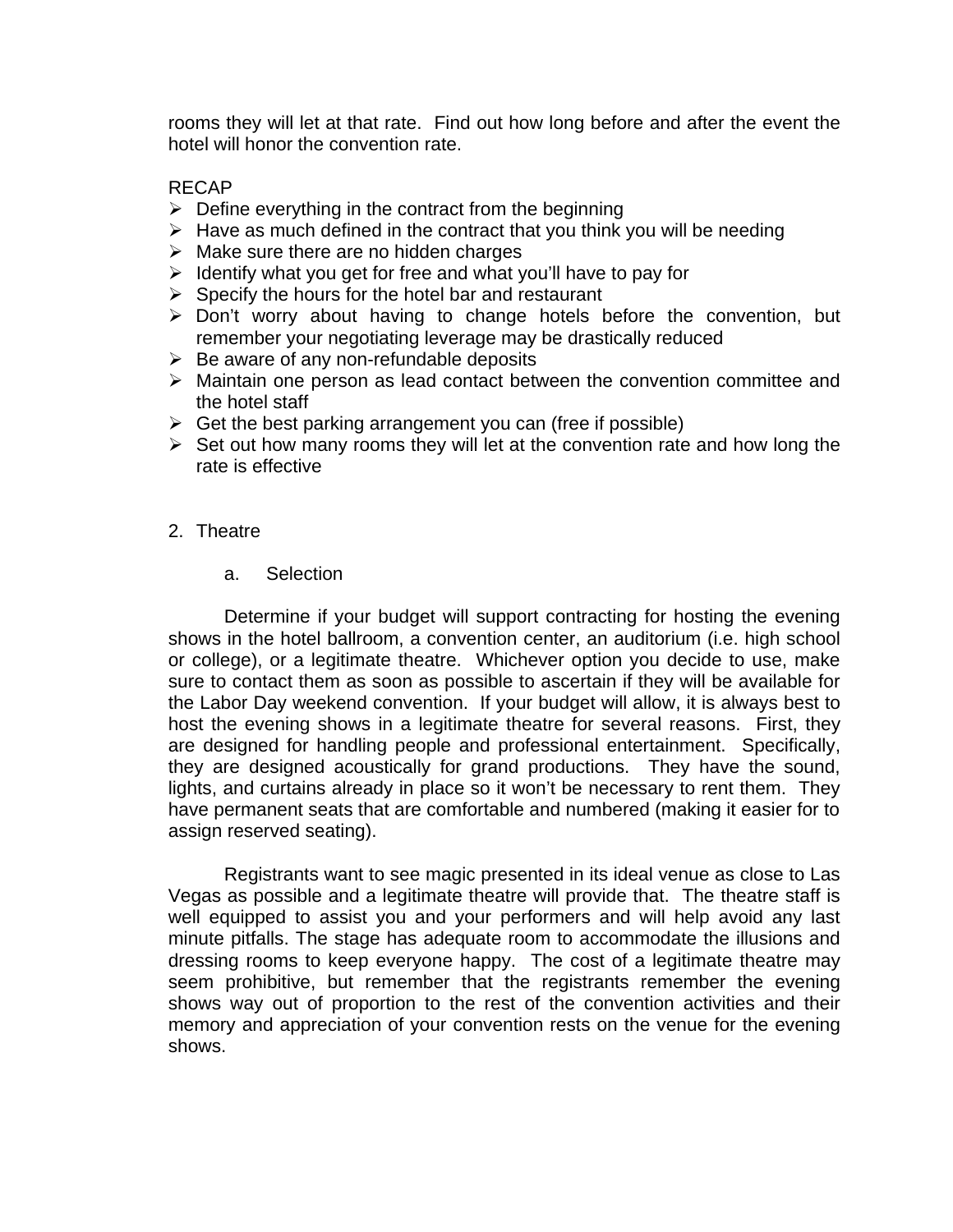rooms they will let at that rate. Find out how long before and after the event the hotel will honor the convention rate.

RECAP

- Define everything in the contract from the beginning
- Have as much defined in the contract that you think you will be needing
- Make sure there are no hidden charges
- Identify what you get for free and what you'll have to pay for
- Specify the hours for the hotel bar and restaurant
- Don't worry about having to change hotels before the convention, but remember your negotiating leverage may be drastically reduced
- Be aware of any non-refundable deposits
- Maintain one person as lead contact between the convention committee and the hotel staff
- Get the best parking arrangement you can (free if possible)
- Set out how many rooms they will let at the convention rate and how long the rate is effective

2. Theatre

   a. Selection

Determine if your budget will support contracting for hosting the evening shows in the hotel ballroom, a convention center, an auditorium (i.e. high school or college), or a legitimate theatre. Whichever option you decide to use, make sure to contact them as soon as possible to ascertain if they will be available for the Labor Day weekend convention. If your budget will allow, it is always best to host the evening shows in a legitimate theatre for several reasons. First, they are designed for handling people and professional entertainment. Specifically, they are designed acoustically for grand productions. They have the sound, lights, and curtains already in place so it won't be necessary to rent them. They have permanent seats that are comfortable and numbered (making it easier for to assign reserved seating).

Registrants want to see magic presented in its ideal venue as close to Las Vegas as possible and a legitimate theatre will provide that. The theatre staff is well equipped to assist you and your performers and will help avoid any last minute pitfalls. The stage has adequate room to accommodate the illusions and dressing rooms to keep everyone happy. The cost of a legitimate theatre may seem prohibitive, but remember that the registrants remember the evening shows way out of proportion to the rest of the convention activities and their memory and appreciation of your convention rests on the venue for the evening shows.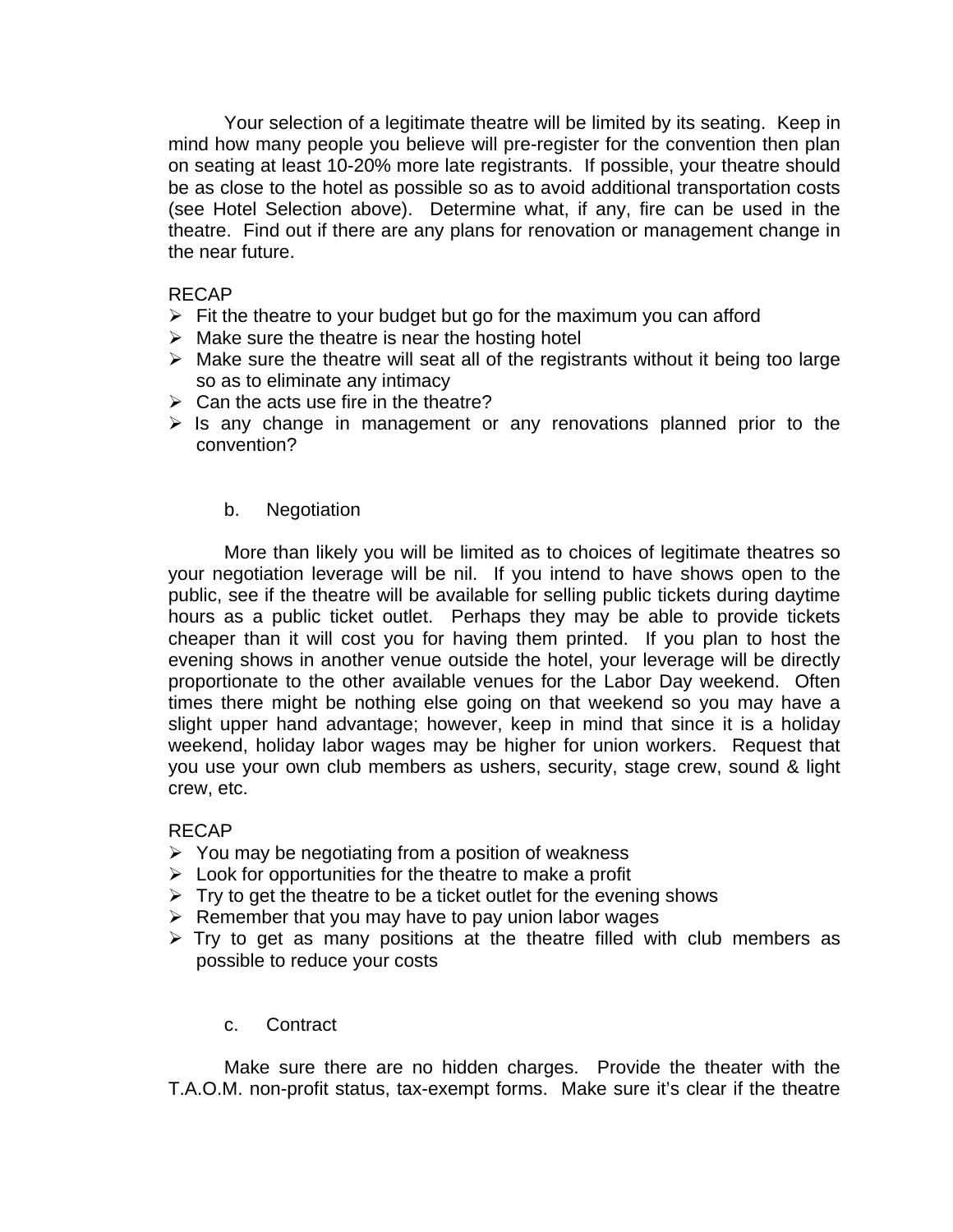Your selection of a legitimate theatre will be limited by its seating. Keep in mind how many people you believe will pre-register for the convention then plan on seating at least 10-20% more late registrants. If possible, your theatre should be as close to the hotel as possible so as to avoid additional transportation costs (see Hotel Selection above). Determine what, if any, fire can be used in the theatre. Find out if there are any plans for renovation or management change in the near future.

RECAP

- Fit the theatre to your budget but go for the maximum you can afford
- Make sure the theatre is near the hosting hotel
- Make sure the theatre will seat all of the registrants without it being too large so as to eliminate any intimacy
- Can the acts use fire in the theatre?
- Is any change in management or any renovations planned prior to the convention?

b. Negotiation

More than likely you will be limited as to choices of legitimate theatres so your negotiation leverage will be nil. If you intend to have shows open to the public, see if the theatre will be available for selling public tickets during daytime hours as a public ticket outlet. Perhaps they may be able to provide tickets cheaper than it will cost you for having them printed. If you plan to host the evening shows in another venue outside the hotel, your leverage will be directly proportionate to the other available venues for the Labor Day weekend. Often times there might be nothing else going on that weekend so you may have a slight upper hand advantage; however, keep in mind that since it is a holiday weekend, holiday labor wages may be higher for union workers. Request that you use your own club members as ushers, security, stage crew, sound & light crew, etc.

RECAP

- You may be negotiating from a position of weakness
- Look for opportunities for the theatre to make a profit
- Try to get the theatre to be a ticket outlet for the evening shows
- Remember that you may have to pay union labor wages
- Try to get as many positions at the theatre filled with club members as possible to reduce your costs

c. Contract

Make sure there are no hidden charges. Provide the theater with the T.A.O.M. non-profit status, tax-exempt forms. Make sure it's clear if the theatre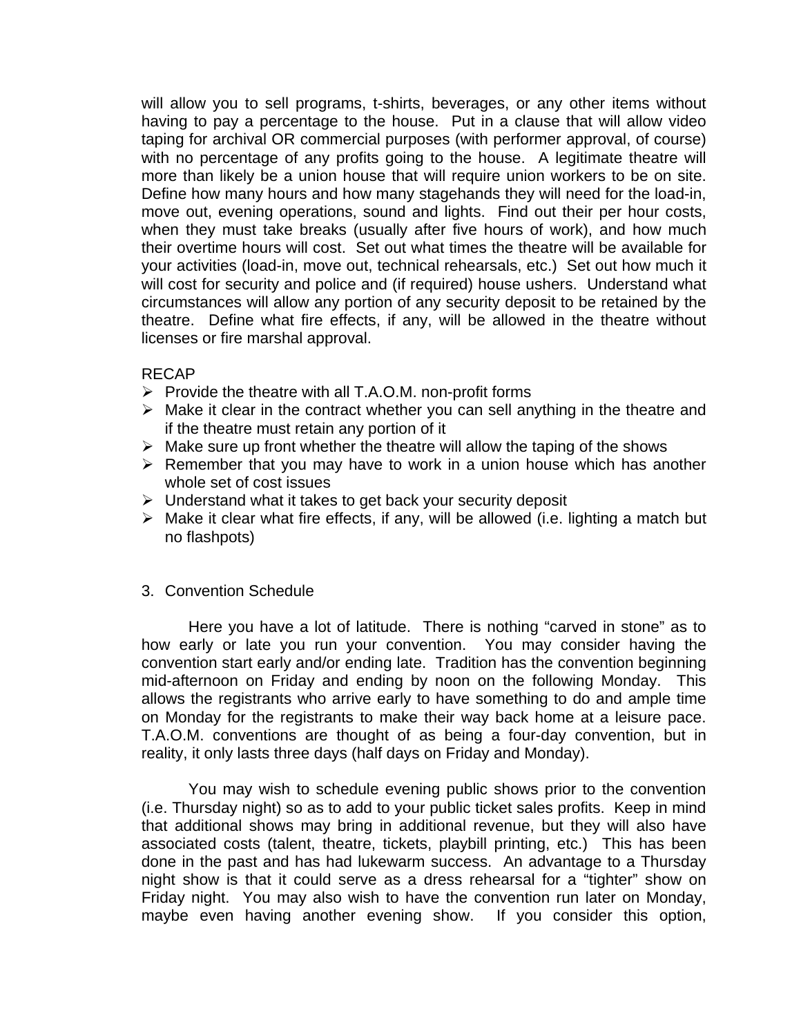will allow you to sell programs, t-shirts, beverages, or any other items without having to pay a percentage to the house. Put in a clause that will allow video taping for archival OR commercial purposes (with performer approval, of course) with no percentage of any profits going to the house. A legitimate theatre will more than likely be a union house that will require union workers to be on site. Define how many hours and how many stagehands they will need for the load-in, move out, evening operations, sound and lights. Find out their per hour costs, when they must take breaks (usually after five hours of work), and how much their overtime hours will cost. Set out what times the theatre will be available for your activities (load-in, move out, technical rehearsals, etc.) Set out how much it will cost for security and police and (if required) house ushers. Understand what circumstances will allow any portion of any security deposit to be retained by the theatre. Define what fire effects, if any, will be allowed in the theatre without licenses or fire marshal approval.

RECAP

- Provide the theatre with all T.A.O.M. non-profit forms
- Make it clear in the contract whether you can sell anything in the theatre and if the theatre must retain any portion of it
- Make sure up front whether the theatre will allow the taping of the shows
- Remember that you may have to work in a union house which has another whole set of cost issues
- Understand what it takes to get back your security deposit
- Make it clear what fire effects, if any, will be allowed (i.e. lighting a match but no flashpots)

3. Convention Schedule

Here you have a lot of latitude. There is nothing “carved in stone” as to how early or late you run your convention. You may consider having the convention start early and/or ending late. Tradition has the convention beginning mid-afternoon on Friday and ending by noon on the following Monday. This allows the registrants who arrive early to have something to do and ample time on Monday for the registrants to make their way back home at a leisure pace. T.A.O.M. conventions are thought of as being a four-day convention, but in reality, it only lasts three days (half days on Friday and Monday).

You may wish to schedule evening public shows prior to the convention (i.e. Thursday night) so as to add to your public ticket sales profits. Keep in mind that additional shows may bring in additional revenue, but they will also have associated costs (talent, theatre, tickets, playbill printing, etc.) This has been done in the past and has had lukewarm success. An advantage to a Thursday night show is that it could serve as a dress rehearsal for a “tighter” show on Friday night. You may also wish to have the convention run later on Monday, maybe even having another evening show. If you consider this option,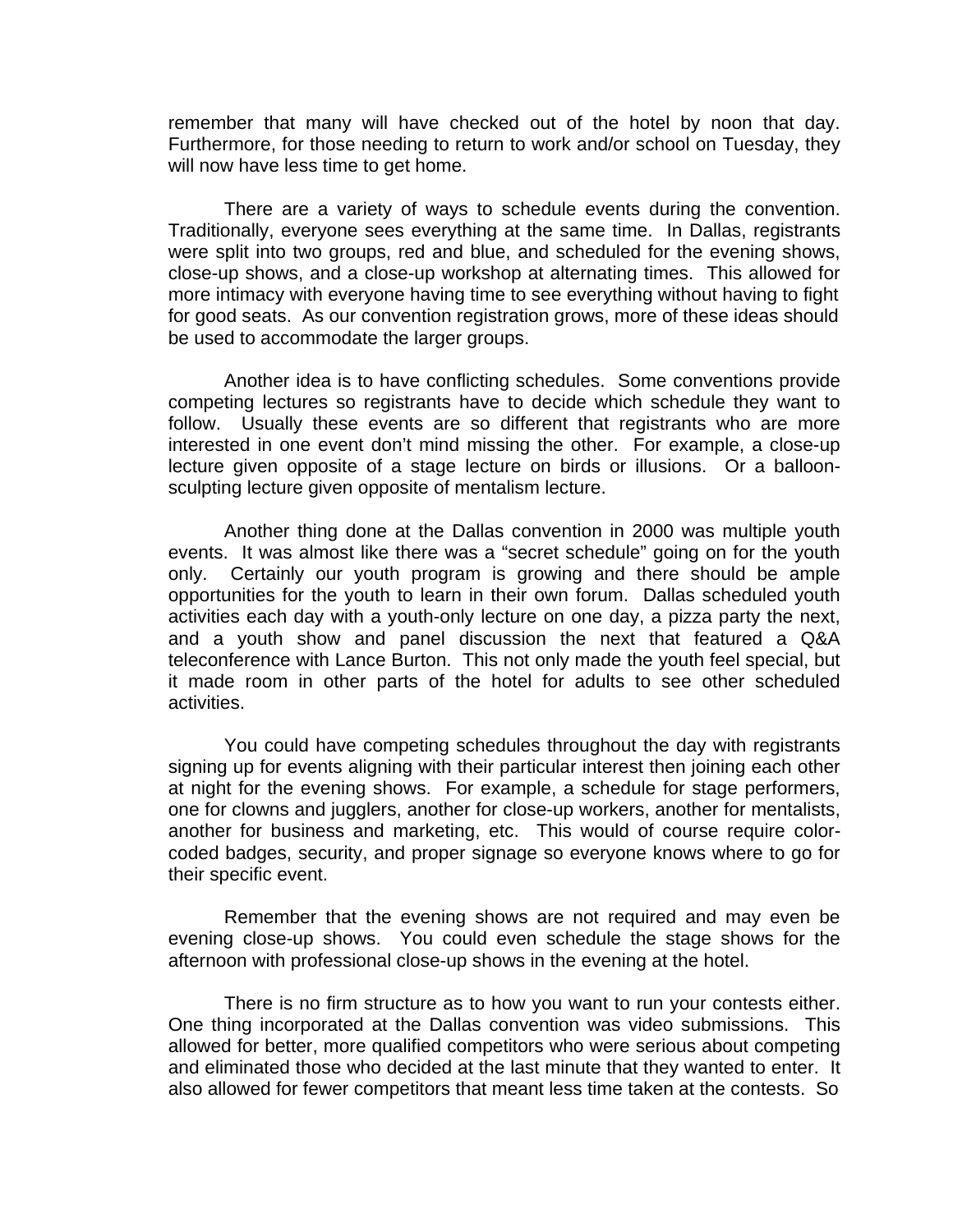remember that many will have checked out of the hotel by noon that day. Furthermore, for those needing to return to work and/or school on Tuesday, they will now have less time to get home.

There are a variety of ways to schedule events during the convention. Traditionally, everyone sees everything at the same time. In Dallas, registrants were split into two groups, red and blue, and scheduled for the evening shows, close-up shows, and a close-up workshop at alternating times. This allowed for more intimacy with everyone having time to see everything without having to fight for good seats. As our convention registration grows, more of these ideas should be used to accommodate the larger groups.

Another idea is to have conflicting schedules. Some conventions provide competing lectures so registrants have to decide which schedule they want to follow. Usually these events are so different that registrants who are more interested in one event don't mind missing the other. For example, a close-up lecture given opposite of a stage lecture on birds or illusions. Or a balloon-sculpting lecture given opposite of mentalism lecture.

Another thing done at the Dallas convention in 2000 was multiple youth events. It was almost like there was a "secret schedule" going on for the youth only. Certainly our youth program is growing and there should be ample opportunities for the youth to learn in their own forum. Dallas scheduled youth activities each day with a youth-only lecture on one day, a pizza party the next, and a youth show and panel discussion the next that featured a Q&A teleconference with Lance Burton. This not only made the youth feel special, but it made room in other parts of the hotel for adults to see other scheduled activities.

You could have competing schedules throughout the day with registrants signing up for events aligning with their particular interest then joining each other at night for the evening shows. For example, a schedule for stage performers, one for clowns and jugglers, another for close-up workers, another for mentalists, another for business and marketing, etc. This would of course require color-coded badges, security, and proper signage so everyone knows where to go for their specific event.

Remember that the evening shows are not required and may even be evening close-up shows. You could even schedule the stage shows for the afternoon with professional close-up shows in the evening at the hotel.

There is no firm structure as to how you want to run your contests either. One thing incorporated at the Dallas convention was video submissions. This allowed for better, more qualified competitors who were serious about competing and eliminated those who decided at the last minute that they wanted to enter. It also allowed for fewer competitors that meant less time taken at the contests. So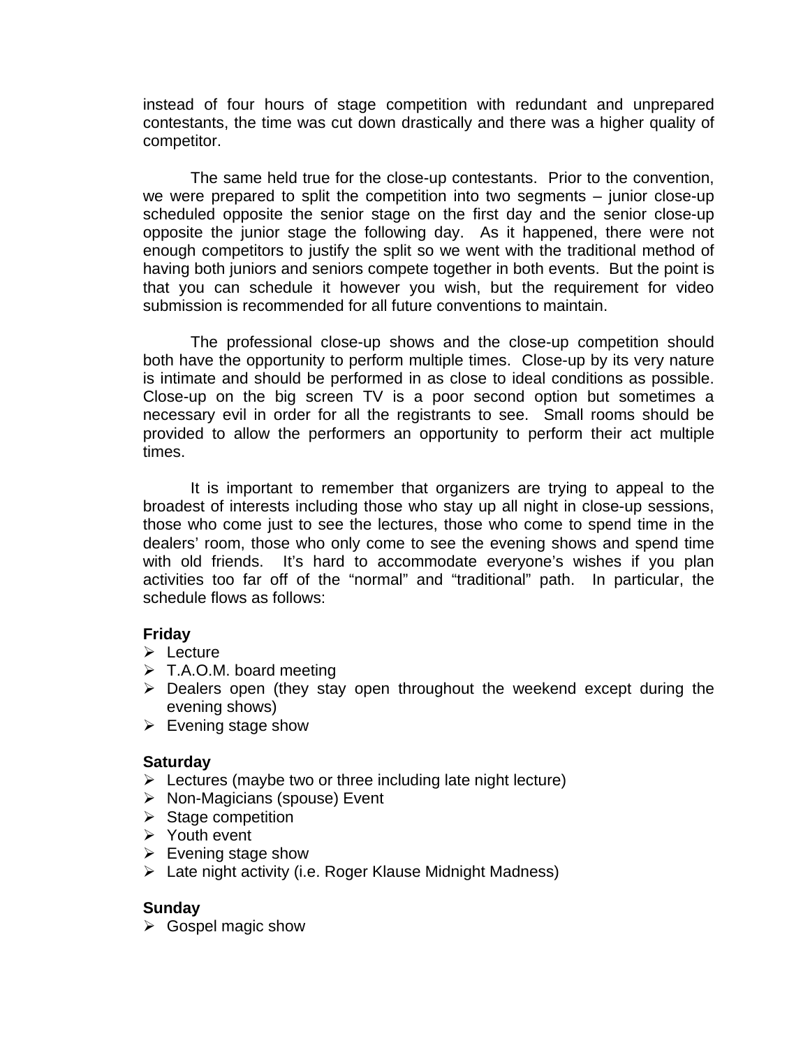instead of four hours of stage competition with redundant and unprepared contestants, the time was cut down drastically and there was a higher quality of competitor.

The same held true for the close-up contestants. Prior to the convention, we were prepared to split the competition into two segments – junior close-up scheduled opposite the senior stage on the first day and the senior close-up opposite the junior stage the following day. As it happened, there were not enough competitors to justify the split so we went with the traditional method of having both juniors and seniors compete together in both events. But the point is that you can schedule it however you wish, but the requirement for video submission is recommended for all future conventions to maintain.

The professional close-up shows and the close-up competition should both have the opportunity to perform multiple times. Close-up by its very nature is intimate and should be performed in as close to ideal conditions as possible. Close-up on the big screen TV is a poor second option but sometimes a necessary evil in order for all the registrants to see. Small rooms should be provided to allow the performers an opportunity to perform their act multiple times.

It is important to remember that organizers are trying to appeal to the broadest of interests including those who stay up all night in close-up sessions, those who come just to see the lectures, those who come to spend time in the dealers' room, those who only come to see the evening shows and spend time with old friends. It's hard to accommodate everyone's wishes if you plan activities too far off of the "normal" and "traditional" path. In particular, the schedule flows as follows:

**Friday**

- Lecture
- T.A.O.M. board meeting
- Dealers open (they stay open throughout the weekend except during the evening shows)
- Evening stage show

**Saturday**

- Lectures (maybe two or three including late night lecture)
- Non-Magicians (spouse) Event
- Stage competition
- Youth event
- Evening stage show
- Late night activity (i.e. Roger Klause Midnight Madness)

**Sunday**

- Gospel magic show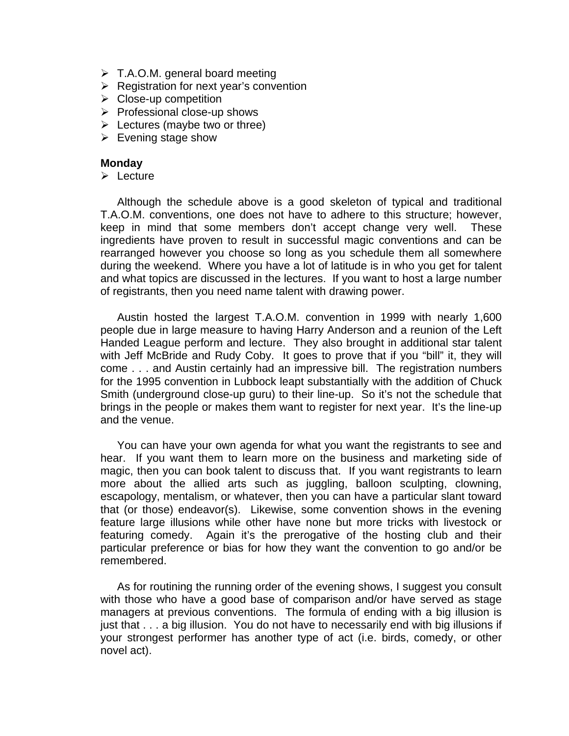- T.A.O.M. general board meeting
- Registration for next year's convention
- Close-up competition
- Professional close-up shows
- Lectures (maybe two or three)
- Evening stage show

**Monday**

- Lecture

Although the schedule above is a good skeleton of typical and traditional T.A.O.M. conventions, one does not have to adhere to this structure; however, keep in mind that some members don't accept change very well. These ingredients have proven to result in successful magic conventions and can be rearranged however you choose so long as you schedule them all somewhere during the weekend. Where you have a lot of latitude is in who you get for talent and what topics are discussed in the lectures. If you want to host a large number of registrants, then you need name talent with drawing power.

Austin hosted the largest T.A.O.M. convention in 1999 with nearly 1,600 people due in large measure to having Harry Anderson and a reunion of the Left Handed League perform and lecture. They also brought in additional star talent with Jeff McBride and Rudy Coby. It goes to prove that if you "bill" it, they will come . . . and Austin certainly had an impressive bill. The registration numbers for the 1995 convention in Lubbock leapt substantially with the addition of Chuck Smith (underground close-up guru) to their line-up. So it's not the schedule that brings in the people or makes them want to register for next year. It's the line-up and the venue.

You can have your own agenda for what you want the registrants to see and hear. If you want them to learn more on the business and marketing side of magic, then you can book talent to discuss that. If you want registrants to learn more about the allied arts such as juggling, balloon sculpting, clowning, escapology, mentalism, or whatever, then you can have a particular slant toward that (or those) endeavor(s). Likewise, some convention shows in the evening feature large illusions while other have none but more tricks with livestock or featuring comedy. Again it's the prerogative of the hosting club and their particular preference or bias for how they want the convention to go and/or be remembered.

As for routining the running order of the evening shows, I suggest you consult with those who have a good base of comparison and/or have served as stage managers at previous conventions. The formula of ending with a big illusion is just that . . . a big illusion. You do not have to necessarily end with big illusions if your strongest performer has another type of act (i.e. birds, comedy, or other novel act).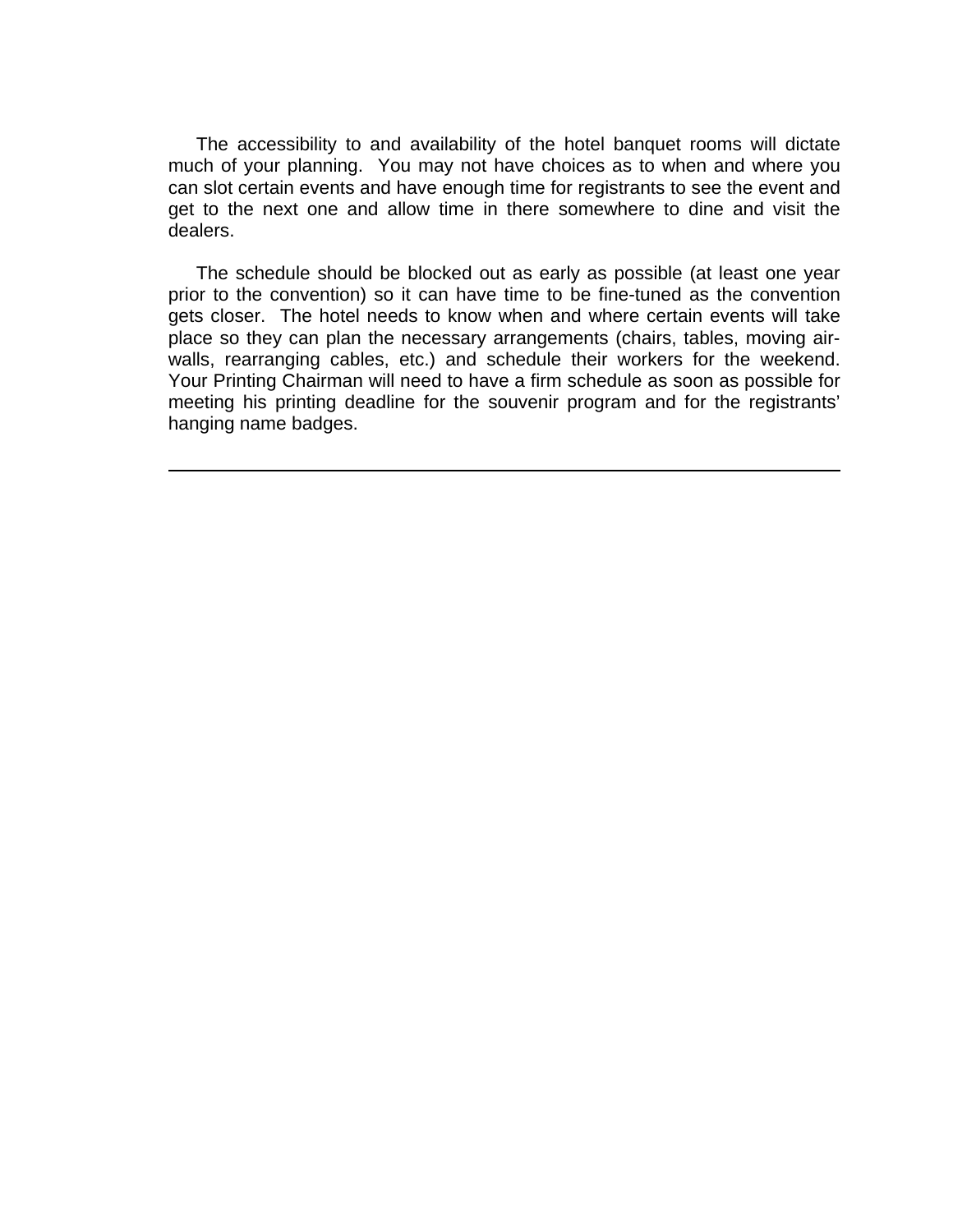The accessibility to and availability of the hotel banquet rooms will dictate much of your planning. You may not have choices as to when and where you can slot certain events and have enough time for registrants to see the event and get to the next one and allow time in there somewhere to dine and visit the dealers.

The schedule should be blocked out as early as possible (at least one year prior to the convention) so it can have time to be fine-tuned as the convention gets closer. The hotel needs to know when and where certain events will take place so they can plan the necessary arrangements (chairs, tables, moving air-walls, rearranging cables, etc.) and schedule their workers for the weekend. Your Printing Chairman will need to have a firm schedule as soon as possible for meeting his printing deadline for the souvenir program and for the registrants' hanging name badges.

---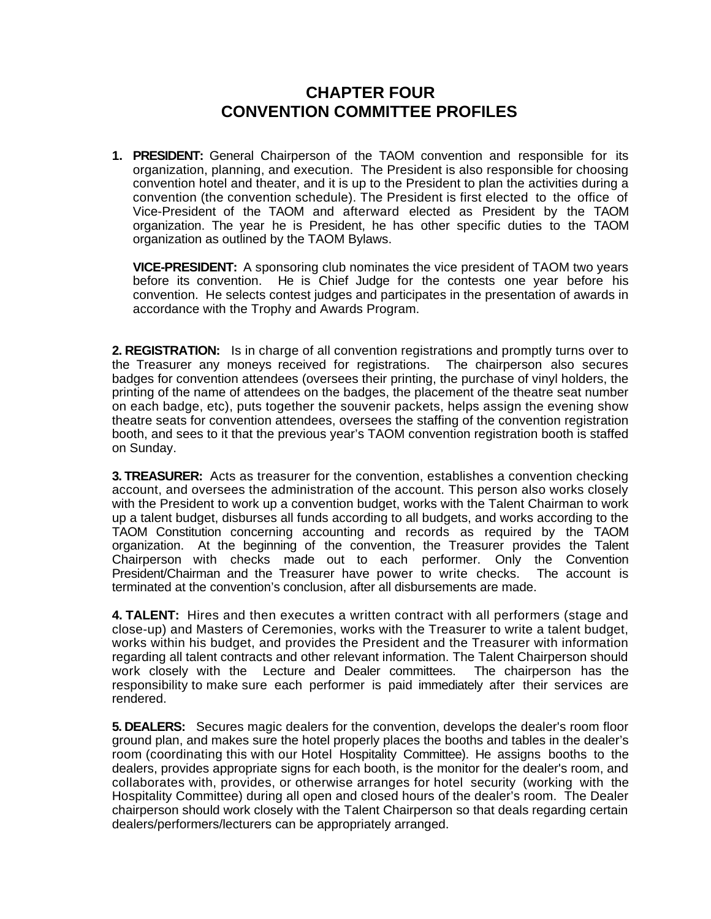# CHAPTER FOUR
# CONVENTION COMMITTEE PROFILES

1. **PRESIDENT:** General Chairperson of the TAOM convention and responsible for its organization, planning, and execution. The President is also responsible for choosing convention hotel and theater, and it is up to the President to plan the activities during a convention (the convention schedule). The President is first elected to the office of Vice-President of the TAOM and afterward elected as President by the TAOM organization. The year he is President, he has other specific duties to the TAOM organization as outlined by the TAOM Bylaws.

   **VICE-PRESIDENT:** A sponsoring club nominates the vice president of TAOM two years before its convention. He is Chief Judge for the contests one year before his convention. He selects contest judges and participates in the presentation of awards in accordance with the Trophy and Awards Program.

**2. REGISTRATION:** Is in charge of all convention registrations and promptly turns over to the Treasurer any moneys received for registrations. The chairperson also secures badges for convention attendees (oversees their printing, the purchase of vinyl holders, the printing of the name of attendees on the badges, the placement of the theatre seat number on each badge, etc), puts together the souvenir packets, helps assign the evening show theatre seats for convention attendees, oversees the staffing of the convention registration booth, and sees to it that the previous year's TAOM convention registration booth is staffed on Sunday.

**3. TREASURER:** Acts as treasurer for the convention, establishes a convention checking account, and oversees the administration of the account. This person also works closely with the President to work up a convention budget, works with the Talent Chairman to work up a talent budget, disburses all funds according to all budgets, and works according to the TAOM Constitution concerning accounting and records as required by the TAOM organization. At the beginning of the convention, the Treasurer provides the Talent Chairperson with checks made out to each performer. Only the Convention President/Chairman and the Treasurer have power to write checks. The account is terminated at the convention's conclusion, after all disbursements are made.

**4. TALENT:** Hires and then executes a written contract with all performers (stage and close-up) and Masters of Ceremonies, works with the Treasurer to write a talent budget, works within his budget, and provides the President and the Treasurer with information regarding all talent contracts and other relevant information. The Talent Chairperson should work closely with the Lecture and Dealer committees. The chairperson has the responsibility to make sure each performer is paid immediately after their services are rendered.

**5. DEALERS:** Secures magic dealers for the convention, develops the dealer's room floor ground plan, and makes sure the hotel properly places the booths and tables in the dealer's room (coordinating this with our Hotel Hospitality Committee). He assigns booths to the dealers, provides appropriate signs for each booth, is the monitor for the dealer's room, and collaborates with, provides, or otherwise arranges for hotel security (working with the Hospitality Committee) during all open and closed hours of the dealer's room. The Dealer chairperson should work closely with the Talent Chairperson so that deals regarding certain dealers/performers/lecturers can be appropriately arranged.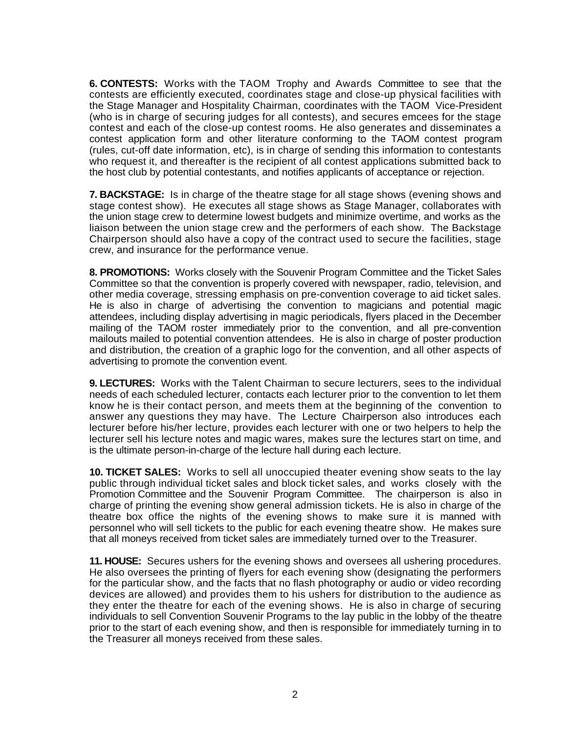**6. CONTESTS:** Works with the TAOM Trophy and Awards Committee to see that the contests are efficiently executed, coordinates stage and close-up physical facilities with the Stage Manager and Hospitality Chairman, coordinates with the TAOM Vice-President (who is in charge of securing judges for all contests), and secures emcees for the stage contest and each of the close-up contest rooms. He also generates and disseminates a contest application form and other literature conforming to the TAOM contest program (rules, cut-off date information, etc), is in charge of sending this information to contestants who request it, and thereafter is the recipient of all contest applications submitted back to the host club by potential contestants, and notifies applicants of acceptance or rejection.

**7. BACKSTAGE:** Is in charge of the theatre stage for all stage shows (evening shows and stage contest show). He executes all stage shows as Stage Manager, collaborates with the union stage crew to determine lowest budgets and minimize overtime, and works as the liaison between the union stage crew and the performers of each show. The Backstage Chairperson should also have a copy of the contract used to secure the facilities, stage crew, and insurance for the performance venue.

**8. PROMOTIONS:** Works closely with the Souvenir Program Committee and the Ticket Sales Committee so that the convention is properly covered with newspaper, radio, television, and other media coverage, stressing emphasis on pre-convention coverage to aid ticket sales. He is also in charge of advertising the convention to magicians and potential magic attendees, including display advertising in magic periodicals, flyers placed in the December mailing of the TAOM roster immediately prior to the convention, and all pre-convention mailouts mailed to potential convention attendees. He is also in charge of poster production and distribution, the creation of a graphic logo for the convention, and all other aspects of advertising to promote the convention event.

**9. LECTURES:** Works with the Talent Chairman to secure lecturers, sees to the individual needs of each scheduled lecturer, contacts each lecturer prior to the convention to let them know he is their contact person, and meets them at the beginning of the convention to answer any questions they may have. The Lecture Chairperson also introduces each lecturer before his/her lecture, provides each lecturer with one or two helpers to help the lecturer sell his lecture notes and magic wares, makes sure the lectures start on time, and is the ultimate person-in-charge of the lecture hall during each lecture.

**10. TICKET SALES:** Works to sell all unoccupied theater evening show seats to the lay public through individual ticket sales and block ticket sales, and works closely with the Promotion Committee and the Souvenir Program Committee. The chairperson is also in charge of printing the evening show general admission tickets. He is also in charge of the theatre box office the nights of the evening shows to make sure it is manned with personnel who will sell tickets to the public for each evening theatre show. He makes sure that all moneys received from ticket sales are immediately turned over to the Treasurer.

**11. HOUSE:** Secures ushers for the evening shows and oversees all ushering procedures. He also oversees the printing of flyers for each evening show (designating the performers for the particular show, and the facts that no flash photography or audio or video recording devices are allowed) and provides them to his ushers for distribution to the audience as they enter the theatre for each of the evening shows. He is also in charge of securing individuals to sell Convention Souvenir Programs to the lay public in the lobby of the theatre prior to the start of each evening show, and then is responsible for immediately turning in to the Treasurer all moneys received from these sales.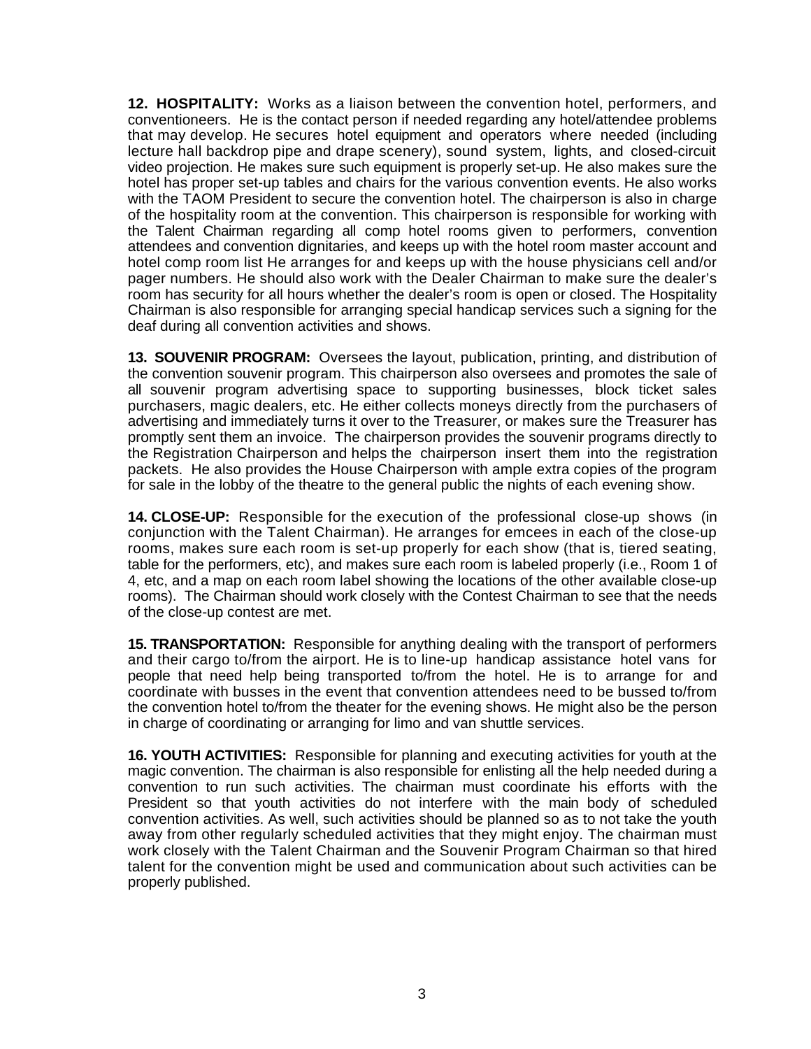**12. HOSPITALITY:** Works as a liaison between the convention hotel, performers, and conventioneers. He is the contact person if needed regarding any hotel/attendee problems that may develop. He secures hotel equipment and operators where needed (including lecture hall backdrop pipe and drape scenery), sound system, lights, and closed-circuit video projection. He makes sure such equipment is properly set-up. He also makes sure the hotel has proper set-up tables and chairs for the various convention events. He also works with the TAOM President to secure the convention hotel. The chairperson is also in charge of the hospitality room at the convention. This chairperson is responsible for working with the Talent Chairman regarding all comp hotel rooms given to performers, convention attendees and convention dignitaries, and keeps up with the hotel room master account and hotel comp room list He arranges for and keeps up with the house physicians cell and/or pager numbers. He should also work with the Dealer Chairman to make sure the dealer's room has security for all hours whether the dealer's room is open or closed. The Hospitality Chairman is also responsible for arranging special handicap services such a signing for the deaf during all convention activities and shows.

**13. SOUVENIR PROGRAM:** Oversees the layout, publication, printing, and distribution of the convention souvenir program. This chairperson also oversees and promotes the sale of all souvenir program advertising space to supporting businesses, block ticket sales purchasers, magic dealers, etc. He either collects moneys directly from the purchasers of advertising and immediately turns it over to the Treasurer, or makes sure the Treasurer has promptly sent them an invoice. The chairperson provides the souvenir programs directly to the Registration Chairperson and helps the chairperson insert them into the registration packets. He also provides the House Chairperson with ample extra copies of the program for sale in the lobby of the theatre to the general public the nights of each evening show.

**14. CLOSE-UP:** Responsible for the execution of the professional close-up shows (in conjunction with the Talent Chairman). He arranges for emcees in each of the close-up rooms, makes sure each room is set-up properly for each show (that is, tiered seating, table for the performers, etc), and makes sure each room is labeled properly (i.e., Room 1 of 4, etc, and a map on each room label showing the locations of the other available close-up rooms). The Chairman should work closely with the Contest Chairman to see that the needs of the close-up contest are met.

**15. TRANSPORTATION:** Responsible for anything dealing with the transport of performers and their cargo to/from the airport. He is to line-up handicap assistance hotel vans for people that need help being transported to/from the hotel. He is to arrange for and coordinate with busses in the event that convention attendees need to be bussed to/from the convention hotel to/from the theater for the evening shows. He might also be the person in charge of coordinating or arranging for limo and van shuttle services.

**16. YOUTH ACTIVITIES:** Responsible for planning and executing activities for youth at the magic convention. The chairman is also responsible for enlisting all the help needed during a convention to run such activities. The chairman must coordinate his efforts with the President so that youth activities do not interfere with the main body of scheduled convention activities. As well, such activities should be planned so as to not take the youth away from other regularly scheduled activities that they might enjoy. The chairman must work closely with the Talent Chairman and the Souvenir Program Chairman so that hired talent for the convention might be used and communication about such activities can be properly published.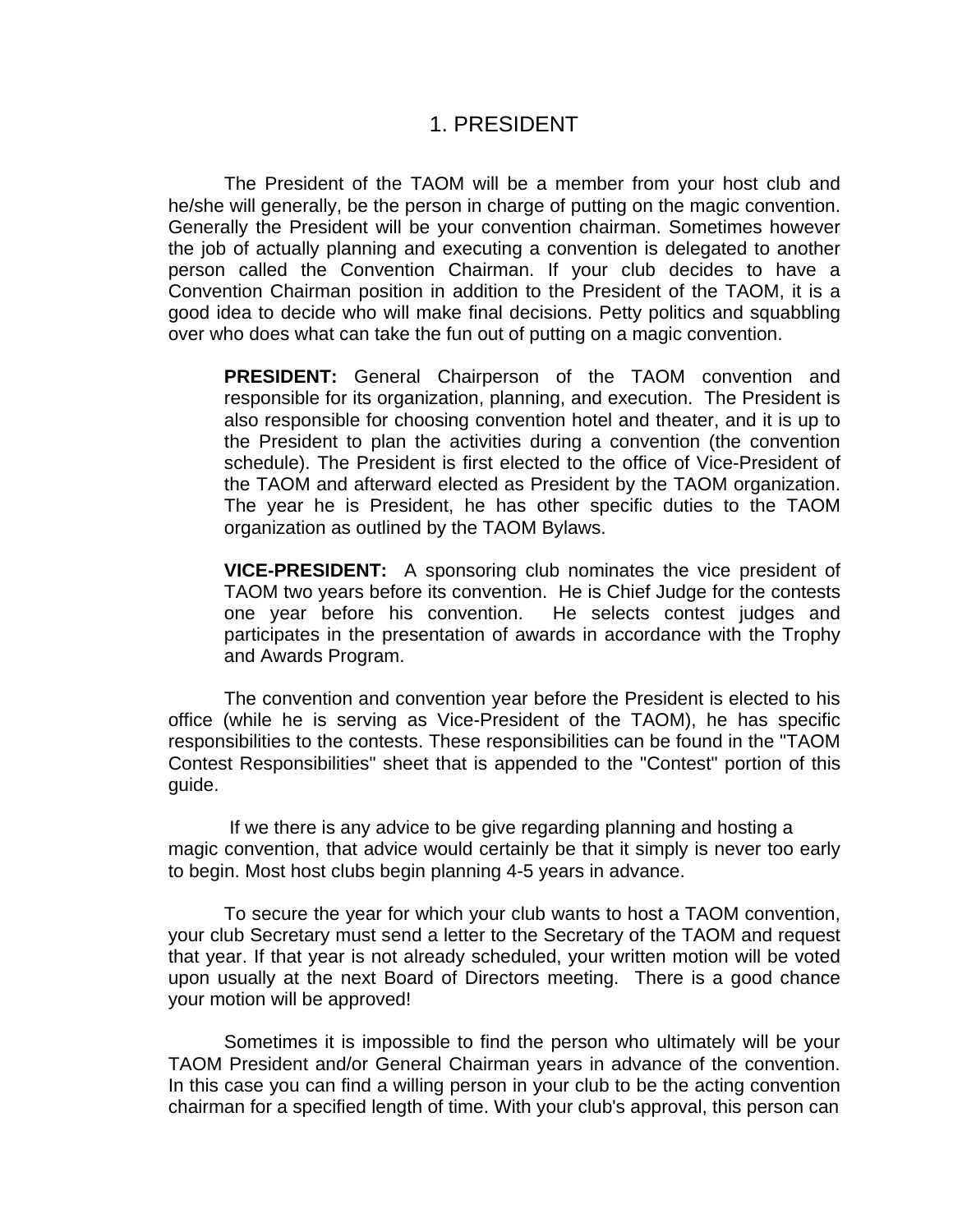# 1. PRESIDENT

The President of the TAOM will be a member from your host club and he/she will generally, be the person in charge of putting on the magic convention. Generally the President will be your convention chairman. Sometimes however the job of actually planning and executing a convention is delegated to another person called the Convention Chairman. If your club decides to have a Convention Chairman position in addition to the President of the TAOM, it is a good idea to decide who will make final decisions. Petty politics and squabbling over who does what can take the fun out of putting on a magic convention.

> **PRESIDENT:** General Chairperson of the TAOM convention and responsible for its organization, planning, and execution. The President is also responsible for choosing convention hotel and theater, and it is up to the President to plan the activities during a convention (the convention schedule). The President is first elected to the office of Vice-President of the TAOM and afterward elected as President by the TAOM organization. The year he is President, he has other specific duties to the TAOM organization as outlined by the TAOM Bylaws.
>
> **VICE-PRESIDENT:** A sponsoring club nominates the vice president of TAOM two years before its convention. He is Chief Judge for the contests one year before his convention. He selects contest judges and participates in the presentation of awards in accordance with the Trophy and Awards Program.

The convention and convention year before the President is elected to his office (while he is serving as Vice-President of the TAOM), he has specific responsibilities to the contests. These responsibilities can be found in the "TAOM Contest Responsibilities" sheet that is appended to the "Contest" portion of this guide.

If we there is any advice to be give regarding planning and hosting a magic convention, that advice would certainly be that it simply is never too early to begin. Most host clubs begin planning 4-5 years in advance.

To secure the year for which your club wants to host a TAOM convention, your club Secretary must send a letter to the Secretary of the TAOM and request that year. If that year is not already scheduled, your written motion will be voted upon usually at the next Board of Directors meeting. There is a good chance your motion will be approved!

Sometimes it is impossible to find the person who ultimately will be your TAOM President and/or General Chairman years in advance of the convention. In this case you can find a willing person in your club to be the acting convention chairman for a specified length of time. With your club's approval, this person can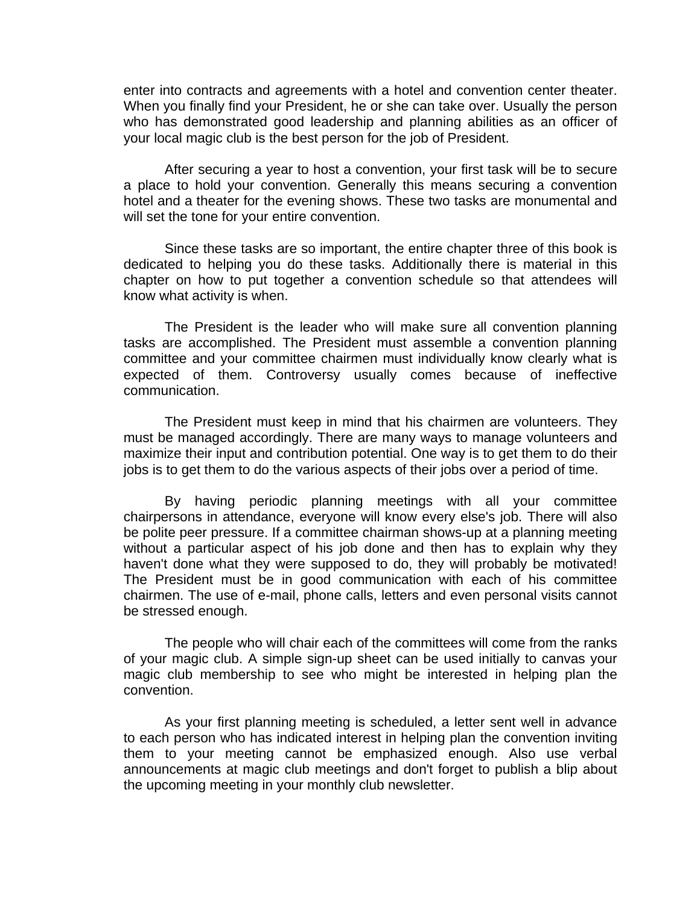enter into contracts and agreements with a hotel and convention center theater. When you finally find your President, he or she can take over. Usually the person who has demonstrated good leadership and planning abilities as an officer of your local magic club is the best person for the job of President.

After securing a year to host a convention, your first task will be to secure a place to hold your convention. Generally this means securing a convention hotel and a theater for the evening shows. These two tasks are monumental and will set the tone for your entire convention.

Since these tasks are so important, the entire chapter three of this book is dedicated to helping you do these tasks. Additionally there is material in this chapter on how to put together a convention schedule so that attendees will know what activity is when.

The President is the leader who will make sure all convention planning tasks are accomplished. The President must assemble a convention planning committee and your committee chairmen must individually know clearly what is expected of them. Controversy usually comes because of ineffective communication.

The President must keep in mind that his chairmen are volunteers. They must be managed accordingly. There are many ways to manage volunteers and maximize their input and contribution potential. One way is to get them to do their jobs is to get them to do the various aspects of their jobs over a period of time.

By having periodic planning meetings with all your committee chairpersons in attendance, everyone will know every else's job. There will also be polite peer pressure. If a committee chairman shows-up at a planning meeting without a particular aspect of his job done and then has to explain why they haven't done what they were supposed to do, they will probably be motivated! The President must be in good communication with each of his committee chairmen. The use of e-mail, phone calls, letters and even personal visits cannot be stressed enough.

The people who will chair each of the committees will come from the ranks of your magic club. A simple sign-up sheet can be used initially to canvas your magic club membership to see who might be interested in helping plan the convention.

As your first planning meeting is scheduled, a letter sent well in advance to each person who has indicated interest in helping plan the convention inviting them to your meeting cannot be emphasized enough. Also use verbal announcements at magic club meetings and don't forget to publish a blip about the upcoming meeting in your monthly club newsletter.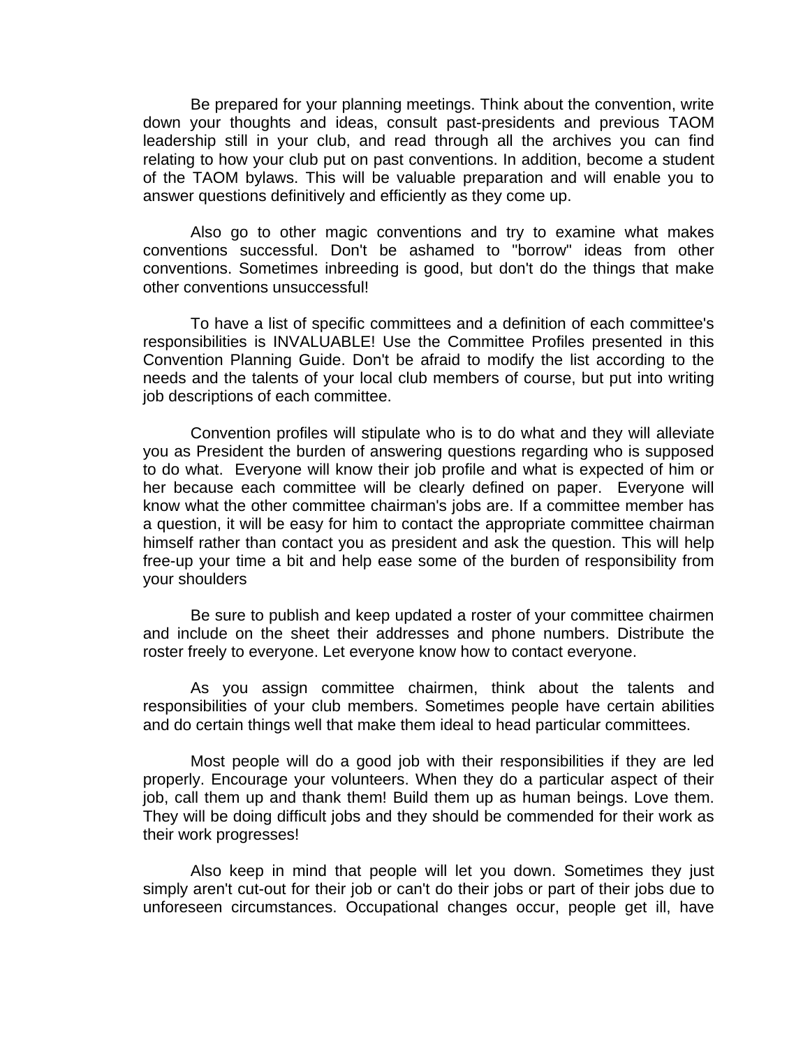Be prepared for your planning meetings. Think about the convention, write down your thoughts and ideas, consult past-presidents and previous TAOM leadership still in your club, and read through all the archives you can find relating to how your club put on past conventions. In addition, become a student of the TAOM bylaws. This will be valuable preparation and will enable you to answer questions definitively and efficiently as they come up.

Also go to other magic conventions and try to examine what makes conventions successful. Don't be ashamed to "borrow" ideas from other conventions. Sometimes inbreeding is good, but don't do the things that make other conventions unsuccessful!

To have a list of specific committees and a definition of each committee's responsibilities is INVALUABLE! Use the Committee Profiles presented in this Convention Planning Guide. Don't be afraid to modify the list according to the needs and the talents of your local club members of course, but put into writing job descriptions of each committee.

Convention profiles will stipulate who is to do what and they will alleviate you as President the burden of answering questions regarding who is supposed to do what. Everyone will know their job profile and what is expected of him or her because each committee will be clearly defined on paper. Everyone will know what the other committee chairman's jobs are. If a committee member has a question, it will be easy for him to contact the appropriate committee chairman himself rather than contact you as president and ask the question. This will help free-up your time a bit and help ease some of the burden of responsibility from your shoulders

Be sure to publish and keep updated a roster of your committee chairmen and include on the sheet their addresses and phone numbers. Distribute the roster freely to everyone. Let everyone know how to contact everyone.

As you assign committee chairmen, think about the talents and responsibilities of your club members. Sometimes people have certain abilities and do certain things well that make them ideal to head particular committees.

Most people will do a good job with their responsibilities if they are led properly. Encourage your volunteers. When they do a particular aspect of their job, call them up and thank them! Build them up as human beings. Love them. They will be doing difficult jobs and they should be commended for their work as their work progresses!

Also keep in mind that people will let you down. Sometimes they just simply aren't cut-out for their job or can't do their jobs or part of their jobs due to unforeseen circumstances. Occupational changes occur, people get ill, have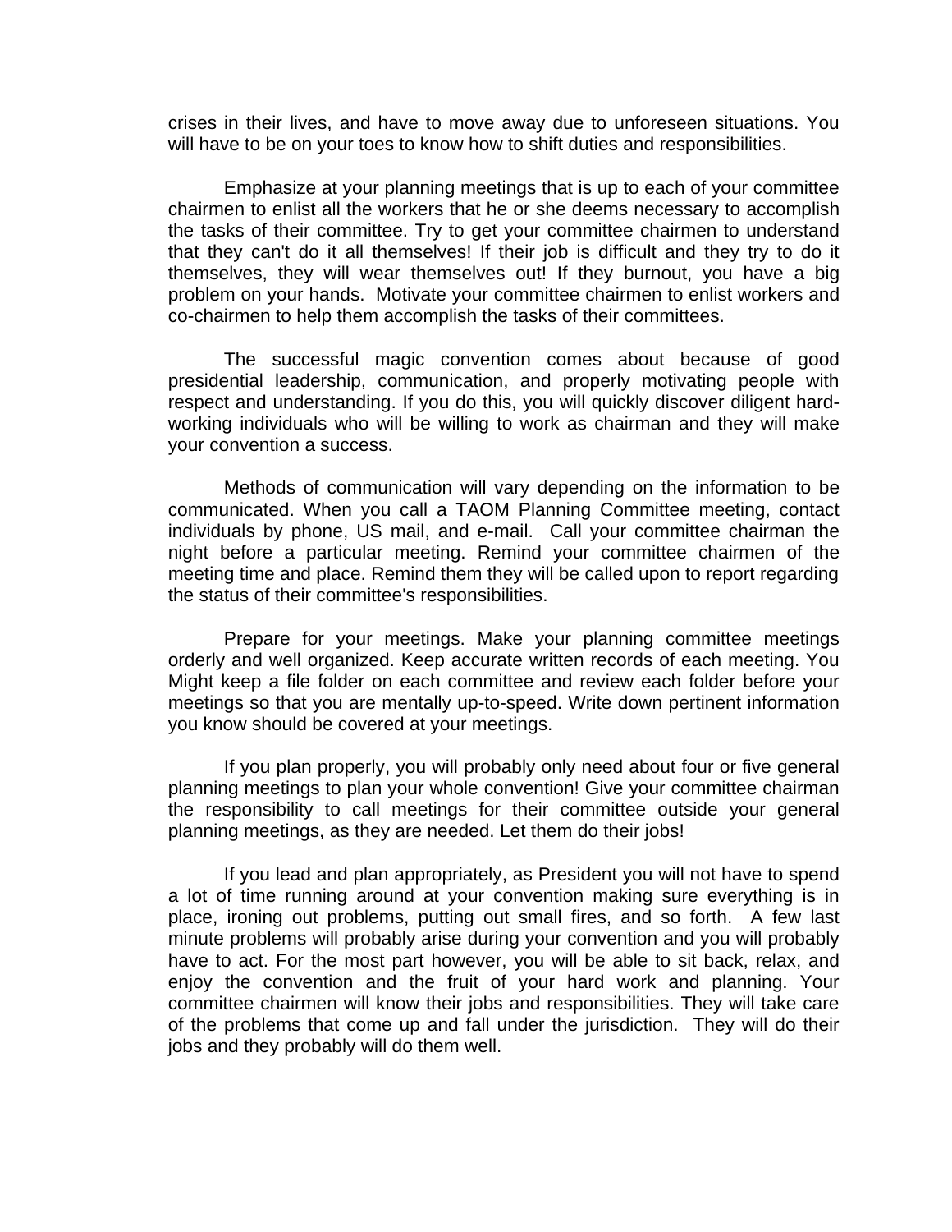crises in their lives, and have to move away due to unforeseen situations. You will have to be on your toes to know how to shift duties and responsibilities.

Emphasize at your planning meetings that is up to each of your committee chairmen to enlist all the workers that he or she deems necessary to accomplish the tasks of their committee. Try to get your committee chairmen to understand that they can't do it all themselves! If their job is difficult and they try to do it themselves, they will wear themselves out! If they burnout, you have a big problem on your hands. Motivate your committee chairmen to enlist workers and co-chairmen to help them accomplish the tasks of their committees.

The successful magic convention comes about because of good presidential leadership, communication, and properly motivating people with respect and understanding. If you do this, you will quickly discover diligent hard-working individuals who will be willing to work as chairman and they will make your convention a success.

Methods of communication will vary depending on the information to be communicated. When you call a TAOM Planning Committee meeting, contact individuals by phone, US mail, and e-mail. Call your committee chairman the night before a particular meeting. Remind your committee chairmen of the meeting time and place. Remind them they will be called upon to report regarding the status of their committee's responsibilities.

Prepare for your meetings. Make your planning committee meetings orderly and well organized. Keep accurate written records of each meeting. You Might keep a file folder on each committee and review each folder before your meetings so that you are mentally up-to-speed. Write down pertinent information you know should be covered at your meetings.

If you plan properly, you will probably only need about four or five general planning meetings to plan your whole convention! Give your committee chairman the responsibility to call meetings for their committee outside your general planning meetings, as they are needed. Let them do their jobs!

If you lead and plan appropriately, as President you will not have to spend a lot of time running around at your convention making sure everything is in place, ironing out problems, putting out small fires, and so forth. A few last minute problems will probably arise during your convention and you will probably have to act. For the most part however, you will be able to sit back, relax, and enjoy the convention and the fruit of your hard work and planning. Your committee chairmen will know their jobs and responsibilities. They will take care of the problems that come up and fall under the jurisdiction. They will do their jobs and they probably will do them well.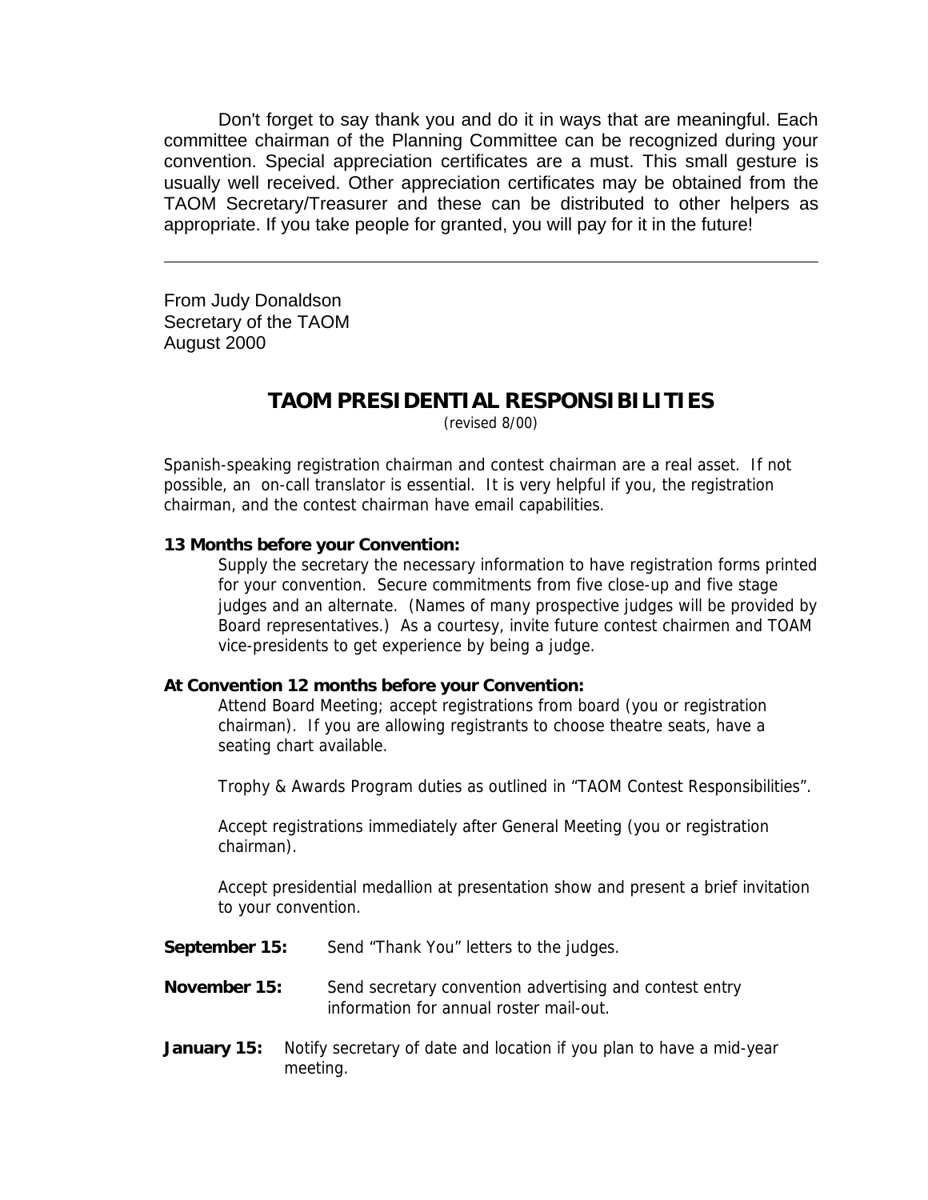Don't forget to say thank you and do it in ways that are meaningful. Each committee chairman of the Planning Committee can be recognized during your convention. Special appreciation certificates are a must. This small gesture is usually well received. Other appreciation certificates may be obtained from the TAOM Secretary/Treasurer and these can be distributed to other helpers as appropriate. If you take people for granted, you will pay for it in the future!

---

From Judy Donaldson
Secretary of the TAOM
August 2000

## TAOM PRESIDENTIAL RESPONSIBILITIES

(revised 8/00)

Spanish-speaking registration chairman and contest chairman are a real asset. If not possible, an on-call translator is essential. It is very helpful if you, the registration chairman, and the contest chairman have email capabilities.

**13 Months before your Convention:**

Supply the secretary the necessary information to have registration forms printed for your convention. Secure commitments from five close-up and five stage judges and an alternate. (Names of many prospective judges will be provided by Board representatives.) As a courtesy, invite future contest chairmen and TOAM vice-presidents to get experience by being a judge.

**At Convention 12 months before your Convention:**

Attend Board Meeting; accept registrations from board (you or registration chairman). If you are allowing registrants to choose theatre seats, have a seating chart available.

Trophy & Awards Program duties as outlined in "TAOM Contest Responsibilities".

Accept registrations immediately after General Meeting (you or registration chairman).

Accept presidential medallion at presentation show and present a brief invitation to your convention.

**September 15:** Send "Thank You" letters to the judges.

**November 15:** Send secretary convention advertising and contest entry information for annual roster mail-out.

**January 15:** Notify secretary of date and location if you plan to have a mid-year meeting.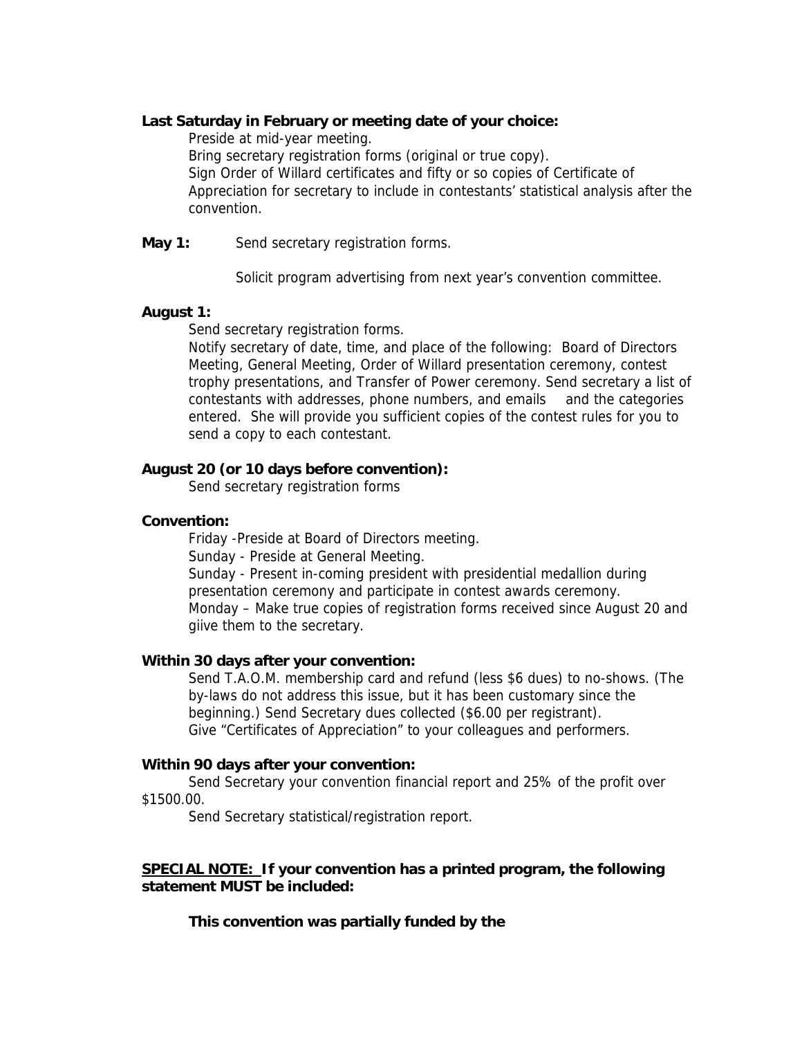**Last Saturday in February or meeting date of your choice:**

Preside at mid-year meeting.
Bring secretary registration forms (original or true copy).
Sign Order of Willard certificates and fifty or so copies of Certificate of Appreciation for secretary to include in contestants' statistical analysis after the convention.

**May 1:** Send secretary registration forms.

Solicit program advertising from next year's convention committee.

**August 1:**

Send secretary registration forms.
Notify secretary of date, time, and place of the following: Board of Directors Meeting, General Meeting, Order of Willard presentation ceremony, contest trophy presentations, and Transfer of Power ceremony. Send secretary a list of contestants with addresses, phone numbers, and emails and the categories entered. She will provide you sufficient copies of the contest rules for you to send a copy to each contestant.

**August 20 (or 10 days before convention):**

Send secretary registration forms

**Convention:**

Friday -Preside at Board of Directors meeting.
Sunday - Preside at General Meeting.
Sunday - Present in-coming president with presidential medallion during presentation ceremony and participate in contest awards ceremony.
Monday – Make true copies of registration forms received since August 20 and giive them to the secretary.

**Within 30 days after your convention:**

Send T.A.O.M. membership card and refund (less $6 dues) to no-shows. (The by-laws do not address this issue, but it has been customary since the beginning.) Send Secretary dues collected ($6.00 per registrant).
Give "Certificates of Appreciation" to your colleagues and performers.

**Within 90 days after your convention:**

Send Secretary your convention financial report and 25% of the profit over $1500.00.
Send Secretary statistical/registration report.

**<u>SPECIAL NOTE:</u> If your convention has a printed program, the following statement MUST be included:**

**This convention was partially funded by the**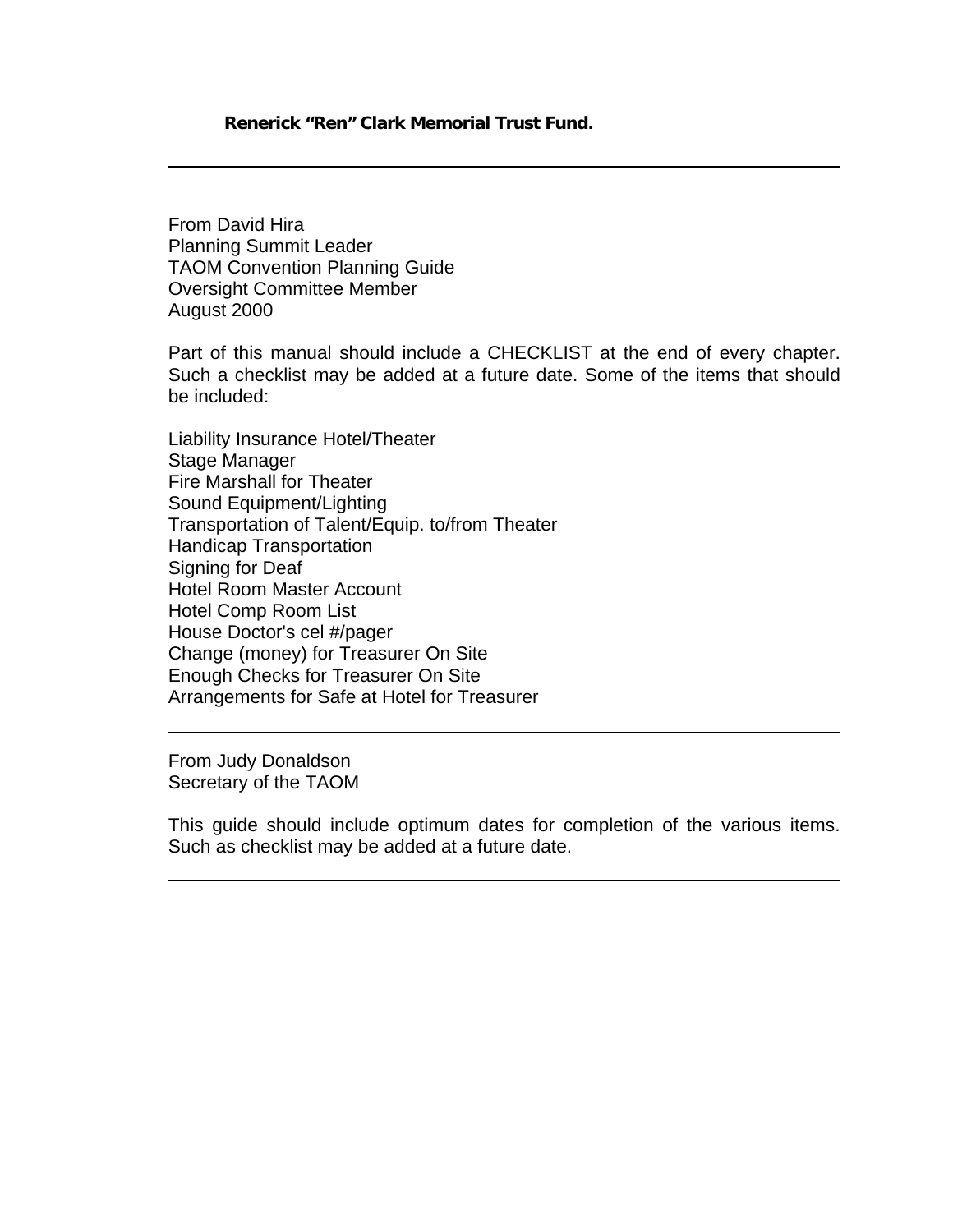**Renerick "Ren" Clark Memorial Trust Fund.**

---

From David Hira
Planning Summit Leader
TAOM Convention Planning Guide
Oversight Committee Member
August 2000

Part of this manual should include a CHECKLIST at the end of every chapter. Such a checklist may be added at a future date. Some of the items that should be included:

Liability Insurance Hotel/Theater
Stage Manager
Fire Marshall for Theater
Sound Equipment/Lighting
Transportation of Talent/Equip. to/from Theater
Handicap Transportation
Signing for Deaf
Hotel Room Master Account
Hotel Comp Room List
House Doctor's cel #/pager
Change (money) for Treasurer On Site
Enough Checks for Treasurer On Site
Arrangements for Safe at Hotel for Treasurer

---

From Judy Donaldson
Secretary of the TAOM

This guide should include optimum dates for completion of the various items. Such as checklist may be added at a future date.

---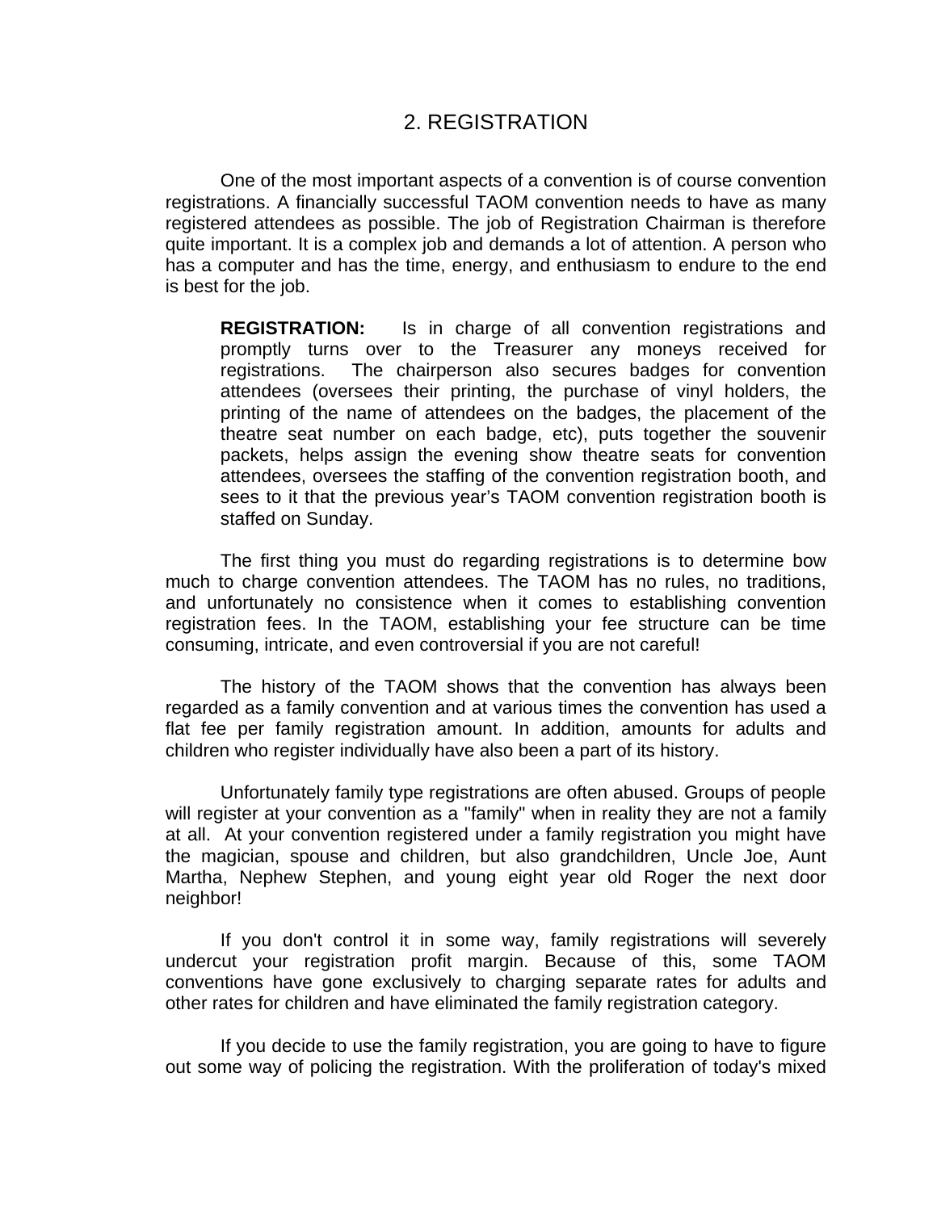## 2. REGISTRATION

One of the most important aspects of a convention is of course convention registrations. A financially successful TAOM convention needs to have as many registered attendees as possible. The job of Registration Chairman is therefore quite important. It is a complex job and demands a lot of attention. A person who has a computer and has the time, energy, and enthusiasm to endure to the end is best for the job.

> **REGISTRATION:** Is in charge of all convention registrations and promptly turns over to the Treasurer any moneys received for registrations. The chairperson also secures badges for convention attendees (oversees their printing, the purchase of vinyl holders, the printing of the name of attendees on the badges, the placement of the theatre seat number on each badge, etc), puts together the souvenir packets, helps assign the evening show theatre seats for convention attendees, oversees the staffing of the convention registration booth, and sees to it that the previous year's TAOM convention registration booth is staffed on Sunday.

The first thing you must do regarding registrations is to determine bow much to charge convention attendees. The TAOM has no rules, no traditions, and unfortunately no consistence when it comes to establishing convention registration fees. In the TAOM, establishing your fee structure can be time consuming, intricate, and even controversial if you are not careful!

The history of the TAOM shows that the convention has always been regarded as a family convention and at various times the convention has used a flat fee per family registration amount. In addition, amounts for adults and children who register individually have also been a part of its history.

Unfortunately family type registrations are often abused. Groups of people will register at your convention as a "family" when in reality they are not a family at all. At your convention registered under a family registration you might have the magician, spouse and children, but also grandchildren, Uncle Joe, Aunt Martha, Nephew Stephen, and young eight year old Roger the next door neighbor!

If you don't control it in some way, family registrations will severely undercut your registration profit margin. Because of this, some TAOM conventions have gone exclusively to charging separate rates for adults and other rates for children and have eliminated the family registration category.

If you decide to use the family registration, you are going to have to figure out some way of policing the registration. With the proliferation of today's mixed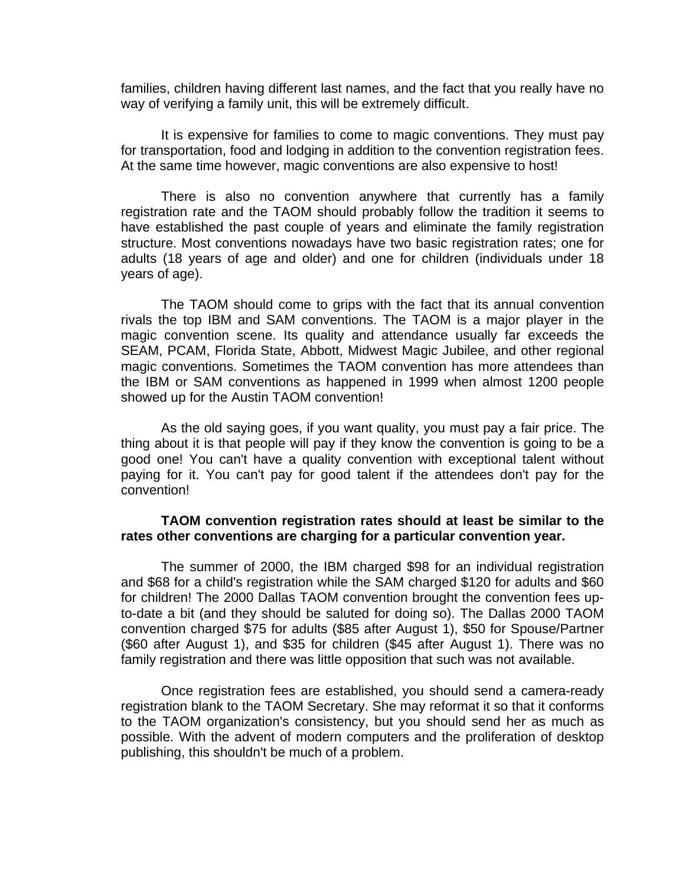families, children having different last names, and the fact that you really have no way of verifying a family unit, this will be extremely difficult.

It is expensive for families to come to magic conventions. They must pay for transportation, food and lodging in addition to the convention registration fees. At the same time however, magic conventions are also expensive to host!

There is also no convention anywhere that currently has a family registration rate and the TAOM should probably follow the tradition it seems to have established the past couple of years and eliminate the family registration structure. Most conventions nowadays have two basic registration rates; one for adults (18 years of age and older) and one for children (individuals under 18 years of age).

The TAOM should come to grips with the fact that its annual convention rivals the top IBM and SAM conventions. The TAOM is a major player in the magic convention scene. Its quality and attendance usually far exceeds the SEAM, PCAM, Florida State, Abbott, Midwest Magic Jubilee, and other regional magic conventions. Sometimes the TAOM convention has more attendees than the IBM or SAM conventions as happened in 1999 when almost 1200 people showed up for the Austin TAOM convention!

As the old saying goes, if you want quality, you must pay a fair price. The thing about it is that people will pay if they know the convention is going to be a good one! You can't have a quality convention with exceptional talent without paying for it. You can't pay for good talent if the attendees don't pay for the convention!

**TAOM convention registration rates should at least be similar to the rates other conventions are charging for a particular convention year.**

The summer of 2000, the IBM charged $98 for an individual registration and $68 for a child's registration while the SAM charged $120 for adults and $60 for children! The 2000 Dallas TAOM convention brought the convention fees up-to-date a bit (and they should be saluted for doing so). The Dallas 2000 TAOM convention charged $75 for adults ($85 after August 1), $50 for Spouse/Partner ($60 after August 1), and $35 for children ($45 after August 1). There was no family registration and there was little opposition that such was not available.

Once registration fees are established, you should send a camera-ready registration blank to the TAOM Secretary. She may reformat it so that it conforms to the TAOM organization's consistency, but you should send her as much as possible. With the advent of modern computers and the proliferation of desktop publishing, this shouldn't be much of a problem.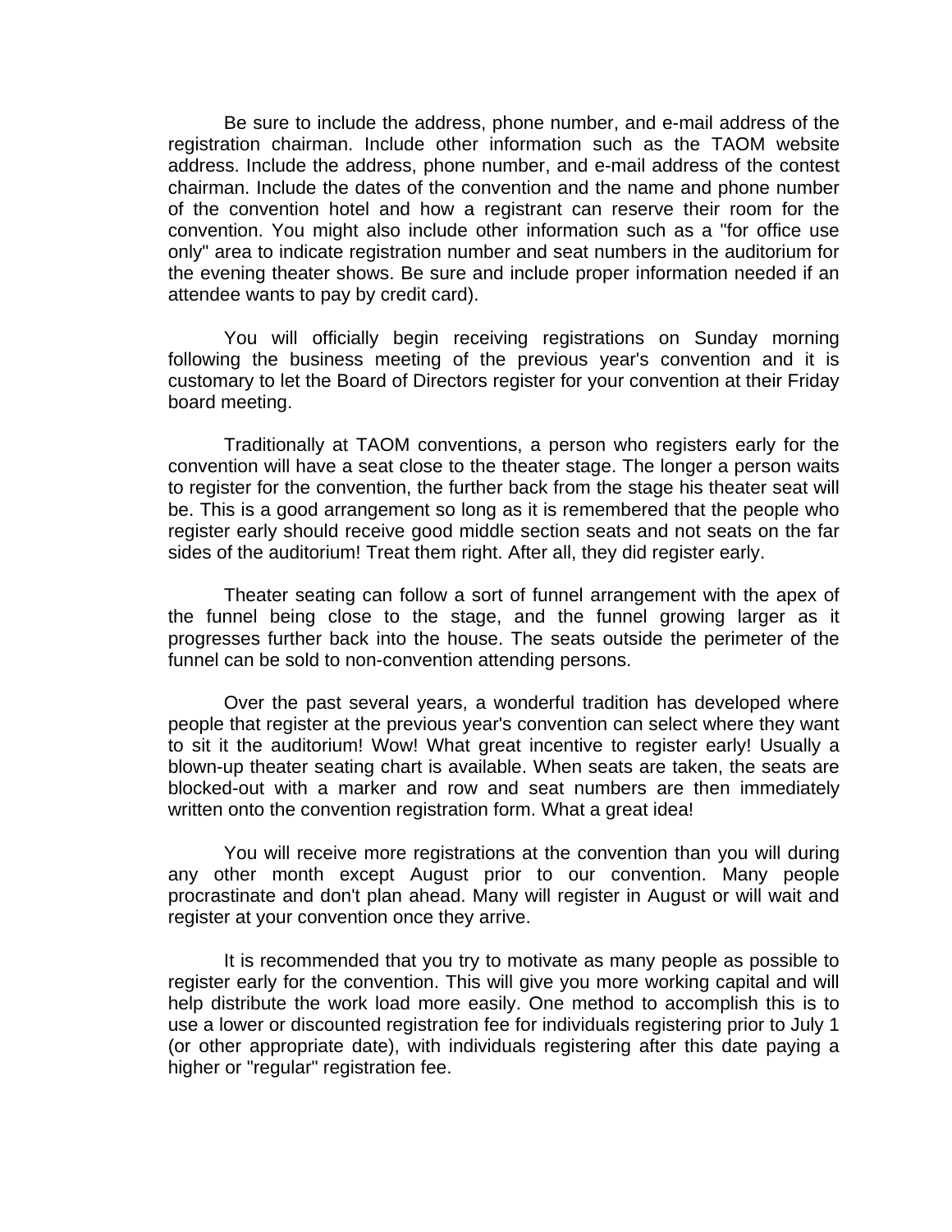Be sure to include the address, phone number, and e-mail address of the registration chairman. Include other information such as the TAOM website address. Include the address, phone number, and e-mail address of the contest chairman. Include the dates of the convention and the name and phone number of the convention hotel and how a registrant can reserve their room for the convention. You might also include other information such as a "for office use only" area to indicate registration number and seat numbers in the auditorium for the evening theater shows. Be sure and include proper information needed if an attendee wants to pay by credit card).

You will officially begin receiving registrations on Sunday morning following the business meeting of the previous year's convention and it is customary to let the Board of Directors register for your convention at their Friday board meeting.

Traditionally at TAOM conventions, a person who registers early for the convention will have a seat close to the theater stage. The longer a person waits to register for the convention, the further back from the stage his theater seat will be. This is a good arrangement so long as it is remembered that the people who register early should receive good middle section seats and not seats on the far sides of the auditorium! Treat them right. After all, they did register early.

Theater seating can follow a sort of funnel arrangement with the apex of the funnel being close to the stage, and the funnel growing larger as it progresses further back into the house. The seats outside the perimeter of the funnel can be sold to non-convention attending persons.

Over the past several years, a wonderful tradition has developed where people that register at the previous year's convention can select where they want to sit it the auditorium! Wow! What great incentive to register early! Usually a blown-up theater seating chart is available. When seats are taken, the seats are blocked-out with a marker and row and seat numbers are then immediately written onto the convention registration form. What a great idea!

You will receive more registrations at the convention than you will during any other month except August prior to our convention. Many people procrastinate and don't plan ahead. Many will register in August or will wait and register at your convention once they arrive.

It is recommended that you try to motivate as many people as possible to register early for the convention. This will give you more working capital and will help distribute the work load more easily. One method to accomplish this is to use a lower or discounted registration fee for individuals registering prior to July 1 (or other appropriate date), with individuals registering after this date paying a higher or "regular" registration fee.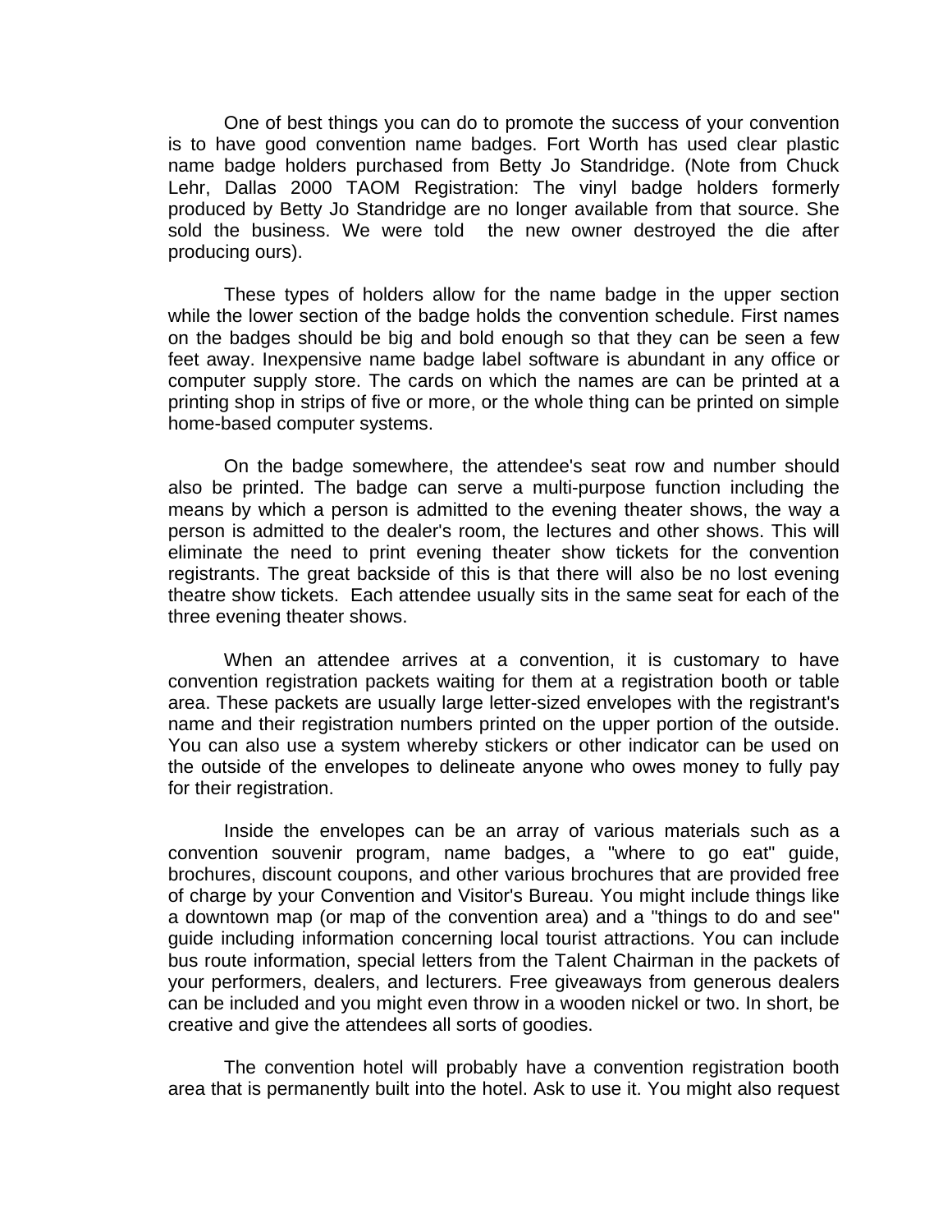One of best things you can do to promote the success of your convention is to have good convention name badges. Fort Worth has used clear plastic name badge holders purchased from Betty Jo Standridge. (Note from Chuck Lehr, Dallas 2000 TAOM Registration: The vinyl badge holders formerly produced by Betty Jo Standridge are no longer available from that source. She sold the business. We were told the new owner destroyed the die after producing ours).

These types of holders allow for the name badge in the upper section while the lower section of the badge holds the convention schedule. First names on the badges should be big and bold enough so that they can be seen a few feet away. Inexpensive name badge label software is abundant in any office or computer supply store. The cards on which the names are can be printed at a printing shop in strips of five or more, or the whole thing can be printed on simple home-based computer systems.

On the badge somewhere, the attendee's seat row and number should also be printed. The badge can serve a multi-purpose function including the means by which a person is admitted to the evening theater shows, the way a person is admitted to the dealer's room, the lectures and other shows. This will eliminate the need to print evening theater show tickets for the convention registrants. The great backside of this is that there will also be no lost evening theatre show tickets. Each attendee usually sits in the same seat for each of the three evening theater shows.

When an attendee arrives at a convention, it is customary to have convention registration packets waiting for them at a registration booth or table area. These packets are usually large letter-sized envelopes with the registrant's name and their registration numbers printed on the upper portion of the outside. You can also use a system whereby stickers or other indicator can be used on the outside of the envelopes to delineate anyone who owes money to fully pay for their registration.

Inside the envelopes can be an array of various materials such as a convention souvenir program, name badges, a "where to go eat" guide, brochures, discount coupons, and other various brochures that are provided free of charge by your Convention and Visitor's Bureau. You might include things like a downtown map (or map of the convention area) and a "things to do and see" guide including information concerning local tourist attractions. You can include bus route information, special letters from the Talent Chairman in the packets of your performers, dealers, and lecturers. Free giveaways from generous dealers can be included and you might even throw in a wooden nickel or two. In short, be creative and give the attendees all sorts of goodies.

The convention hotel will probably have a convention registration booth area that is permanently built into the hotel. Ask to use it. You might also request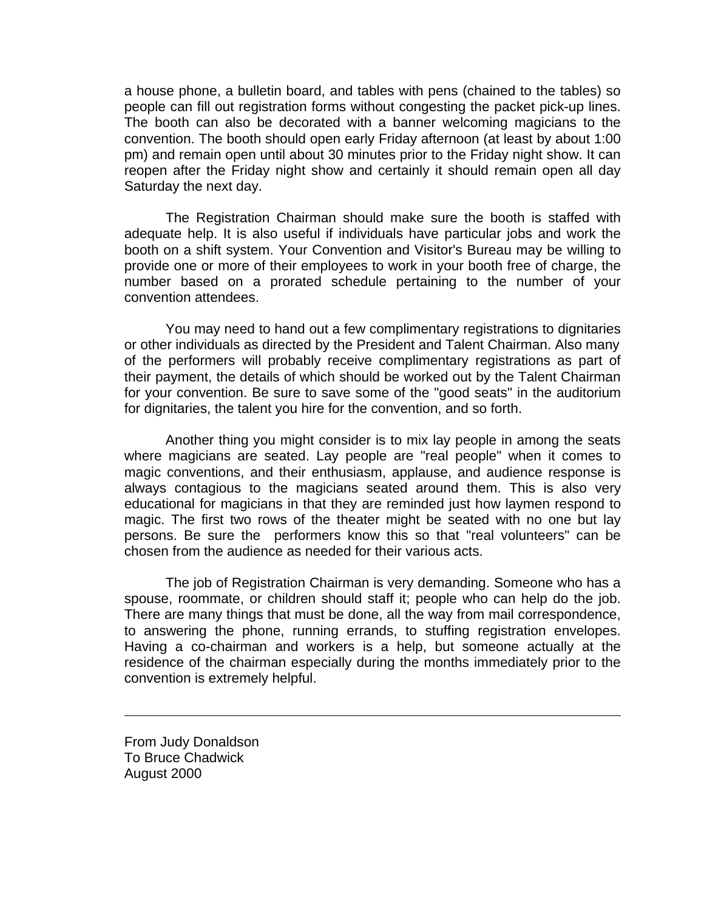a house phone, a bulletin board, and tables with pens (chained to the tables) so people can fill out registration forms without congesting the packet pick-up lines. The booth can also be decorated with a banner welcoming magicians to the convention. The booth should open early Friday afternoon (at least by about 1:00 pm) and remain open until about 30 minutes prior to the Friday night show. It can reopen after the Friday night show and certainly it should remain open all day Saturday the next day.

The Registration Chairman should make sure the booth is staffed with adequate help. It is also useful if individuals have particular jobs and work the booth on a shift system. Your Convention and Visitor's Bureau may be willing to provide one or more of their employees to work in your booth free of charge, the number based on a prorated schedule pertaining to the number of your convention attendees.

You may need to hand out a few complimentary registrations to dignitaries or other individuals as directed by the President and Talent Chairman. Also many of the performers will probably receive complimentary registrations as part of their payment, the details of which should be worked out by the Talent Chairman for your convention. Be sure to save some of the "good seats" in the auditorium for dignitaries, the talent you hire for the convention, and so forth.

Another thing you might consider is to mix lay people in among the seats where magicians are seated. Lay people are "real people" when it comes to magic conventions, and their enthusiasm, applause, and audience response is always contagious to the magicians seated around them. This is also very educational for magicians in that they are reminded just how laymen respond to magic. The first two rows of the theater might be seated with no one but lay persons. Be sure the performers know this so that "real volunteers" can be chosen from the audience as needed for their various acts.

The job of Registration Chairman is very demanding. Someone who has a spouse, roommate, or children should staff it; people who can help do the job. There are many things that must be done, all the way from mail correspondence, to answering the phone, running errands, to stuffing registration envelopes. Having a co-chairman and workers is a help, but someone actually at the residence of the chairman especially during the months immediately prior to the convention is extremely helpful.

---

From Judy Donaldson
To Bruce Chadwick
August 2000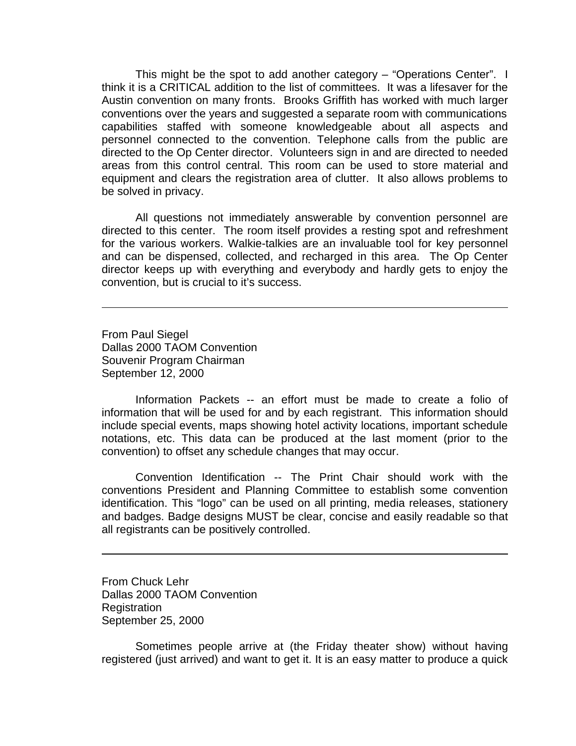This might be the spot to add another category – "Operations Center". I think it is a CRITICAL addition to the list of committees. It was a lifesaver for the Austin convention on many fronts. Brooks Griffith has worked with much larger conventions over the years and suggested a separate room with communications capabilities staffed with someone knowledgeable about all aspects and personnel connected to the convention. Telephone calls from the public are directed to the Op Center director. Volunteers sign in and are directed to needed areas from this control central. This room can be used to store material and equipment and clears the registration area of clutter. It also allows problems to be solved in privacy.

All questions not immediately answerable by convention personnel are directed to this center. The room itself provides a resting spot and refreshment for the various workers. Walkie-talkies are an invaluable tool for key personnel and can be dispensed, collected, and recharged in this area. The Op Center director keeps up with everything and everybody and hardly gets to enjoy the convention, but is crucial to it's success.

---

From Paul Siegel
Dallas 2000 TAOM Convention
Souvenir Program Chairman
September 12, 2000

Information Packets -- an effort must be made to create a folio of information that will be used for and by each registrant. This information should include special events, maps showing hotel activity locations, important schedule notations, etc. This data can be produced at the last moment (prior to the convention) to offset any schedule changes that may occur.

Convention Identification -- The Print Chair should work with the conventions President and Planning Committee to establish some convention identification. This "logo" can be used on all printing, media releases, stationery and badges. Badge designs MUST be clear, concise and easily readable so that all registrants can be positively controlled.

---

From Chuck Lehr
Dallas 2000 TAOM Convention
Registration
September 25, 2000

Sometimes people arrive at (the Friday theater show) without having registered (just arrived) and want to get it. It is an easy matter to produce a quick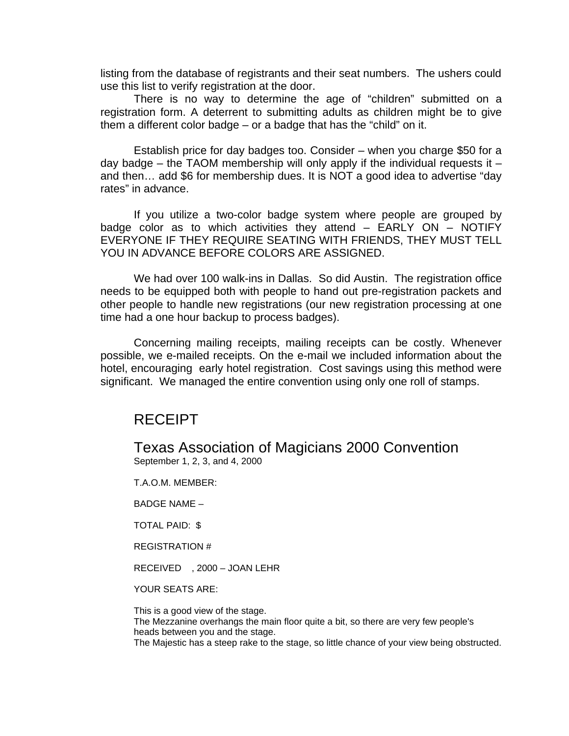listing from the database of registrants and their seat numbers. The ushers could use this list to verify registration at the door.

There is no way to determine the age of "children" submitted on a registration form. A deterrent to submitting adults as children might be to give them a different color badge – or a badge that has the "child" on it.

Establish price for day badges too. Consider – when you charge $50 for a day badge – the TAOM membership will only apply if the individual requests it – and then… add $6 for membership dues. It is NOT a good idea to advertise "day rates" in advance.

If you utilize a two-color badge system where people are grouped by badge color as to which activities they attend – EARLY ON – NOTIFY EVERYONE IF THEY REQUIRE SEATING WITH FRIENDS, THEY MUST TELL YOU IN ADVANCE BEFORE COLORS ARE ASSIGNED.

We had over 100 walk-ins in Dallas. So did Austin. The registration office needs to be equipped both with people to hand out pre-registration packets and other people to handle new registrations (our new registration processing at one time had a one hour backup to process badges).

Concerning mailing receipts, mailing receipts can be costly. Whenever possible, we e-mailed receipts. On the e-mail we included information about the hotel, encouraging early hotel registration. Cost savings using this method were significant. We managed the entire convention using only one roll of stamps.

## RECEIPT

## Texas Association of Magicians 2000 Convention

September 1, 2, 3, and 4, 2000

T.A.O.M. MEMBER:

BADGE NAME –

TOTAL PAID: $

REGISTRATION #

RECEIVED , 2000 – JOAN LEHR

YOUR SEATS ARE:

This is a good view of the stage.
The Mezzanine overhangs the main floor quite a bit, so there are very few people's heads between you and the stage.
The Majestic has a steep rake to the stage, so little chance of your view being obstructed.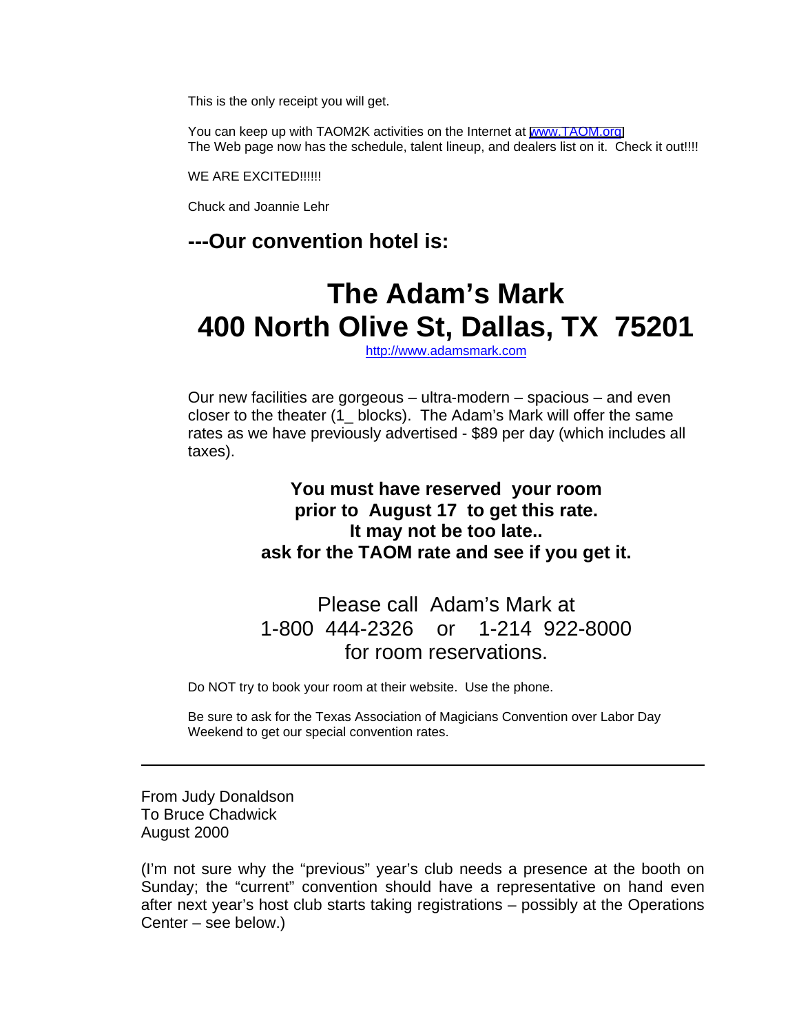This is the only receipt you will get.

You can keep up with TAOM2K activities on the Internet at www.TAOM.org
The Web page now has the schedule, talent lineup, and dealers list on it. Check it out!!!!

WE ARE EXCITED!!!!!!

Chuck and Joannie Lehr

## ---Our convention hotel is:

# The Adam's Mark
# 400 North Olive St, Dallas, TX 75201

http://www.adamsmark.com

Our new facilities are gorgeous – ultra-modern – spacious – and even closer to the theater (1_ blocks). The Adam's Mark will offer the same rates as we have previously advertised - $89 per day (which includes all taxes).

**You must have reserved your room prior to August 17 to get this rate. It may not be too late.. ask for the TAOM rate and see if you get it.**

Please call Adam's Mark at
1-800 444-2326 or 1-214 922-8000
for room reservations.

Do NOT try to book your room at their website. Use the phone.

Be sure to ask for the Texas Association of Magicians Convention over Labor Day Weekend to get our special convention rates.

---

From Judy Donaldson
To Bruce Chadwick
August 2000

(I'm not sure why the "previous" year's club needs a presence at the booth on Sunday; the "current" convention should have a representative on hand even after next year's host club starts taking registrations – possibly at the Operations Center – see below.)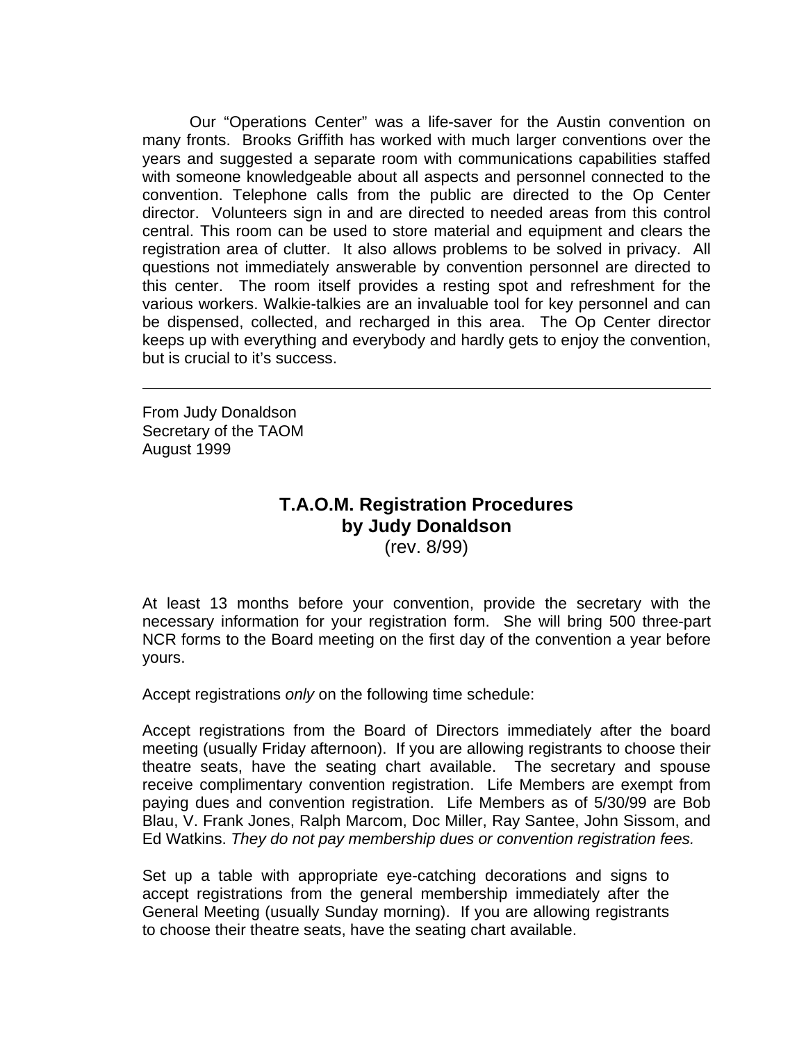Our "Operations Center" was a life-saver for the Austin convention on many fronts. Brooks Griffith has worked with much larger conventions over the years and suggested a separate room with communications capabilities staffed with someone knowledgeable about all aspects and personnel connected to the convention. Telephone calls from the public are directed to the Op Center director. Volunteers sign in and are directed to needed areas from this control central. This room can be used to store material and equipment and clears the registration area of clutter. It also allows problems to be solved in privacy. All questions not immediately answerable by convention personnel are directed to this center. The room itself provides a resting spot and refreshment for the various workers. Walkie-talkies are an invaluable tool for key personnel and can be dispensed, collected, and recharged in this area. The Op Center director keeps up with everything and everybody and hardly gets to enjoy the convention, but is crucial to it's success.

---

From Judy Donaldson
Secretary of the TAOM
August 1999

## T.A.O.M. Registration Procedures
## by Judy Donaldson
(rev. 8/99)

At least 13 months before your convention, provide the secretary with the necessary information for your registration form. She will bring 500 three-part NCR forms to the Board meeting on the first day of the convention a year before yours.

Accept registrations *only* on the following time schedule:

Accept registrations from the Board of Directors immediately after the board meeting (usually Friday afternoon). If you are allowing registrants to choose their theatre seats, have the seating chart available. The secretary and spouse receive complimentary convention registration. Life Members are exempt from paying dues and convention registration. Life Members as of 5/30/99 are Bob Blau, V. Frank Jones, Ralph Marcom, Doc Miller, Ray Santee, John Sissom, and Ed Watkins. *They do not pay membership dues or convention registration fees.*

Set up a table with appropriate eye-catching decorations and signs to accept registrations from the general membership immediately after the General Meeting (usually Sunday morning). If you are allowing registrants to choose their theatre seats, have the seating chart available.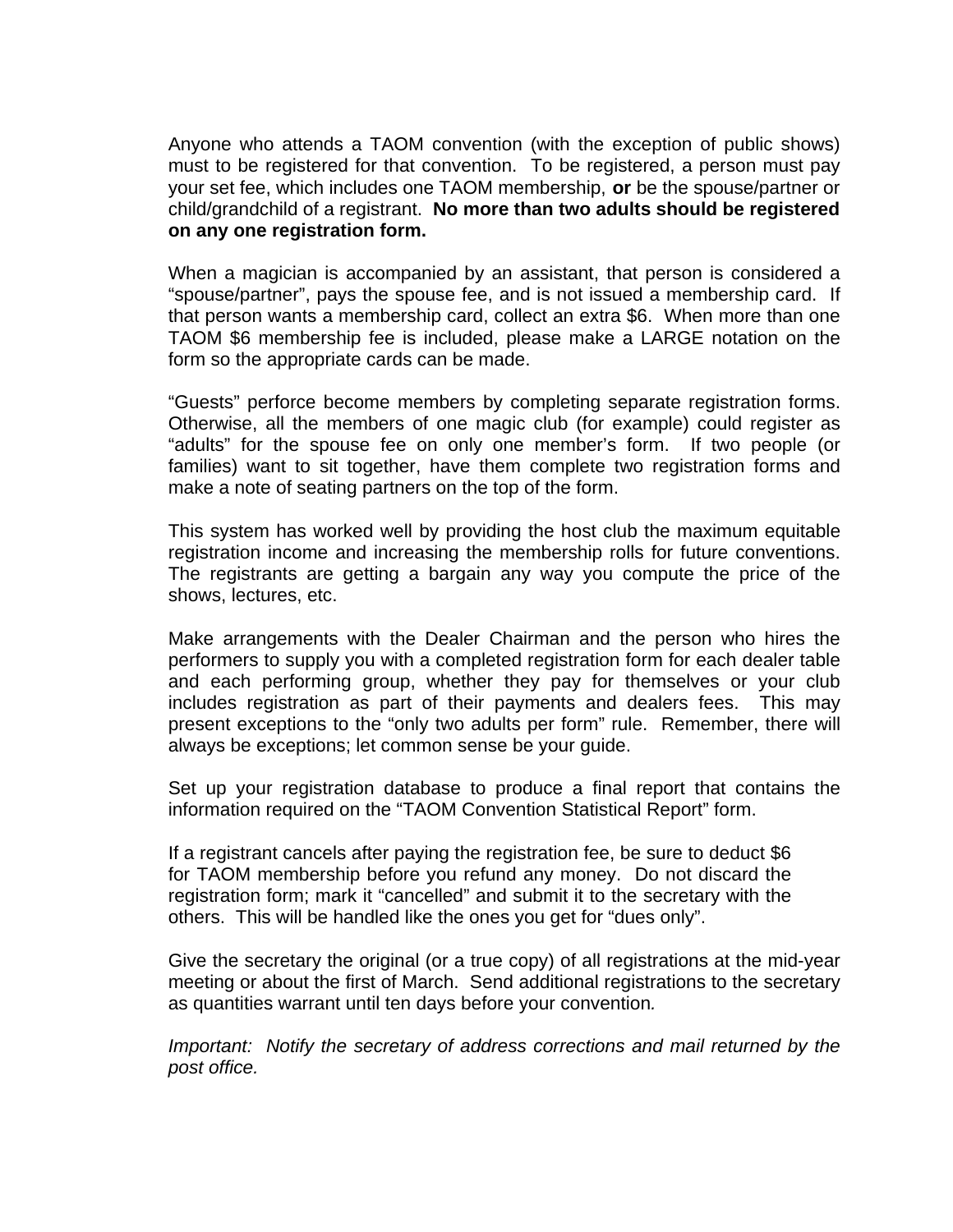Anyone who attends a TAOM convention (with the exception of public shows) must to be registered for that convention. To be registered, a person must pay your set fee, which includes one TAOM membership, **or** be the spouse/partner or child/grandchild of a registrant. **No more than two adults should be registered on any one registration form.**

When a magician is accompanied by an assistant, that person is considered a "spouse/partner", pays the spouse fee, and is not issued a membership card. If that person wants a membership card, collect an extra $6. When more than one TAOM $6 membership fee is included, please make a LARGE notation on the form so the appropriate cards can be made.

"Guests" perforce become members by completing separate registration forms. Otherwise, all the members of one magic club (for example) could register as "adults" for the spouse fee on only one member's form. If two people (or families) want to sit together, have them complete two registration forms and make a note of seating partners on the top of the form.

This system has worked well by providing the host club the maximum equitable registration income and increasing the membership rolls for future conventions. The registrants are getting a bargain any way you compute the price of the shows, lectures, etc.

Make arrangements with the Dealer Chairman and the person who hires the performers to supply you with a completed registration form for each dealer table and each performing group, whether they pay for themselves or your club includes registration as part of their payments and dealers fees. This may present exceptions to the "only two adults per form" rule. Remember, there will always be exceptions; let common sense be your guide.

Set up your registration database to produce a final report that contains the information required on the "TAOM Convention Statistical Report" form.

If a registrant cancels after paying the registration fee, be sure to deduct $6 for TAOM membership before you refund any money. Do not discard the registration form; mark it "cancelled" and submit it to the secretary with the others. This will be handled like the ones you get for "dues only".

Give the secretary the original (or a true copy) of all registrations at the mid-year meeting or about the first of March. Send additional registrations to the secretary as quantities warrant until ten days before your convention.

*Important: Notify the secretary of address corrections and mail returned by the post office.*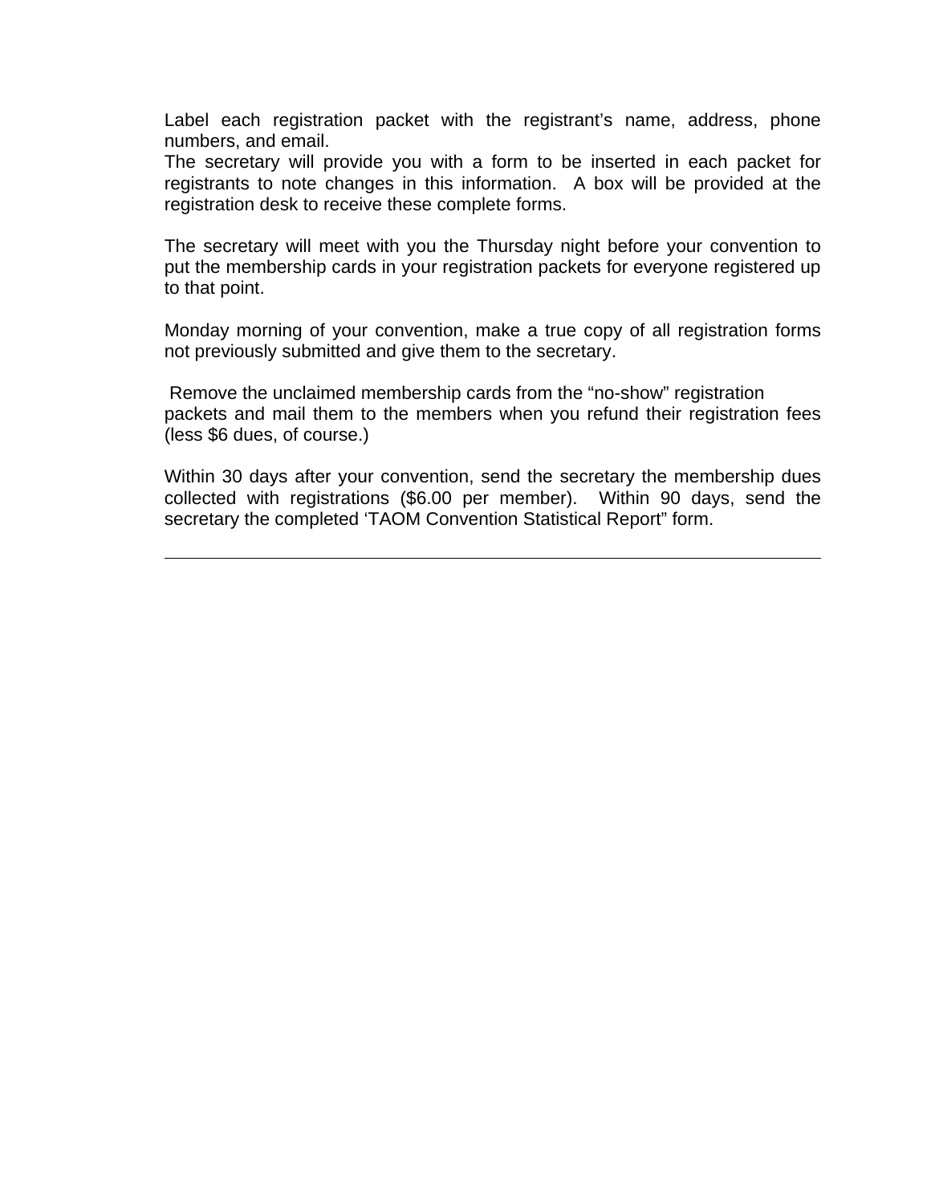Label each registration packet with the registrant's name, address, phone numbers, and email.
The secretary will provide you with a form to be inserted in each packet for registrants to note changes in this information.  A box will be provided at the registration desk to receive these complete forms.

The secretary will meet with you the Thursday night before your convention to put the membership cards in your registration packets for everyone registered up to that point.

Monday morning of your convention, make a true copy of all registration forms not previously submitted and give them to the secretary.

Remove the unclaimed membership cards from the "no-show" registration packets and mail them to the members when you refund their registration fees (less $6 dues, of course.)

Within 30 days after your convention, send the secretary the membership dues collected with registrations ($6.00 per member).  Within 90 days, send the secretary the completed 'TAOM Convention Statistical Report" form.

---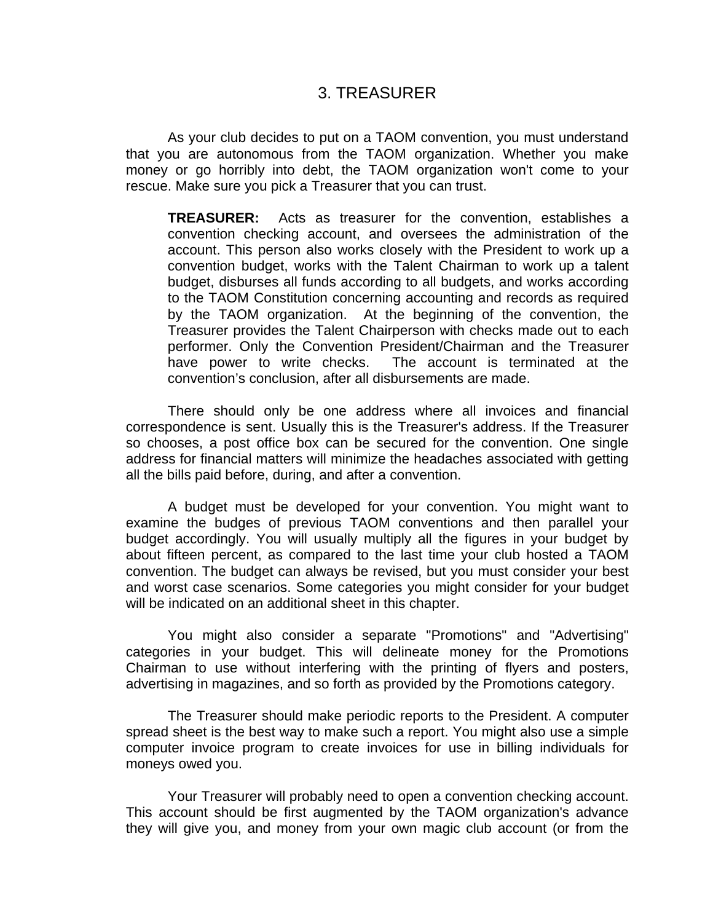# 3. TREASURER

As your club decides to put on a TAOM convention, you must understand that you are autonomous from the TAOM organization. Whether you make money or go horribly into debt, the TAOM organization won't come to your rescue. Make sure you pick a Treasurer that you can trust.

> **TREASURER:** Acts as treasurer for the convention, establishes a convention checking account, and oversees the administration of the account. This person also works closely with the President to work up a convention budget, works with the Talent Chairman to work up a talent budget, disburses all funds according to all budgets, and works according to the TAOM Constitution concerning accounting and records as required by the TAOM organization. At the beginning of the convention, the Treasurer provides the Talent Chairperson with checks made out to each performer. Only the Convention President/Chairman and the Treasurer have power to write checks. The account is terminated at the convention's conclusion, after all disbursements are made.

There should only be one address where all invoices and financial correspondence is sent. Usually this is the Treasurer's address. If the Treasurer so chooses, a post office box can be secured for the convention. One single address for financial matters will minimize the headaches associated with getting all the bills paid before, during, and after a convention.

A budget must be developed for your convention. You might want to examine the budges of previous TAOM conventions and then parallel your budget accordingly. You will usually multiply all the figures in your budget by about fifteen percent, as compared to the last time your club hosted a TAOM convention. The budget can always be revised, but you must consider your best and worst case scenarios. Some categories you might consider for your budget will be indicated on an additional sheet in this chapter.

You might also consider a separate "Promotions" and "Advertising" categories in your budget. This will delineate money for the Promotions Chairman to use without interfering with the printing of flyers and posters, advertising in magazines, and so forth as provided by the Promotions category.

The Treasurer should make periodic reports to the President. A computer spread sheet is the best way to make such a report. You might also use a simple computer invoice program to create invoices for use in billing individuals for moneys owed you.

Your Treasurer will probably need to open a convention checking account. This account should be first augmented by the TAOM organization's advance they will give you, and money from your own magic club account (or from the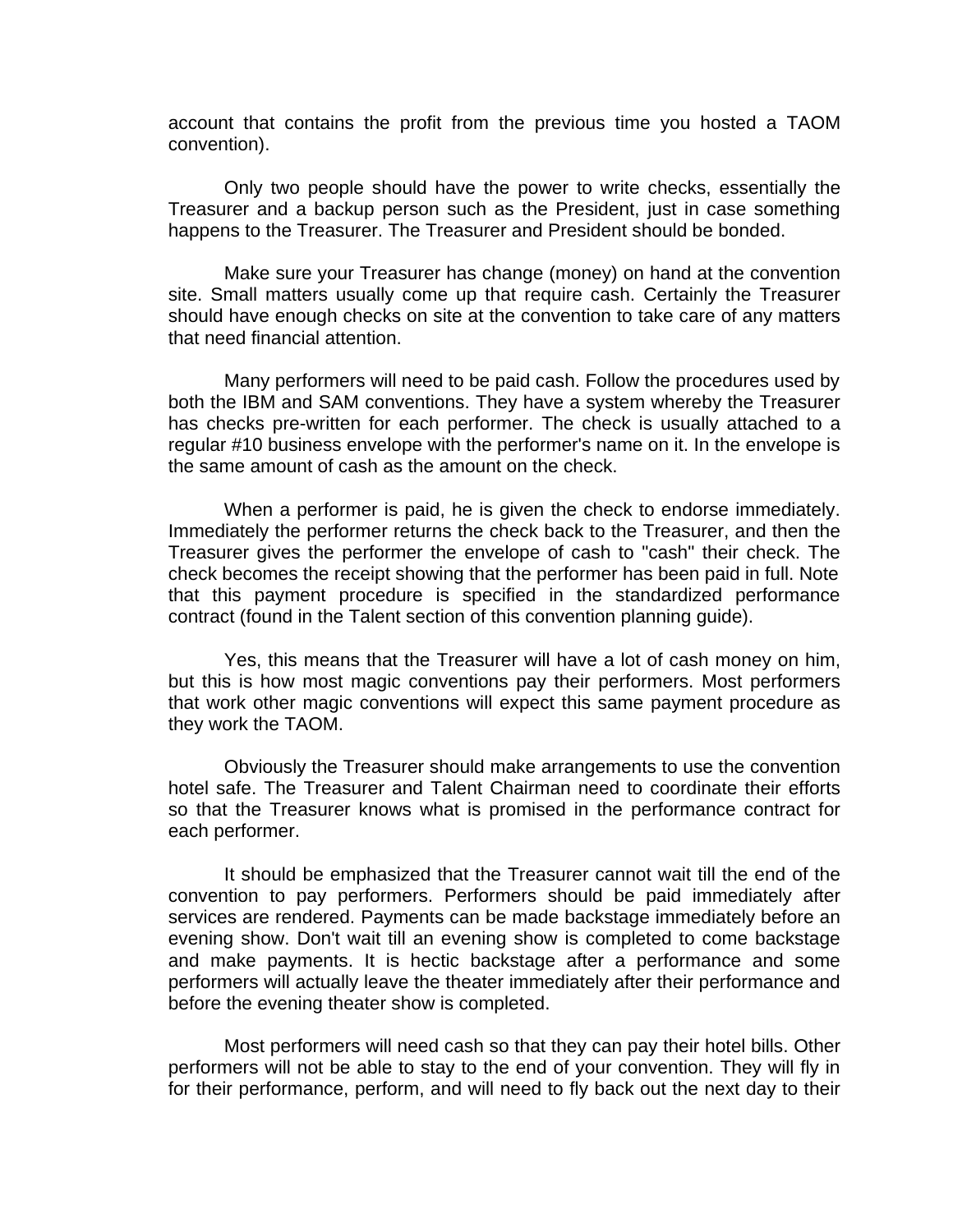account that contains the profit from the previous time you hosted a TAOM convention).

Only two people should have the power to write checks, essentially the Treasurer and a backup person such as the President, just in case something happens to the Treasurer. The Treasurer and President should be bonded.

Make sure your Treasurer has change (money) on hand at the convention site. Small matters usually come up that require cash. Certainly the Treasurer should have enough checks on site at the convention to take care of any matters that need financial attention.

Many performers will need to be paid cash. Follow the procedures used by both the IBM and SAM conventions. They have a system whereby the Treasurer has checks pre-written for each performer. The check is usually attached to a regular #10 business envelope with the performer's name on it. In the envelope is the same amount of cash as the amount on the check.

When a performer is paid, he is given the check to endorse immediately. Immediately the performer returns the check back to the Treasurer, and then the Treasurer gives the performer the envelope of cash to "cash" their check. The check becomes the receipt showing that the performer has been paid in full. Note that this payment procedure is specified in the standardized performance contract (found in the Talent section of this convention planning guide).

Yes, this means that the Treasurer will have a lot of cash money on him, but this is how most magic conventions pay their performers. Most performers that work other magic conventions will expect this same payment procedure as they work the TAOM.

Obviously the Treasurer should make arrangements to use the convention hotel safe. The Treasurer and Talent Chairman need to coordinate their efforts so that the Treasurer knows what is promised in the performance contract for each performer.

It should be emphasized that the Treasurer cannot wait till the end of the convention to pay performers. Performers should be paid immediately after services are rendered. Payments can be made backstage immediately before an evening show. Don't wait till an evening show is completed to come backstage and make payments. It is hectic backstage after a performance and some performers will actually leave the theater immediately after their performance and before the evening theater show is completed.

Most performers will need cash so that they can pay their hotel bills. Other performers will not be able to stay to the end of your convention. They will fly in for their performance, perform, and will need to fly back out the next day to their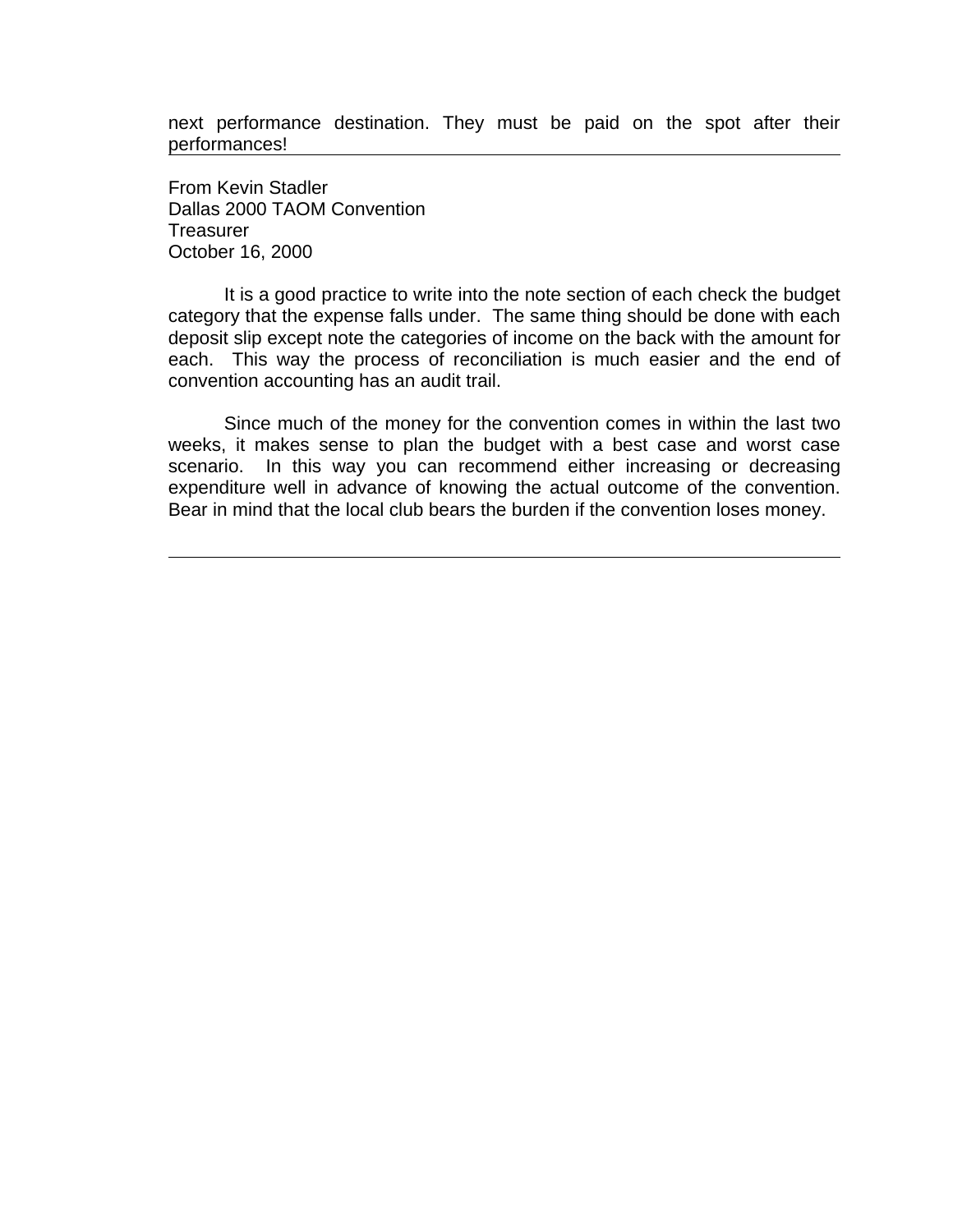next performance destination. They must be paid on the spot after their performances!

---

From Kevin Stadler
Dallas 2000 TAOM Convention
Treasurer
October 16, 2000

It is a good practice to write into the note section of each check the budget category that the expense falls under. The same thing should be done with each deposit slip except note the categories of income on the back with the amount for each. This way the process of reconciliation is much easier and the end of convention accounting has an audit trail.

Since much of the money for the convention comes in within the last two weeks, it makes sense to plan the budget with a best case and worst case scenario. In this way you can recommend either increasing or decreasing expenditure well in advance of knowing the actual outcome of the convention. Bear in mind that the local club bears the burden if the convention loses money.

---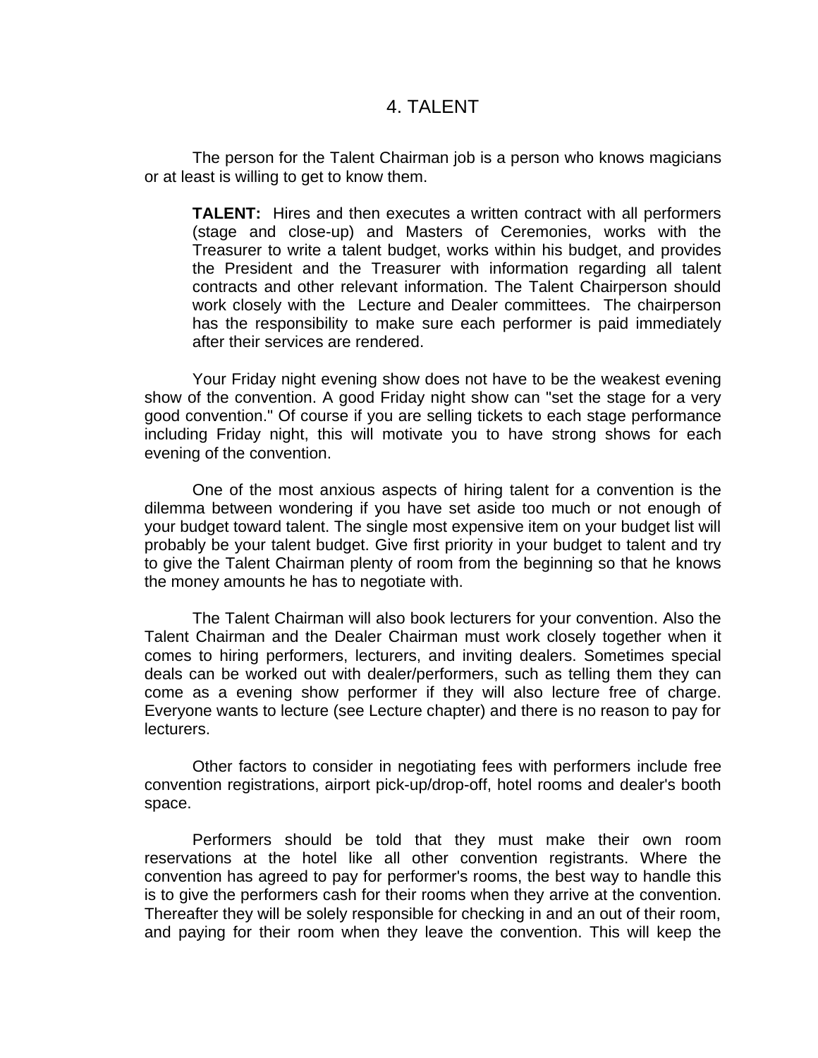# 4. TALENT

The person for the Talent Chairman job is a person who knows magicians or at least is willing to get to know them.

> **TALENT:** Hires and then executes a written contract with all performers (stage and close-up) and Masters of Ceremonies, works with the Treasurer to write a talent budget, works within his budget, and provides the President and the Treasurer with information regarding all talent contracts and other relevant information. The Talent Chairperson should work closely with the Lecture and Dealer committees. The chairperson has the responsibility to make sure each performer is paid immediately after their services are rendered.

Your Friday night evening show does not have to be the weakest evening show of the convention. A good Friday night show can "set the stage for a very good convention." Of course if you are selling tickets to each stage performance including Friday night, this will motivate you to have strong shows for each evening of the convention.

One of the most anxious aspects of hiring talent for a convention is the dilemma between wondering if you have set aside too much or not enough of your budget toward talent. The single most expensive item on your budget list will probably be your talent budget. Give first priority in your budget to talent and try to give the Talent Chairman plenty of room from the beginning so that he knows the money amounts he has to negotiate with.

The Talent Chairman will also book lecturers for your convention. Also the Talent Chairman and the Dealer Chairman must work closely together when it comes to hiring performers, lecturers, and inviting dealers. Sometimes special deals can be worked out with dealer/performers, such as telling them they can come as a evening show performer if they will also lecture free of charge. Everyone wants to lecture (see Lecture chapter) and there is no reason to pay for lecturers.

Other factors to consider in negotiating fees with performers include free convention registrations, airport pick-up/drop-off, hotel rooms and dealer's booth space.

Performers should be told that they must make their own room reservations at the hotel like all other convention registrants. Where the convention has agreed to pay for performer's rooms, the best way to handle this is to give the performers cash for their rooms when they arrive at the convention. Thereafter they will be solely responsible for checking in and an out of their room, and paying for their room when they leave the convention. This will keep the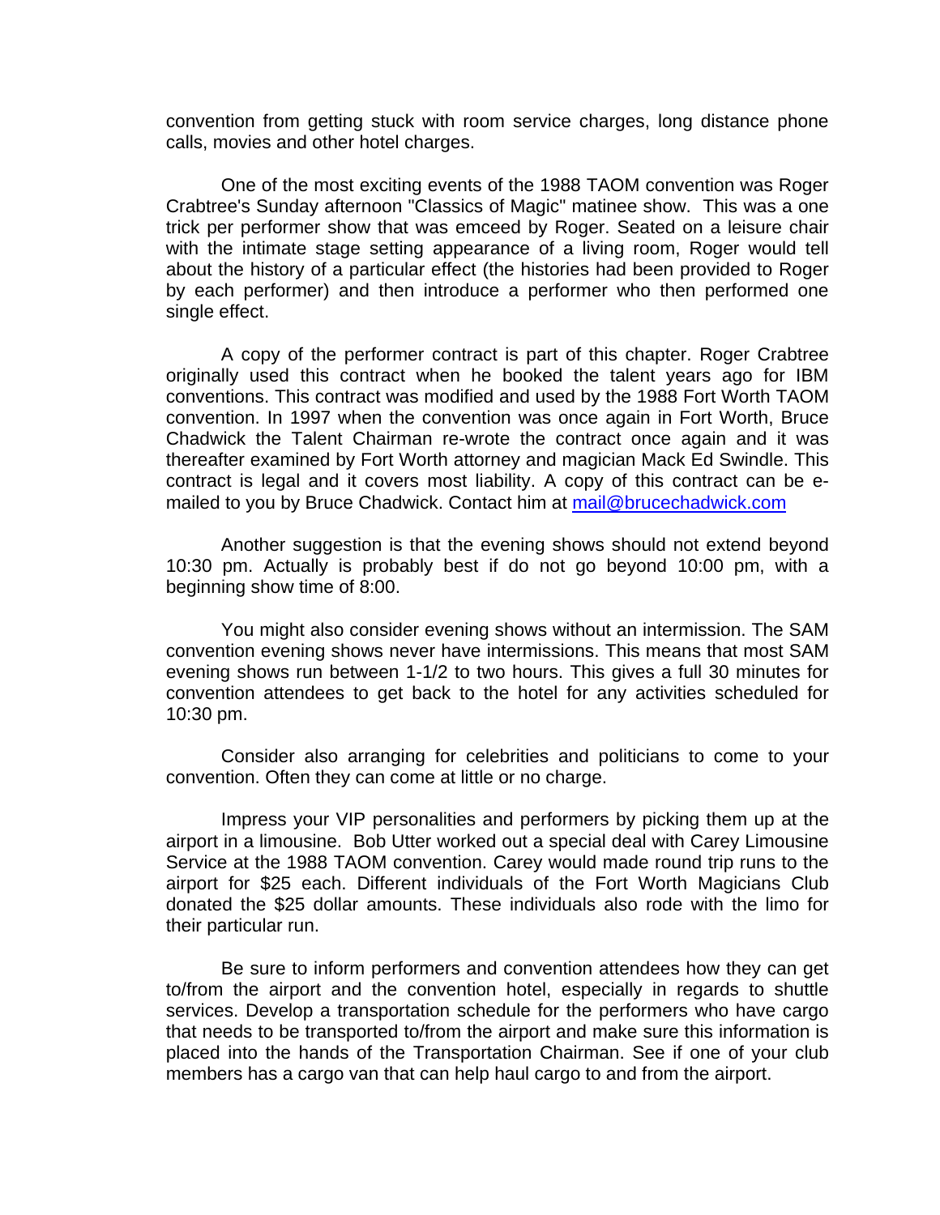convention from getting stuck with room service charges, long distance phone calls, movies and other hotel charges.

One of the most exciting events of the 1988 TAOM convention was Roger Crabtree's Sunday afternoon "Classics of Magic" matinee show. This was a one trick per performer show that was emceed by Roger. Seated on a leisure chair with the intimate stage setting appearance of a living room, Roger would tell about the history of a particular effect (the histories had been provided to Roger by each performer) and then introduce a performer who then performed one single effect.

A copy of the performer contract is part of this chapter. Roger Crabtree originally used this contract when he booked the talent years ago for IBM conventions. This contract was modified and used by the 1988 Fort Worth TAOM convention. In 1997 when the convention was once again in Fort Worth, Bruce Chadwick the Talent Chairman re-wrote the contract once again and it was thereafter examined by Fort Worth attorney and magician Mack Ed Swindle. This contract is legal and it covers most liability. A copy of this contract can be e-mailed to you by Bruce Chadwick. Contact him at mail@brucechadwick.com

Another suggestion is that the evening shows should not extend beyond 10:30 pm. Actually is probably best if do not go beyond 10:00 pm, with a beginning show time of 8:00.

You might also consider evening shows without an intermission. The SAM convention evening shows never have intermissions. This means that most SAM evening shows run between 1-1/2 to two hours. This gives a full 30 minutes for convention attendees to get back to the hotel for any activities scheduled for 10:30 pm.

Consider also arranging for celebrities and politicians to come to your convention. Often they can come at little or no charge.

Impress your VIP personalities and performers by picking them up at the airport in a limousine. Bob Utter worked out a special deal with Carey Limousine Service at the 1988 TAOM convention. Carey would made round trip runs to the airport for $25 each. Different individuals of the Fort Worth Magicians Club donated the $25 dollar amounts. These individuals also rode with the limo for their particular run.

Be sure to inform performers and convention attendees how they can get to/from the airport and the convention hotel, especially in regards to shuttle services. Develop a transportation schedule for the performers who have cargo that needs to be transported to/from the airport and make sure this information is placed into the hands of the Transportation Chairman. See if one of your club members has a cargo van that can help haul cargo to and from the airport.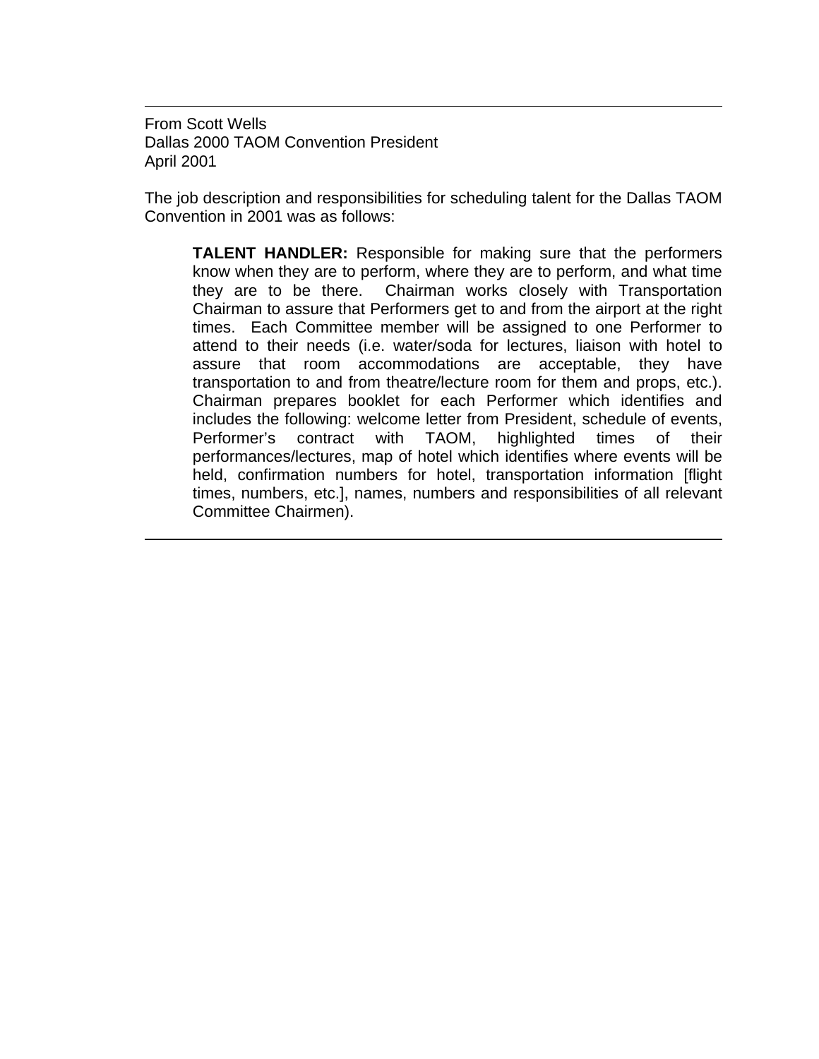---

From Scott Wells
Dallas 2000 TAOM Convention President
April 2001

The job description and responsibilities for scheduling talent for the Dallas TAOM Convention in 2001 was as follows:

> **TALENT HANDLER:** Responsible for making sure that the performers know when they are to perform, where they are to perform, and what time they are to be there. Chairman works closely with Transportation Chairman to assure that Performers get to and from the airport at the right times. Each Committee member will be assigned to one Performer to attend to their needs (i.e. water/soda for lectures, liaison with hotel to assure that room accommodations are acceptable, they have transportation to and from theatre/lecture room for them and props, etc.). Chairman prepares booklet for each Performer which identifies and includes the following: welcome letter from President, schedule of events, Performer's contract with TAOM, highlighted times of their performances/lectures, map of hotel which identifies where events will be held, confirmation numbers for hotel, transportation information [flight times, numbers, etc.], names, numbers and responsibilities of all relevant Committee Chairmen).

---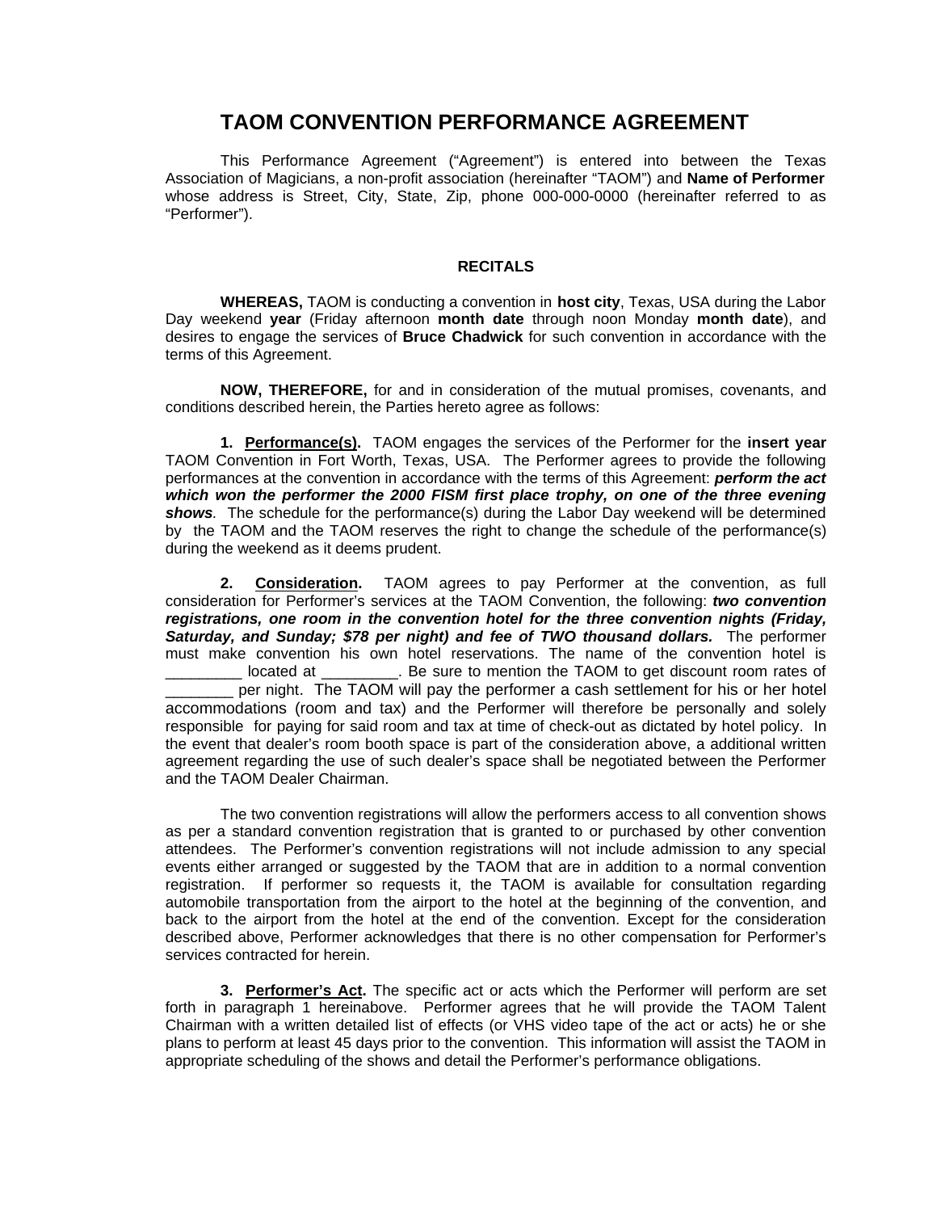# TAOM CONVENTION PERFORMANCE AGREEMENT

This Performance Agreement ("Agreement") is entered into between the Texas Association of Magicians, a non-profit association (hereinafter "TAOM") and **Name of Performer** whose address is Street, City, State, Zip, phone 000-000-0000 (hereinafter referred to as "Performer").

## RECITALS

**WHEREAS,** TAOM is conducting a convention in **host city**, Texas, USA during the Labor Day weekend **year** (Friday afternoon **month date** through noon Monday **month date**), and desires to engage the services of **Bruce Chadwick** for such convention in accordance with the terms of this Agreement.

**NOW, THEREFORE,** for and in consideration of the mutual promises, covenants, and conditions described herein, the Parties hereto agree as follows:

**1. Performance(s).** TAOM engages the services of the Performer for the **insert year** TAOM Convention in Fort Worth, Texas, USA. The Performer agrees to provide the following performances at the convention in accordance with the terms of this Agreement: ***perform the act which won the performer the 2000 FISM first place trophy, on one of the three evening shows***. The schedule for the performance(s) during the Labor Day weekend will be determined by the TAOM and the TAOM reserves the right to change the schedule of the performance(s) during the weekend as it deems prudent.

**2. Consideration.** TAOM agrees to pay Performer at the convention, as full consideration for Performer's services at the TAOM Convention, the following: ***two convention registrations, one room in the convention hotel for the three convention nights (Friday, Saturday, and Sunday; $78 per night) and fee of TWO thousand dollars.*** The performer must make convention his own hotel reservations. The name of the convention hotel is _________ located at _________. Be sure to mention the TAOM to get discount room rates of ________ per night. The TAOM will pay the performer a cash settlement for his or her hotel accommodations (room and tax) and the Performer will therefore be personally and solely responsible for paying for said room and tax at time of check-out as dictated by hotel policy. In the event that dealer's room booth space is part of the consideration above, a additional written agreement regarding the use of such dealer's space shall be negotiated between the Performer and the TAOM Dealer Chairman.

The two convention registrations will allow the performers access to all convention shows as per a standard convention registration that is granted to or purchased by other convention attendees. The Performer's convention registrations will not include admission to any special events either arranged or suggested by the TAOM that are in addition to a normal convention registration. If performer so requests it, the TAOM is available for consultation regarding automobile transportation from the airport to the hotel at the beginning of the convention, and back to the airport from the hotel at the end of the convention. Except for the consideration described above, Performer acknowledges that there is no other compensation for Performer's services contracted for herein.

**3. Performer's Act.** The specific act or acts which the Performer will perform are set forth in paragraph 1 hereinabove. Performer agrees that he will provide the TAOM Talent Chairman with a written detailed list of effects (or VHS video tape of the act or acts) he or she plans to perform at least 45 days prior to the convention. This information will assist the TAOM in appropriate scheduling of the shows and detail the Performer's performance obligations.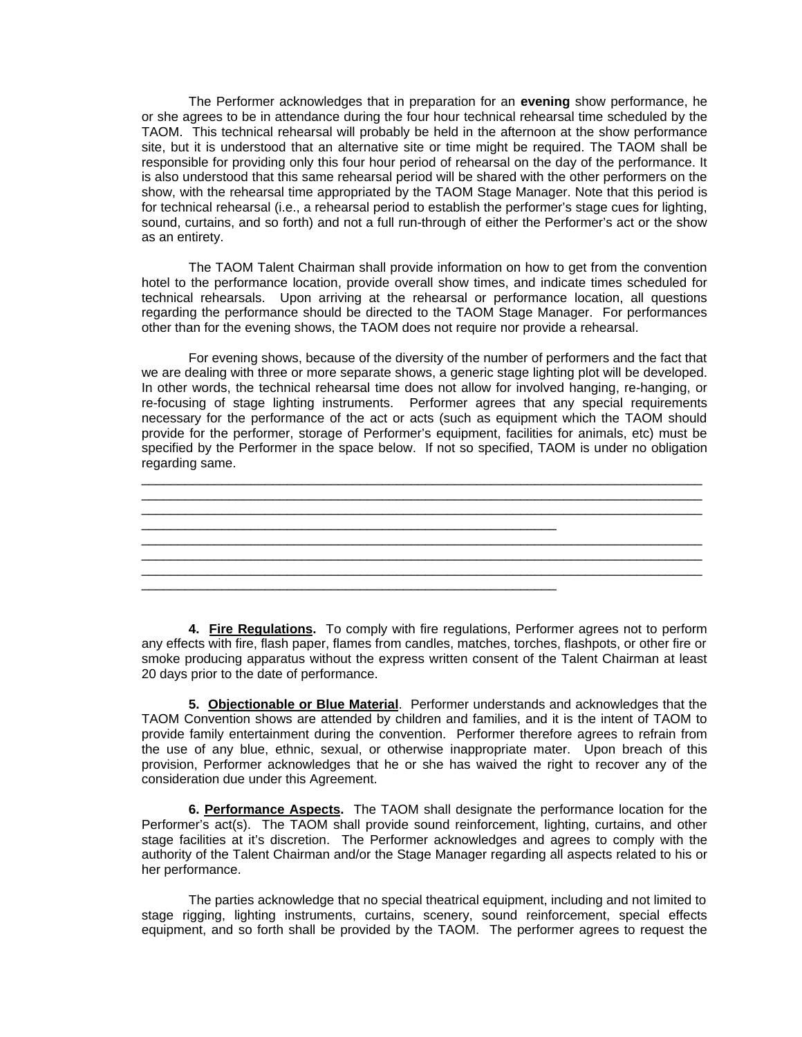The Performer acknowledges that in preparation for an **evening** show performance, he or she agrees to be in attendance during the four hour technical rehearsal time scheduled by the TAOM. This technical rehearsal will probably be held in the afternoon at the show performance site, but it is understood that an alternative site or time might be required. The TAOM shall be responsible for providing only this four hour period of rehearsal on the day of the performance. It is also understood that this same rehearsal period will be shared with the other performers on the show, with the rehearsal time appropriated by the TAOM Stage Manager. Note that this period is for technical rehearsal (i.e., a rehearsal period to establish the performer's stage cues for lighting, sound, curtains, and so forth) and not a full run-through of either the Performer's act or the show as an entirety.

The TAOM Talent Chairman shall provide information on how to get from the convention hotel to the performance location, provide overall show times, and indicate times scheduled for technical rehearsals. Upon arriving at the rehearsal or performance location, all questions regarding the performance should be directed to the TAOM Stage Manager. For performances other than for the evening shows, the TAOM does not require nor provide a rehearsal.

For evening shows, because of the diversity of the number of performers and the fact that we are dealing with three or more separate shows, a generic stage lighting plot will be developed. In other words, the technical rehearsal time does not allow for involved hanging, re-hanging, or re-focusing of stage lighting instruments. Performer agrees that any special requirements necessary for the performance of the act or acts (such as equipment which the TAOM should provide for the performer, storage of Performer's equipment, facilities for animals, etc) must be specified by the Performer in the space below. If not so specified, TAOM is under no obligation regarding same.

______________________________________________________________________________
______________________________________________________________________________
______________________________________________________________________________
_____________________________________________________________
______________________________________________________________________________
______________________________________________________________________________
______________________________________________________________________________
_____________________________________________________________

**4. Fire Regulations.** To comply with fire regulations, Performer agrees not to perform any effects with fire, flash paper, flames from candles, matches, torches, flashpots, or other fire or smoke producing apparatus without the express written consent of the Talent Chairman at least 20 days prior to the date of performance.

**5. Objectionable or Blue Material**. Performer understands and acknowledges that the TAOM Convention shows are attended by children and families, and it is the intent of TAOM to provide family entertainment during the convention. Performer therefore agrees to refrain from the use of any blue, ethnic, sexual, or otherwise inappropriate mater. Upon breach of this provision, Performer acknowledges that he or she has waived the right to recover any of the consideration due under this Agreement.

**6. Performance Aspects.** The TAOM shall designate the performance location for the Performer's act(s). The TAOM shall provide sound reinforcement, lighting, curtains, and other stage facilities at it's discretion. The Performer acknowledges and agrees to comply with the authority of the Talent Chairman and/or the Stage Manager regarding all aspects related to his or her performance.

The parties acknowledge that no special theatrical equipment, including and not limited to stage rigging, lighting instruments, curtains, scenery, sound reinforcement, special effects equipment, and so forth shall be provided by the TAOM. The performer agrees to request the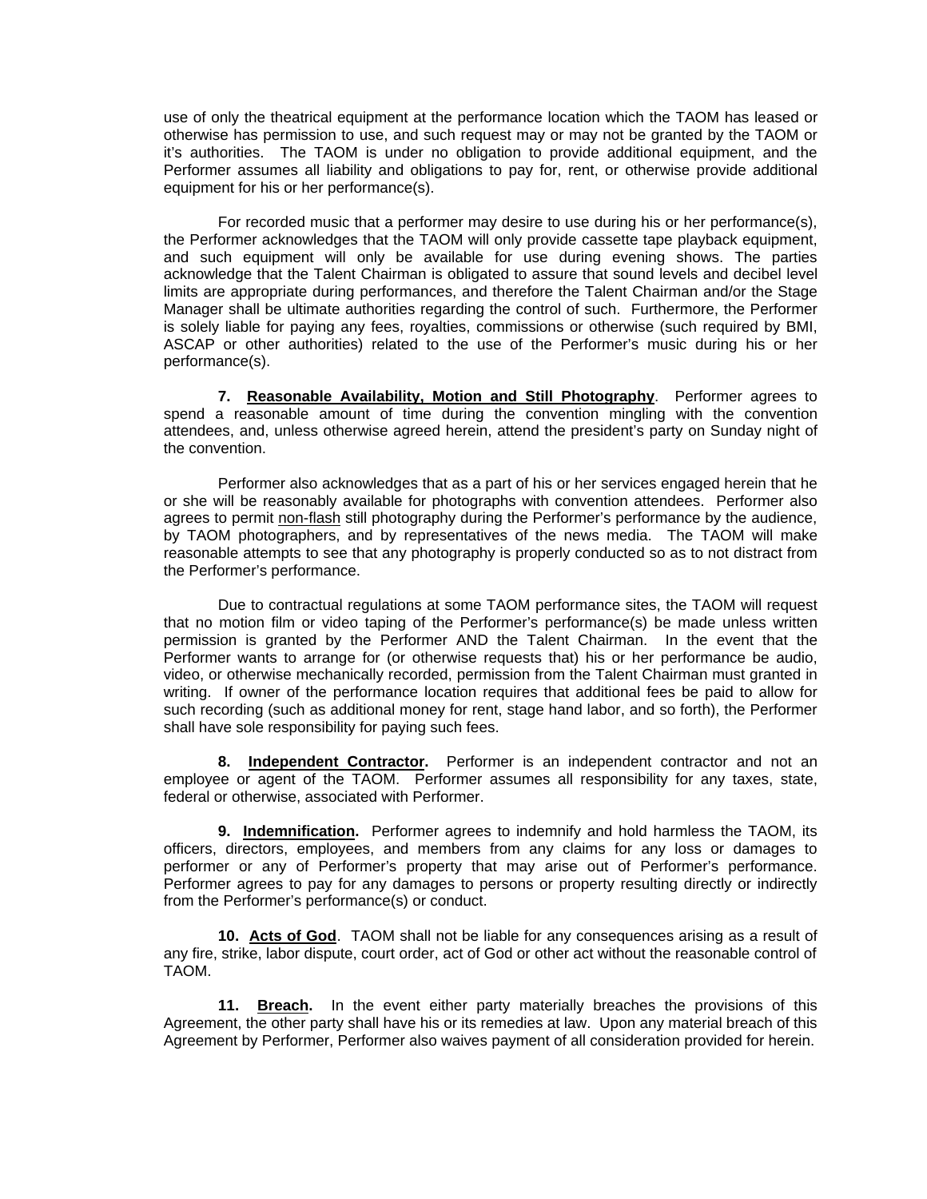use of only the theatrical equipment at the performance location which the TAOM has leased or otherwise has permission to use, and such request may or may not be granted by the TAOM or it's authorities. The TAOM is under no obligation to provide additional equipment, and the Performer assumes all liability and obligations to pay for, rent, or otherwise provide additional equipment for his or her performance(s).

For recorded music that a performer may desire to use during his or her performance(s), the Performer acknowledges that the TAOM will only provide cassette tape playback equipment, and such equipment will only be available for use during evening shows. The parties acknowledge that the Talent Chairman is obligated to assure that sound levels and decibel level limits are appropriate during performances, and therefore the Talent Chairman and/or the Stage Manager shall be ultimate authorities regarding the control of such. Furthermore, the Performer is solely liable for paying any fees, royalties, commissions or otherwise (such required by BMI, ASCAP or other authorities) related to the use of the Performer's music during his or her performance(s).

**7. Reasonable Availability, Motion and Still Photography**. Performer agrees to spend a reasonable amount of time during the convention mingling with the convention attendees, and, unless otherwise agreed herein, attend the president's party on Sunday night of the convention.

Performer also acknowledges that as a part of his or her services engaged herein that he or she will be reasonably available for photographs with convention attendees. Performer also agrees to permit non-flash still photography during the Performer's performance by the audience, by TAOM photographers, and by representatives of the news media. The TAOM will make reasonable attempts to see that any photography is properly conducted so as to not distract from the Performer's performance.

Due to contractual regulations at some TAOM performance sites, the TAOM will request that no motion film or video taping of the Performer's performance(s) be made unless written permission is granted by the Performer AND the Talent Chairman. In the event that the Performer wants to arrange for (or otherwise requests that) his or her performance be audio, video, or otherwise mechanically recorded, permission from the Talent Chairman must granted in writing. If owner of the performance location requires that additional fees be paid to allow for such recording (such as additional money for rent, stage hand labor, and so forth), the Performer shall have sole responsibility for paying such fees.

**8. Independent Contractor.** Performer is an independent contractor and not an employee or agent of the TAOM. Performer assumes all responsibility for any taxes, state, federal or otherwise, associated with Performer.

**9. Indemnification.** Performer agrees to indemnify and hold harmless the TAOM, its officers, directors, employees, and members from any claims for any loss or damages to performer or any of Performer's property that may arise out of Performer's performance. Performer agrees to pay for any damages to persons or property resulting directly or indirectly from the Performer's performance(s) or conduct.

**10. Acts of God**. TAOM shall not be liable for any consequences arising as a result of any fire, strike, labor dispute, court order, act of God or other act without the reasonable control of TAOM.

**11. Breach.** In the event either party materially breaches the provisions of this Agreement, the other party shall have his or its remedies at law. Upon any material breach of this Agreement by Performer, Performer also waives payment of all consideration provided for herein.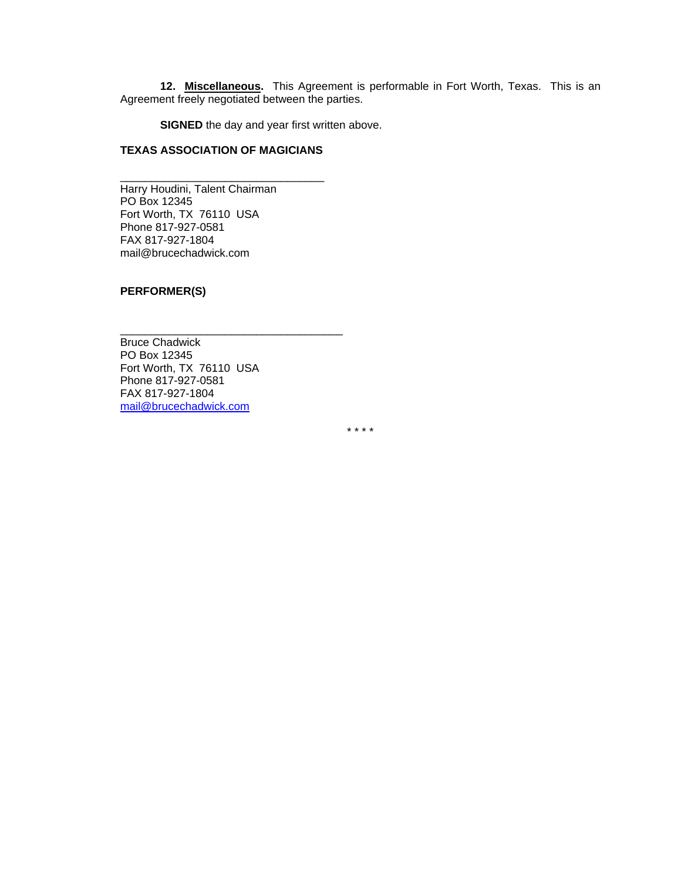**12. <u>Miscellaneous</u>.** This Agreement is performable in Fort Worth, Texas. This is an Agreement freely negotiated between the parties.

**SIGNED** the day and year first written above.

**TEXAS ASSOCIATION OF MAGICIANS**

\_\_\_\_\_\_\_\_\_\_\_\_\_\_\_\_\_\_\_\_\_\_\_\_\_\_\_\_\_\_\_\_\_\_  
Harry Houdini, Talent Chairman  
PO Box 12345  
Fort Worth, TX 76110 USA  
Phone 817-927-0581  
FAX 817-927-1804  
mail@brucechadwick.com

**PERFORMER(S)**

\_\_\_\_\_\_\_\_\_\_\_\_\_\_\_\_\_\_\_\_\_\_\_\_\_\_\_\_\_\_\_\_\_\_\_\_\_  
Bruce Chadwick  
PO Box 12345  
Fort Worth, TX 76110 USA  
Phone 817-927-0581  
FAX 817-927-1804  
mail@brucechadwick.com

\* \* \* \*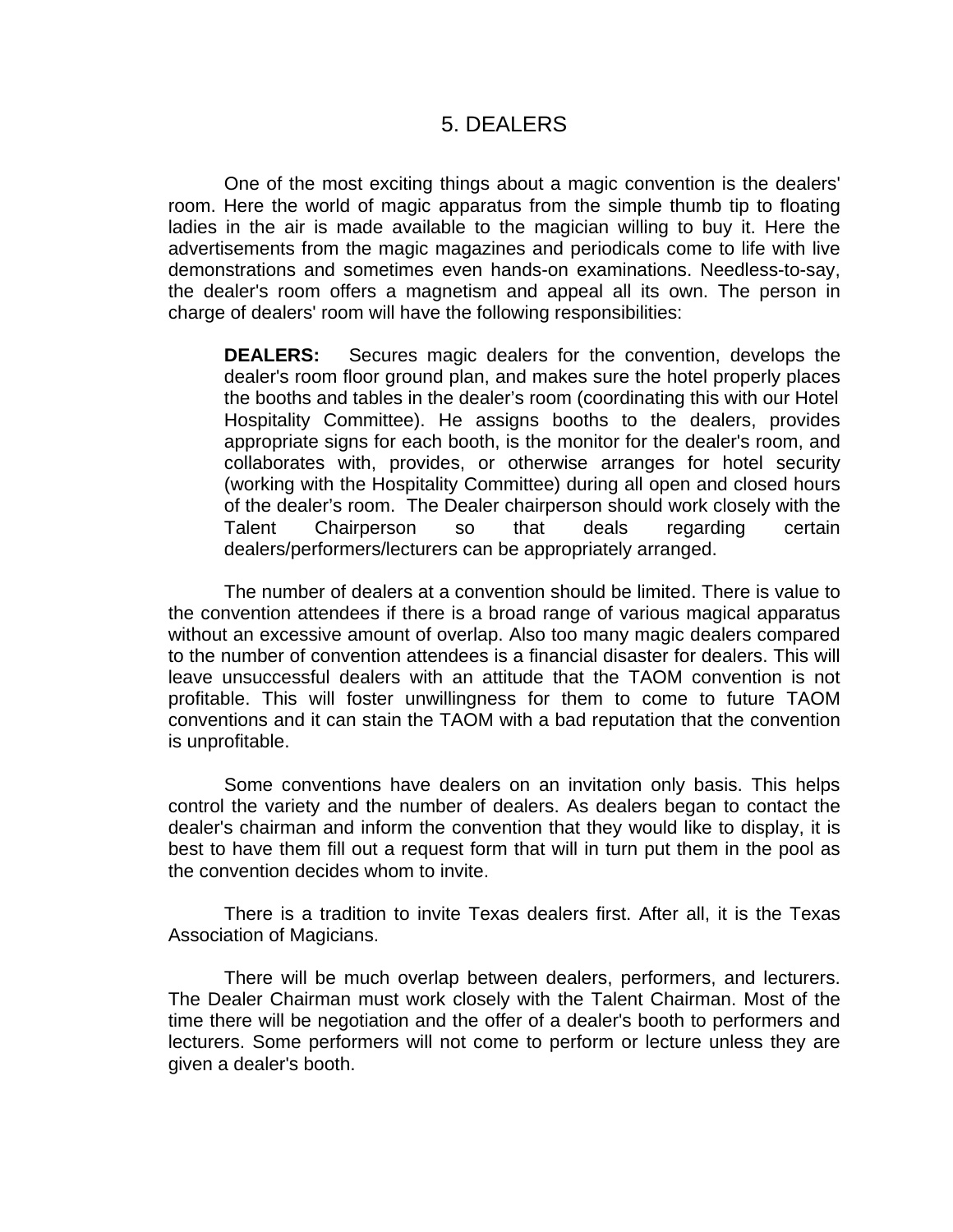# 5. DEALERS

One of the most exciting things about a magic convention is the dealers' room. Here the world of magic apparatus from the simple thumb tip to floating ladies in the air is made available to the magician willing to buy it. Here the advertisements from the magic magazines and periodicals come to life with live demonstrations and sometimes even hands-on examinations. Needless-to-say, the dealer's room offers a magnetism and appeal all its own. The person in charge of dealers' room will have the following responsibilities:

> **DEALERS:** Secures magic dealers for the convention, develops the dealer's room floor ground plan, and makes sure the hotel properly places the booths and tables in the dealer's room (coordinating this with our Hotel Hospitality Committee). He assigns booths to the dealers, provides appropriate signs for each booth, is the monitor for the dealer's room, and collaborates with, provides, or otherwise arranges for hotel security (working with the Hospitality Committee) during all open and closed hours of the dealer's room. The Dealer chairperson should work closely with the Talent Chairperson so that deals regarding certain dealers/performers/lecturers can be appropriately arranged.

The number of dealers at a convention should be limited. There is value to the convention attendees if there is a broad range of various magical apparatus without an excessive amount of overlap. Also too many magic dealers compared to the number of convention attendees is a financial disaster for dealers. This will leave unsuccessful dealers with an attitude that the TAOM convention is not profitable. This will foster unwillingness for them to come to future TAOM conventions and it can stain the TAOM with a bad reputation that the convention is unprofitable.

Some conventions have dealers on an invitation only basis. This helps control the variety and the number of dealers. As dealers began to contact the dealer's chairman and inform the convention that they would like to display, it is best to have them fill out a request form that will in turn put them in the pool as the convention decides whom to invite.

There is a tradition to invite Texas dealers first. After all, it is the Texas Association of Magicians.

There will be much overlap between dealers, performers, and lecturers. The Dealer Chairman must work closely with the Talent Chairman. Most of the time there will be negotiation and the offer of a dealer's booth to performers and lecturers. Some performers will not come to perform or lecture unless they are given a dealer's booth.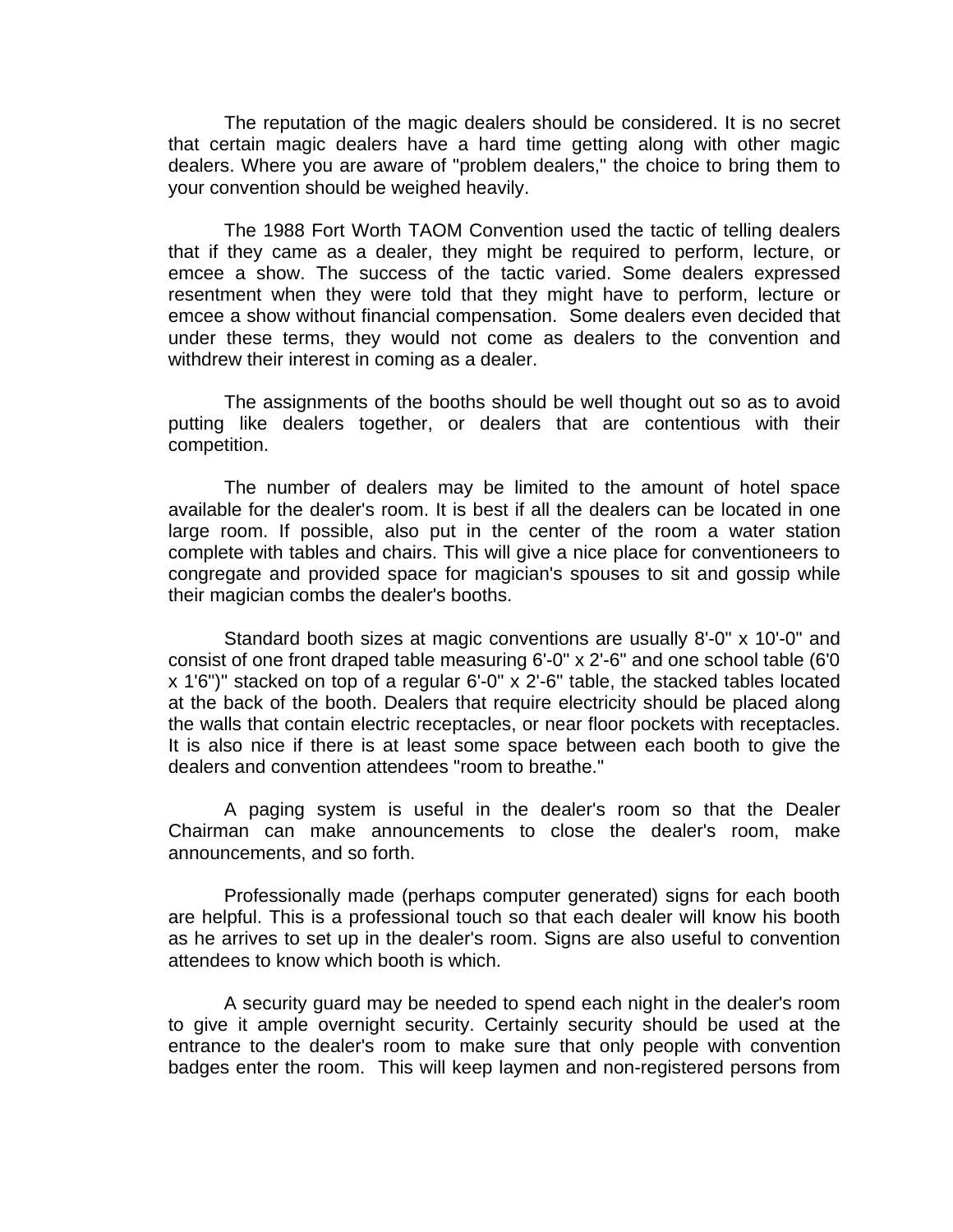The reputation of the magic dealers should be considered. It is no secret that certain magic dealers have a hard time getting along with other magic dealers. Where you are aware of "problem dealers," the choice to bring them to your convention should be weighed heavily.

The 1988 Fort Worth TAOM Convention used the tactic of telling dealers that if they came as a dealer, they might be required to perform, lecture, or emcee a show. The success of the tactic varied. Some dealers expressed resentment when they were told that they might have to perform, lecture or emcee a show without financial compensation. Some dealers even decided that under these terms, they would not come as dealers to the convention and withdrew their interest in coming as a dealer.

The assignments of the booths should be well thought out so as to avoid putting like dealers together, or dealers that are contentious with their competition.

The number of dealers may be limited to the amount of hotel space available for the dealer's room. It is best if all the dealers can be located in one large room. If possible, also put in the center of the room a water station complete with tables and chairs. This will give a nice place for conventioneers to congregate and provided space for magician's spouses to sit and gossip while their magician combs the dealer's booths.

Standard booth sizes at magic conventions are usually 8'-0" x 10'-0" and consist of one front draped table measuring 6'-0" x 2'-6" and one school table (6'0 x 1'6")" stacked on top of a regular 6'-0" x 2'-6" table, the stacked tables located at the back of the booth. Dealers that require electricity should be placed along the walls that contain electric receptacles, or near floor pockets with receptacles. It is also nice if there is at least some space between each booth to give the dealers and convention attendees "room to breathe."

A paging system is useful in the dealer's room so that the Dealer Chairman can make announcements to close the dealer's room, make announcements, and so forth.

Professionally made (perhaps computer generated) signs for each booth are helpful. This is a professional touch so that each dealer will know his booth as he arrives to set up in the dealer's room. Signs are also useful to convention attendees to know which booth is which.

A security guard may be needed to spend each night in the dealer's room to give it ample overnight security. Certainly security should be used at the entrance to the dealer's room to make sure that only people with convention badges enter the room. This will keep laymen and non-registered persons from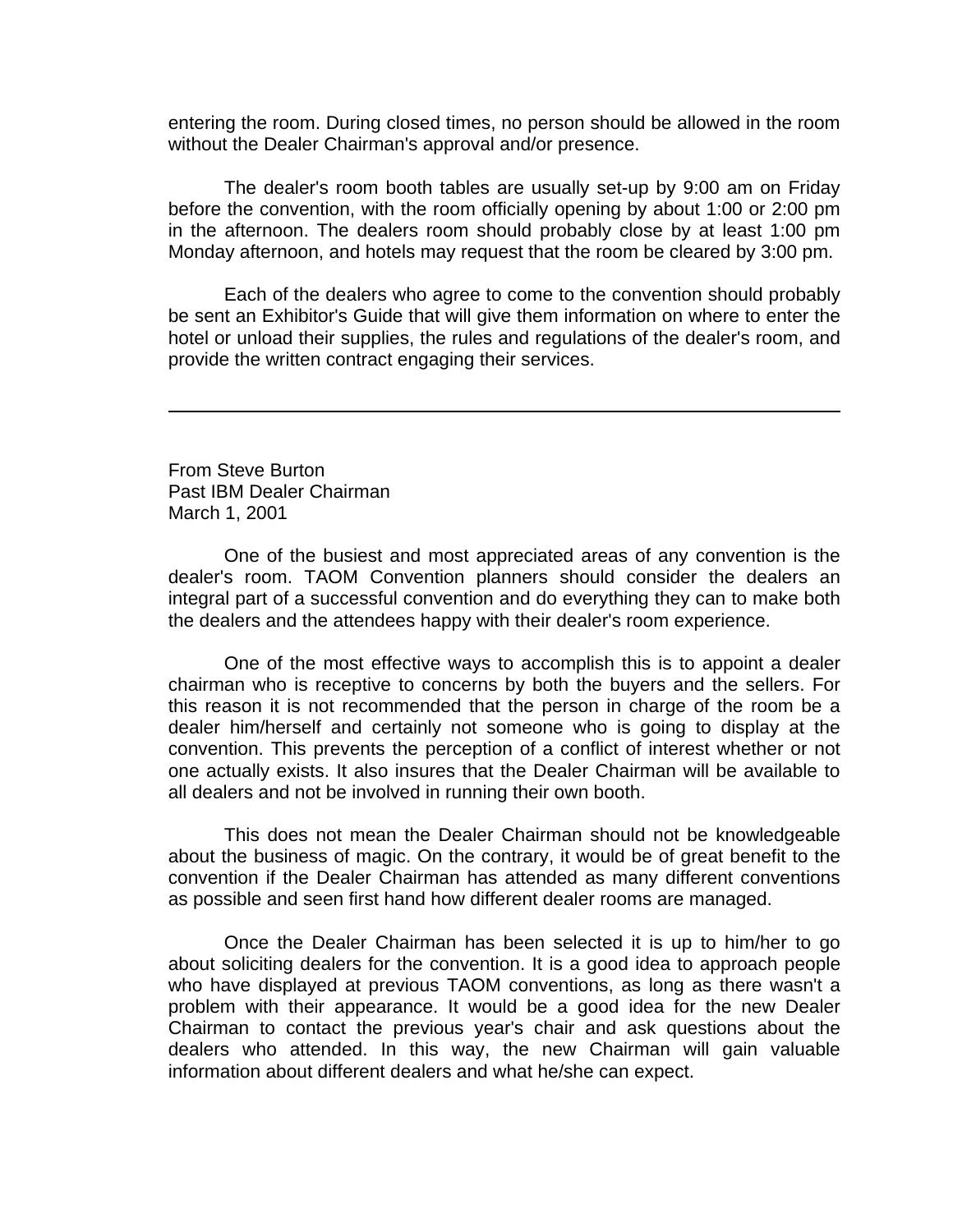entering the room. During closed times, no person should be allowed in the room without the Dealer Chairman's approval and/or presence.

The dealer's room booth tables are usually set-up by 9:00 am on Friday before the convention, with the room officially opening by about 1:00 or 2:00 pm in the afternoon. The dealers room should probably close by at least 1:00 pm Monday afternoon, and hotels may request that the room be cleared by 3:00 pm.

Each of the dealers who agree to come to the convention should probably be sent an Exhibitor's Guide that will give them information on where to enter the hotel or unload their supplies, the rules and regulations of the dealer's room, and provide the written contract engaging their services.

---

From Steve Burton
Past IBM Dealer Chairman
March 1, 2001

One of the busiest and most appreciated areas of any convention is the dealer's room. TAOM Convention planners should consider the dealers an integral part of a successful convention and do everything they can to make both the dealers and the attendees happy with their dealer's room experience.

One of the most effective ways to accomplish this is to appoint a dealer chairman who is receptive to concerns by both the buyers and the sellers. For this reason it is not recommended that the person in charge of the room be a dealer him/herself and certainly not someone who is going to display at the convention. This prevents the perception of a conflict of interest whether or not one actually exists. It also insures that the Dealer Chairman will be available to all dealers and not be involved in running their own booth.

This does not mean the Dealer Chairman should not be knowledgeable about the business of magic. On the contrary, it would be of great benefit to the convention if the Dealer Chairman has attended as many different conventions as possible and seen first hand how different dealer rooms are managed.

Once the Dealer Chairman has been selected it is up to him/her to go about soliciting dealers for the convention. It is a good idea to approach people who have displayed at previous TAOM conventions, as long as there wasn't a problem with their appearance. It would be a good idea for the new Dealer Chairman to contact the previous year's chair and ask questions about the dealers who attended. In this way, the new Chairman will gain valuable information about different dealers and what he/she can expect.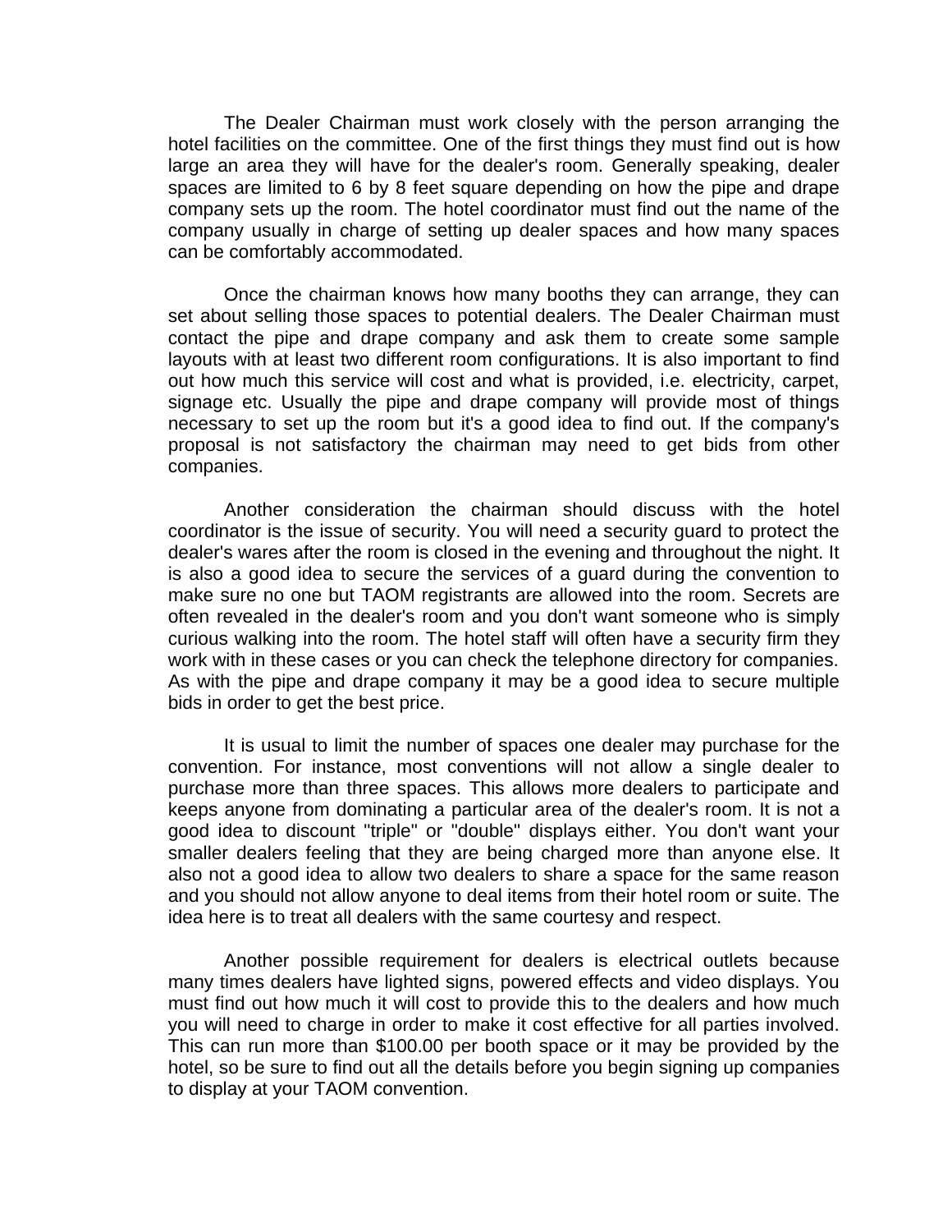The Dealer Chairman must work closely with the person arranging the hotel facilities on the committee. One of the first things they must find out is how large an area they will have for the dealer's room. Generally speaking, dealer spaces are limited to 6 by 8 feet square depending on how the pipe and drape company sets up the room. The hotel coordinator must find out the name of the company usually in charge of setting up dealer spaces and how many spaces can be comfortably accommodated.

Once the chairman knows how many booths they can arrange, they can set about selling those spaces to potential dealers. The Dealer Chairman must contact the pipe and drape company and ask them to create some sample layouts with at least two different room configurations. It is also important to find out how much this service will cost and what is provided, i.e. electricity, carpet, signage etc. Usually the pipe and drape company will provide most of things necessary to set up the room but it's a good idea to find out. If the company's proposal is not satisfactory the chairman may need to get bids from other companies.

Another consideration the chairman should discuss with the hotel coordinator is the issue of security. You will need a security guard to protect the dealer's wares after the room is closed in the evening and throughout the night. It is also a good idea to secure the services of a guard during the convention to make sure no one but TAOM registrants are allowed into the room. Secrets are often revealed in the dealer's room and you don't want someone who is simply curious walking into the room. The hotel staff will often have a security firm they work with in these cases or you can check the telephone directory for companies. As with the pipe and drape company it may be a good idea to secure multiple bids in order to get the best price.

It is usual to limit the number of spaces one dealer may purchase for the convention. For instance, most conventions will not allow a single dealer to purchase more than three spaces. This allows more dealers to participate and keeps anyone from dominating a particular area of the dealer's room. It is not a good idea to discount "triple" or "double" displays either. You don't want your smaller dealers feeling that they are being charged more than anyone else. It also not a good idea to allow two dealers to share a space for the same reason and you should not allow anyone to deal items from their hotel room or suite. The idea here is to treat all dealers with the same courtesy and respect.

Another possible requirement for dealers is electrical outlets because many times dealers have lighted signs, powered effects and video displays. You must find out how much it will cost to provide this to the dealers and how much you will need to charge in order to make it cost effective for all parties involved. This can run more than $100.00 per booth space or it may be provided by the hotel, so be sure to find out all the details before you begin signing up companies to display at your TAOM convention.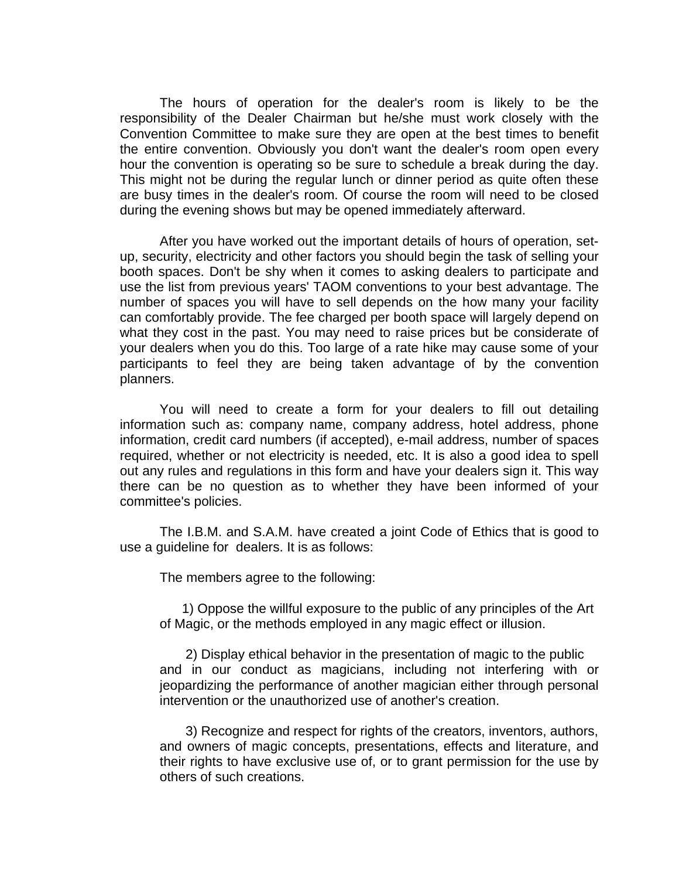The hours of operation for the dealer's room is likely to be the responsibility of the Dealer Chairman but he/she must work closely with the Convention Committee to make sure they are open at the best times to benefit the entire convention. Obviously you don't want the dealer's room open every hour the convention is operating so be sure to schedule a break during the day. This might not be during the regular lunch or dinner period as quite often these are busy times in the dealer's room. Of course the room will need to be closed during the evening shows but may be opened immediately afterward.

After you have worked out the important details of hours of operation, set-up, security, electricity and other factors you should begin the task of selling your booth spaces. Don't be shy when it comes to asking dealers to participate and use the list from previous years' TAOM conventions to your best advantage. The number of spaces you will have to sell depends on the how many your facility can comfortably provide. The fee charged per booth space will largely depend on what they cost in the past. You may need to raise prices but be considerate of your dealers when you do this. Too large of a rate hike may cause some of your participants to feel they are being taken advantage of by the convention planners.

You will need to create a form for your dealers to fill out detailing information such as: company name, company address, hotel address, phone information, credit card numbers (if accepted), e-mail address, number of spaces required, whether or not electricity is needed, etc. It is also a good idea to spell out any rules and regulations in this form and have your dealers sign it. This way there can be no question as to whether they have been informed of your committee's policies.

The I.B.M. and S.A.M. have created a joint Code of Ethics that is good to use a guideline for dealers. It is as follows:

The members agree to the following:

1) Oppose the willful exposure to the public of any principles of the Art of Magic, or the methods employed in any magic effect or illusion.

2) Display ethical behavior in the presentation of magic to the public and in our conduct as magicians, including not interfering with or jeopardizing the performance of another magician either through personal intervention or the unauthorized use of another's creation.

3) Recognize and respect for rights of the creators, inventors, authors, and owners of magic concepts, presentations, effects and literature, and their rights to have exclusive use of, or to grant permission for the use by others of such creations.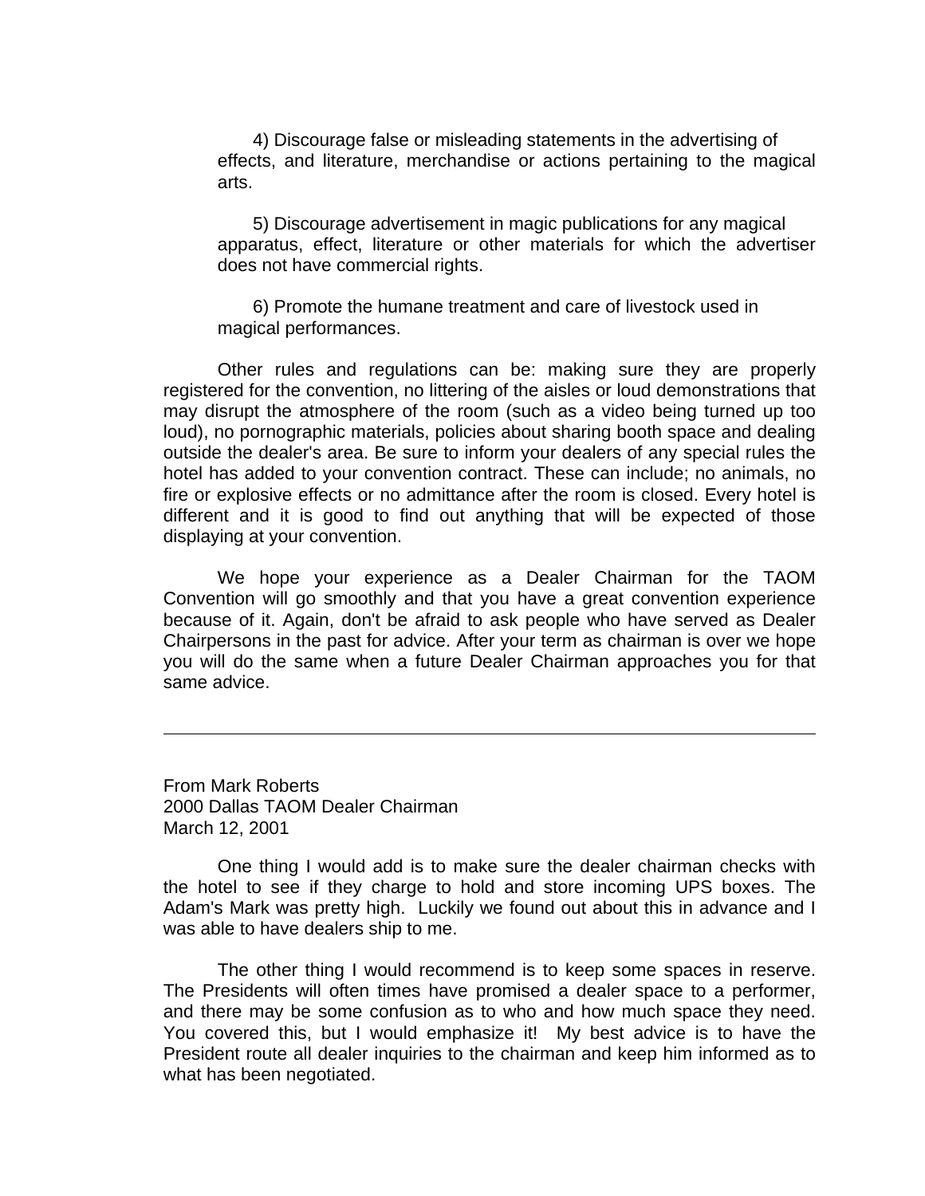4) Discourage false or misleading statements in the advertising of effects, and literature, merchandise or actions pertaining to the magical arts.

5) Discourage advertisement in magic publications for any magical apparatus, effect, literature or other materials for which the advertiser does not have commercial rights.

6) Promote the humane treatment and care of livestock used in magical performances.

Other rules and regulations can be: making sure they are properly registered for the convention, no littering of the aisles or loud demonstrations that may disrupt the atmosphere of the room (such as a video being turned up too loud), no pornographic materials, policies about sharing booth space and dealing outside the dealer's area. Be sure to inform your dealers of any special rules the hotel has added to your convention contract. These can include; no animals, no fire or explosive effects or no admittance after the room is closed. Every hotel is different and it is good to find out anything that will be expected of those displaying at your convention.

We hope your experience as a Dealer Chairman for the TAOM Convention will go smoothly and that you have a great convention experience because of it. Again, don't be afraid to ask people who have served as Dealer Chairpersons in the past for advice. After your term as chairman is over we hope you will do the same when a future Dealer Chairman approaches you for that same advice.

---

From Mark Roberts
2000 Dallas TAOM Dealer Chairman
March 12, 2001

One thing I would add is to make sure the dealer chairman checks with the hotel to see if they charge to hold and store incoming UPS boxes. The Adam's Mark was pretty high. Luckily we found out about this in advance and I was able to have dealers ship to me.

The other thing I would recommend is to keep some spaces in reserve. The Presidents will often times have promised a dealer space to a performer, and there may be some confusion as to who and how much space they need. You covered this, but I would emphasize it! My best advice is to have the President route all dealer inquiries to the chairman and keep him informed as to what has been negotiated.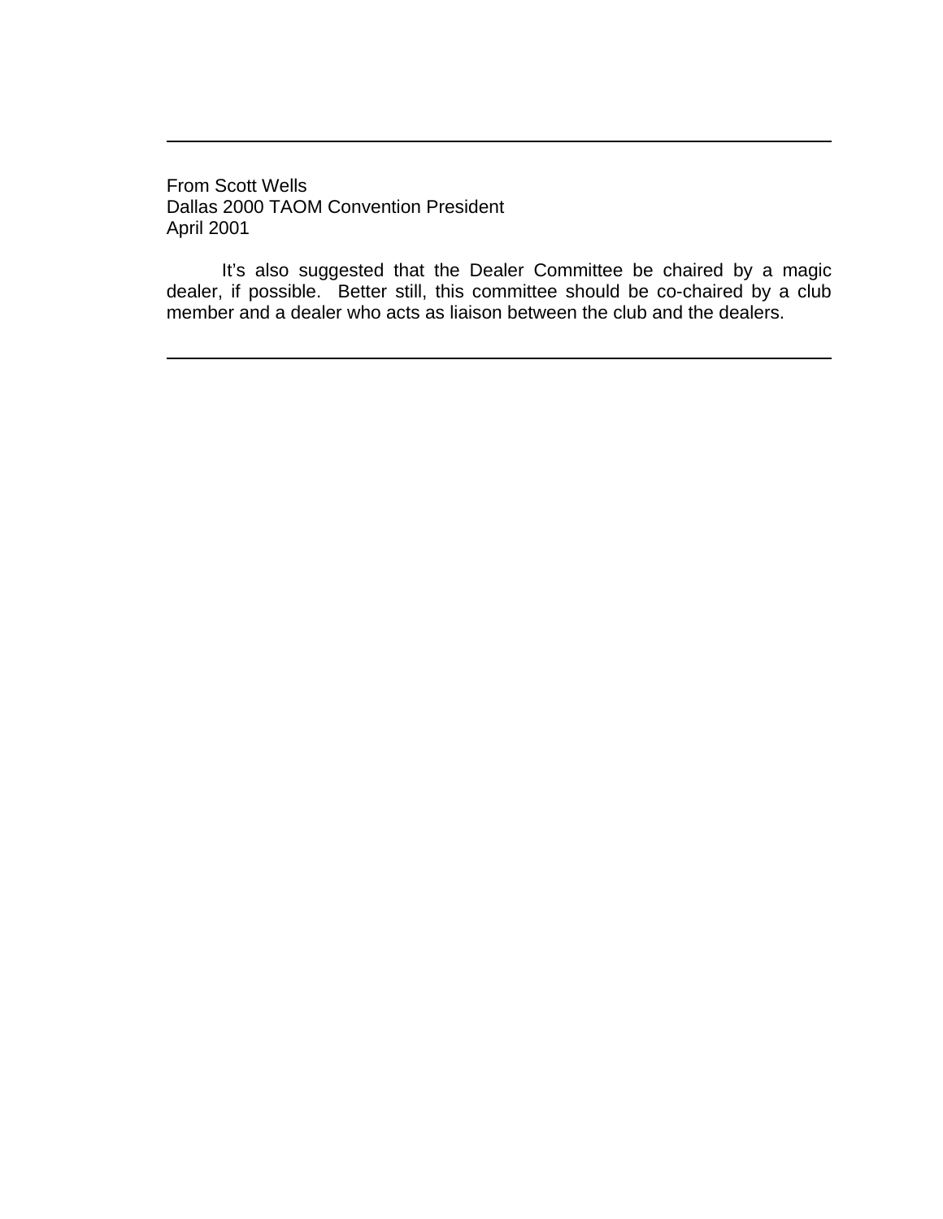---

From Scott Wells
Dallas 2000 TAOM Convention President
April 2001

It's also suggested that the Dealer Committee be chaired by a magic dealer, if possible. Better still, this committee should be co-chaired by a club member and a dealer who acts as liaison between the club and the dealers.

---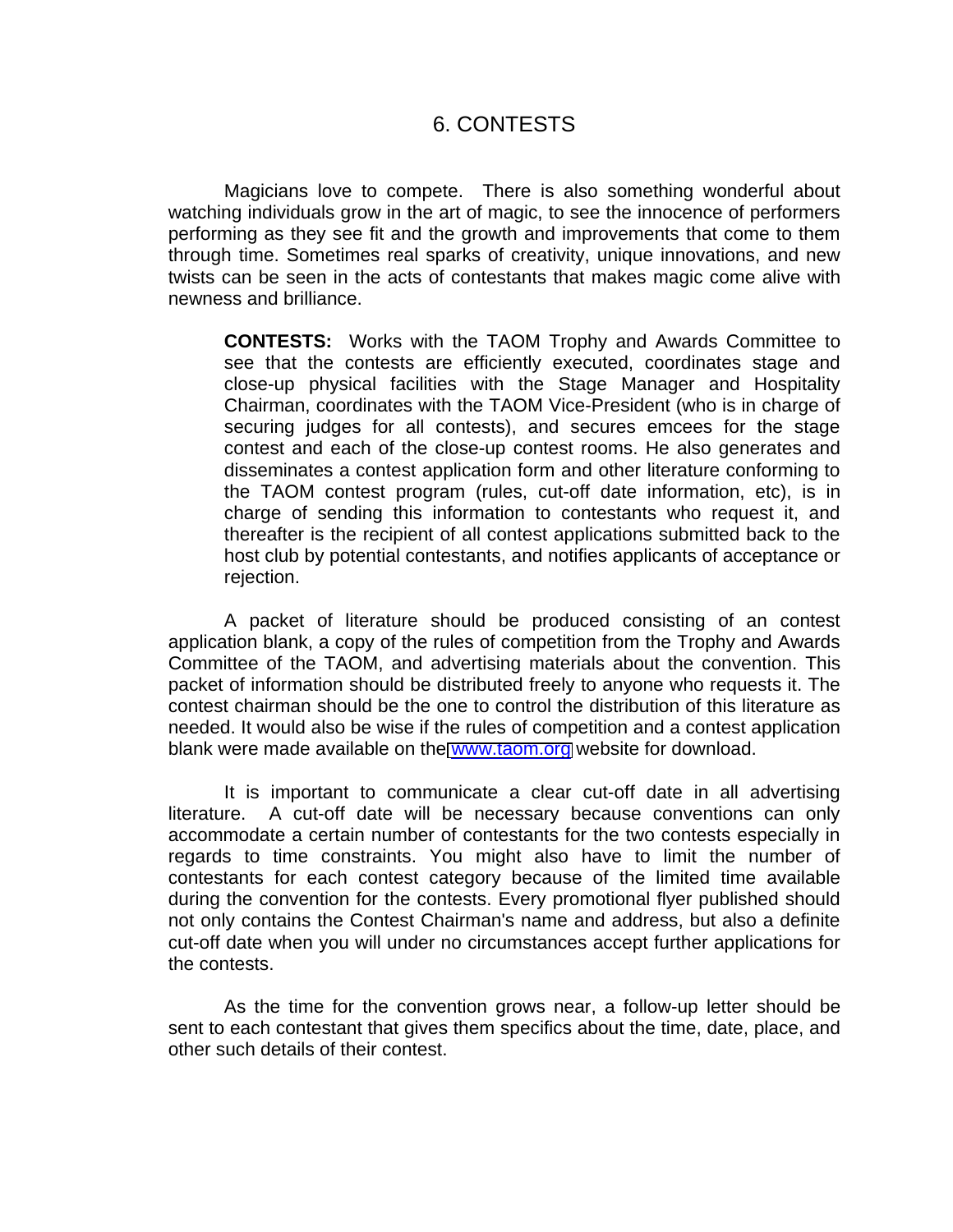# 6. CONTESTS

Magicians love to compete. There is also something wonderful about watching individuals grow in the art of magic, to see the innocence of performers performing as they see fit and the growth and improvements that come to them through time. Sometimes real sparks of creativity, unique innovations, and new twists can be seen in the acts of contestants that makes magic come alive with newness and brilliance.

> **CONTESTS:** Works with the TAOM Trophy and Awards Committee to see that the contests are efficiently executed, coordinates stage and close-up physical facilities with the Stage Manager and Hospitality Chairman, coordinates with the TAOM Vice-President (who is in charge of securing judges for all contests), and secures emcees for the stage contest and each of the close-up contest rooms. He also generates and disseminates a contest application form and other literature conforming to the TAOM contest program (rules, cut-off date information, etc), is in charge of sending this information to contestants who request it, and thereafter is the recipient of all contest applications submitted back to the host club by potential contestants, and notifies applicants of acceptance or rejection.

A packet of literature should be produced consisting of an contest application blank, a copy of the rules of competition from the Trophy and Awards Committee of the TAOM, and advertising materials about the convention. This packet of information should be distributed freely to anyone who requests it. The contest chairman should be the one to control the distribution of this literature as needed. It would also be wise if the rules of competition and a contest application blank were made available on the www.taom.org website for download.

It is important to communicate a clear cut-off date in all advertising literature. A cut-off date will be necessary because conventions can only accommodate a certain number of contestants for the two contests especially in regards to time constraints. You might also have to limit the number of contestants for each contest category because of the limited time available during the convention for the contests. Every promotional flyer published should not only contains the Contest Chairman's name and address, but also a definite cut-off date when you will under no circumstances accept further applications for the contests.

As the time for the convention grows near, a follow-up letter should be sent to each contestant that gives them specifics about the time, date, place, and other such details of their contest.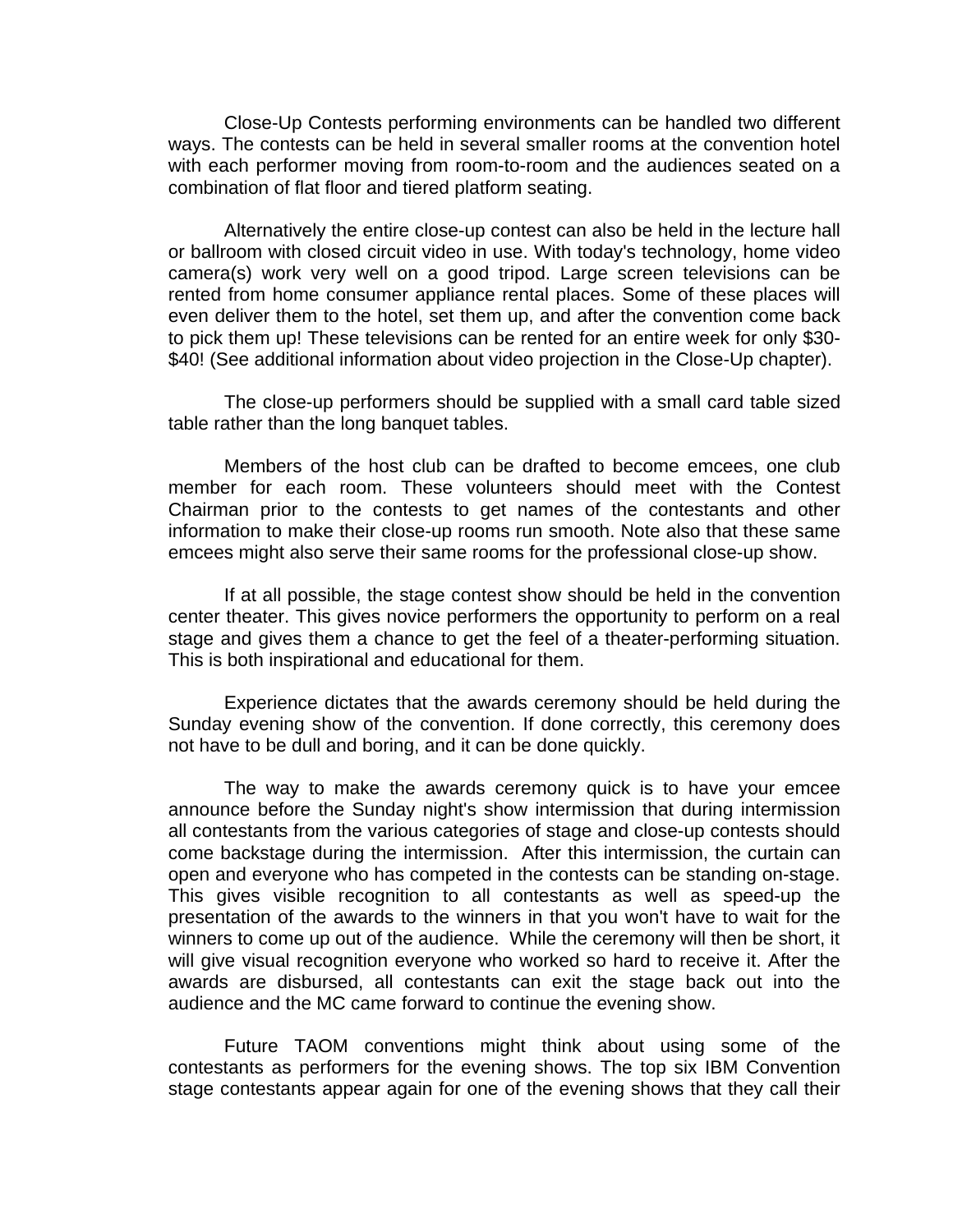Close-Up Contests performing environments can be handled two different ways. The contests can be held in several smaller rooms at the convention hotel with each performer moving from room-to-room and the audiences seated on a combination of flat floor and tiered platform seating.

Alternatively the entire close-up contest can also be held in the lecture hall or ballroom with closed circuit video in use. With today's technology, home video camera(s) work very well on a good tripod. Large screen televisions can be rented from home consumer appliance rental places. Some of these places will even deliver them to the hotel, set them up, and after the convention come back to pick them up! These televisions can be rented for an entire week for only $30-$40! (See additional information about video projection in the Close-Up chapter).

The close-up performers should be supplied with a small card table sized table rather than the long banquet tables.

Members of the host club can be drafted to become emcees, one club member for each room. These volunteers should meet with the Contest Chairman prior to the contests to get names of the contestants and other information to make their close-up rooms run smooth. Note also that these same emcees might also serve their same rooms for the professional close-up show.

If at all possible, the stage contest show should be held in the convention center theater. This gives novice performers the opportunity to perform on a real stage and gives them a chance to get the feel of a theater-performing situation. This is both inspirational and educational for them.

Experience dictates that the awards ceremony should be held during the Sunday evening show of the convention. If done correctly, this ceremony does not have to be dull and boring, and it can be done quickly.

The way to make the awards ceremony quick is to have your emcee announce before the Sunday night's show intermission that during intermission all contestants from the various categories of stage and close-up contests should come backstage during the intermission. After this intermission, the curtain can open and everyone who has competed in the contests can be standing on-stage. This gives visible recognition to all contestants as well as speed-up the presentation of the awards to the winners in that you won't have to wait for the winners to come up out of the audience. While the ceremony will then be short, it will give visual recognition everyone who worked so hard to receive it. After the awards are disbursed, all contestants can exit the stage back out into the audience and the MC came forward to continue the evening show.

Future TAOM conventions might think about using some of the contestants as performers for the evening shows. The top six IBM Convention stage contestants appear again for one of the evening shows that they call their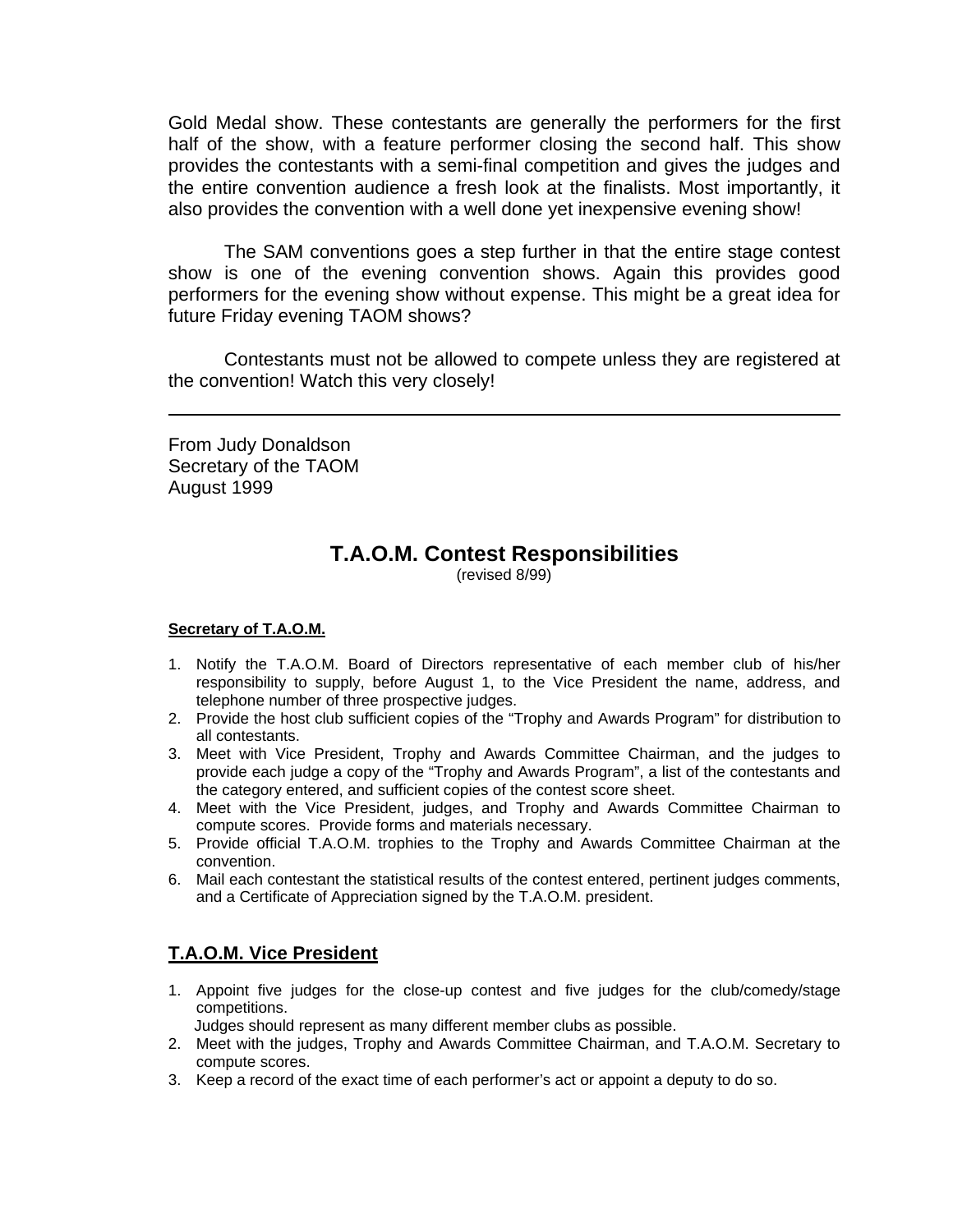Gold Medal show. These contestants are generally the performers for the first half of the show, with a feature performer closing the second half. This show provides the contestants with a semi-final competition and gives the judges and the entire convention audience a fresh look at the finalists. Most importantly, it also provides the convention with a well done yet inexpensive evening show!

The SAM conventions goes a step further in that the entire stage contest show is one of the evening convention shows. Again this provides good performers for the evening show without expense. This might be a great idea for future Friday evening TAOM shows?

Contestants must not be allowed to compete unless they are registered at the convention! Watch this very closely!

---

From Judy Donaldson
Secretary of the TAOM
August 1999

## T.A.O.M. Contest Responsibilities

(revised 8/99)

**Secretary of T.A.O.M.**

1. Notify the T.A.O.M. Board of Directors representative of each member club of his/her responsibility to supply, before August 1, to the Vice President the name, address, and telephone number of three prospective judges.
2. Provide the host club sufficient copies of the "Trophy and Awards Program" for distribution to all contestants.
3. Meet with Vice President, Trophy and Awards Committee Chairman, and the judges to provide each judge a copy of the "Trophy and Awards Program", a list of the contestants and the category entered, and sufficient copies of the contest score sheet.
4. Meet with the Vice President, judges, and Trophy and Awards Committee Chairman to compute scores. Provide forms and materials necessary.
5. Provide official T.A.O.M. trophies to the Trophy and Awards Committee Chairman at the convention.
6. Mail each contestant the statistical results of the contest entered, pertinent judges comments, and a Certificate of Appreciation signed by the T.A.O.M. president.

### T.A.O.M. Vice President

1. Appoint five judges for the close-up contest and five judges for the club/comedy/stage competitions.
   Judges should represent as many different member clubs as possible.
2. Meet with the judges, Trophy and Awards Committee Chairman, and T.A.O.M. Secretary to compute scores.
3. Keep a record of the exact time of each performer's act or appoint a deputy to do so.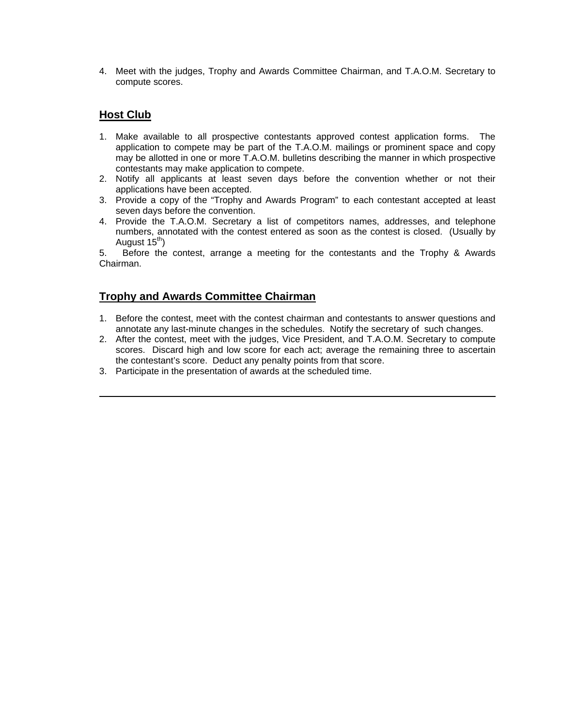4. Meet with the judges, Trophy and Awards Committee Chairman, and T.A.O.M. Secretary to compute scores.

## Host Club

1. Make available to all prospective contestants approved contest application forms. The application to compete may be part of the T.A.O.M. mailings or prominent space and copy may be allotted in one or more T.A.O.M. bulletins describing the manner in which prospective contestants may make application to compete.
2. Notify all applicants at least seven days before the convention whether or not their applications have been accepted.
3. Provide a copy of the “Trophy and Awards Program” to each contestant accepted at least seven days before the convention.
4. Provide the T.A.O.M. Secretary a list of competitors names, addresses, and telephone numbers, annotated with the contest entered as soon as the contest is closed. (Usually by August 15th)
5. Before the contest, arrange a meeting for the contestants and the Trophy & Awards Chairman.

## Trophy and Awards Committee Chairman

1. Before the contest, meet with the contest chairman and contestants to answer questions and annotate any last-minute changes in the schedules. Notify the secretary of such changes.
2. After the contest, meet with the judges, Vice President, and T.A.O.M. Secretary to compute scores. Discard high and low score for each act; average the remaining three to ascertain the contestant’s score. Deduct any penalty points from that score.
3. Participate in the presentation of awards at the scheduled time.

---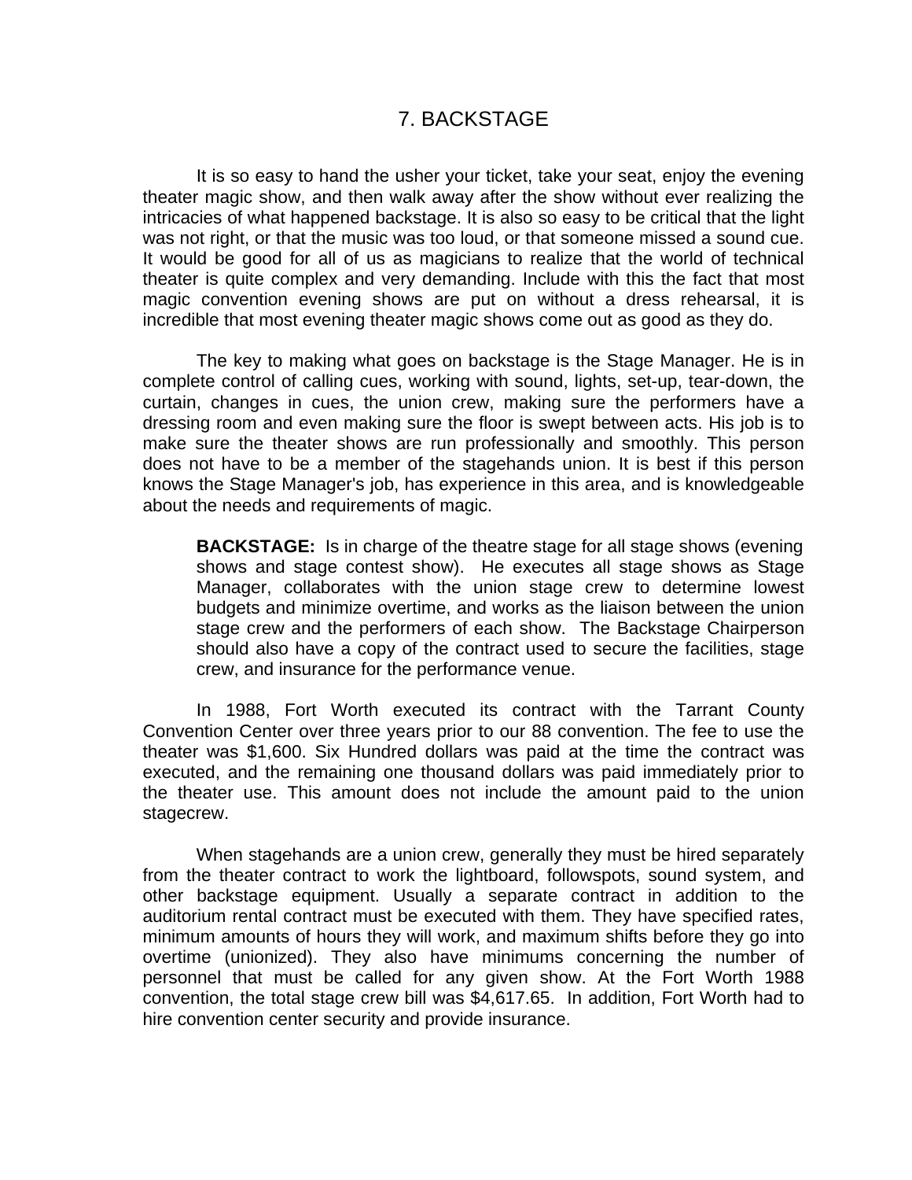# 7. BACKSTAGE

It is so easy to hand the usher your ticket, take your seat, enjoy the evening theater magic show, and then walk away after the show without ever realizing the intricacies of what happened backstage. It is also so easy to be critical that the light was not right, or that the music was too loud, or that someone missed a sound cue. It would be good for all of us as magicians to realize that the world of technical theater is quite complex and very demanding. Include with this the fact that most magic convention evening shows are put on without a dress rehearsal, it is incredible that most evening theater magic shows come out as good as they do.

The key to making what goes on backstage is the Stage Manager. He is in complete control of calling cues, working with sound, lights, set-up, tear-down, the curtain, changes in cues, the union crew, making sure the performers have a dressing room and even making sure the floor is swept between acts. His job is to make sure the theater shows are run professionally and smoothly. This person does not have to be a member of the stagehands union. It is best if this person knows the Stage Manager's job, has experience in this area, and is knowledgeable about the needs and requirements of magic.

> **BACKSTAGE:** Is in charge of the theatre stage for all stage shows (evening shows and stage contest show). He executes all stage shows as Stage Manager, collaborates with the union stage crew to determine lowest budgets and minimize overtime, and works as the liaison between the union stage crew and the performers of each show. The Backstage Chairperson should also have a copy of the contract used to secure the facilities, stage crew, and insurance for the performance venue.

In 1988, Fort Worth executed its contract with the Tarrant County Convention Center over three years prior to our 88 convention. The fee to use the theater was $1,600. Six Hundred dollars was paid at the time the contract was executed, and the remaining one thousand dollars was paid immediately prior to the theater use. This amount does not include the amount paid to the union stagecrew.

When stagehands are a union crew, generally they must be hired separately from the theater contract to work the lightboard, followspots, sound system, and other backstage equipment. Usually a separate contract in addition to the auditorium rental contract must be executed with them. They have specified rates, minimum amounts of hours they will work, and maximum shifts before they go into overtime (unionized). They also have minimums concerning the number of personnel that must be called for any given show. At the Fort Worth 1988 convention, the total stage crew bill was $4,617.65. In addition, Fort Worth had to hire convention center security and provide insurance.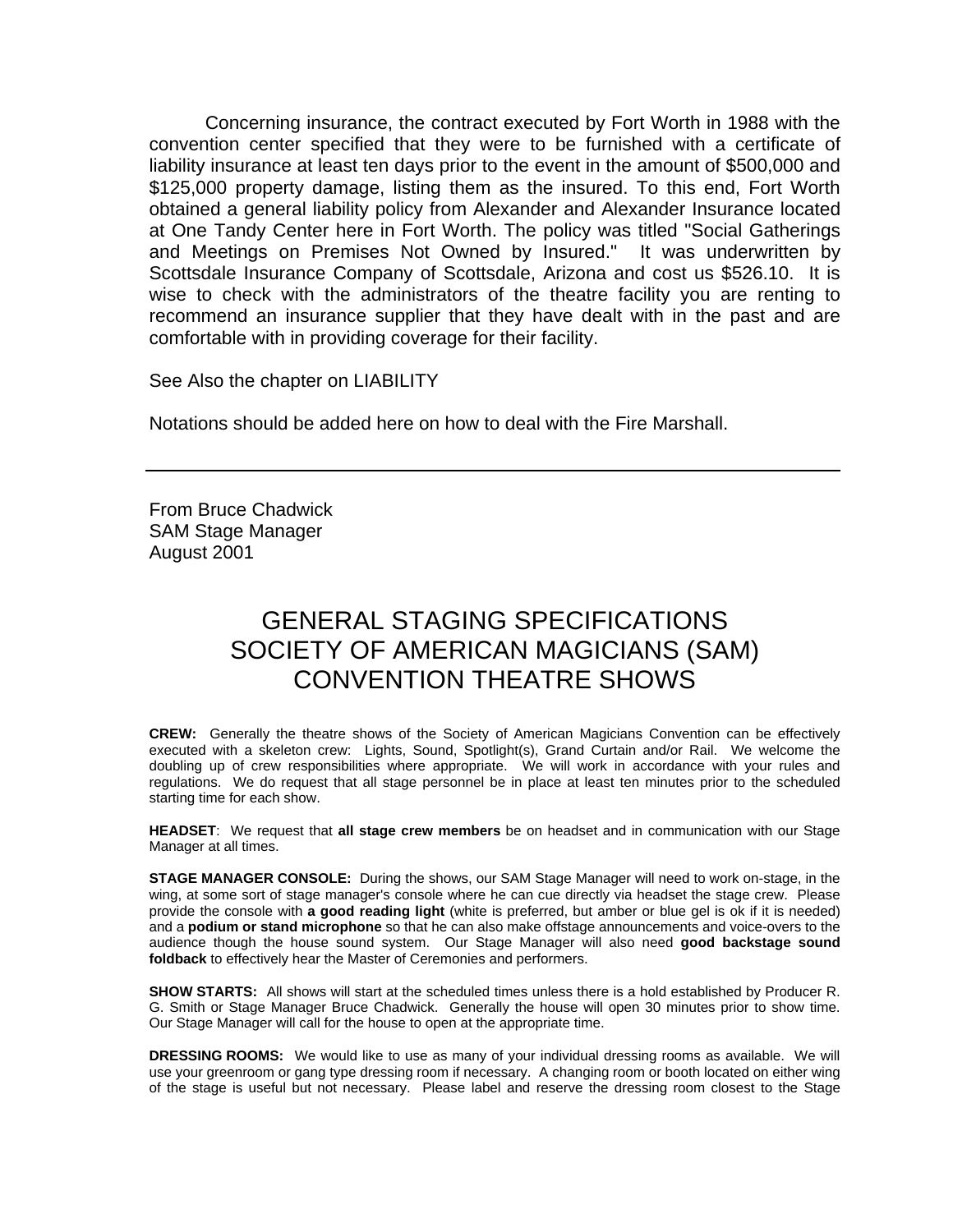Concerning insurance, the contract executed by Fort Worth in 1988 with the convention center specified that they were to be furnished with a certificate of liability insurance at least ten days prior to the event in the amount of $500,000 and $125,000 property damage, listing them as the insured. To this end, Fort Worth obtained a general liability policy from Alexander and Alexander Insurance located at One Tandy Center here in Fort Worth. The policy was titled "Social Gatherings and Meetings on Premises Not Owned by Insured." It was underwritten by Scottsdale Insurance Company of Scottsdale, Arizona and cost us $526.10. It is wise to check with the administrators of the theatre facility you are renting to recommend an insurance supplier that they have dealt with in the past and are comfortable with in providing coverage for their facility.

See Also the chapter on LIABILITY

Notations should be added here on how to deal with the Fire Marshall.

---

From Bruce Chadwick
SAM Stage Manager
August 2001

# GENERAL STAGING SPECIFICATIONS SOCIETY OF AMERICAN MAGICIANS (SAM) CONVENTION THEATRE SHOWS

**CREW:** Generally the theatre shows of the Society of American Magicians Convention can be effectively executed with a skeleton crew: Lights, Sound, Spotlight(s), Grand Curtain and/or Rail. We welcome the doubling up of crew responsibilities where appropriate. We will work in accordance with your rules and regulations. We do request that all stage personnel be in place at least ten minutes prior to the scheduled starting time for each show.

**HEADSET**: We request that **all stage crew members** be on headset and in communication with our Stage Manager at all times.

**STAGE MANAGER CONSOLE:** During the shows, our SAM Stage Manager will need to work on-stage, in the wing, at some sort of stage manager's console where he can cue directly via headset the stage crew. Please provide the console with **a good reading light** (white is preferred, but amber or blue gel is ok if it is needed) and a **podium or stand microphone** so that he can also make offstage announcements and voice-overs to the audience though the house sound system. Our Stage Manager will also need **good backstage sound foldback** to effectively hear the Master of Ceremonies and performers.

**SHOW STARTS:** All shows will start at the scheduled times unless there is a hold established by Producer R. G. Smith or Stage Manager Bruce Chadwick. Generally the house will open 30 minutes prior to show time. Our Stage Manager will call for the house to open at the appropriate time.

**DRESSING ROOMS:** We would like to use as many of your individual dressing rooms as available. We will use your greenroom or gang type dressing room if necessary. A changing room or booth located on either wing of the stage is useful but not necessary. Please label and reserve the dressing room closest to the Stage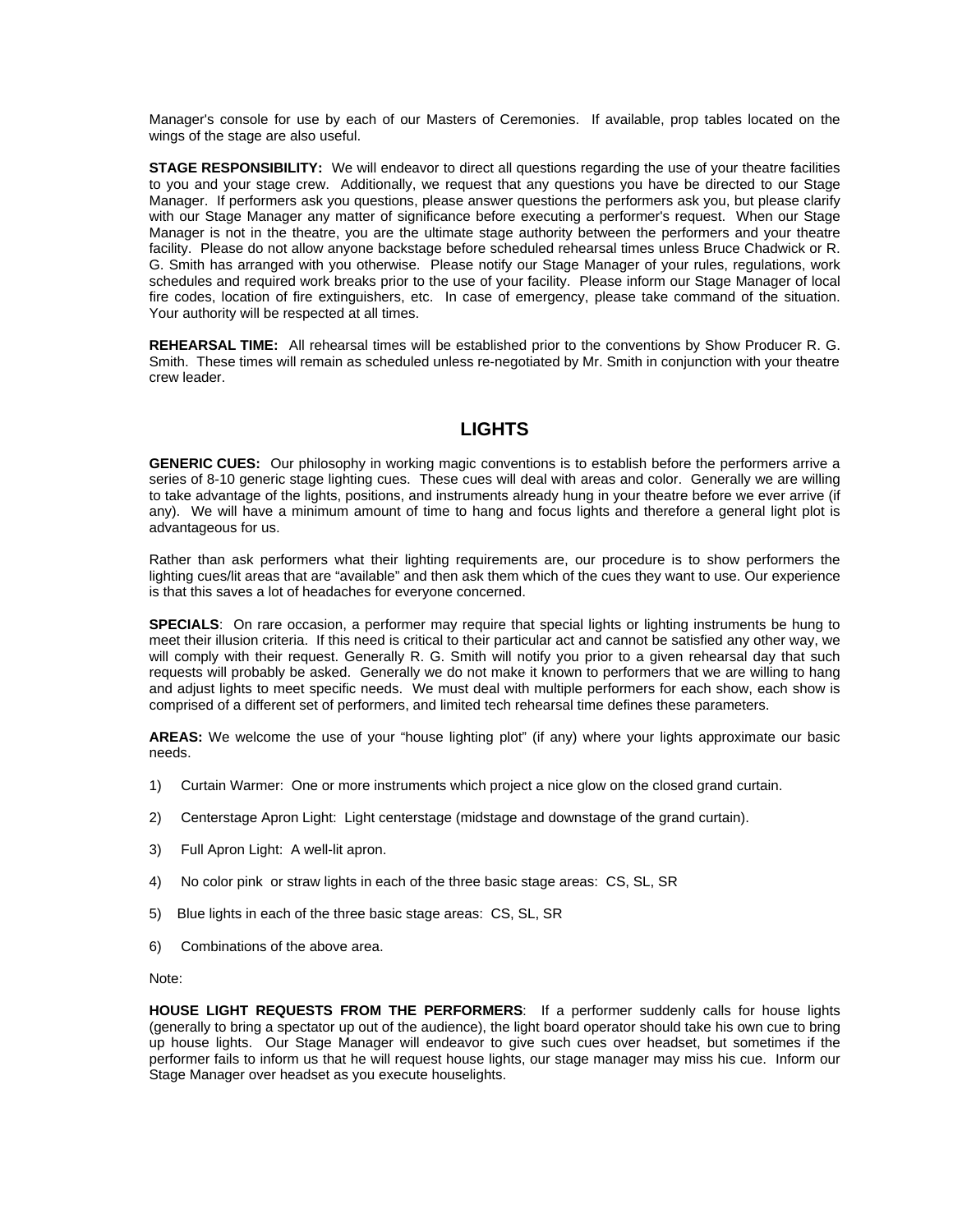Manager's console for use by each of our Masters of Ceremonies. If available, prop tables located on the wings of the stage are also useful.

**STAGE RESPONSIBILITY:** We will endeavor to direct all questions regarding the use of your theatre facilities to you and your stage crew. Additionally, we request that any questions you have be directed to our Stage Manager. If performers ask you questions, please answer questions the performers ask you, but please clarify with our Stage Manager any matter of significance before executing a performer's request. When our Stage Manager is not in the theatre, you are the ultimate stage authority between the performers and your theatre facility. Please do not allow anyone backstage before scheduled rehearsal times unless Bruce Chadwick or R. G. Smith has arranged with you otherwise. Please notify our Stage Manager of your rules, regulations, work schedules and required work breaks prior to the use of your facility. Please inform our Stage Manager of local fire codes, location of fire extinguishers, etc. In case of emergency, please take command of the situation. Your authority will be respected at all times.

**REHEARSAL TIME:** All rehearsal times will be established prior to the conventions by Show Producer R. G. Smith. These times will remain as scheduled unless re-negotiated by Mr. Smith in conjunction with your theatre crew leader.

## LIGHTS

**GENERIC CUES:** Our philosophy in working magic conventions is to establish before the performers arrive a series of 8-10 generic stage lighting cues. These cues will deal with areas and color. Generally we are willing to take advantage of the lights, positions, and instruments already hung in your theatre before we ever arrive (if any). We will have a minimum amount of time to hang and focus lights and therefore a general light plot is advantageous for us.

Rather than ask performers what their lighting requirements are, our procedure is to show performers the lighting cues/lit areas that are "available" and then ask them which of the cues they want to use. Our experience is that this saves a lot of headaches for everyone concerned.

**SPECIALS**: On rare occasion, a performer may require that special lights or lighting instruments be hung to meet their illusion criteria. If this need is critical to their particular act and cannot be satisfied any other way, we will comply with their request. Generally R. G. Smith will notify you prior to a given rehearsal day that such requests will probably be asked. Generally we do not make it known to performers that we are willing to hang and adjust lights to meet specific needs. We must deal with multiple performers for each show, each show is comprised of a different set of performers, and limited tech rehearsal time defines these parameters.

**AREAS:** We welcome the use of your "house lighting plot" (if any) where your lights approximate our basic needs.

1) Curtain Warmer: One or more instruments which project a nice glow on the closed grand curtain.

2) Centerstage Apron Light: Light centerstage (midstage and downstage of the grand curtain).

3) Full Apron Light: A well-lit apron.

4) No color pink or straw lights in each of the three basic stage areas: CS, SL, SR

5) Blue lights in each of the three basic stage areas: CS, SL, SR

6) Combinations of the above area.

Note:

**HOUSE LIGHT REQUESTS FROM THE PERFORMERS**: If a performer suddenly calls for house lights (generally to bring a spectator up out of the audience), the light board operator should take his own cue to bring up house lights. Our Stage Manager will endeavor to give such cues over headset, but sometimes if the performer fails to inform us that he will request house lights, our stage manager may miss his cue. Inform our Stage Manager over headset as you execute houselights.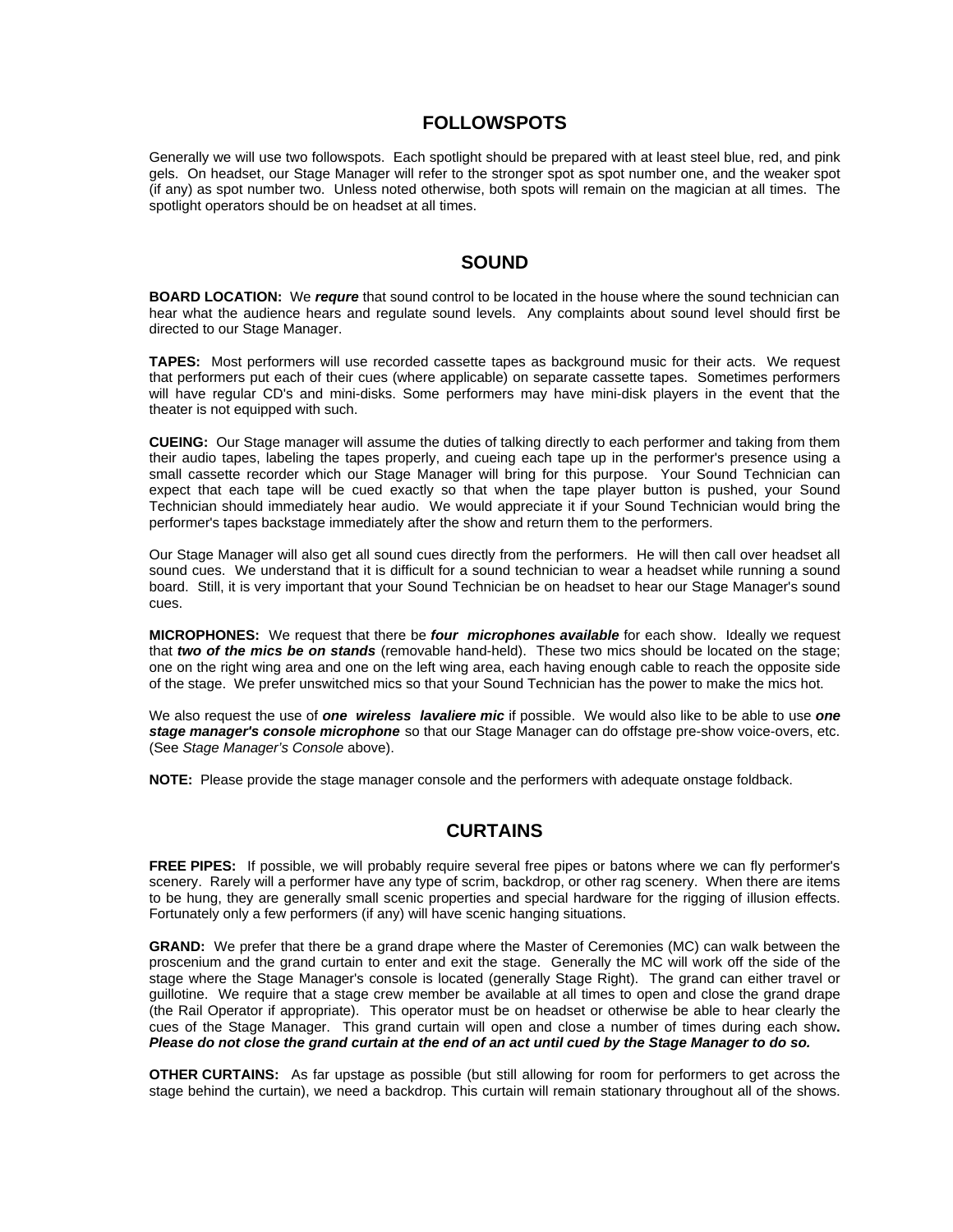## FOLLOWSPOTS

Generally we will use two followspots. Each spotlight should be prepared with at least steel blue, red, and pink gels. On headset, our Stage Manager will refer to the stronger spot as spot number one, and the weaker spot (if any) as spot number two. Unless noted otherwise, both spots will remain on the magician at all times. The spotlight operators should be on headset at all times.

## SOUND

**BOARD LOCATION:** We ***requre*** that sound control to be located in the house where the sound technician can hear what the audience hears and regulate sound levels. Any complaints about sound level should first be directed to our Stage Manager.

**TAPES:** Most performers will use recorded cassette tapes as background music for their acts. We request that performers put each of their cues (where applicable) on separate cassette tapes. Sometimes performers will have regular CD's and mini-disks. Some performers may have mini-disk players in the event that the theater is not equipped with such.

**CUEING:** Our Stage manager will assume the duties of talking directly to each performer and taking from them their audio tapes, labeling the tapes properly, and cueing each tape up in the performer's presence using a small cassette recorder which our Stage Manager will bring for this purpose. Your Sound Technician can expect that each tape will be cued exactly so that when the tape player button is pushed, your Sound Technician should immediately hear audio. We would appreciate it if your Sound Technician would bring the performer's tapes backstage immediately after the show and return them to the performers.

Our Stage Manager will also get all sound cues directly from the performers. He will then call over headset all sound cues. We understand that it is difficult for a sound technician to wear a headset while running a sound board. Still, it is very important that your Sound Technician be on headset to hear our Stage Manager's sound cues.

**MICROPHONES:** We request that there be ***four microphones available*** for each show. Ideally we request that ***two of the mics be on stands*** (removable hand-held). These two mics should be located on the stage; one on the right wing area and one on the left wing area, each having enough cable to reach the opposite side of the stage. We prefer unswitched mics so that your Sound Technician has the power to make the mics hot.

We also request the use of ***one wireless lavaliere mic*** if possible. We would also like to be able to use ***one stage manager's console microphone*** so that our Stage Manager can do offstage pre-show voice-overs, etc. (See *Stage Manager's Console* above).

**NOTE:** Please provide the stage manager console and the performers with adequate onstage foldback.

## CURTAINS

**FREE PIPES:** If possible, we will probably require several free pipes or batons where we can fly performer's scenery. Rarely will a performer have any type of scrim, backdrop, or other rag scenery. When there are items to be hung, they are generally small scenic properties and special hardware for the rigging of illusion effects. Fortunately only a few performers (if any) will have scenic hanging situations.

**GRAND:** We prefer that there be a grand drape where the Master of Ceremonies (MC) can walk between the proscenium and the grand curtain to enter and exit the stage. Generally the MC will work off the side of the stage where the Stage Manager's console is located (generally Stage Right). The grand can either travel or guillotine. We require that a stage crew member be available at all times to open and close the grand drape (the Rail Operator if appropriate). This operator must be on headset or otherwise be able to hear clearly the cues of the Stage Manager. This grand curtain will open and close a number of times during each show**.** ***Please do not close the grand curtain at the end of an act until cued by the Stage Manager to do so.***

**OTHER CURTAINS:** As far upstage as possible (but still allowing for room for performers to get across the stage behind the curtain), we need a backdrop. This curtain will remain stationary throughout all of the shows.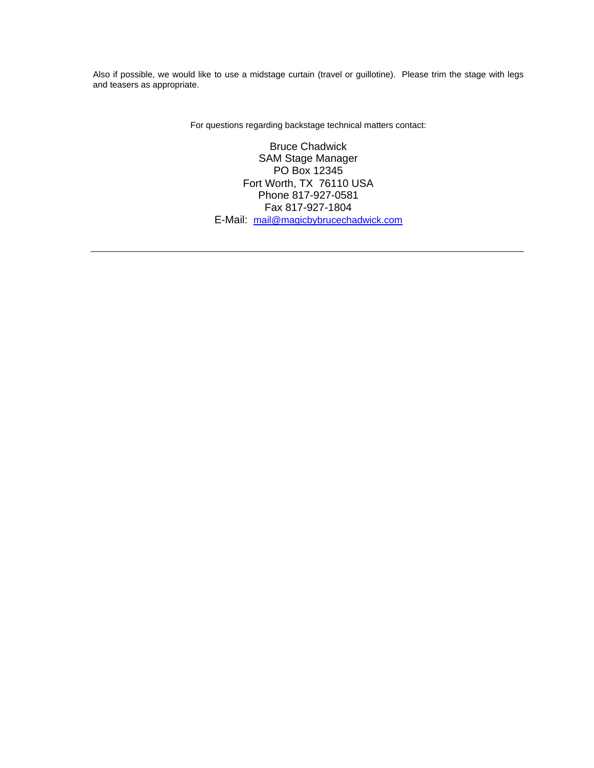Also if possible, we would like to use a midstage curtain (travel or guillotine). Please trim the stage with legs and teasers as appropriate.

For questions regarding backstage technical matters contact:

Bruce Chadwick  
SAM Stage Manager  
PO Box 12345  
Fort Worth, TX 76110 USA  
Phone 817-927-0581  
Fax 817-927-1804  
E-Mail: mail@magicbybrucechadwick.com

---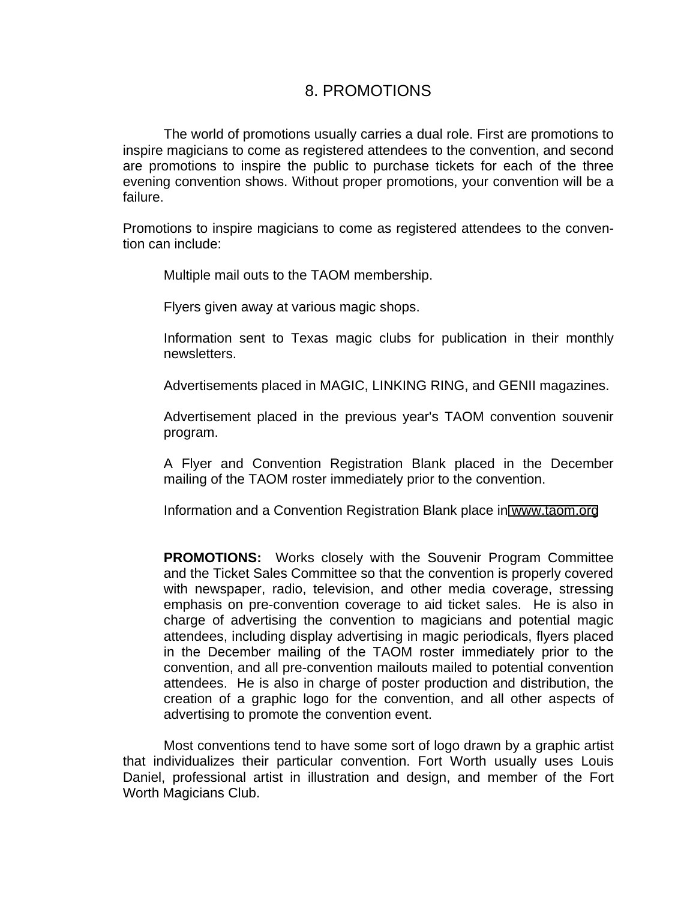# 8. PROMOTIONS

The world of promotions usually carries a dual role. First are promotions to inspire magicians to come as registered attendees to the convention, and second are promotions to inspire the public to purchase tickets for each of the three evening convention shows. Without proper promotions, your convention will be a failure.

Promotions to inspire magicians to come as registered attendees to the convention can include:

Multiple mail outs to the TAOM membership.

Flyers given away at various magic shops.

Information sent to Texas magic clubs for publication in their monthly newsletters.

Advertisements placed in MAGIC, LINKING RING, and GENII magazines.

Advertisement placed in the previous year's TAOM convention souvenir program.

A Flyer and Convention Registration Blank placed in the December mailing of the TAOM roster immediately prior to the convention.

Information and a Convention Registration Blank place in www.taom.org

**PROMOTIONS:** Works closely with the Souvenir Program Committee and the Ticket Sales Committee so that the convention is properly covered with newspaper, radio, television, and other media coverage, stressing emphasis on pre-convention coverage to aid ticket sales. He is also in charge of advertising the convention to magicians and potential magic attendees, including display advertising in magic periodicals, flyers placed in the December mailing of the TAOM roster immediately prior to the convention, and all pre-convention mailouts mailed to potential convention attendees. He is also in charge of poster production and distribution, the creation of a graphic logo for the convention, and all other aspects of advertising to promote the convention event.

Most conventions tend to have some sort of logo drawn by a graphic artist that individualizes their particular convention. Fort Worth usually uses Louis Daniel, professional artist in illustration and design, and member of the Fort Worth Magicians Club.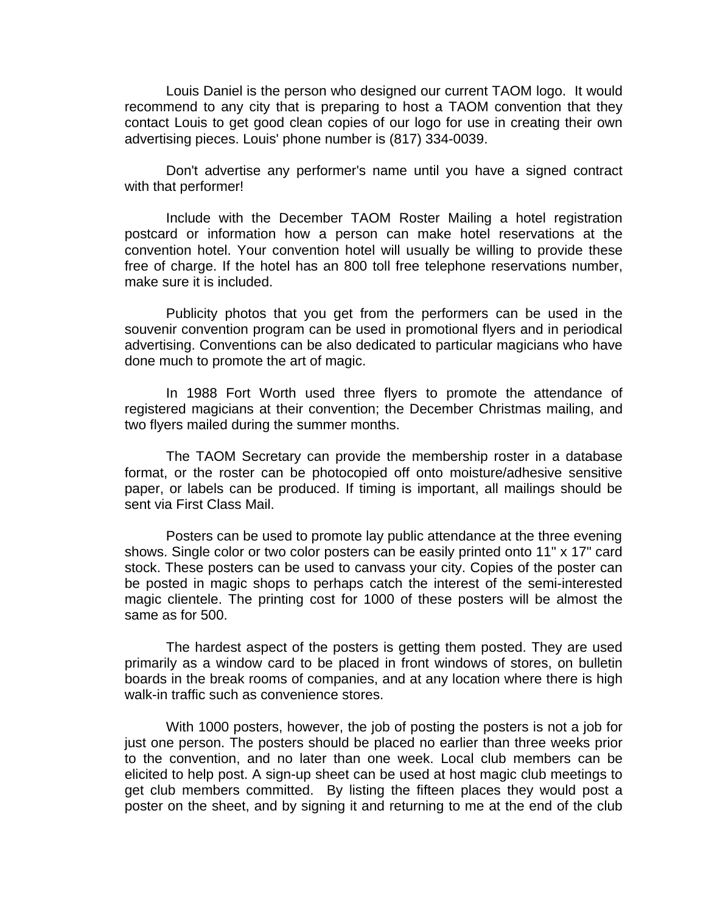Louis Daniel is the person who designed our current TAOM logo. It would recommend to any city that is preparing to host a TAOM convention that they contact Louis to get good clean copies of our logo for use in creating their own advertising pieces. Louis' phone number is (817) 334-0039.

Don't advertise any performer's name until you have a signed contract with that performer!

Include with the December TAOM Roster Mailing a hotel registration postcard or information how a person can make hotel reservations at the convention hotel. Your convention hotel will usually be willing to provide these free of charge. If the hotel has an 800 toll free telephone reservations number, make sure it is included.

Publicity photos that you get from the performers can be used in the souvenir convention program can be used in promotional flyers and in periodical advertising. Conventions can be also dedicated to particular magicians who have done much to promote the art of magic.

In 1988 Fort Worth used three flyers to promote the attendance of registered magicians at their convention; the December Christmas mailing, and two flyers mailed during the summer months.

The TAOM Secretary can provide the membership roster in a database format, or the roster can be photocopied off onto moisture/adhesive sensitive paper, or labels can be produced. If timing is important, all mailings should be sent via First Class Mail.

Posters can be used to promote lay public attendance at the three evening shows. Single color or two color posters can be easily printed onto 11" x 17" card stock. These posters can be used to canvass your city. Copies of the poster can be posted in magic shops to perhaps catch the interest of the semi-interested magic clientele. The printing cost for 1000 of these posters will be almost the same as for 500.

The hardest aspect of the posters is getting them posted. They are used primarily as a window card to be placed in front windows of stores, on bulletin boards in the break rooms of companies, and at any location where there is high walk-in traffic such as convenience stores.

With 1000 posters, however, the job of posting the posters is not a job for just one person. The posters should be placed no earlier than three weeks prior to the convention, and no later than one week. Local club members can be elicited to help post. A sign-up sheet can be used at host magic club meetings to get club members committed. By listing the fifteen places they would post a poster on the sheet, and by signing it and returning to me at the end of the club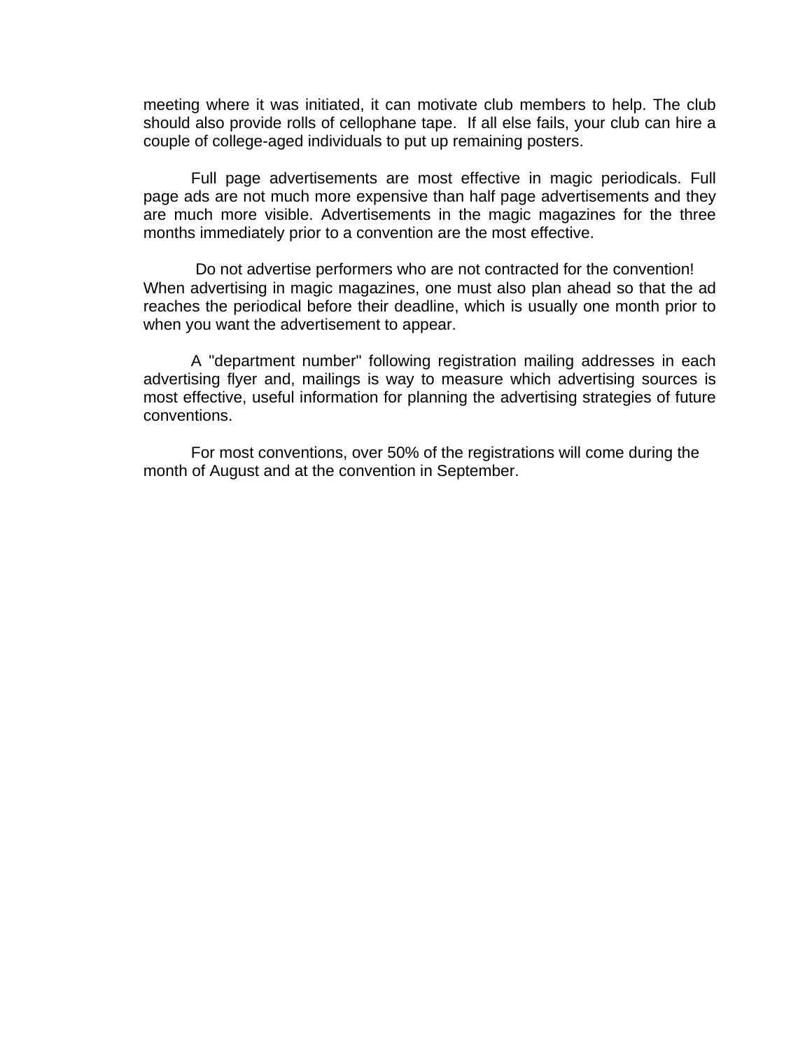meeting where it was initiated, it can motivate club members to help. The club should also provide rolls of cellophane tape.  If all else fails, your club can hire a couple of college-aged individuals to put up remaining posters.

Full page advertisements are most effective in magic periodicals. Full page ads are not much more expensive than half page advertisements and they are much more visible. Advertisements in the magic magazines for the three months immediately prior to a convention are the most effective.

Do not advertise performers who are not contracted for the convention! When advertising in magic magazines, one must also plan ahead so that the ad reaches the periodical before their deadline, which is usually one month prior to when you want the advertisement to appear.

A "department number" following registration mailing addresses in each advertising flyer and, mailings is way to measure which advertising sources is most effective, useful information for planning the advertising strategies of future conventions.

For most conventions, over 50% of the registrations will come during the month of August and at the convention in September.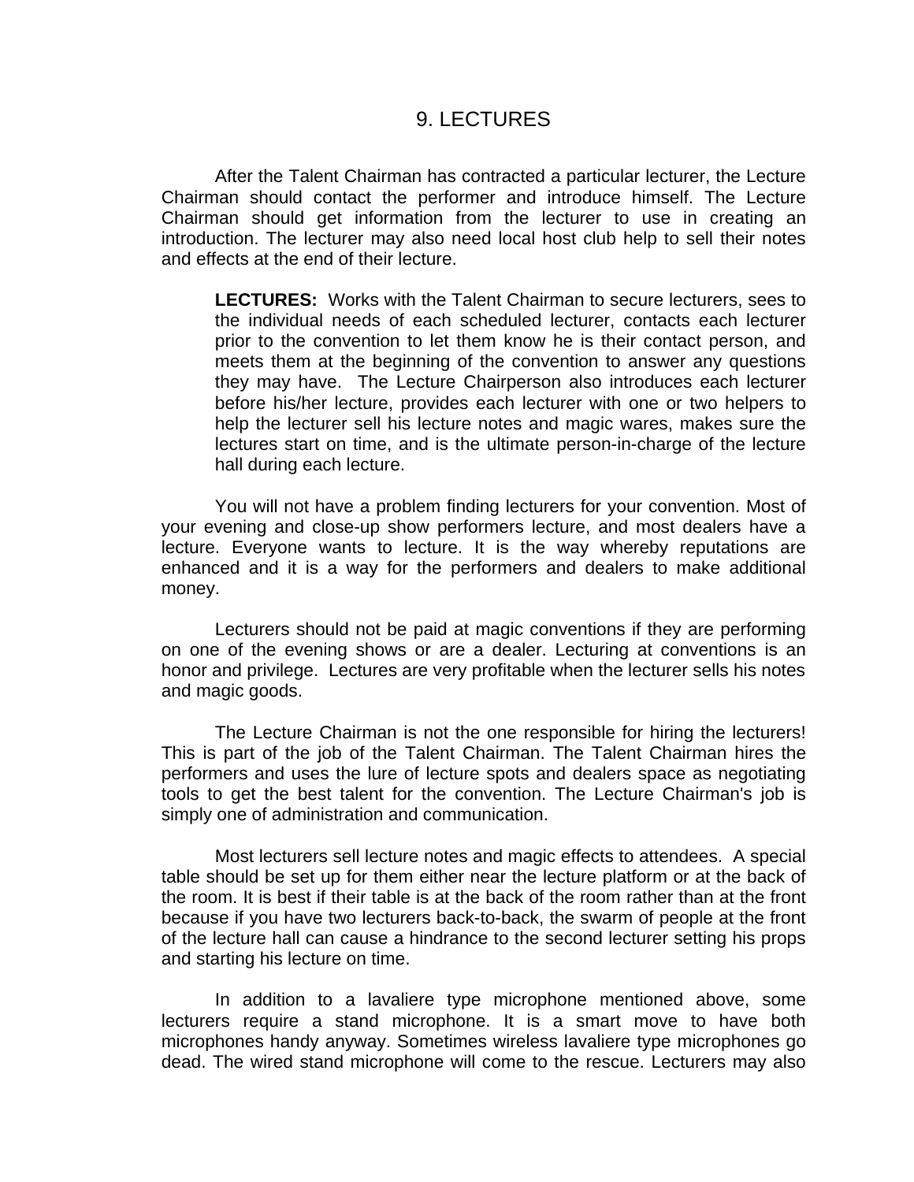# 9. LECTURES

After the Talent Chairman has contracted a particular lecturer, the Lecture Chairman should contact the performer and introduce himself. The Lecture Chairman should get information from the lecturer to use in creating an introduction. The lecturer may also need local host club help to sell their notes and effects at the end of their lecture.

> **LECTURES:** Works with the Talent Chairman to secure lecturers, sees to the individual needs of each scheduled lecturer, contacts each lecturer prior to the convention to let them know he is their contact person, and meets them at the beginning of the convention to answer any questions they may have. The Lecture Chairperson also introduces each lecturer before his/her lecture, provides each lecturer with one or two helpers to help the lecturer sell his lecture notes and magic wares, makes sure the lectures start on time, and is the ultimate person-in-charge of the lecture hall during each lecture.

You will not have a problem finding lecturers for your convention. Most of your evening and close-up show performers lecture, and most dealers have a lecture. Everyone wants to lecture. It is the way whereby reputations are enhanced and it is a way for the performers and dealers to make additional money.

Lecturers should not be paid at magic conventions if they are performing on one of the evening shows or are a dealer. Lecturing at conventions is an honor and privilege. Lectures are very profitable when the lecturer sells his notes and magic goods.

The Lecture Chairman is not the one responsible for hiring the lecturers! This is part of the job of the Talent Chairman. The Talent Chairman hires the performers and uses the lure of lecture spots and dealers space as negotiating tools to get the best talent for the convention. The Lecture Chairman's job is simply one of administration and communication.

Most lecturers sell lecture notes and magic effects to attendees. A special table should be set up for them either near the lecture platform or at the back of the room. It is best if their table is at the back of the room rather than at the front because if you have two lecturers back-to-back, the swarm of people at the front of the lecture hall can cause a hindrance to the second lecturer setting his props and starting his lecture on time.

In addition to a lavaliere type microphone mentioned above, some lecturers require a stand microphone. It is a smart move to have both microphones handy anyway. Sometimes wireless lavaliere type microphones go dead. The wired stand microphone will come to the rescue. Lecturers may also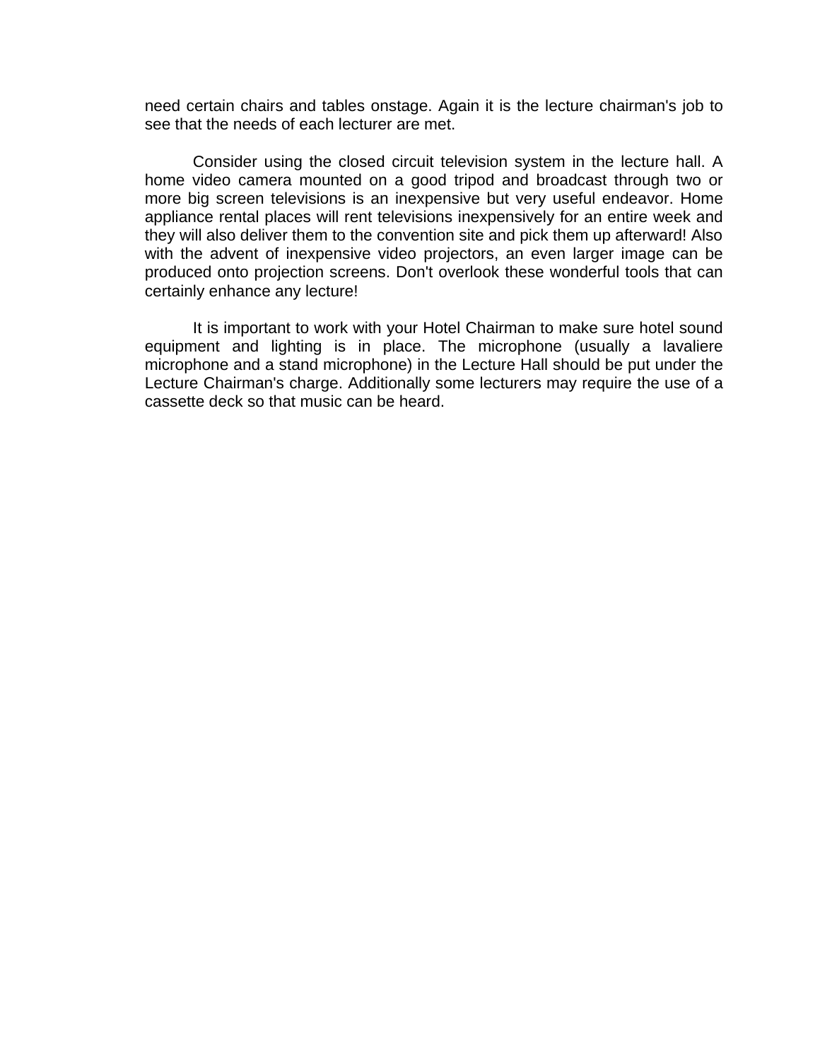need certain chairs and tables onstage. Again it is the lecture chairman's job to see that the needs of each lecturer are met.

Consider using the closed circuit television system in the lecture hall. A home video camera mounted on a good tripod and broadcast through two or more big screen televisions is an inexpensive but very useful endeavor. Home appliance rental places will rent televisions inexpensively for an entire week and they will also deliver them to the convention site and pick them up afterward! Also with the advent of inexpensive video projectors, an even larger image can be produced onto projection screens. Don't overlook these wonderful tools that can certainly enhance any lecture!

It is important to work with your Hotel Chairman to make sure hotel sound equipment and lighting is in place. The microphone (usually a lavaliere microphone and a stand microphone) in the Lecture Hall should be put under the Lecture Chairman's charge. Additionally some lecturers may require the use of a cassette deck so that music can be heard.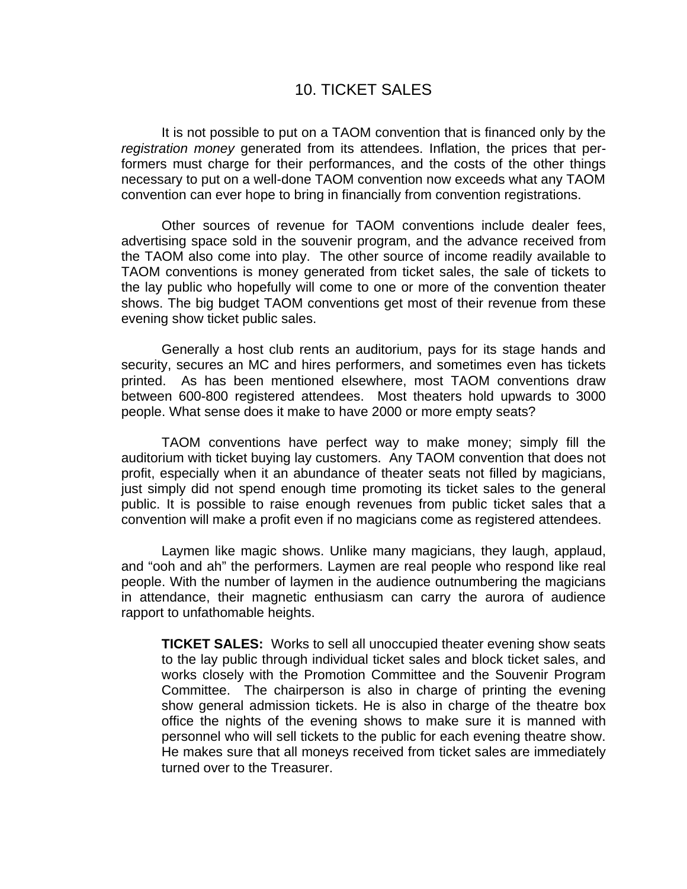# 10. TICKET SALES

It is not possible to put on a TAOM convention that is financed only by the *registration money* generated from its attendees. Inflation, the prices that performers must charge for their performances, and the costs of the other things necessary to put on a well-done TAOM convention now exceeds what any TAOM convention can ever hope to bring in financially from convention registrations.

Other sources of revenue for TAOM conventions include dealer fees, advertising space sold in the souvenir program, and the advance received from the TAOM also come into play. The other source of income readily available to TAOM conventions is money generated from ticket sales, the sale of tickets to the lay public who hopefully will come to one or more of the convention theater shows. The big budget TAOM conventions get most of their revenue from these evening show ticket public sales.

Generally a host club rents an auditorium, pays for its stage hands and security, secures an MC and hires performers, and sometimes even has tickets printed. As has been mentioned elsewhere, most TAOM conventions draw between 600-800 registered attendees. Most theaters hold upwards to 3000 people. What sense does it make to have 2000 or more empty seats?

TAOM conventions have perfect way to make money; simply fill the auditorium with ticket buying lay customers. Any TAOM convention that does not profit, especially when it an abundance of theater seats not filled by magicians, just simply did not spend enough time promoting its ticket sales to the general public. It is possible to raise enough revenues from public ticket sales that a convention will make a profit even if no magicians come as registered attendees.

Laymen like magic shows. Unlike many magicians, they laugh, applaud, and "ooh and ah" the performers. Laymen are real people who respond like real people. With the number of laymen in the audience outnumbering the magicians in attendance, their magnetic enthusiasm can carry the aurora of audience rapport to unfathomable heights.

> **TICKET SALES:** Works to sell all unoccupied theater evening show seats to the lay public through individual ticket sales and block ticket sales, and works closely with the Promotion Committee and the Souvenir Program Committee. The chairperson is also in charge of printing the evening show general admission tickets. He is also in charge of the theatre box office the nights of the evening shows to make sure it is manned with personnel who will sell tickets to the public for each evening theatre show. He makes sure that all moneys received from ticket sales are immediately turned over to the Treasurer.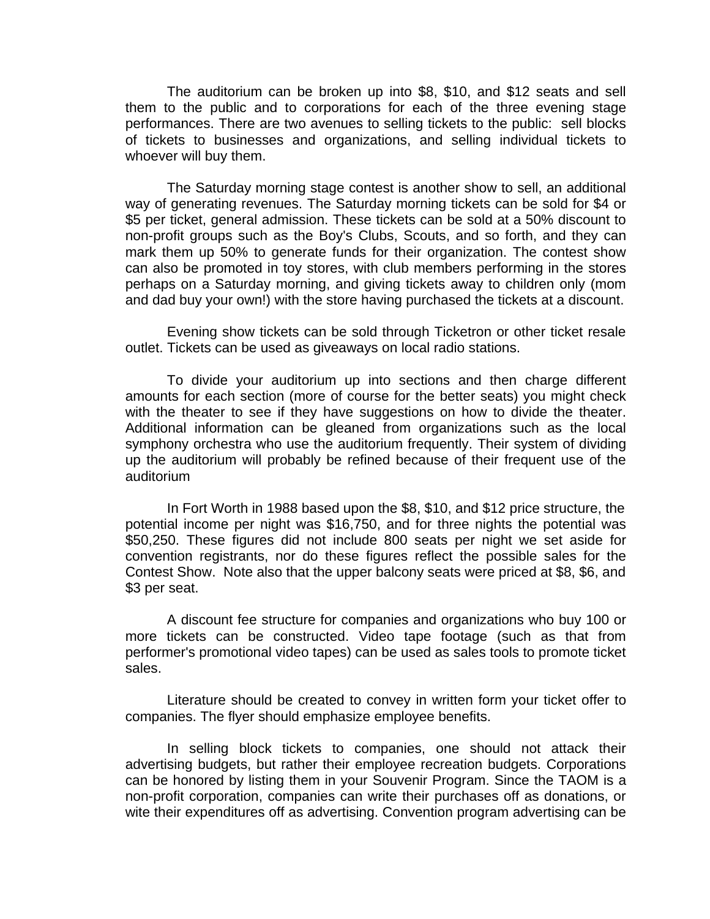The auditorium can be broken up into $8, $10, and $12 seats and sell them to the public and to corporations for each of the three evening stage performances. There are two avenues to selling tickets to the public:  sell blocks of tickets to businesses and organizations, and selling individual tickets to whoever will buy them.

The Saturday morning stage contest is another show to sell, an additional way of generating revenues. The Saturday morning tickets can be sold for $4 or $5 per ticket, general admission. These tickets can be sold at a 50% discount to non-profit groups such as the Boy's Clubs, Scouts, and so forth, and they can mark them up 50% to generate funds for their organization. The contest show can also be promoted in toy stores, with club members performing in the stores perhaps on a Saturday morning, and giving tickets away to children only (mom and dad buy your own!) with the store having purchased the tickets at a discount.

Evening show tickets can be sold through Ticketron or other ticket resale outlet. Tickets can be used as giveaways on local radio stations.

To divide your auditorium up into sections and then charge different amounts for each section (more of course for the better seats) you might check with the theater to see if they have suggestions on how to divide the theater. Additional information can be gleaned from organizations such as the local symphony orchestra who use the auditorium frequently. Their system of dividing up the auditorium will probably be refined because of their frequent use of the auditorium

In Fort Worth in 1988 based upon the $8, $10, and $12 price structure, the potential income per night was $16,750, and for three nights the potential was $50,250. These figures did not include 800 seats per night we set aside for convention registrants, nor do these figures reflect the possible sales for the Contest Show.  Note also that the upper balcony seats were priced at $8, $6, and $3 per seat.

A discount fee structure for companies and organizations who buy 100 or more tickets can be constructed. Video tape footage (such as that from performer's promotional video tapes) can be used as sales tools to promote ticket sales.

Literature should be created to convey in written form your ticket offer to companies. The flyer should emphasize employee benefits.

In selling block tickets to companies, one should not attack their advertising budgets, but rather their employee recreation budgets. Corporations can be honored by listing them in your Souvenir Program. Since the TAOM is a non-profit corporation, companies can write their purchases off as donations, or wite their expenditures off as advertising. Convention program advertising can be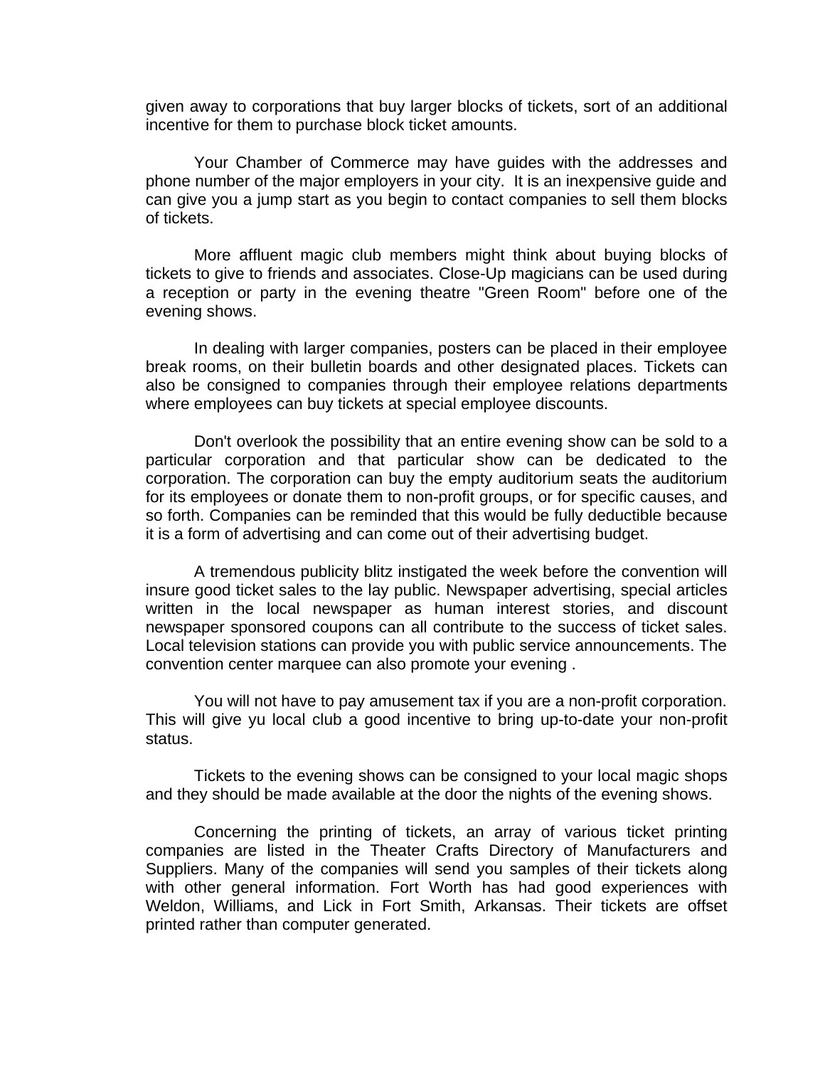given away to corporations that buy larger blocks of tickets, sort of an additional incentive for them to purchase block ticket amounts.

Your Chamber of Commerce may have guides with the addresses and phone number of the major employers in your city. It is an inexpensive guide and can give you a jump start as you begin to contact companies to sell them blocks of tickets.

More affluent magic club members might think about buying blocks of tickets to give to friends and associates. Close-Up magicians can be used during a reception or party in the evening theatre "Green Room" before one of the evening shows.

In dealing with larger companies, posters can be placed in their employee break rooms, on their bulletin boards and other designated places. Tickets can also be consigned to companies through their employee relations departments where employees can buy tickets at special employee discounts.

Don't overlook the possibility that an entire evening show can be sold to a particular corporation and that particular show can be dedicated to the corporation. The corporation can buy the empty auditorium seats the auditorium for its employees or donate them to non-profit groups, or for specific causes, and so forth. Companies can be reminded that this would be fully deductible because it is a form of advertising and can come out of their advertising budget.

A tremendous publicity blitz instigated the week before the convention will insure good ticket sales to the lay public. Newspaper advertising, special articles written in the local newspaper as human interest stories, and discount newspaper sponsored coupons can all contribute to the success of ticket sales. Local television stations can provide you with public service announcements. The convention center marquee can also promote your evening .

You will not have to pay amusement tax if you are a non-profit corporation. This will give yu local club a good incentive to bring up-to-date your non-profit status.

Tickets to the evening shows can be consigned to your local magic shops and they should be made available at the door the nights of the evening shows.

Concerning the printing of tickets, an array of various ticket printing companies are listed in the Theater Crafts Directory of Manufacturers and Suppliers. Many of the companies will send you samples of their tickets along with other general information. Fort Worth has had good experiences with Weldon, Williams, and Lick in Fort Smith, Arkansas. Their tickets are offset printed rather than computer generated.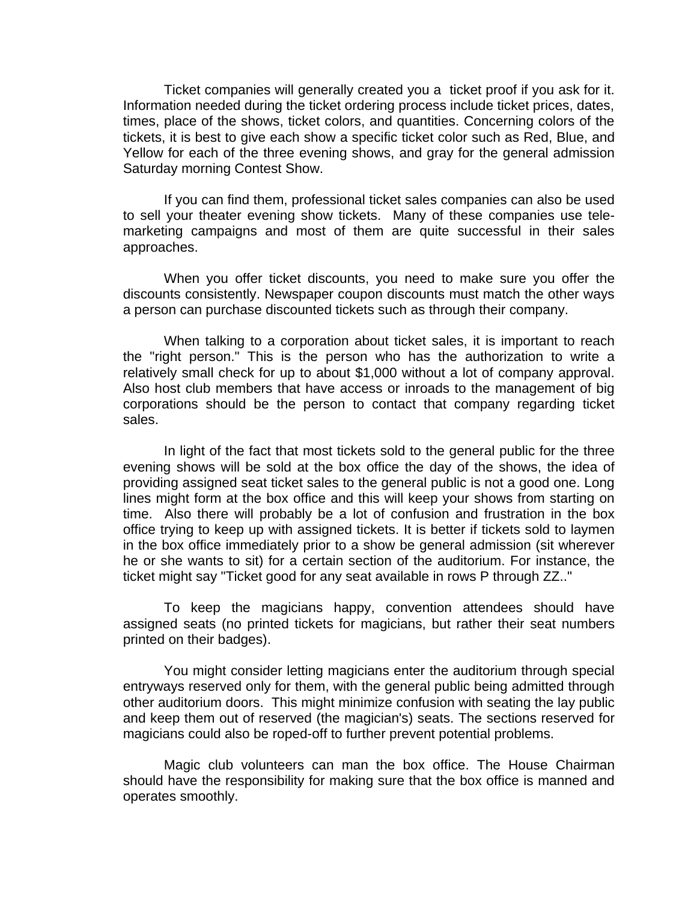Ticket companies will generally created you a ticket proof if you ask for it. Information needed during the ticket ordering process include ticket prices, dates, times, place of the shows, ticket colors, and quantities. Concerning colors of the tickets, it is best to give each show a specific ticket color such as Red, Blue, and Yellow for each of the three evening shows, and gray for the general admission Saturday morning Contest Show.

If you can find them, professional ticket sales companies can also be used to sell your theater evening show tickets. Many of these companies use tele-marketing campaigns and most of them are quite successful in their sales approaches.

When you offer ticket discounts, you need to make sure you offer the discounts consistently. Newspaper coupon discounts must match the other ways a person can purchase discounted tickets such as through their company.

When talking to a corporation about ticket sales, it is important to reach the "right person." This is the person who has the authorization to write a relatively small check for up to about $1,000 without a lot of company approval. Also host club members that have access or inroads to the management of big corporations should be the person to contact that company regarding ticket sales.

In light of the fact that most tickets sold to the general public for the three evening shows will be sold at the box office the day of the shows, the idea of providing assigned seat ticket sales to the general public is not a good one. Long lines might form at the box office and this will keep your shows from starting on time. Also there will probably be a lot of confusion and frustration in the box office trying to keep up with assigned tickets. It is better if tickets sold to laymen in the box office immediately prior to a show be general admission (sit wherever he or she wants to sit) for a certain section of the auditorium. For instance, the ticket might say "Ticket good for any seat available in rows P through ZZ.."

To keep the magicians happy, convention attendees should have assigned seats (no printed tickets for magicians, but rather their seat numbers printed on their badges).

You might consider letting magicians enter the auditorium through special entryways reserved only for them, with the general public being admitted through other auditorium doors. This might minimize confusion with seating the lay public and keep them out of reserved (the magician's) seats. The sections reserved for magicians could also be roped-off to further prevent potential problems.

Magic club volunteers can man the box office. The House Chairman should have the responsibility for making sure that the box office is manned and operates smoothly.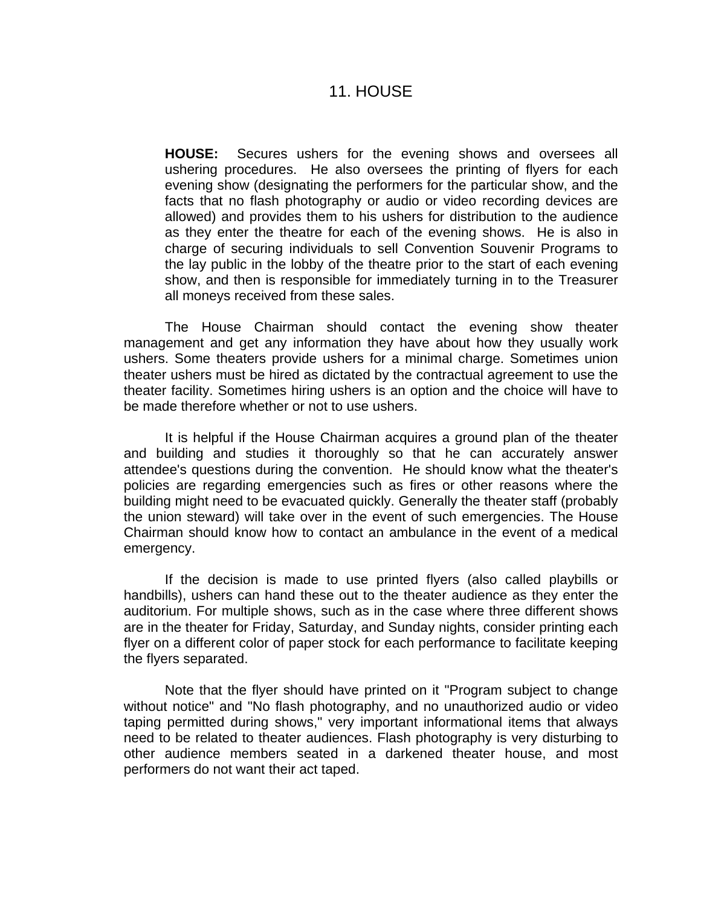# 11. HOUSE

**HOUSE:** Secures ushers for the evening shows and oversees all ushering procedures. He also oversees the printing of flyers for each evening show (designating the performers for the particular show, and the facts that no flash photography or audio or video recording devices are allowed) and provides them to his ushers for distribution to the audience as they enter the theatre for each of the evening shows. He is also in charge of securing individuals to sell Convention Souvenir Programs to the lay public in the lobby of the theatre prior to the start of each evening show, and then is responsible for immediately turning in to the Treasurer all moneys received from these sales.

The House Chairman should contact the evening show theater management and get any information they have about how they usually work ushers. Some theaters provide ushers for a minimal charge. Sometimes union theater ushers must be hired as dictated by the contractual agreement to use the theater facility. Sometimes hiring ushers is an option and the choice will have to be made therefore whether or not to use ushers.

It is helpful if the House Chairman acquires a ground plan of the theater and building and studies it thoroughly so that he can accurately answer attendee's questions during the convention. He should know what the theater's policies are regarding emergencies such as fires or other reasons where the building might need to be evacuated quickly. Generally the theater staff (probably the union steward) will take over in the event of such emergencies. The House Chairman should know how to contact an ambulance in the event of a medical emergency.

If the decision is made to use printed flyers (also called playbills or handbills), ushers can hand these out to the theater audience as they enter the auditorium. For multiple shows, such as in the case where three different shows are in the theater for Friday, Saturday, and Sunday nights, consider printing each flyer on a different color of paper stock for each performance to facilitate keeping the flyers separated.

Note that the flyer should have printed on it "Program subject to change without notice" and "No flash photography, and no unauthorized audio or video taping permitted during shows," very important informational items that always need to be related to theater audiences. Flash photography is very disturbing to other audience members seated in a darkened theater house, and most performers do not want their act taped.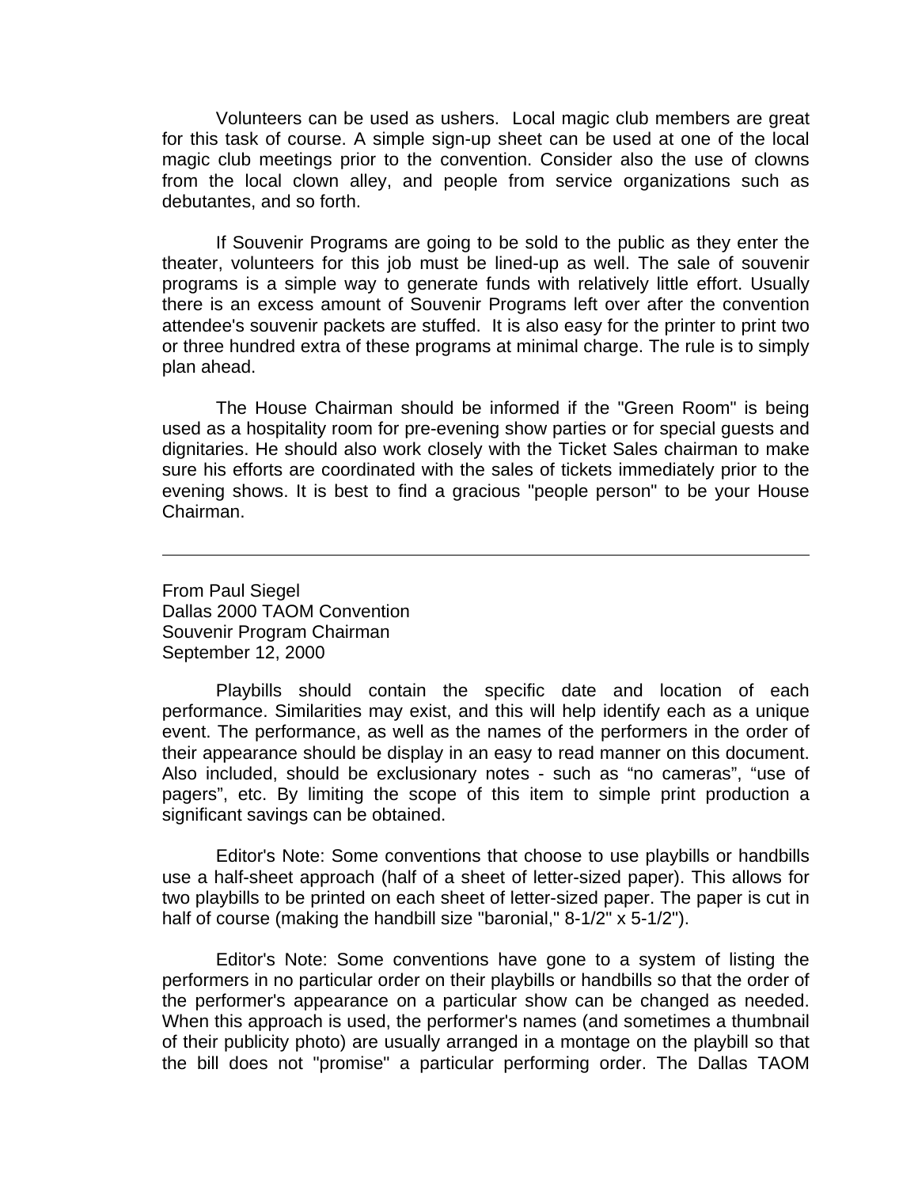Volunteers can be used as ushers.  Local magic club members are great for this task of course. A simple sign-up sheet can be used at one of the local magic club meetings prior to the convention. Consider also the use of clowns from the local clown alley, and people from service organizations such as debutantes, and so forth.

If Souvenir Programs are going to be sold to the public as they enter the theater, volunteers for this job must be lined-up as well. The sale of souvenir programs is a simple way to generate funds with relatively little effort. Usually there is an excess amount of Souvenir Programs left over after the convention attendee's souvenir packets are stuffed.  It is also easy for the printer to print two or three hundred extra of these programs at minimal charge. The rule is to simply plan ahead.

The House Chairman should be informed if the "Green Room" is being used as a hospitality room for pre-evening show parties or for special guests and dignitaries. He should also work closely with the Ticket Sales chairman to make sure his efforts are coordinated with the sales of tickets immediately prior to the evening shows. It is best to find a gracious "people person" to be your House Chairman.

---

From Paul Siegel
Dallas 2000 TAOM Convention
Souvenir Program Chairman
September 12, 2000

Playbills should contain the specific date and location of each performance. Similarities may exist, and this will help identify each as a unique event. The performance, as well as the names of the performers in the order of their appearance should be display in an easy to read manner on this document. Also included, should be exclusionary notes - such as “no cameras”, “use of pagers”, etc. By limiting the scope of this item to simple print production a significant savings can be obtained.

Editor's Note: Some conventions that choose to use playbills or handbills use a half-sheet approach (half of a sheet of letter-sized paper). This allows for two playbills to be printed on each sheet of letter-sized paper. The paper is cut in half of course (making the handbill size "baronial," 8-1/2" x 5-1/2").

Editor's Note: Some conventions have gone to a system of listing the performers in no particular order on their playbills or handbills so that the order of the performer's appearance on a particular show can be changed as needed. When this approach is used, the performer's names (and sometimes a thumbnail of their publicity photo) are usually arranged in a montage on the playbill so that the bill does not "promise" a particular performing order. The Dallas TAOM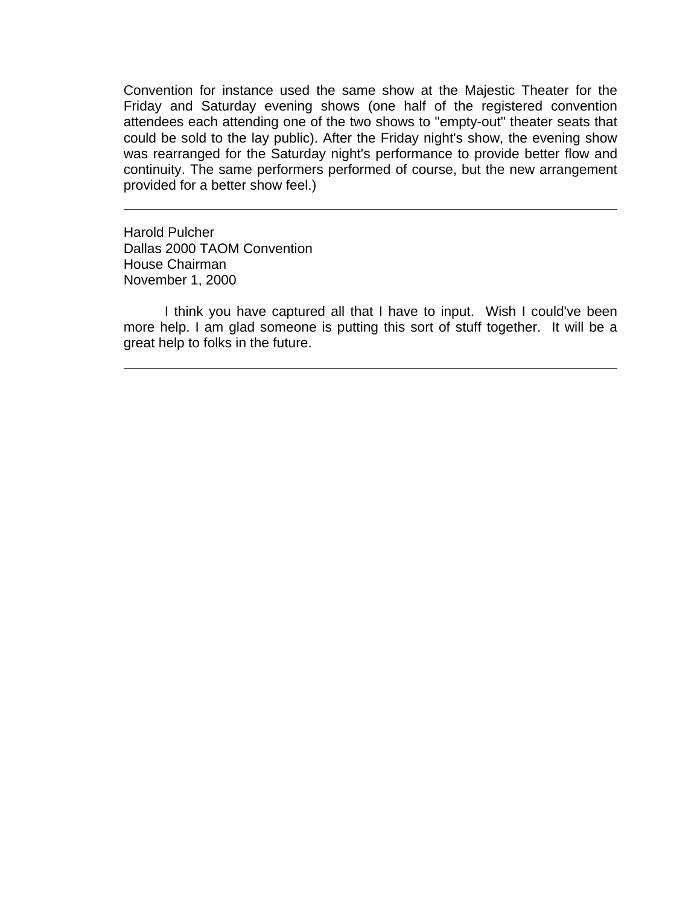Convention for instance used the same show at the Majestic Theater for the Friday and Saturday evening shows (one half of the registered convention attendees each attending one of the two shows to "empty-out" theater seats that could be sold to the lay public). After the Friday night's show, the evening show was rearranged for the Saturday night's performance to provide better flow and continuity. The same performers performed of course, but the new arrangement provided for a better show feel.)

---

Harold Pulcher
Dallas 2000 TAOM Convention
House Chairman
November 1, 2000

I think you have captured all that I have to input. Wish I could've been more help. I am glad someone is putting this sort of stuff together. It will be a great help to folks in the future.

---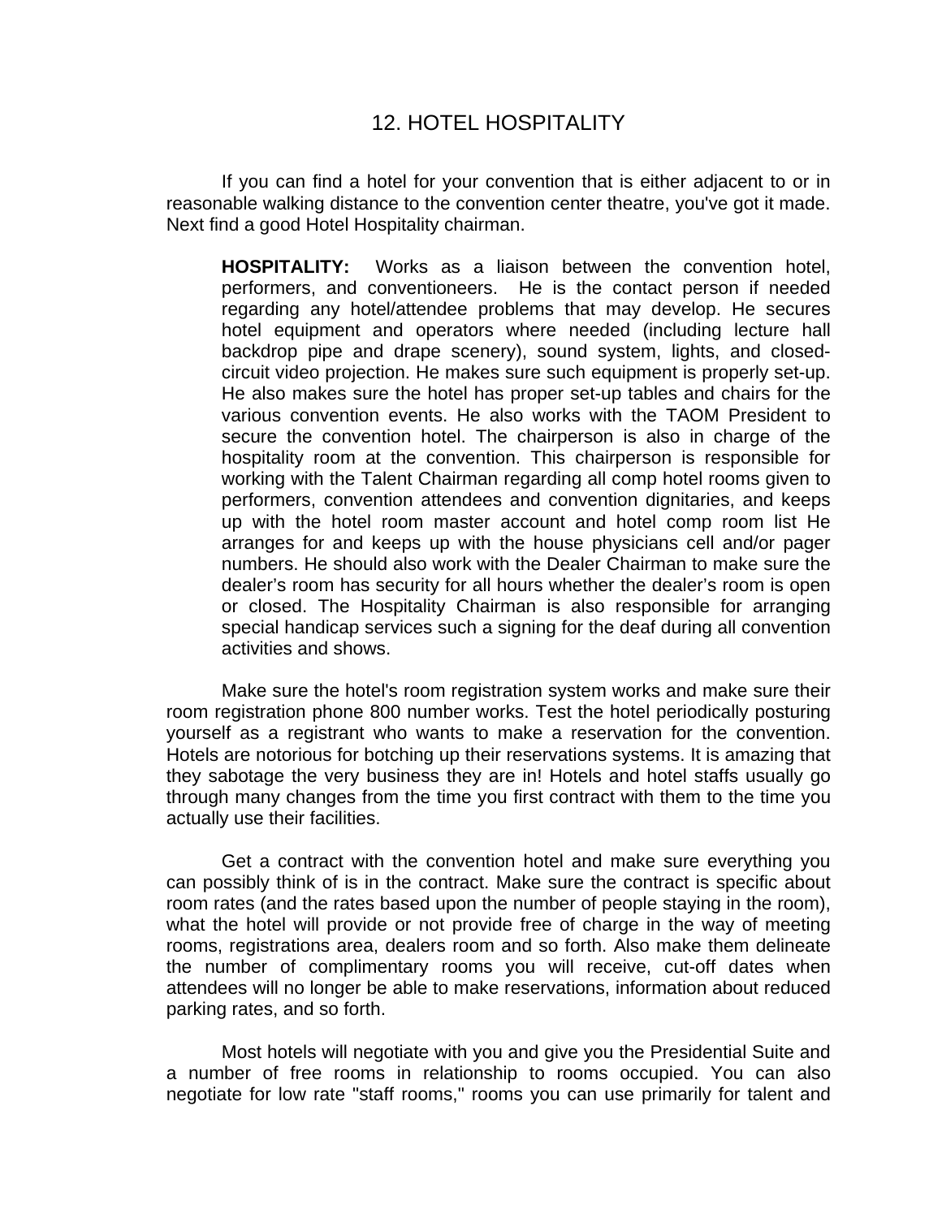# 12. HOTEL HOSPITALITY

If you can find a hotel for your convention that is either adjacent to or in reasonable walking distance to the convention center theatre, you've got it made. Next find a good Hotel Hospitality chairman.

> **HOSPITALITY:** Works as a liaison between the convention hotel, performers, and conventioneers. He is the contact person if needed regarding any hotel/attendee problems that may develop. He secures hotel equipment and operators where needed (including lecture hall backdrop pipe and drape scenery), sound system, lights, and closed-circuit video projection. He makes sure such equipment is properly set-up. He also makes sure the hotel has proper set-up tables and chairs for the various convention events. He also works with the TAOM President to secure the convention hotel. The chairperson is also in charge of the hospitality room at the convention. This chairperson is responsible for working with the Talent Chairman regarding all comp hotel rooms given to performers, convention attendees and convention dignitaries, and keeps up with the hotel room master account and hotel comp room list He arranges for and keeps up with the house physicians cell and/or pager numbers. He should also work with the Dealer Chairman to make sure the dealer's room has security for all hours whether the dealer's room is open or closed. The Hospitality Chairman is also responsible for arranging special handicap services such a signing for the deaf during all convention activities and shows.

Make sure the hotel's room registration system works and make sure their room registration phone 800 number works. Test the hotel periodically posturing yourself as a registrant who wants to make a reservation for the convention. Hotels are notorious for botching up their reservations systems. It is amazing that they sabotage the very business they are in! Hotels and hotel staffs usually go through many changes from the time you first contract with them to the time you actually use their facilities.

Get a contract with the convention hotel and make sure everything you can possibly think of is in the contract. Make sure the contract is specific about room rates (and the rates based upon the number of people staying in the room), what the hotel will provide or not provide free of charge in the way of meeting rooms, registrations area, dealers room and so forth. Also make them delineate the number of complimentary rooms you will receive, cut-off dates when attendees will no longer be able to make reservations, information about reduced parking rates, and so forth.

Most hotels will negotiate with you and give you the Presidential Suite and a number of free rooms in relationship to rooms occupied. You can also negotiate for low rate "staff rooms," rooms you can use primarily for talent and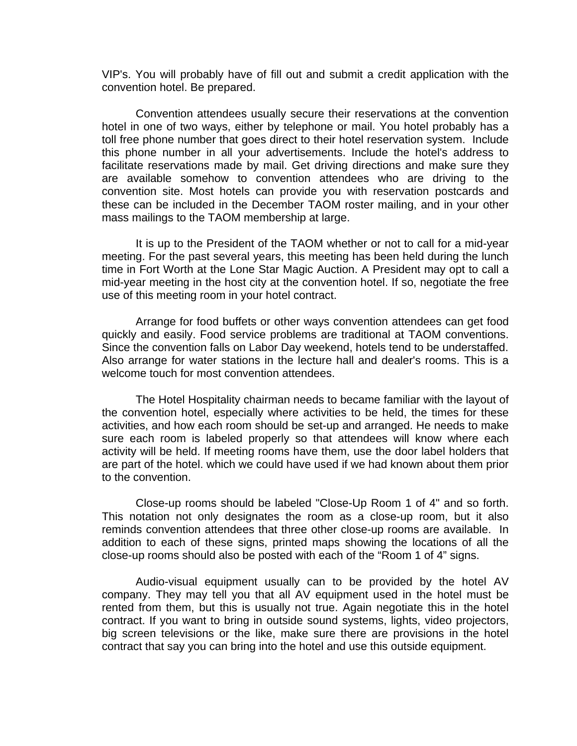VIP's. You will probably have of fill out and submit a credit application with the convention hotel. Be prepared.

Convention attendees usually secure their reservations at the convention hotel in one of two ways, either by telephone or mail. You hotel probably has a toll free phone number that goes direct to their hotel reservation system. Include this phone number in all your advertisements. Include the hotel's address to facilitate reservations made by mail. Get driving directions and make sure they are available somehow to convention attendees who are driving to the convention site. Most hotels can provide you with reservation postcards and these can be included in the December TAOM roster mailing, and in your other mass mailings to the TAOM membership at large.

It is up to the President of the TAOM whether or not to call for a mid-year meeting. For the past several years, this meeting has been held during the lunch time in Fort Worth at the Lone Star Magic Auction. A President may opt to call a mid-year meeting in the host city at the convention hotel. If so, negotiate the free use of this meeting room in your hotel contract.

Arrange for food buffets or other ways convention attendees can get food quickly and easily. Food service problems are traditional at TAOM conventions. Since the convention falls on Labor Day weekend, hotels tend to be understaffed. Also arrange for water stations in the lecture hall and dealer's rooms. This is a welcome touch for most convention attendees.

The Hotel Hospitality chairman needs to became familiar with the layout of the convention hotel, especially where activities to be held, the times for these activities, and how each room should be set-up and arranged. He needs to make sure each room is labeled properly so that attendees will know where each activity will be held. If meeting rooms have them, use the door label holders that are part of the hotel. which we could have used if we had known about them prior to the convention.

Close-up rooms should be labeled "Close-Up Room 1 of 4" and so forth. This notation not only designates the room as a close-up room, but it also reminds convention attendees that three other close-up rooms are available. In addition to each of these signs, printed maps showing the locations of all the close-up rooms should also be posted with each of the “Room 1 of 4” signs.

Audio-visual equipment usually can to be provided by the hotel AV company. They may tell you that all AV equipment used in the hotel must be rented from them, but this is usually not true. Again negotiate this in the hotel contract. If you want to bring in outside sound systems, lights, video projectors, big screen televisions or the like, make sure there are provisions in the hotel contract that say you can bring into the hotel and use this outside equipment.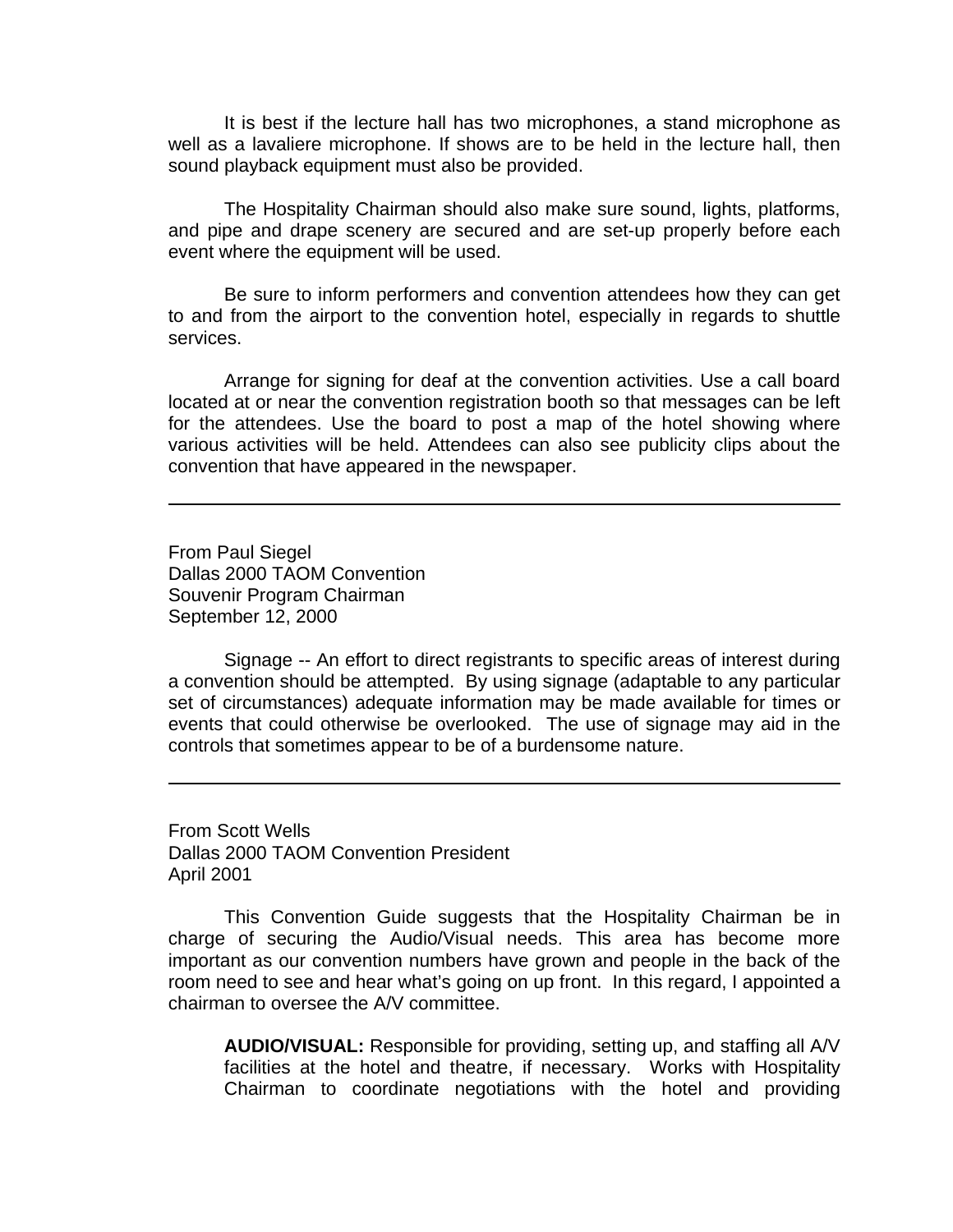It is best if the lecture hall has two microphones, a stand microphone as well as a lavaliere microphone. If shows are to be held in the lecture hall, then sound playback equipment must also be provided.

The Hospitality Chairman should also make sure sound, lights, platforms, and pipe and drape scenery are secured and are set-up properly before each event where the equipment will be used.

Be sure to inform performers and convention attendees how they can get to and from the airport to the convention hotel, especially in regards to shuttle services.

Arrange for signing for deaf at the convention activities. Use a call board located at or near the convention registration booth so that messages can be left for the attendees. Use the board to post a map of the hotel showing where various activities will be held. Attendees can also see publicity clips about the convention that have appeared in the newspaper.

---

From Paul Siegel
Dallas 2000 TAOM Convention
Souvenir Program Chairman
September 12, 2000

Signage -- An effort to direct registrants to specific areas of interest during a convention should be attempted. By using signage (adaptable to any particular set of circumstances) adequate information may be made available for times or events that could otherwise be overlooked. The use of signage may aid in the controls that sometimes appear to be of a burdensome nature.

---

From Scott Wells
Dallas 2000 TAOM Convention President
April 2001

This Convention Guide suggests that the Hospitality Chairman be in charge of securing the Audio/Visual needs. This area has become more important as our convention numbers have grown and people in the back of the room need to see and hear what's going on up front. In this regard, I appointed a chairman to oversee the A/V committee.

> **AUDIO/VISUAL:** Responsible for providing, setting up, and staffing all A/V facilities at the hotel and theatre, if necessary. Works with Hospitality Chairman to coordinate negotiations with the hotel and providing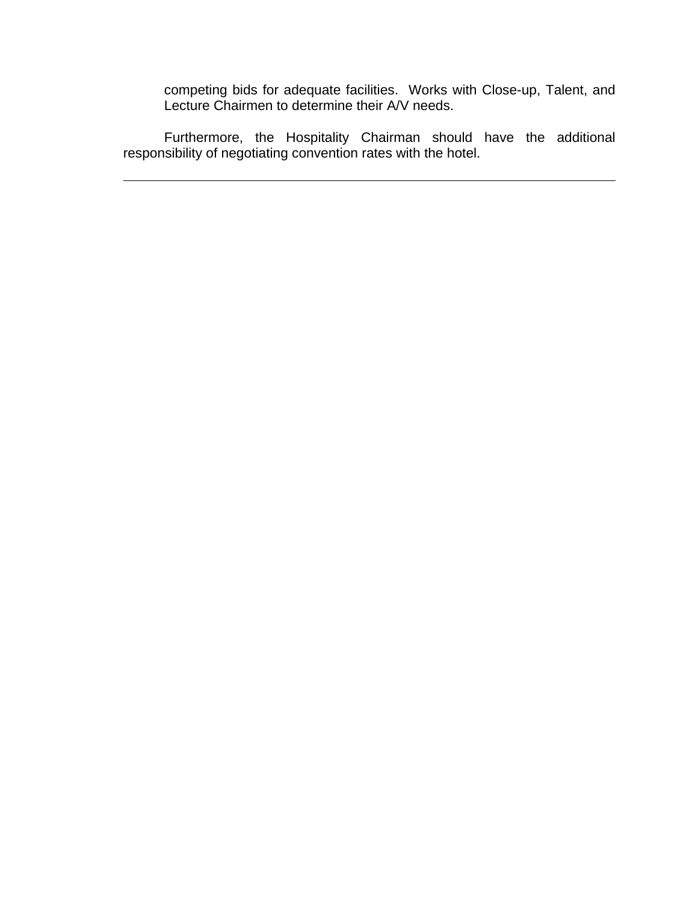competing bids for adequate facilities.  Works with Close-up, Talent, and Lecture Chairmen to determine their A/V needs.

Furthermore, the Hospitality Chairman should have the additional responsibility of negotiating convention rates with the hotel.

---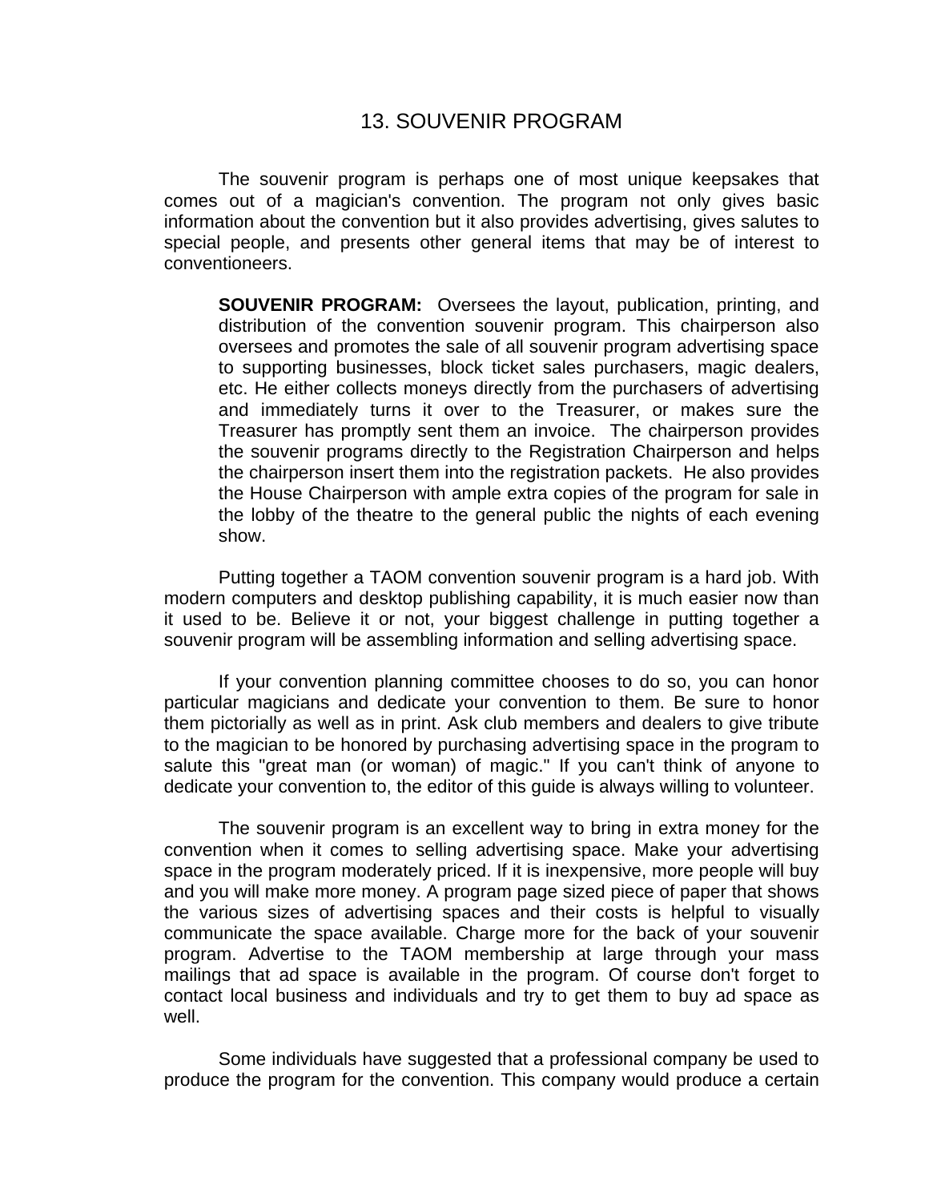# 13. SOUVENIR PROGRAM

The souvenir program is perhaps one of most unique keepsakes that comes out of a magician's convention. The program not only gives basic information about the convention but it also provides advertising, gives salutes to special people, and presents other general items that may be of interest to conventioneers.

> **SOUVENIR PROGRAM:** Oversees the layout, publication, printing, and distribution of the convention souvenir program. This chairperson also oversees and promotes the sale of all souvenir program advertising space to supporting businesses, block ticket sales purchasers, magic dealers, etc. He either collects moneys directly from the purchasers of advertising and immediately turns it over to the Treasurer, or makes sure the Treasurer has promptly sent them an invoice. The chairperson provides the souvenir programs directly to the Registration Chairperson and helps the chairperson insert them into the registration packets. He also provides the House Chairperson with ample extra copies of the program for sale in the lobby of the theatre to the general public the nights of each evening show.

Putting together a TAOM convention souvenir program is a hard job. With modern computers and desktop publishing capability, it is much easier now than it used to be. Believe it or not, your biggest challenge in putting together a souvenir program will be assembling information and selling advertising space.

If your convention planning committee chooses to do so, you can honor particular magicians and dedicate your convention to them. Be sure to honor them pictorially as well as in print. Ask club members and dealers to give tribute to the magician to be honored by purchasing advertising space in the program to salute this "great man (or woman) of magic." If you can't think of anyone to dedicate your convention to, the editor of this guide is always willing to volunteer.

The souvenir program is an excellent way to bring in extra money for the convention when it comes to selling advertising space. Make your advertising space in the program moderately priced. If it is inexpensive, more people will buy and you will make more money. A program page sized piece of paper that shows the various sizes of advertising spaces and their costs is helpful to visually communicate the space available. Charge more for the back of your souvenir program. Advertise to the TAOM membership at large through your mass mailings that ad space is available in the program. Of course don't forget to contact local business and individuals and try to get them to buy ad space as well.

Some individuals have suggested that a professional company be used to produce the program for the convention. This company would produce a certain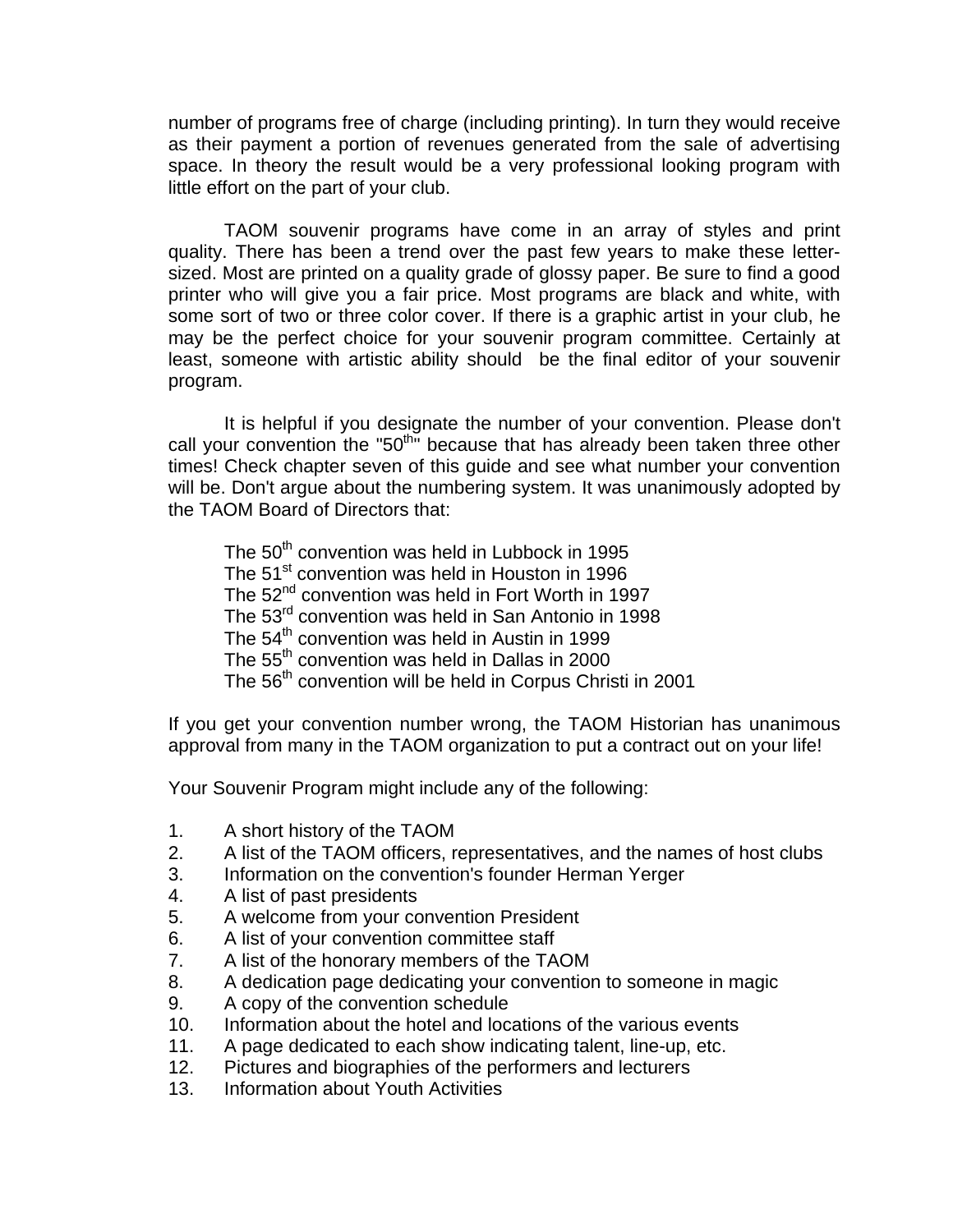number of programs free of charge (including printing). In turn they would receive as their payment a portion of revenues generated from the sale of advertising space. In theory the result would be a very professional looking program with little effort on the part of your club.

TAOM souvenir programs have come in an array of styles and print quality. There has been a trend over the past few years to make these letter-sized. Most are printed on a quality grade of glossy paper. Be sure to find a good printer who will give you a fair price. Most programs are black and white, with some sort of two or three color cover. If there is a graphic artist in your club, he may be the perfect choice for your souvenir program committee. Certainly at least, someone with artistic ability should be the final editor of your souvenir program.

It is helpful if you designate the number of your convention. Please don't call your convention the "50th" because that has already been taken three other times! Check chapter seven of this guide and see what number your convention will be. Don't argue about the numbering system. It was unanimously adopted by the TAOM Board of Directors that:

The 50th convention was held in Lubbock in 1995
The 51st convention was held in Houston in 1996
The 52nd convention was held in Fort Worth in 1997
The 53rd convention was held in San Antonio in 1998
The 54th convention was held in Austin in 1999
The 55th convention was held in Dallas in 2000
The 56th convention will be held in Corpus Christi in 2001

If you get your convention number wrong, the TAOM Historian has unanimous approval from many in the TAOM organization to put a contract out on your life!

Your Souvenir Program might include any of the following:

1. A short history of the TAOM
2. A list of the TAOM officers, representatives, and the names of host clubs
3. Information on the convention's founder Herman Yerger
4. A list of past presidents
5. A welcome from your convention President
6. A list of your convention committee staff
7. A list of the honorary members of the TAOM
8. A dedication page dedicating your convention to someone in magic
9. A copy of the convention schedule
10. Information about the hotel and locations of the various events
11. A page dedicated to each show indicating talent, line-up, etc.
12. Pictures and biographies of the performers and lecturers
13. Information about Youth Activities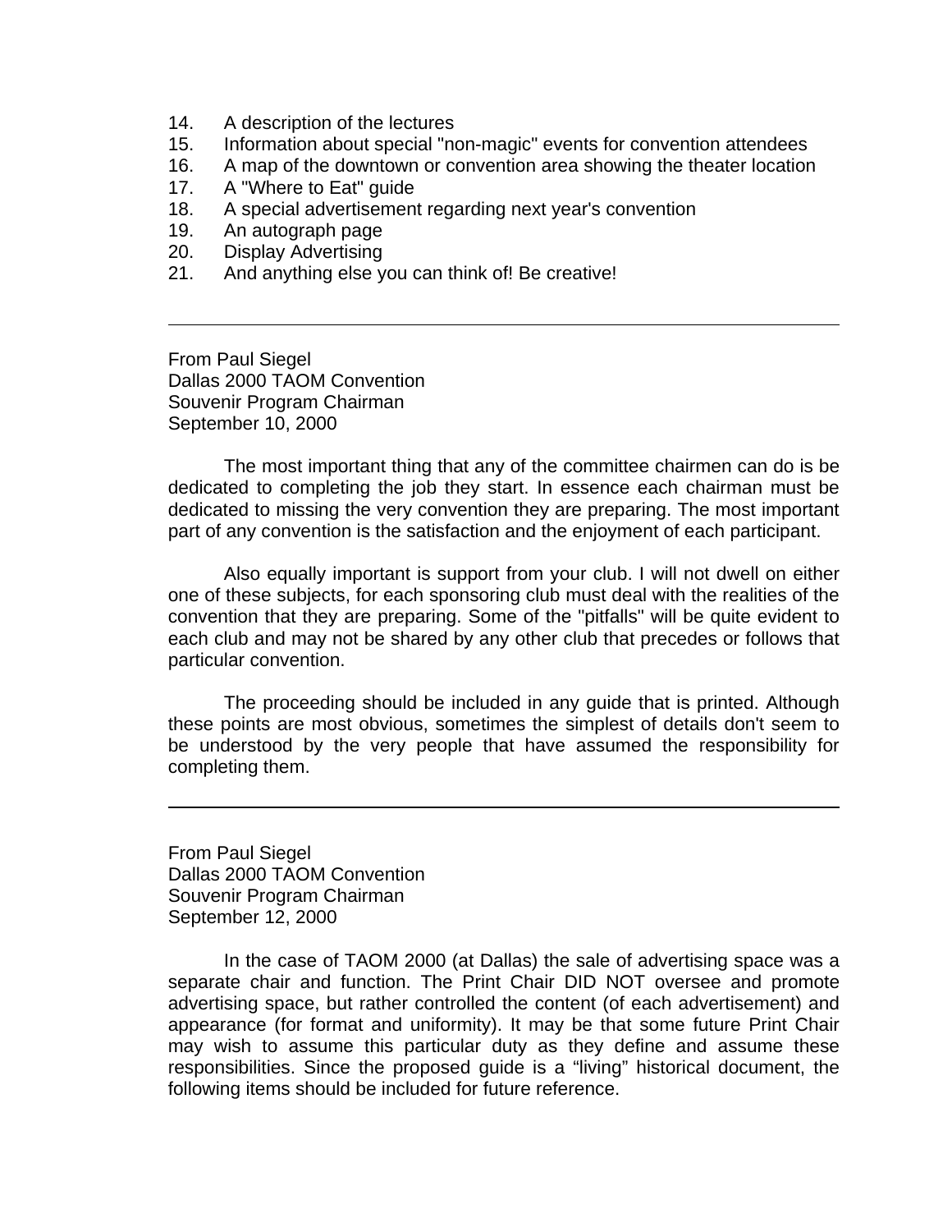14. A description of the lectures
15. Information about special "non-magic" events for convention attendees
16. A map of the downtown or convention area showing the theater location
17. A "Where to Eat" guide
18. A special advertisement regarding next year's convention
19. An autograph page
20. Display Advertising
21. And anything else you can think of! Be creative!

---

From Paul Siegel
Dallas 2000 TAOM Convention
Souvenir Program Chairman
September 10, 2000

The most important thing that any of the committee chairmen can do is be dedicated to completing the job they start. In essence each chairman must be dedicated to missing the very convention they are preparing. The most important part of any convention is the satisfaction and the enjoyment of each participant.

Also equally important is support from your club. I will not dwell on either one of these subjects, for each sponsoring club must deal with the realities of the convention that they are preparing. Some of the "pitfalls" will be quite evident to each club and may not be shared by any other club that precedes or follows that particular convention.

The proceeding should be included in any guide that is printed. Although these points are most obvious, sometimes the simplest of details don't seem to be understood by the very people that have assumed the responsibility for completing them.

---

From Paul Siegel
Dallas 2000 TAOM Convention
Souvenir Program Chairman
September 12, 2000

In the case of TAOM 2000 (at Dallas) the sale of advertising space was a separate chair and function. The Print Chair DID NOT oversee and promote advertising space, but rather controlled the content (of each advertisement) and appearance (for format and uniformity). It may be that some future Print Chair may wish to assume this particular duty as they define and assume these responsibilities. Since the proposed guide is a “living” historical document, the following items should be included for future reference.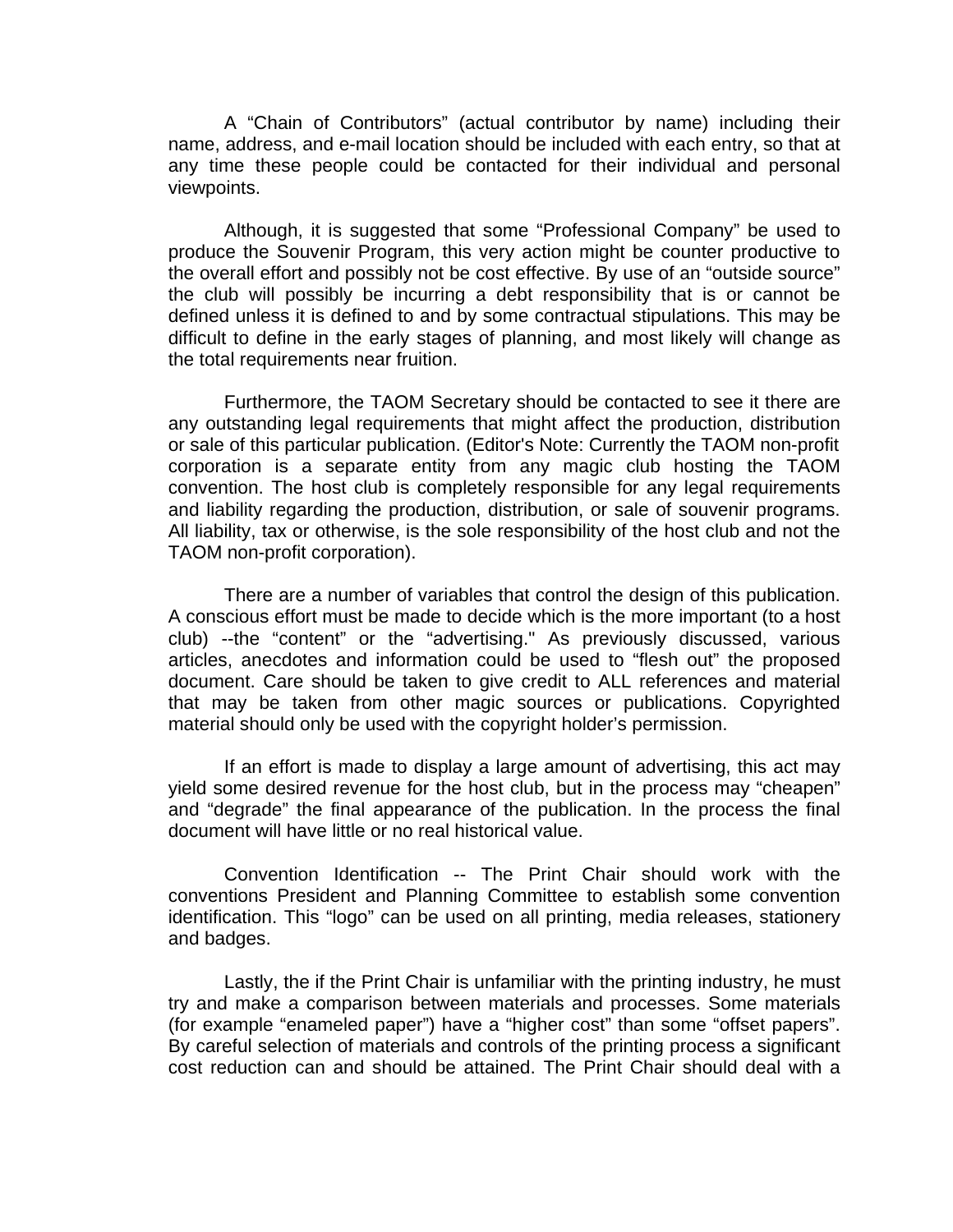A "Chain of Contributors" (actual contributor by name) including their name, address, and e-mail location should be included with each entry, so that at any time these people could be contacted for their individual and personal viewpoints.

Although, it is suggested that some "Professional Company" be used to produce the Souvenir Program, this very action might be counter productive to the overall effort and possibly not be cost effective. By use of an "outside source" the club will possibly be incurring a debt responsibility that is or cannot be defined unless it is defined to and by some contractual stipulations. This may be difficult to define in the early stages of planning, and most likely will change as the total requirements near fruition.

Furthermore, the TAOM Secretary should be contacted to see it there are any outstanding legal requirements that might affect the production, distribution or sale of this particular publication. (Editor's Note: Currently the TAOM non-profit corporation is a separate entity from any magic club hosting the TAOM convention. The host club is completely responsible for any legal requirements and liability regarding the production, distribution, or sale of souvenir programs. All liability, tax or otherwise, is the sole responsibility of the host club and not the TAOM non-profit corporation).

There are a number of variables that control the design of this publication. A conscious effort must be made to decide which is the more important (to a host club) --the "content" or the "advertising." As previously discussed, various articles, anecdotes and information could be used to "flesh out" the proposed document. Care should be taken to give credit to ALL references and material that may be taken from other magic sources or publications. Copyrighted material should only be used with the copyright holder's permission.

If an effort is made to display a large amount of advertising, this act may yield some desired revenue for the host club, but in the process may "cheapen" and "degrade" the final appearance of the publication. In the process the final document will have little or no real historical value.

Convention Identification -- The Print Chair should work with the conventions President and Planning Committee to establish some convention identification. This "logo" can be used on all printing, media releases, stationery and badges.

Lastly, the if the Print Chair is unfamiliar with the printing industry, he must try and make a comparison between materials and processes. Some materials (for example "enameled paper") have a "higher cost" than some "offset papers". By careful selection of materials and controls of the printing process a significant cost reduction can and should be attained. The Print Chair should deal with a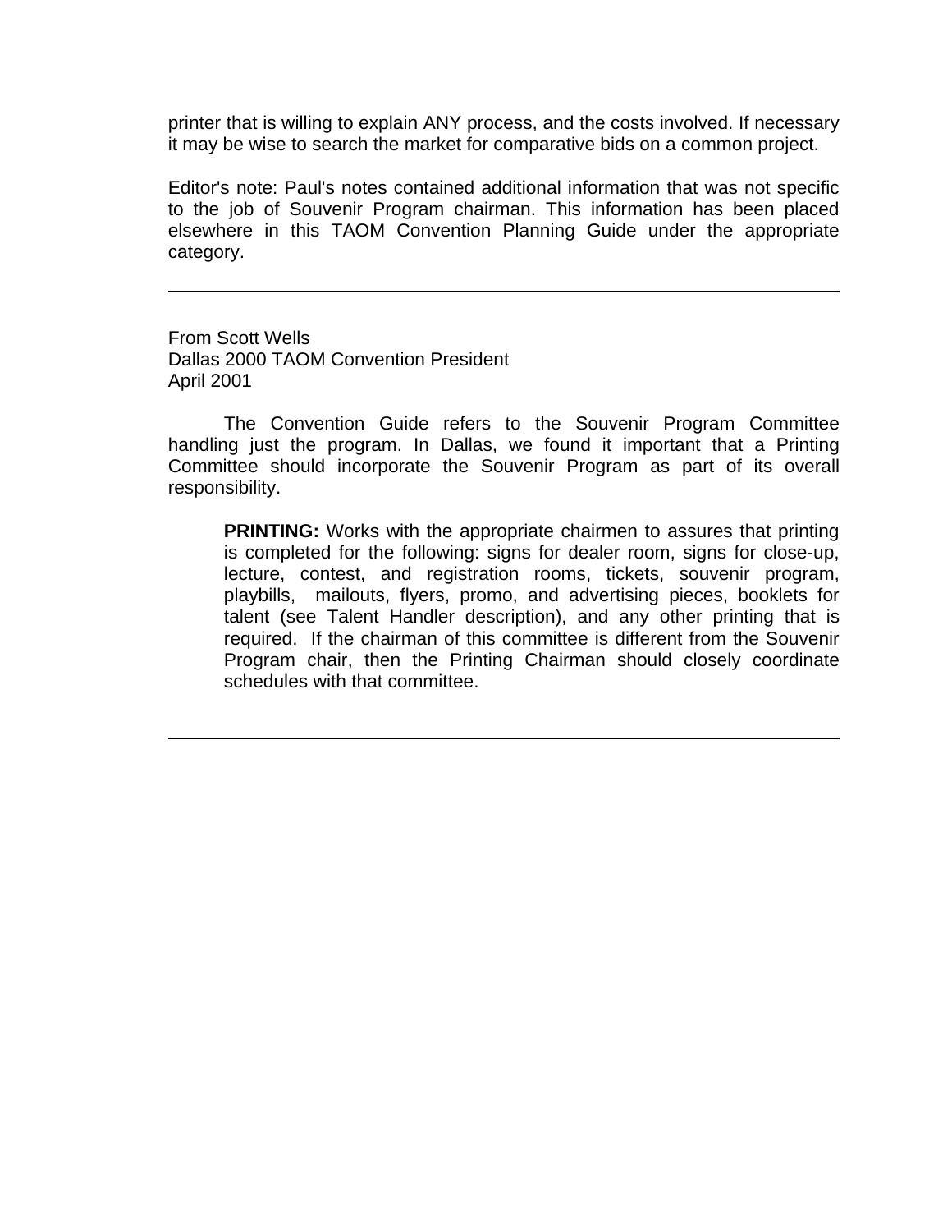printer that is willing to explain ANY process, and the costs involved. If necessary it may be wise to search the market for comparative bids on a common project.

Editor's note: Paul's notes contained additional information that was not specific to the job of Souvenir Program chairman. This information has been placed elsewhere in this TAOM Convention Planning Guide under the appropriate category.

---

From Scott Wells
Dallas 2000 TAOM Convention President
April 2001

The Convention Guide refers to the Souvenir Program Committee handling just the program. In Dallas, we found it important that a Printing Committee should incorporate the Souvenir Program as part of its overall responsibility.

> **PRINTING:** Works with the appropriate chairmen to assures that printing is completed for the following: signs for dealer room, signs for close-up, lecture, contest, and registration rooms, tickets, souvenir program, playbills, mailouts, flyers, promo, and advertising pieces, booklets for talent (see Talent Handler description), and any other printing that is required. If the chairman of this committee is different from the Souvenir Program chair, then the Printing Chairman should closely coordinate schedules with that committee.

---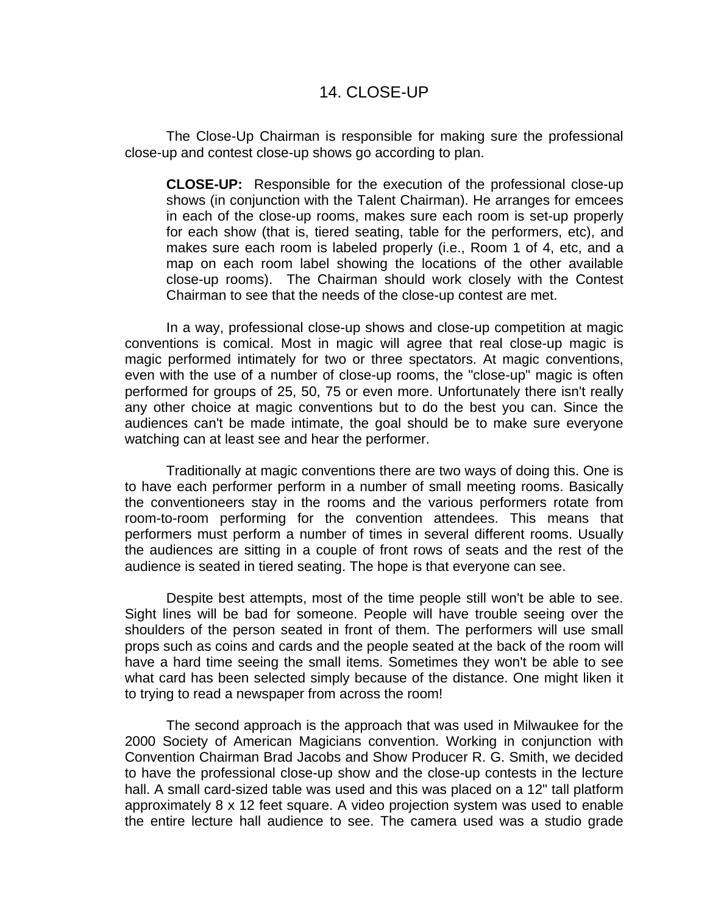## 14. CLOSE-UP

The Close-Up Chairman is responsible for making sure the professional close-up and contest close-up shows go according to plan.

> **CLOSE-UP:** Responsible for the execution of the professional close-up shows (in conjunction with the Talent Chairman). He arranges for emcees in each of the close-up rooms, makes sure each room is set-up properly for each show (that is, tiered seating, table for the performers, etc), and makes sure each room is labeled properly (i.e., Room 1 of 4, etc, and a map on each room label showing the locations of the other available close-up rooms). The Chairman should work closely with the Contest Chairman to see that the needs of the close-up contest are met.

In a way, professional close-up shows and close-up competition at magic conventions is comical. Most in magic will agree that real close-up magic is magic performed intimately for two or three spectators. At magic conventions, even with the use of a number of close-up rooms, the "close-up" magic is often performed for groups of 25, 50, 75 or even more. Unfortunately there isn't really any other choice at magic conventions but to do the best you can. Since the audiences can't be made intimate, the goal should be to make sure everyone watching can at least see and hear the performer.

Traditionally at magic conventions there are two ways of doing this. One is to have each performer perform in a number of small meeting rooms. Basically the conventioneers stay in the rooms and the various performers rotate from room-to-room performing for the convention attendees. This means that performers must perform a number of times in several different rooms. Usually the audiences are sitting in a couple of front rows of seats and the rest of the audience is seated in tiered seating. The hope is that everyone can see.

Despite best attempts, most of the time people still won't be able to see. Sight lines will be bad for someone. People will have trouble seeing over the shoulders of the person seated in front of them. The performers will use small props such as coins and cards and the people seated at the back of the room will have a hard time seeing the small items. Sometimes they won't be able to see what card has been selected simply because of the distance. One might liken it to trying to read a newspaper from across the room!

The second approach is the approach that was used in Milwaukee for the 2000 Society of American Magicians convention. Working in conjunction with Convention Chairman Brad Jacobs and Show Producer R. G. Smith, we decided to have the professional close-up show and the close-up contests in the lecture hall. A small card-sized table was used and this was placed on a 12" tall platform approximately 8 x 12 feet square. A video projection system was used to enable the entire lecture hall audience to see. The camera used was a studio grade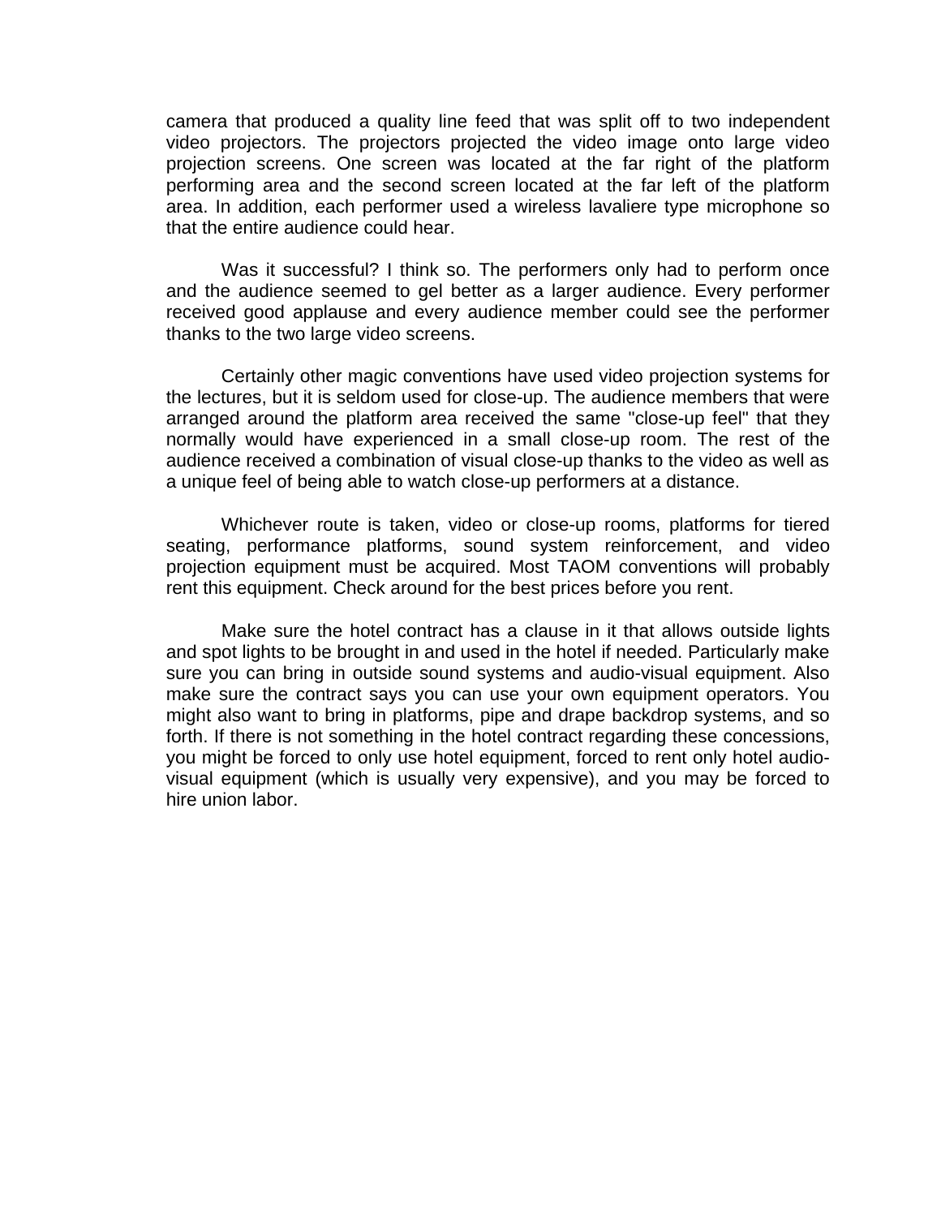camera that produced a quality line feed that was split off to two independent video projectors. The projectors projected the video image onto large video projection screens. One screen was located at the far right of the platform performing area and the second screen located at the far left of the platform area. In addition, each performer used a wireless lavaliere type microphone so that the entire audience could hear.

Was it successful? I think so. The performers only had to perform once and the audience seemed to gel better as a larger audience. Every performer received good applause and every audience member could see the performer thanks to the two large video screens.

Certainly other magic conventions have used video projection systems for the lectures, but it is seldom used for close-up. The audience members that were arranged around the platform area received the same "close-up feel" that they normally would have experienced in a small close-up room. The rest of the audience received a combination of visual close-up thanks to the video as well as a unique feel of being able to watch close-up performers at a distance.

Whichever route is taken, video or close-up rooms, platforms for tiered seating, performance platforms, sound system reinforcement, and video projection equipment must be acquired. Most TAOM conventions will probably rent this equipment. Check around for the best prices before you rent.

Make sure the hotel contract has a clause in it that allows outside lights and spot lights to be brought in and used in the hotel if needed. Particularly make sure you can bring in outside sound systems and audio-visual equipment. Also make sure the contract says you can use your own equipment operators. You might also want to bring in platforms, pipe and drape backdrop systems, and so forth. If there is not something in the hotel contract regarding these concessions, you might be forced to only use hotel equipment, forced to rent only hotel audio-visual equipment (which is usually very expensive), and you may be forced to hire union labor.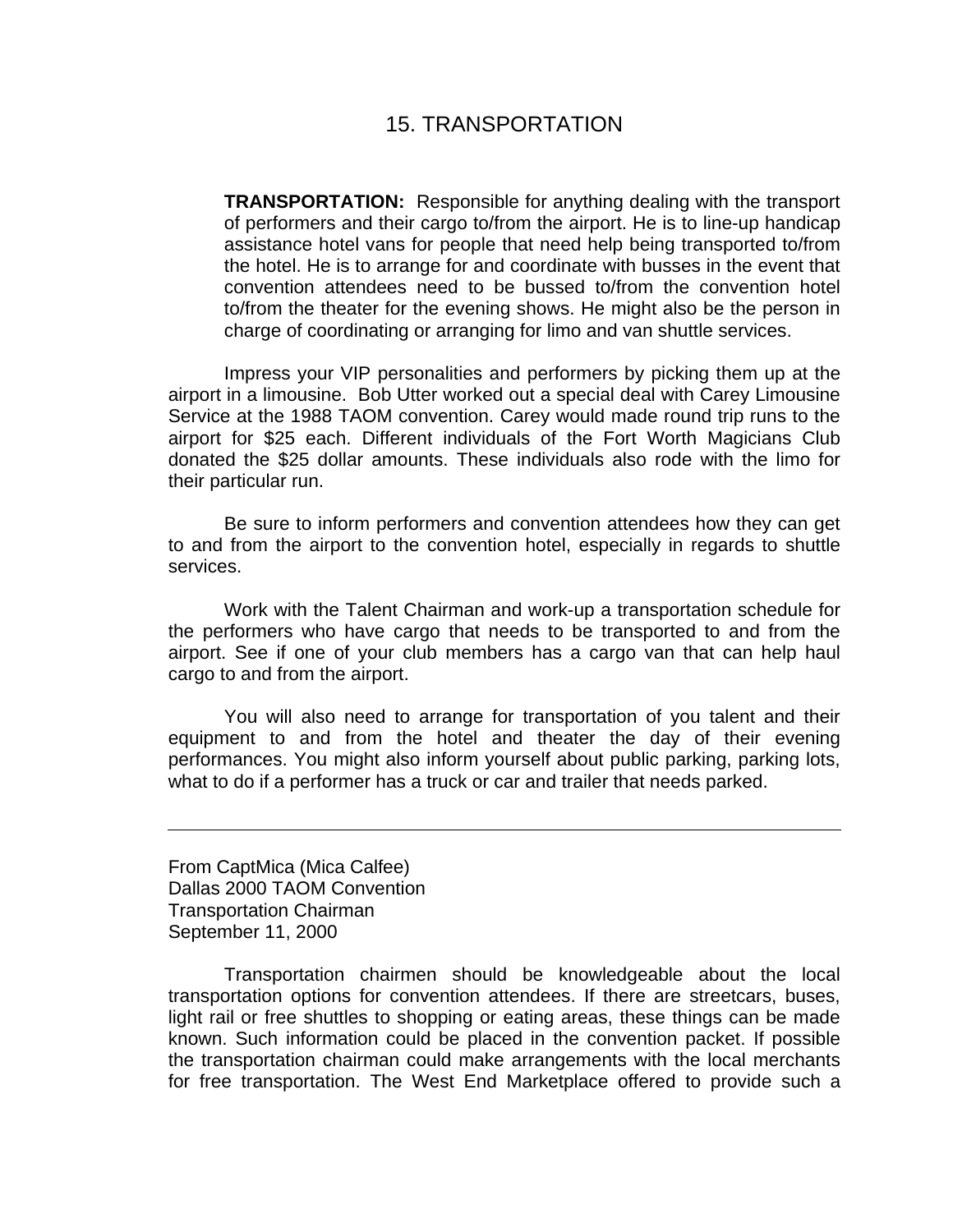# 15. TRANSPORTATION

> **TRANSPORTATION:** Responsible for anything dealing with the transport of performers and their cargo to/from the airport. He is to line-up handicap assistance hotel vans for people that need help being transported to/from the hotel. He is to arrange for and coordinate with busses in the event that convention attendees need to be bussed to/from the convention hotel to/from the theater for the evening shows. He might also be the person in charge of coordinating or arranging for limo and van shuttle services.

Impress your VIP personalities and performers by picking them up at the airport in a limousine. Bob Utter worked out a special deal with Carey Limousine Service at the 1988 TAOM convention. Carey would made round trip runs to the airport for $25 each. Different individuals of the Fort Worth Magicians Club donated the $25 dollar amounts. These individuals also rode with the limo for their particular run.

Be sure to inform performers and convention attendees how they can get to and from the airport to the convention hotel, especially in regards to shuttle services.

Work with the Talent Chairman and work-up a transportation schedule for the performers who have cargo that needs to be transported to and from the airport. See if one of your club members has a cargo van that can help haul cargo to and from the airport.

You will also need to arrange for transportation of you talent and their equipment to and from the hotel and theater the day of their evening performances. You might also inform yourself about public parking, parking lots, what to do if a performer has a truck or car and trailer that needs parked.

---

From CaptMica (Mica Calfee)
Dallas 2000 TAOM Convention
Transportation Chairman
September 11, 2000

Transportation chairmen should be knowledgeable about the local transportation options for convention attendees. If there are streetcars, buses, light rail or free shuttles to shopping or eating areas, these things can be made known. Such information could be placed in the convention packet. If possible the transportation chairman could make arrangements with the local merchants for free transportation. The West End Marketplace offered to provide such a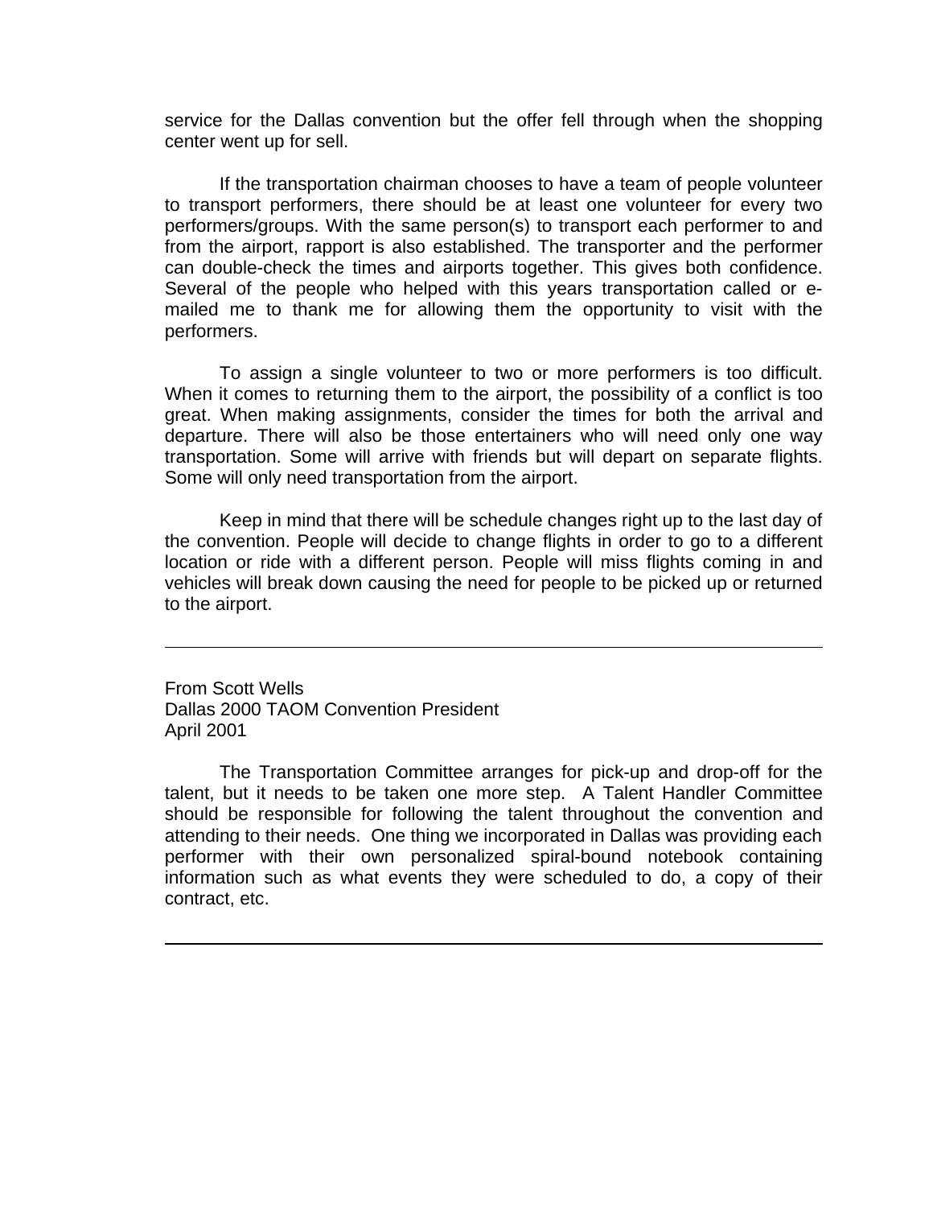service for the Dallas convention but the offer fell through when the shopping center went up for sell.

If the transportation chairman chooses to have a team of people volunteer to transport performers, there should be at least one volunteer for every two performers/groups. With the same person(s) to transport each performer to and from the airport, rapport is also established. The transporter and the performer can double-check the times and airports together. This gives both confidence. Several of the people who helped with this years transportation called or e-mailed me to thank me for allowing them the opportunity to visit with the performers.

To assign a single volunteer to two or more performers is too difficult. When it comes to returning them to the airport, the possibility of a conflict is too great. When making assignments, consider the times for both the arrival and departure. There will also be those entertainers who will need only one way transportation. Some will arrive with friends but will depart on separate flights. Some will only need transportation from the airport.

Keep in mind that there will be schedule changes right up to the last day of the convention. People will decide to change flights in order to go to a different location or ride with a different person. People will miss flights coming in and vehicles will break down causing the need for people to be picked up or returned to the airport.

---

From Scott Wells
Dallas 2000 TAOM Convention President
April 2001

The Transportation Committee arranges for pick-up and drop-off for the talent, but it needs to be taken one more step. A Talent Handler Committee should be responsible for following the talent throughout the convention and attending to their needs. One thing we incorporated in Dallas was providing each performer with their own personalized spiral-bound notebook containing information such as what events they were scheduled to do, a copy of their contract, etc.

---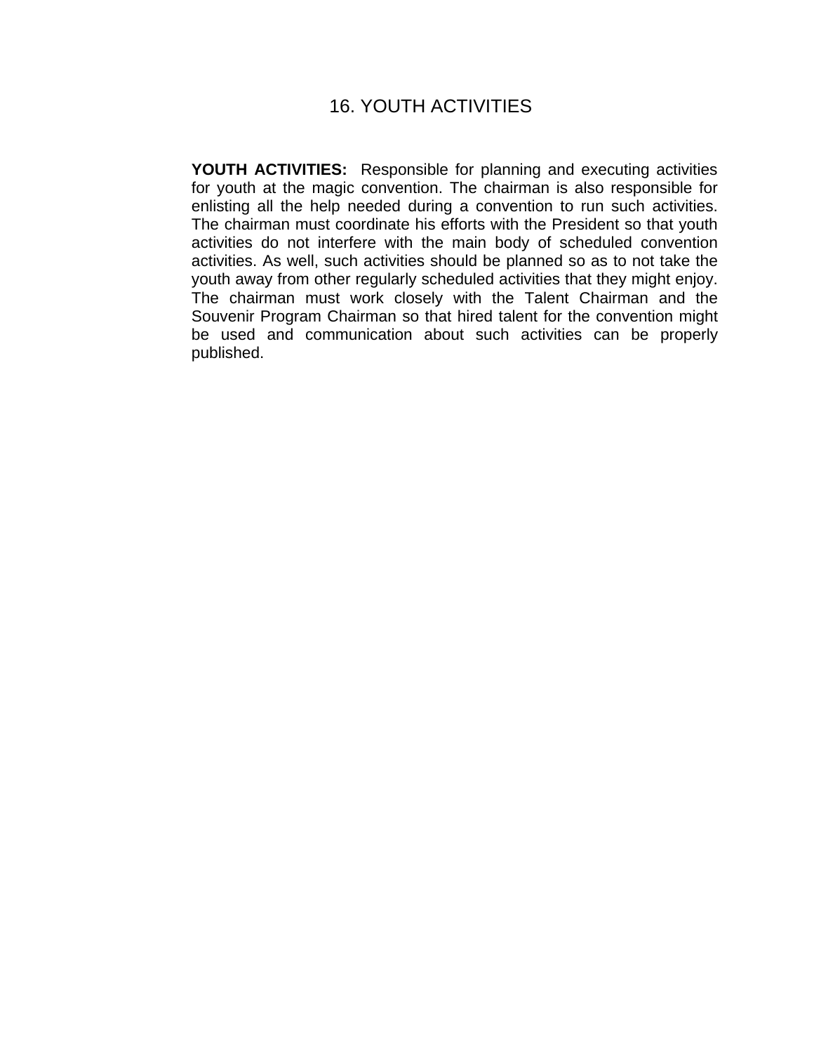# 16. YOUTH ACTIVITIES

**YOUTH ACTIVITIES:** Responsible for planning and executing activities for youth at the magic convention. The chairman is also responsible for enlisting all the help needed during a convention to run such activities. The chairman must coordinate his efforts with the President so that youth activities do not interfere with the main body of scheduled convention activities. As well, such activities should be planned so as to not take the youth away from other regularly scheduled activities that they might enjoy. The chairman must work closely with the Talent Chairman and the Souvenir Program Chairman so that hired talent for the convention might be used and communication about such activities can be properly published.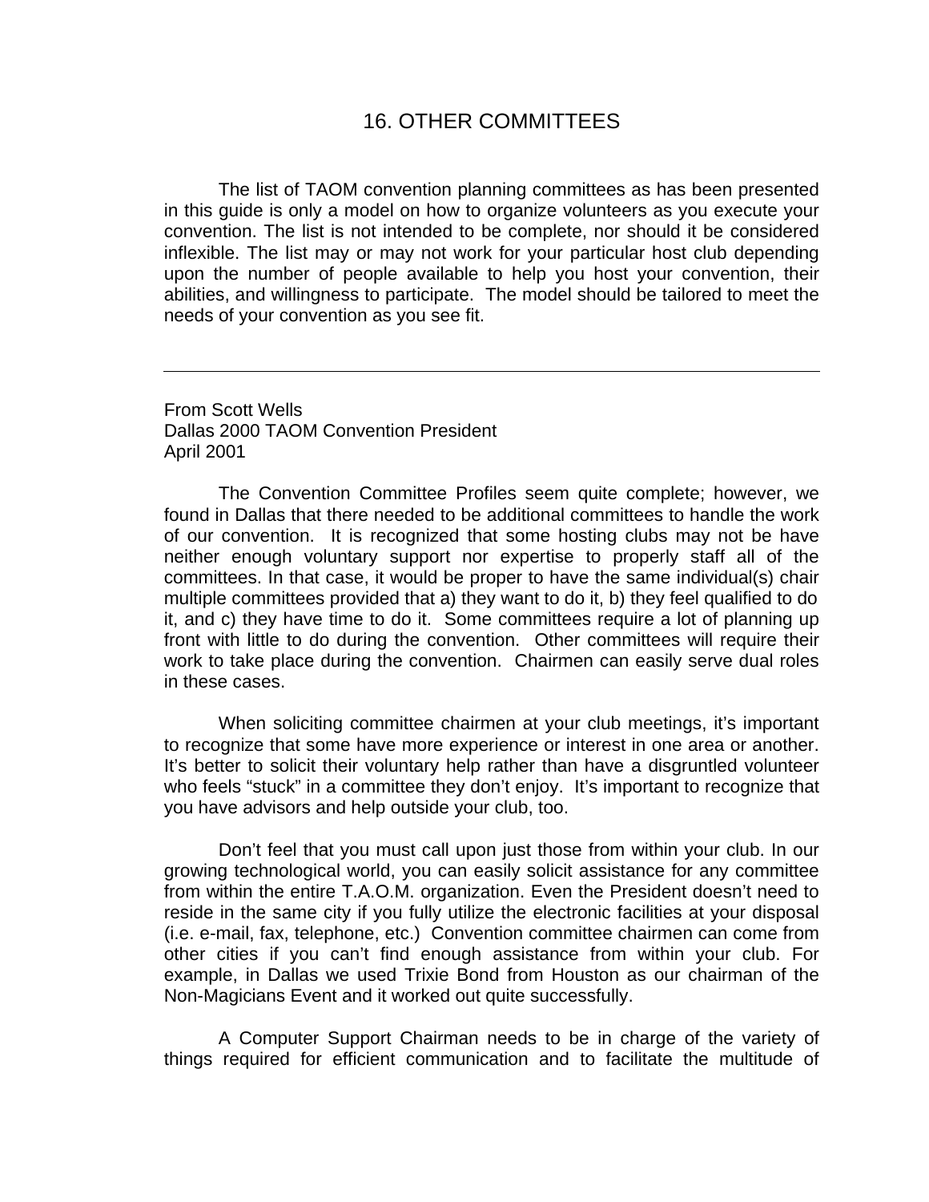# 16. OTHER COMMITTEES

The list of TAOM convention planning committees as has been presented in this guide is only a model on how to organize volunteers as you execute your convention. The list is not intended to be complete, nor should it be considered inflexible. The list may or may not work for your particular host club depending upon the number of people available to help you host your convention, their abilities, and willingness to participate. The model should be tailored to meet the needs of your convention as you see fit.

---

From Scott Wells
Dallas 2000 TAOM Convention President
April 2001

The Convention Committee Profiles seem quite complete; however, we found in Dallas that there needed to be additional committees to handle the work of our convention. It is recognized that some hosting clubs may not be have neither enough voluntary support nor expertise to properly staff all of the committees. In that case, it would be proper to have the same individual(s) chair multiple committees provided that a) they want to do it, b) they feel qualified to do it, and c) they have time to do it. Some committees require a lot of planning up front with little to do during the convention. Other committees will require their work to take place during the convention. Chairmen can easily serve dual roles in these cases.

When soliciting committee chairmen at your club meetings, it's important to recognize that some have more experience or interest in one area or another. It's better to solicit their voluntary help rather than have a disgruntled volunteer who feels "stuck" in a committee they don't enjoy. It's important to recognize that you have advisors and help outside your club, too.

Don't feel that you must call upon just those from within your club. In our growing technological world, you can easily solicit assistance for any committee from within the entire T.A.O.M. organization. Even the President doesn't need to reside in the same city if you fully utilize the electronic facilities at your disposal (i.e. e-mail, fax, telephone, etc.) Convention committee chairmen can come from other cities if you can't find enough assistance from within your club. For example, in Dallas we used Trixie Bond from Houston as our chairman of the Non-Magicians Event and it worked out quite successfully.

A Computer Support Chairman needs to be in charge of the variety of things required for efficient communication and to facilitate the multitude of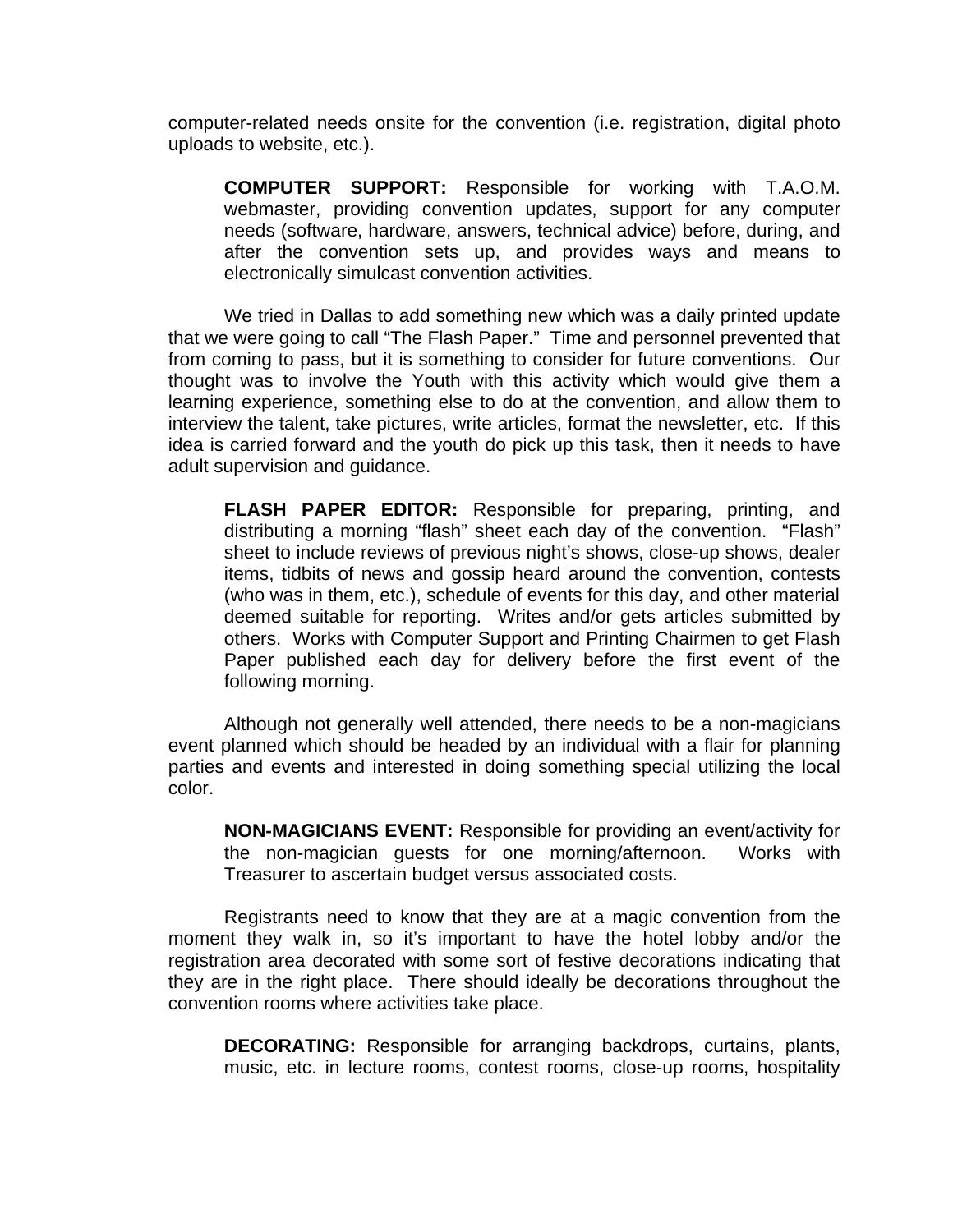computer-related needs onsite for the convention (i.e. registration, digital photo uploads to website, etc.).

> **COMPUTER SUPPORT:** Responsible for working with T.A.O.M. webmaster, providing convention updates, support for any computer needs (software, hardware, answers, technical advice) before, during, and after the convention sets up, and provides ways and means to electronically simulcast convention activities.

We tried in Dallas to add something new which was a daily printed update that we were going to call "The Flash Paper." Time and personnel prevented that from coming to pass, but it is something to consider for future conventions. Our thought was to involve the Youth with this activity which would give them a learning experience, something else to do at the convention, and allow them to interview the talent, take pictures, write articles, format the newsletter, etc. If this idea is carried forward and the youth do pick up this task, then it needs to have adult supervision and guidance.

> **FLASH PAPER EDITOR:** Responsible for preparing, printing, and distributing a morning "flash" sheet each day of the convention. "Flash" sheet to include reviews of previous night's shows, close-up shows, dealer items, tidbits of news and gossip heard around the convention, contests (who was in them, etc.), schedule of events for this day, and other material deemed suitable for reporting. Writes and/or gets articles submitted by others. Works with Computer Support and Printing Chairmen to get Flash Paper published each day for delivery before the first event of the following morning.

Although not generally well attended, there needs to be a non-magicians event planned which should be headed by an individual with a flair for planning parties and events and interested in doing something special utilizing the local color.

> **NON-MAGICIANS EVENT:** Responsible for providing an event/activity for the non-magician guests for one morning/afternoon. Works with Treasurer to ascertain budget versus associated costs.

Registrants need to know that they are at a magic convention from the moment they walk in, so it's important to have the hotel lobby and/or the registration area decorated with some sort of festive decorations indicating that they are in the right place. There should ideally be decorations throughout the convention rooms where activities take place.

> **DECORATING:** Responsible for arranging backdrops, curtains, plants, music, etc. in lecture rooms, contest rooms, close-up rooms, hospitality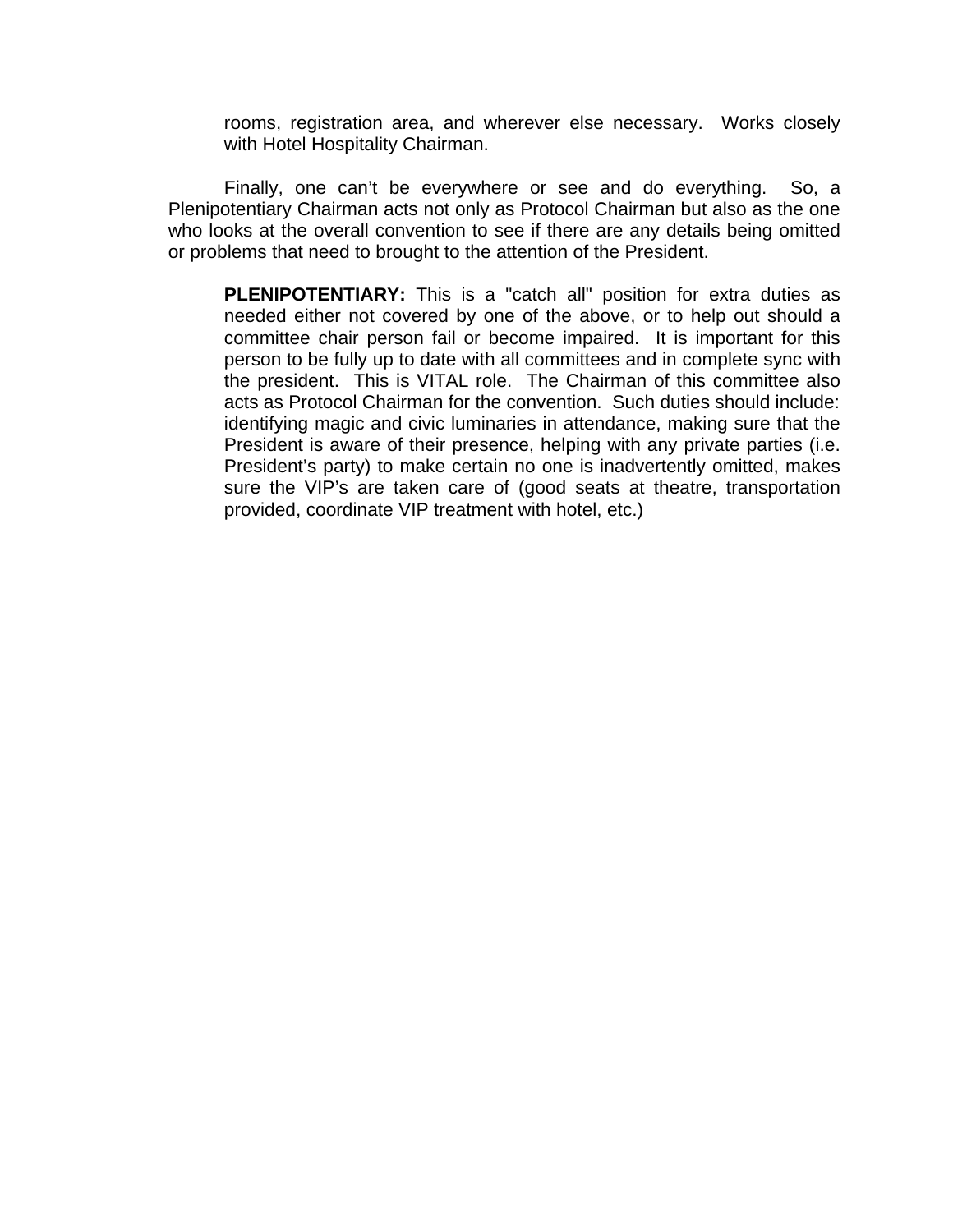rooms, registration area, and wherever else necessary. Works closely with Hotel Hospitality Chairman.

Finally, one can't be everywhere or see and do everything. So, a Plenipotentiary Chairman acts not only as Protocol Chairman but also as the one who looks at the overall convention to see if there are any details being omitted or problems that need to brought to the attention of the President.

**PLENIPOTENTIARY:** This is a "catch all" position for extra duties as needed either not covered by one of the above, or to help out should a committee chair person fail or become impaired. It is important for this person to be fully up to date with all committees and in complete sync with the president. This is VITAL role. The Chairman of this committee also acts as Protocol Chairman for the convention. Such duties should include: identifying magic and civic luminaries in attendance, making sure that the President is aware of their presence, helping with any private parties (i.e. President's party) to make certain no one is inadvertently omitted, makes sure the VIP's are taken care of (good seats at theatre, transportation provided, coordinate VIP treatment with hotel, etc.)

---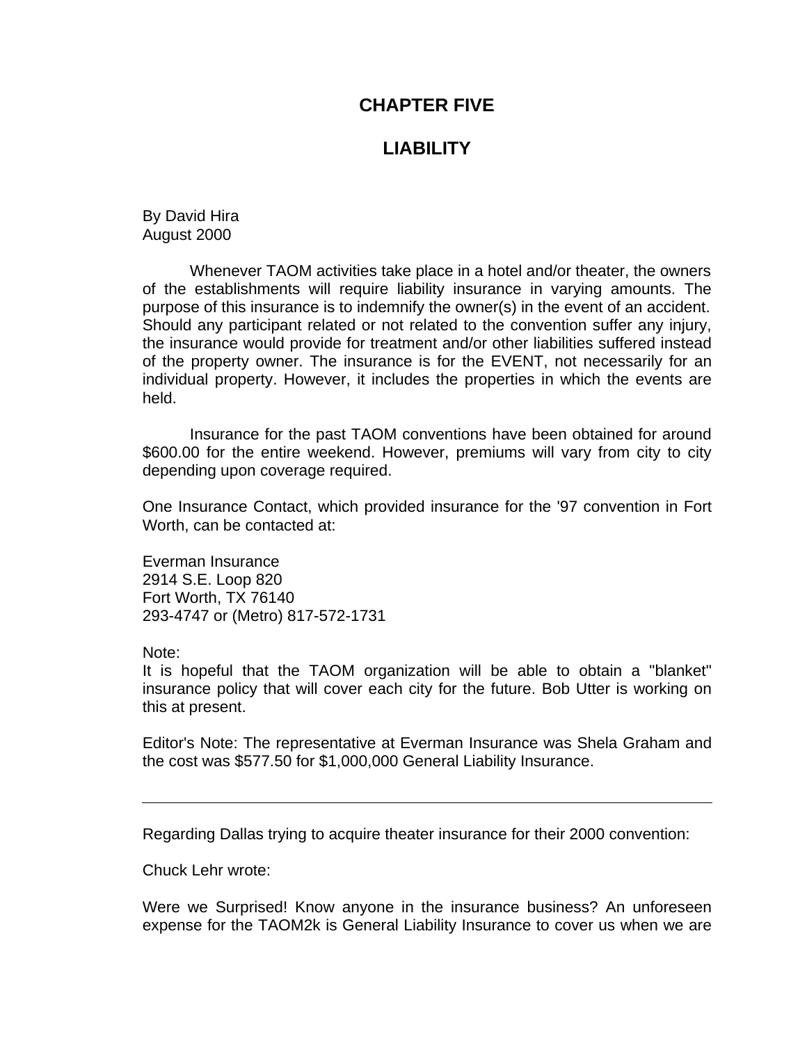# CHAPTER FIVE

# LIABILITY

By David Hira
August 2000

Whenever TAOM activities take place in a hotel and/or theater, the owners of the establishments will require liability insurance in varying amounts. The purpose of this insurance is to indemnify the owner(s) in the event of an accident. Should any participant related or not related to the convention suffer any injury, the insurance would provide for treatment and/or other liabilities suffered instead of the property owner. The insurance is for the EVENT, not necessarily for an individual property. However, it includes the properties in which the events are held.

Insurance for the past TAOM conventions have been obtained for around $600.00 for the entire weekend. However, premiums will vary from city to city depending upon coverage required.

One Insurance Contact, which provided insurance for the '97 convention in Fort Worth, can be contacted at:

Everman Insurance
2914 S.E. Loop 820
Fort Worth, TX 76140
293-4747 or (Metro) 817-572-1731

Note:
It is hopeful that the TAOM organization will be able to obtain a "blanket" insurance policy that will cover each city for the future. Bob Utter is working on this at present.

Editor's Note: The representative at Everman Insurance was Shela Graham and the cost was $577.50 for $1,000,000 General Liability Insurance.

---

Regarding Dallas trying to acquire theater insurance for their 2000 convention:

Chuck Lehr wrote:

Were we Surprised! Know anyone in the insurance business? An unforeseen expense for the TAOM2k is General Liability Insurance to cover us when we are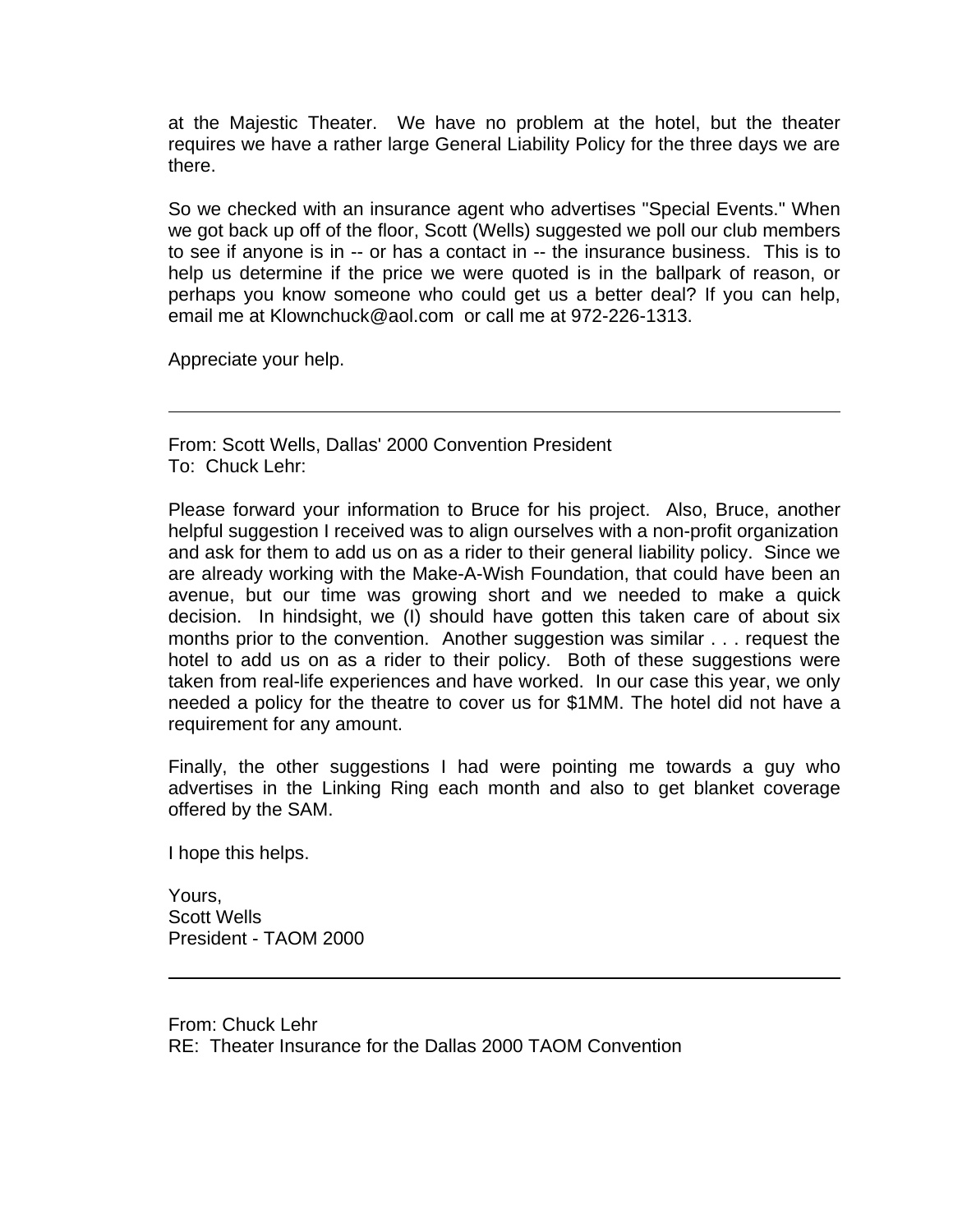at the Majestic Theater. We have no problem at the hotel, but the theater requires we have a rather large General Liability Policy for the three days we are there.

So we checked with an insurance agent who advertises "Special Events." When we got back up off of the floor, Scott (Wells) suggested we poll our club members to see if anyone is in -- or has a contact in -- the insurance business. This is to help us determine if the price we were quoted is in the ballpark of reason, or perhaps you know someone who could get us a better deal? If you can help, email me at Klownchuck@aol.com or call me at 972-226-1313.

Appreciate your help.

---

From: Scott Wells, Dallas' 2000 Convention President
To: Chuck Lehr:

Please forward your information to Bruce for his project. Also, Bruce, another helpful suggestion I received was to align ourselves with a non-profit organization and ask for them to add us on as a rider to their general liability policy. Since we are already working with the Make-A-Wish Foundation, that could have been an avenue, but our time was growing short and we needed to make a quick decision. In hindsight, we (I) should have gotten this taken care of about six months prior to the convention. Another suggestion was similar . . . request the hotel to add us on as a rider to their policy. Both of these suggestions were taken from real-life experiences and have worked. In our case this year, we only needed a policy for the theatre to cover us for $1MM. The hotel did not have a requirement for any amount.

Finally, the other suggestions I had were pointing me towards a guy who advertises in the Linking Ring each month and also to get blanket coverage offered by the SAM.

I hope this helps.

Yours,
Scott Wells
President - TAOM 2000

---

From: Chuck Lehr
RE: Theater Insurance for the Dallas 2000 TAOM Convention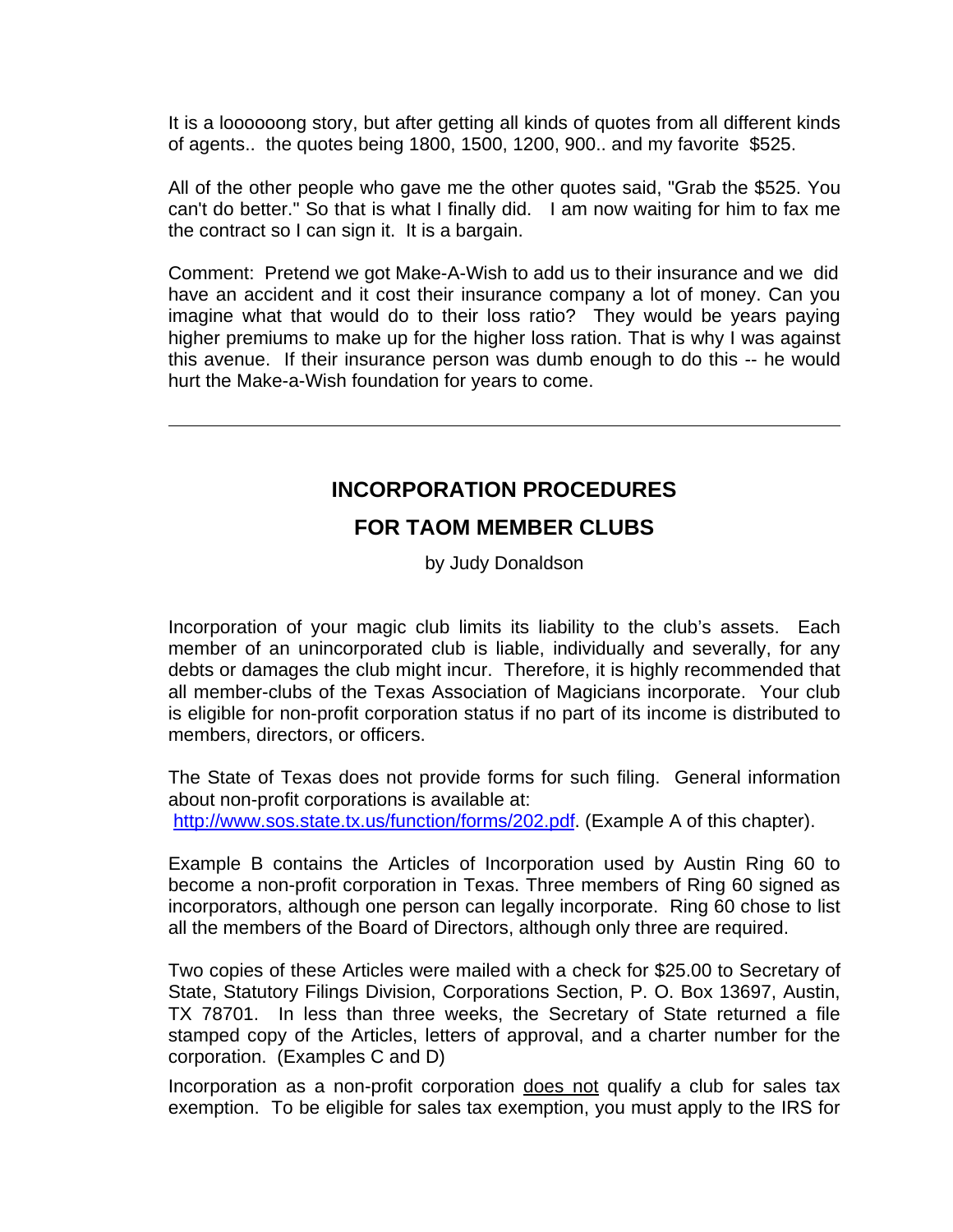It is a loooooong story, but after getting all kinds of quotes from all different kinds of agents.. the quotes being 1800, 1500, 1200, 900.. and my favorite $525.

All of the other people who gave me the other quotes said, "Grab the $525. You can't do better." So that is what I finally did. I am now waiting for him to fax me the contract so I can sign it. It is a bargain.

Comment: Pretend we got Make-A-Wish to add us to their insurance and we did have an accident and it cost their insurance company a lot of money. Can you imagine what that would do to their loss ratio? They would be years paying higher premiums to make up for the higher loss ration. That is why I was against this avenue. If their insurance person was dumb enough to do this -- he would hurt the Make-a-Wish foundation for years to come.

---

## INCORPORATION PROCEDURES

## FOR TAOM MEMBER CLUBS

by Judy Donaldson

Incorporation of your magic club limits its liability to the club's assets. Each member of an unincorporated club is liable, individually and severally, for any debts or damages the club might incur. Therefore, it is highly recommended that all member-clubs of the Texas Association of Magicians incorporate. Your club is eligible for non-profit corporation status if no part of its income is distributed to members, directors, or officers.

The State of Texas does not provide forms for such filing. General information about non-profit corporations is available at:
[http://www.sos.state.tx.us/function/forms/202.pdf](http://www.sos.state.tx.us/function/forms/202.pdf). (Example A of this chapter).

Example B contains the Articles of Incorporation used by Austin Ring 60 to become a non-profit corporation in Texas. Three members of Ring 60 signed as incorporators, although one person can legally incorporate. Ring 60 chose to list all the members of the Board of Directors, although only three are required.

Two copies of these Articles were mailed with a check for $25.00 to Secretary of State, Statutory Filings Division, Corporations Section, P. O. Box 13697, Austin, TX 78701. In less than three weeks, the Secretary of State returned a file stamped copy of the Articles, letters of approval, and a charter number for the corporation. (Examples C and D)

Incorporation as a non-profit corporation <u>does not</u> qualify a club for sales tax exemption. To be eligible for sales tax exemption, you must apply to the IRS for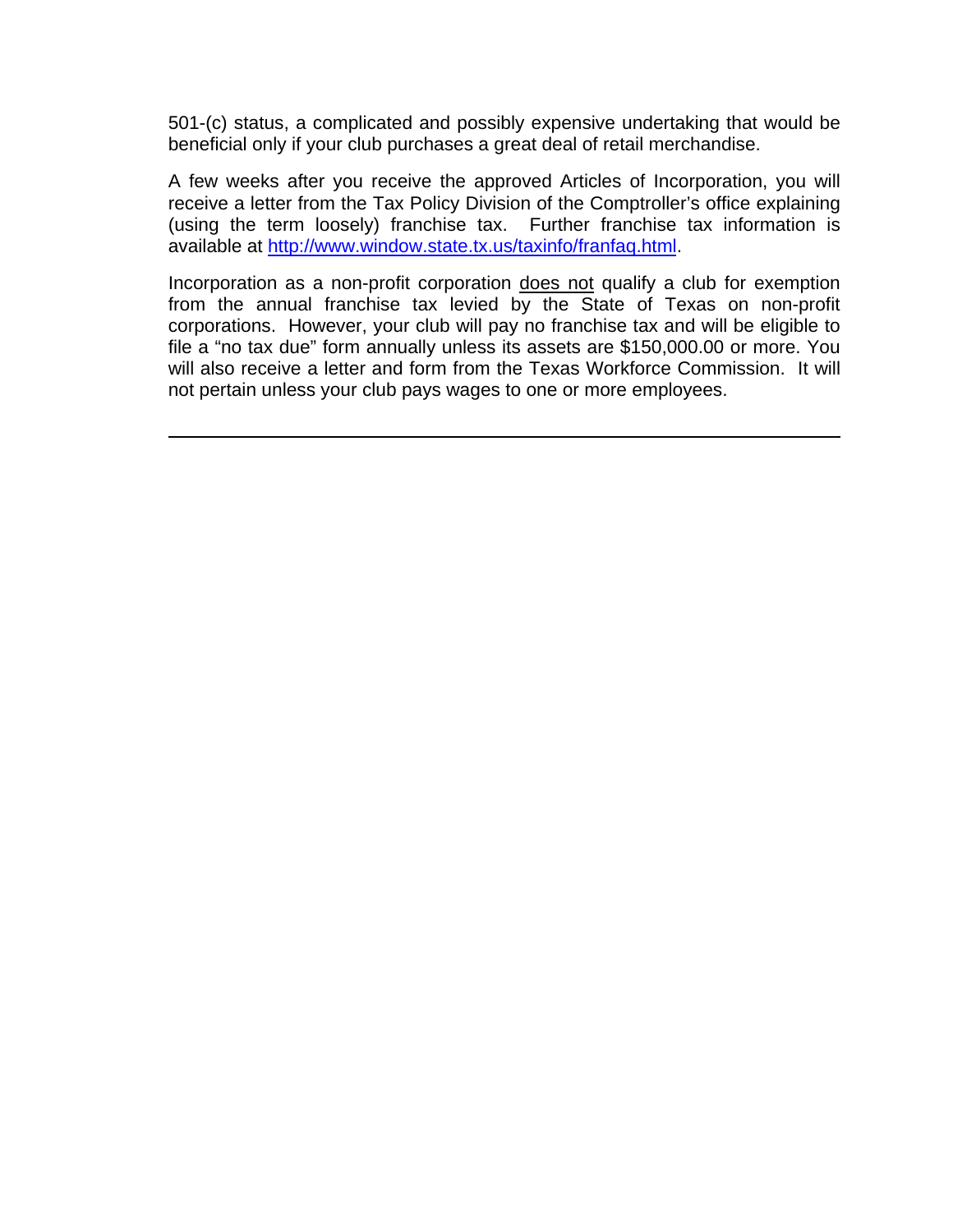501-(c) status, a complicated and possibly expensive undertaking that would be beneficial only if your club purchases a great deal of retail merchandise.

A few weeks after you receive the approved Articles of Incorporation, you will receive a letter from the Tax Policy Division of the Comptroller's office explaining (using the term loosely) franchise tax. Further franchise tax information is available at [http://www.window.state.tx.us/taxinfo/franfaq.html](http://www.window.state.tx.us/taxinfo/franfaq.html).

Incorporation as a non-profit corporation <u>does not</u> qualify a club for exemption from the annual franchise tax levied by the State of Texas on non-profit corporations. However, your club will pay no franchise tax and will be eligible to file a "no tax due" form annually unless its assets are $150,000.00 or more. You will also receive a letter and form from the Texas Workforce Commission. It will not pertain unless your club pays wages to one or more employees.

---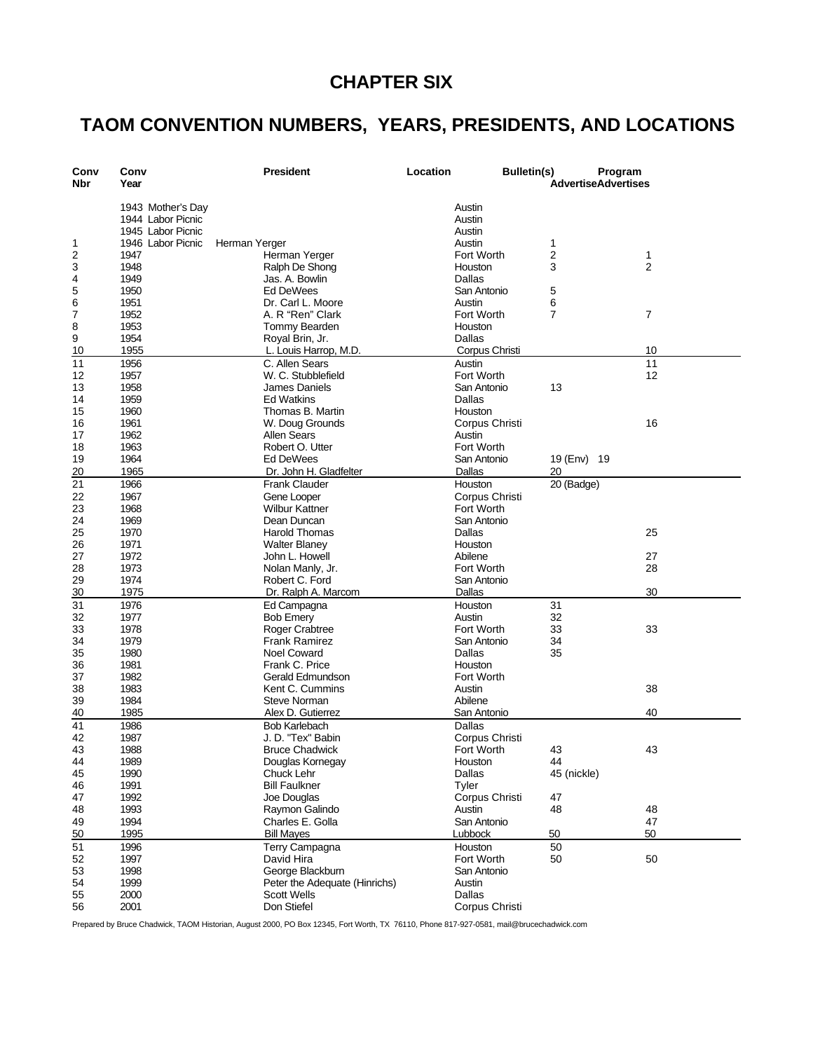# CHAPTER SIX

## TAOM CONVENTION NUMBERS, YEARS, PRESIDENTS, AND LOCATIONS

| Conv Nbr | Conv Year | President | Location | Bulletin(s) Advertise | Program Advertises |
|---|---|---|---|---|---|
| | 1943 Mother's Day | | Austin | | |
| | 1944 Labor Picnic | | Austin | | |
| | 1945 Labor Picnic | | Austin | | |
| 1 | 1946 Labor Picnic | Herman Yerger | Austin | 1 | |
| 2 | 1947 | Herman Yerger | Fort Worth | 2 | 1 |
| 3 | 1948 | Ralph De Shong | Houston | 3 | 2 |
| 4 | 1949 | Jas. A. Bowlin | Dallas | | |
| 5 | 1950 | Ed DeWees | San Antonio | 5 | |
| 6 | 1951 | Dr. Carl L. Moore | Austin | 6 | |
| 7 | 1952 | A. R "Ren" Clark | Fort Worth | 7 | 7 |
| 8 | 1953 | Tommy Bearden | Houston | | |
| 9 | 1954 | Royal Brin, Jr. | Dallas | | |
| 10 | 1955 | L. Louis Harrop, M.D. | Corpus Christi | | 10 |
| 11 | 1956 | C. Allen Sears | Austin | | 11 |
| 12 | 1957 | W. C. Stubblefield | Fort Worth | | 12 |
| 13 | 1958 | James Daniels | San Antonio | 13 | |
| 14 | 1959 | Ed Watkins | Dallas | | |
| 15 | 1960 | Thomas B. Martin | Houston | | |
| 16 | 1961 | W. Doug Grounds | Corpus Christi | | 16 |
| 17 | 1962 | Allen Sears | Austin | | |
| 18 | 1963 | Robert O. Utter | Fort Worth | | |
| 19 | 1964 | Ed DeWees | San Antonio | 19 (Env) 19 | |
| 20 | 1965 | Dr. John H. Gladfelter | Dallas | 20 | |
| 21 | 1966 | Frank Clauder | Houston | 20 (Badge) | |
| 22 | 1967 | Gene Looper | Corpus Christi | | |
| 23 | 1968 | Wilbur Kattner | Fort Worth | | |
| 24 | 1969 | Dean Duncan | San Antonio | | |
| 25 | 1970 | Harold Thomas | Dallas | | 25 |
| 26 | 1971 | Walter Blaney | Houston | | |
| 27 | 1972 | John L. Howell | Abilene | | 27 |
| 28 | 1973 | Nolan Manly, Jr. | Fort Worth | | 28 |
| 29 | 1974 | Robert C. Ford | San Antonio | | |
| 30 | 1975 | Dr. Ralph A. Marcom | Dallas | | 30 |
| 31 | 1976 | Ed Campagna | Houston | 31 | |
| 32 | 1977 | Bob Emery | Austin | 32 | |
| 33 | 1978 | Roger Crabtree | Fort Worth | 33 | 33 |
| 34 | 1979 | Frank Ramirez | San Antonio | 34 | |
| 35 | 1980 | Noel Coward | Dallas | 35 | |
| 36 | 1981 | Frank C. Price | Houston | | |
| 37 | 1982 | Gerald Edmundson | Fort Worth | | |
| 38 | 1983 | Kent C. Cummins | Austin | | 38 |
| 39 | 1984 | Steve Norman | Abilene | | |
| 40 | 1985 | Alex D. Gutierrez | San Antonio | | 40 |
| 41 | 1986 | Bob Karlebach | Dallas | | |
| 42 | 1987 | J. D. "Tex" Babin | Corpus Christi | | |
| 43 | 1988 | Bruce Chadwick | Fort Worth | 43 | 43 |
| 44 | 1989 | Douglas Kornegay | Houston | 44 | |
| 45 | 1990 | Chuck Lehr | Dallas | 45 (nickle) | |
| 46 | 1991 | Bill Faulkner | Tyler | | |
| 47 | 1992 | Joe Douglas | Corpus Christi | 47 | |
| 48 | 1993 | Raymon Galindo | Austin | 48 | 48 |
| 49 | 1994 | Charles E. Golla | San Antonio | | 47 |
| 50 | 1995 | Bill Mayes | Lubbock | 50 | 50 |
| 51 | 1996 | Terry Campagna | Houston | 50 | |
| 52 | 1997 | David Hira | Fort Worth | 50 | 50 |
| 53 | 1998 | George Blackburn | San Antonio | | |
| 54 | 1999 | Peter the Adequate (Hinrichs) | Austin | | |
| 55 | 2000 | Scott Wells | Dallas | | |
| 56 | 2001 | Don Stiefel | Corpus Christi | | |

Prepared by Bruce Chadwick, TAOM Historian, August 2000, PO Box 12345, Fort Worth, TX 76110, Phone 817-927-0581, mail@brucechadwick.com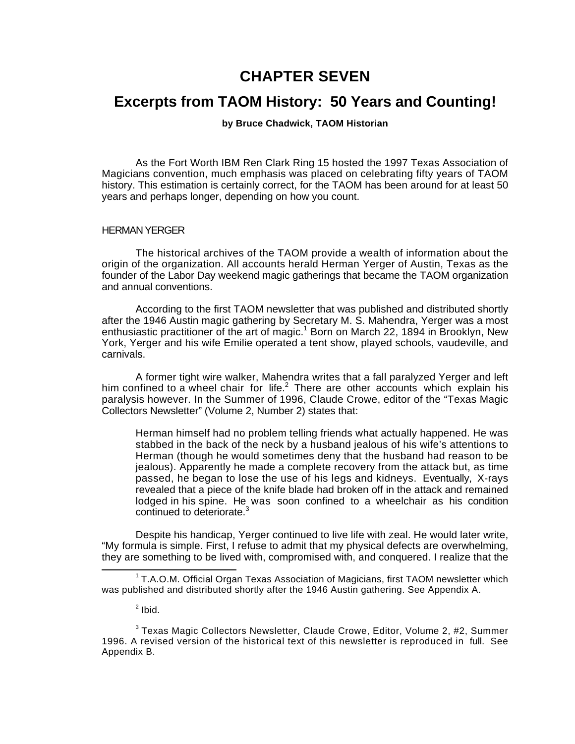# CHAPTER SEVEN

## Excerpts from TAOM History: 50 Years and Counting!

**by Bruce Chadwick, TAOM Historian**

As the Fort Worth IBM Ren Clark Ring 15 hosted the 1997 Texas Association of Magicians convention, much emphasis was placed on celebrating fifty years of TAOM history. This estimation is certainly correct, for the TAOM has been around for at least 50 years and perhaps longer, depending on how you count.

### HERMAN YERGER

The historical archives of the TAOM provide a wealth of information about the origin of the organization. All accounts herald Herman Yerger of Austin, Texas as the founder of the Labor Day weekend magic gatherings that became the TAOM organization and annual conventions.

According to the first TAOM newsletter that was published and distributed shortly after the 1946 Austin magic gathering by Secretary M. S. Mahendra, Yerger was a most enthusiastic practitioner of the art of magic.[1] Born on March 22, 1894 in Brooklyn, New York, Yerger and his wife Emilie operated a tent show, played schools, vaudeville, and carnivals.

A former tight wire walker, Mahendra writes that a fall paralyzed Yerger and left him confined to a wheel chair for life.[2] There are other accounts which explain his paralysis however. In the Summer of 1996, Claude Crowe, editor of the "Texas Magic Collectors Newsletter" (Volume 2, Number 2) states that:

> Herman himself had no problem telling friends what actually happened. He was stabbed in the back of the neck by a husband jealous of his wife's attentions to Herman (though he would sometimes deny that the husband had reason to be jealous). Apparently he made a complete recovery from the attack but, as time passed, he began to lose the use of his legs and kidneys. Eventually, X-rays revealed that a piece of the knife blade had broken off in the attack and remained lodged in his spine. He was soon confined to a wheelchair as his condition continued to deteriorate.[3]

Despite his handicap, Yerger continued to live life with zeal. He would later write, "My formula is simple. First, I refuse to admit that my physical defects are overwhelming, they are something to be lived with, compromised with, and conquered. I realize that the

---

[1] T.A.O.M. Official Organ Texas Association of Magicians, first TAOM newsletter which was published and distributed shortly after the 1946 Austin gathering. See Appendix A.

[2] Ibid.

[3] Texas Magic Collectors Newsletter, Claude Crowe, Editor, Volume 2, #2, Summer 1996. A revised version of the historical text of this newsletter is reproduced in full. See Appendix B.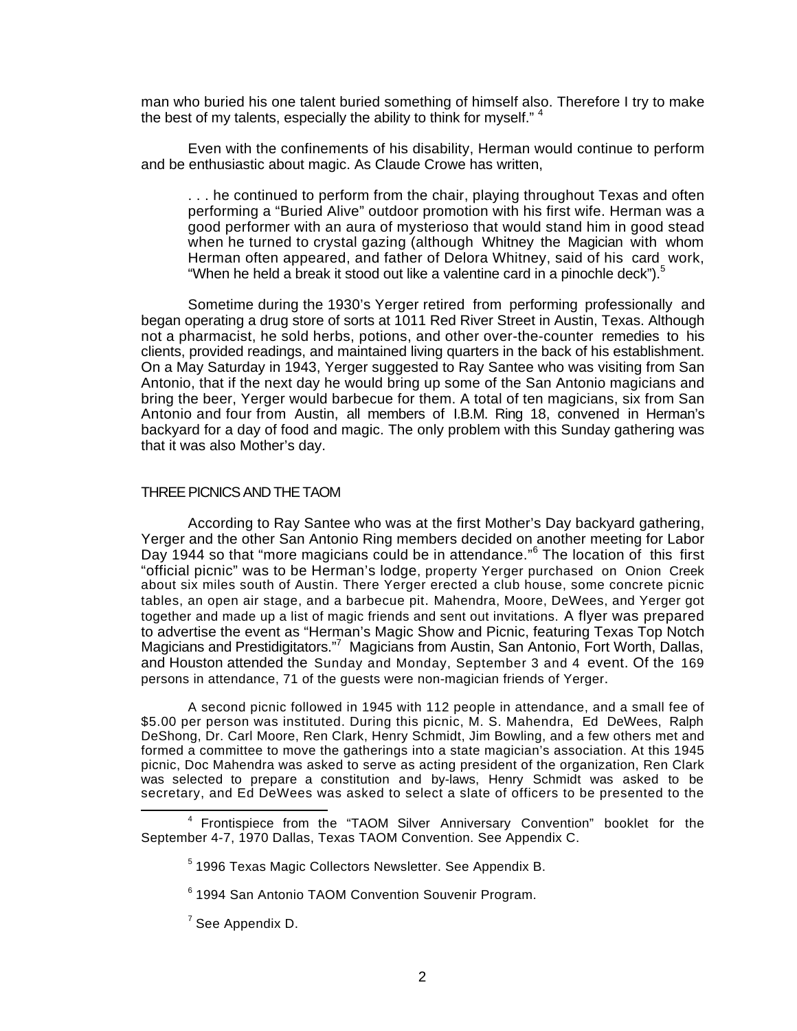man who buried his one talent buried something of himself also. Therefore I try to make the best of my talents, especially the ability to think for myself." [4]

Even with the confinements of his disability, Herman would continue to perform and be enthusiastic about magic. As Claude Crowe has written,

> . . . he continued to perform from the chair, playing throughout Texas and often performing a "Buried Alive" outdoor promotion with his first wife. Herman was a good performer with an aura of mysterioso that would stand him in good stead when he turned to crystal gazing (although Whitney the Magician with whom Herman often appeared, and father of Delora Whitney, said of his card work, "When he held a break it stood out like a valentine card in a pinochle deck").[5]

Sometime during the 1930's Yerger retired from performing professionally and began operating a drug store of sorts at 1011 Red River Street in Austin, Texas. Although not a pharmacist, he sold herbs, potions, and other over-the-counter remedies to his clients, provided readings, and maintained living quarters in the back of his establishment. On a May Saturday in 1943, Yerger suggested to Ray Santee who was visiting from San Antonio, that if the next day he would bring up some of the San Antonio magicians and bring the beer, Yerger would barbecue for them. A total of ten magicians, six from San Antonio and four from Austin, all members of I.B.M. Ring 18, convened in Herman's backyard for a day of food and magic. The only problem with this Sunday gathering was that it was also Mother's day.

## THREE PICNICS AND THE TAOM

According to Ray Santee who was at the first Mother's Day backyard gathering, Yerger and the other San Antonio Ring members decided on another meeting for Labor Day 1944 so that "more magicians could be in attendance."[6] The location of this first "official picnic" was to be Herman's lodge, property Yerger purchased on Onion Creek about six miles south of Austin. There Yerger erected a club house, some concrete picnic tables, an open air stage, and a barbecue pit. Mahendra, Moore, DeWees, and Yerger got together and made up a list of magic friends and sent out invitations. A flyer was prepared to advertise the event as "Herman's Magic Show and Picnic, featuring Texas Top Notch Magicians and Prestidigitators."[7] Magicians from Austin, San Antonio, Fort Worth, Dallas, and Houston attended the Sunday and Monday, September 3 and 4 event. Of the 169 persons in attendance, 71 of the guests were non-magician friends of Yerger.

A second picnic followed in 1945 with 112 people in attendance, and a small fee of $5.00 per person was instituted. During this picnic, M. S. Mahendra, Ed DeWees, Ralph DeShong, Dr. Carl Moore, Ren Clark, Henry Schmidt, Jim Bowling, and a few others met and formed a committee to move the gatherings into a state magician's association. At this 1945 picnic, Doc Mahendra was asked to serve as acting president of the organization, Ren Clark was selected to prepare a constitution and by-laws, Henry Schmidt was asked to be secretary, and Ed DeWees was asked to select a slate of officers to be presented to the

---

[4] Frontispiece from the "TAOM Silver Anniversary Convention" booklet for the September 4-7, 1970 Dallas, Texas TAOM Convention. See Appendix C.

[5] 1996 Texas Magic Collectors Newsletter. See Appendix B.

[6] 1994 San Antonio TAOM Convention Souvenir Program.

[7] See Appendix D.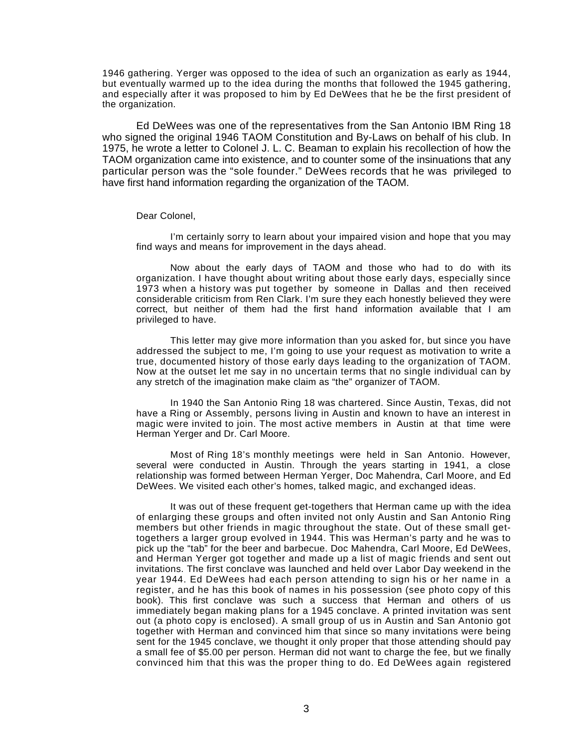1946 gathering. Yerger was opposed to the idea of such an organization as early as 1944, but eventually warmed up to the idea during the months that followed the 1945 gathering, and especially after it was proposed to him by Ed DeWees that he be the first president of the organization.

Ed DeWees was one of the representatives from the San Antonio IBM Ring 18 who signed the original 1946 TAOM Constitution and By-Laws on behalf of his club. In 1975, he wrote a letter to Colonel J. L. C. Beaman to explain his recollection of how the TAOM organization came into existence, and to counter some of the insinuations that any particular person was the "sole founder." DeWees records that he was privileged to have first hand information regarding the organization of the TAOM.

> Dear Colonel,
>
> I'm certainly sorry to learn about your impaired vision and hope that you may find ways and means for improvement in the days ahead.
>
> Now about the early days of TAOM and those who had to do with its organization. I have thought about writing about those early days, especially since 1973 when a history was put together by someone in Dallas and then received considerable criticism from Ren Clark. I'm sure they each honestly believed they were correct, but neither of them had the first hand information available that I am privileged to have.
>
> This letter may give more information than you asked for, but since you have addressed the subject to me, I'm going to use your request as motivation to write a true, documented history of those early days leading to the organization of TAOM. Now at the outset let me say in no uncertain terms that no single individual can by any stretch of the imagination make claim as "the" organizer of TAOM.
>
> In 1940 the San Antonio Ring 18 was chartered. Since Austin, Texas, did not have a Ring or Assembly, persons living in Austin and known to have an interest in magic were invited to join. The most active members in Austin at that time were Herman Yerger and Dr. Carl Moore.
>
> Most of Ring 18's monthly meetings were held in San Antonio. However, several were conducted in Austin. Through the years starting in 1941, a close relationship was formed between Herman Yerger, Doc Mahendra, Carl Moore, and Ed DeWees. We visited each other's homes, talked magic, and exchanged ideas.
>
> It was out of these frequent get-togethers that Herman came up with the idea of enlarging these groups and often invited not only Austin and San Antonio Ring members but other friends in magic throughout the state. Out of these small get-togethers a larger group evolved in 1944. This was Herman's party and he was to pick up the "tab" for the beer and barbecue. Doc Mahendra, Carl Moore, Ed DeWees, and Herman Yerger got together and made up a list of magic friends and sent out invitations. The first conclave was launched and held over Labor Day weekend in the year 1944. Ed DeWees had each person attending to sign his or her name in a register, and he has this book of names in his possession (see photo copy of this book). This first conclave was such a success that Herman and others of us immediately began making plans for a 1945 conclave. A printed invitation was sent out (a photo copy is enclosed). A small group of us in Austin and San Antonio got together with Herman and convinced him that since so many invitations were being sent for the 1945 conclave, we thought it only proper that those attending should pay a small fee of $5.00 per person. Herman did not want to charge the fee, but we finally convinced him that this was the proper thing to do. Ed DeWees again registered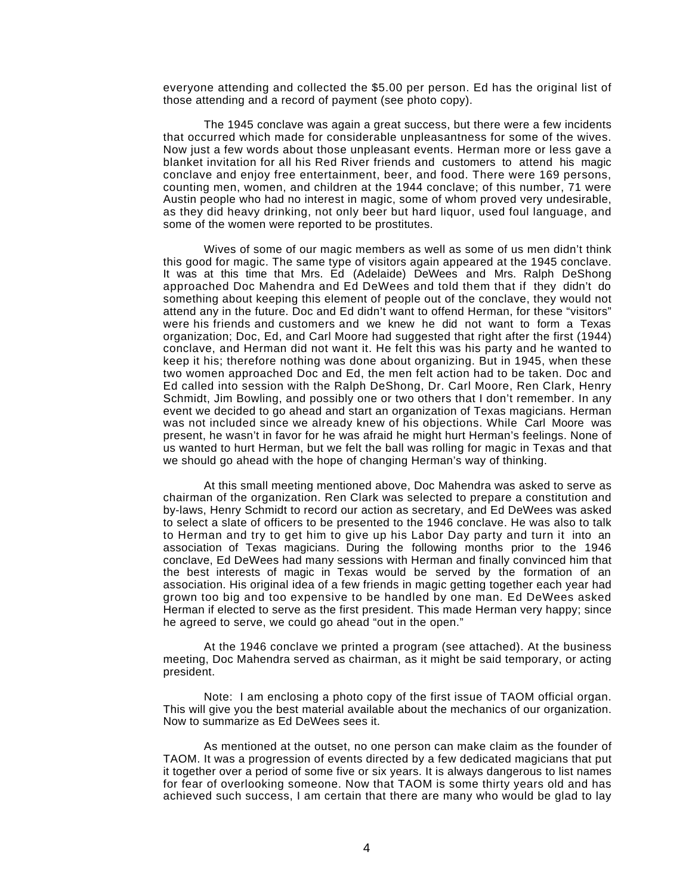everyone attending and collected the $5.00 per person. Ed has the original list of those attending and a record of payment (see photo copy).

The 1945 conclave was again a great success, but there were a few incidents that occurred which made for considerable unpleasantness for some of the wives. Now just a few words about those unpleasant events. Herman more or less gave a blanket invitation for all his Red River friends and customers to attend his magic conclave and enjoy free entertainment, beer, and food. There were 169 persons, counting men, women, and children at the 1944 conclave; of this number, 71 were Austin people who had no interest in magic, some of whom proved very undesirable, as they did heavy drinking, not only beer but hard liquor, used foul language, and some of the women were reported to be prostitutes.

Wives of some of our magic members as well as some of us men didn't think this good for magic. The same type of visitors again appeared at the 1945 conclave. It was at this time that Mrs. Ed (Adelaide) DeWees and Mrs. Ralph DeShong approached Doc Mahendra and Ed DeWees and told them that if they didn't do something about keeping this element of people out of the conclave, they would not attend any in the future. Doc and Ed didn't want to offend Herman, for these "visitors" were his friends and customers and we knew he did not want to form a Texas organization; Doc, Ed, and Carl Moore had suggested that right after the first (1944) conclave, and Herman did not want it. He felt this was his party and he wanted to keep it his; therefore nothing was done about organizing. But in 1945, when these two women approached Doc and Ed, the men felt action had to be taken. Doc and Ed called into session with the Ralph DeShong, Dr. Carl Moore, Ren Clark, Henry Schmidt, Jim Bowling, and possibly one or two others that I don't remember. In any event we decided to go ahead and start an organization of Texas magicians. Herman was not included since we already knew of his objections. While Carl Moore was present, he wasn't in favor for he was afraid he might hurt Herman's feelings. None of us wanted to hurt Herman, but we felt the ball was rolling for magic in Texas and that we should go ahead with the hope of changing Herman's way of thinking.

At this small meeting mentioned above, Doc Mahendra was asked to serve as chairman of the organization. Ren Clark was selected to prepare a constitution and by-laws, Henry Schmidt to record our action as secretary, and Ed DeWees was asked to select a slate of officers to be presented to the 1946 conclave. He was also to talk to Herman and try to get him to give up his Labor Day party and turn it into an association of Texas magicians. During the following months prior to the 1946 conclave, Ed DeWees had many sessions with Herman and finally convinced him that the best interests of magic in Texas would be served by the formation of an association. His original idea of a few friends in magic getting together each year had grown too big and too expensive to be handled by one man. Ed DeWees asked Herman if elected to serve as the first president. This made Herman very happy; since he agreed to serve, we could go ahead "out in the open."

At the 1946 conclave we printed a program (see attached). At the business meeting, Doc Mahendra served as chairman, as it might be said temporary, or acting president.

Note: I am enclosing a photo copy of the first issue of TAOM official organ. This will give you the best material available about the mechanics of our organization. Now to summarize as Ed DeWees sees it.

As mentioned at the outset, no one person can make claim as the founder of TAOM. It was a progression of events directed by a few dedicated magicians that put it together over a period of some five or six years. It is always dangerous to list names for fear of overlooking someone. Now that TAOM is some thirty years old and has achieved such success, I am certain that there are many who would be glad to lay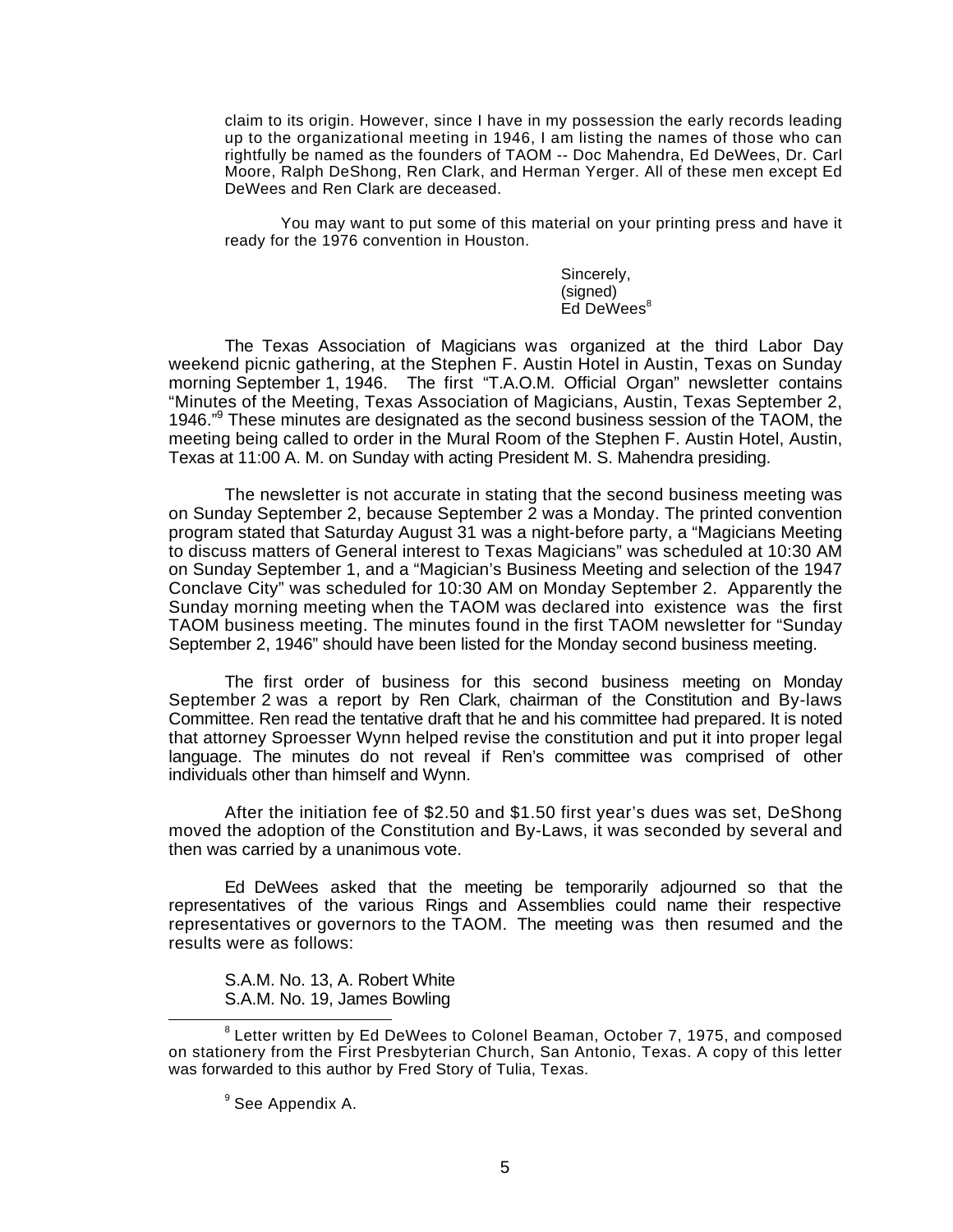claim to its origin. However, since I have in my possession the early records leading up to the organizational meeting in 1946, I am listing the names of those who can rightfully be named as the founders of TAOM -- Doc Mahendra, Ed DeWees, Dr. Carl Moore, Ralph DeShong, Ren Clark, and Herman Yerger. All of these men except Ed DeWees and Ren Clark are deceased.

You may want to put some of this material on your printing press and have it ready for the 1976 convention in Houston.

Sincerely,
(signed)
Ed DeWees[8]

The Texas Association of Magicians was organized at the third Labor Day weekend picnic gathering, at the Stephen F. Austin Hotel in Austin, Texas on Sunday morning September 1, 1946. The first "T.A.O.M. Official Organ" newsletter contains "Minutes of the Meeting, Texas Association of Magicians, Austin, Texas September 2, 1946."[9] These minutes are designated as the second business session of the TAOM, the meeting being called to order in the Mural Room of the Stephen F. Austin Hotel, Austin, Texas at 11:00 A. M. on Sunday with acting President M. S. Mahendra presiding.

The newsletter is not accurate in stating that the second business meeting was on Sunday September 2, because September 2 was a Monday. The printed convention program stated that Saturday August 31 was a night-before party, a "Magicians Meeting to discuss matters of General interest to Texas Magicians" was scheduled at 10:30 AM on Sunday September 1, and a "Magician's Business Meeting and selection of the 1947 Conclave City" was scheduled for 10:30 AM on Monday September 2. Apparently the Sunday morning meeting when the TAOM was declared into existence was the first TAOM business meeting. The minutes found in the first TAOM newsletter for "Sunday September 2, 1946" should have been listed for the Monday second business meeting.

The first order of business for this second business meeting on Monday September 2 was a report by Ren Clark, chairman of the Constitution and By-laws Committee. Ren read the tentative draft that he and his committee had prepared. It is noted that attorney Sproesser Wynn helped revise the constitution and put it into proper legal language. The minutes do not reveal if Ren's committee was comprised of other individuals other than himself and Wynn.

After the initiation fee of $2.50 and $1.50 first year's dues was set, DeShong moved the adoption of the Constitution and By-Laws, it was seconded by several and then was carried by a unanimous vote.

Ed DeWees asked that the meeting be temporarily adjourned so that the representatives of the various Rings and Assemblies could name their respective representatives or governors to the TAOM. The meeting was then resumed and the results were as follows:

S.A.M. No. 13, A. Robert White
S.A.M. No. 19, James Bowling

---

[8] Letter written by Ed DeWees to Colonel Beaman, October 7, 1975, and composed on stationery from the First Presbyterian Church, San Antonio, Texas. A copy of this letter was forwarded to this author by Fred Story of Tulia, Texas.

[9] See Appendix A.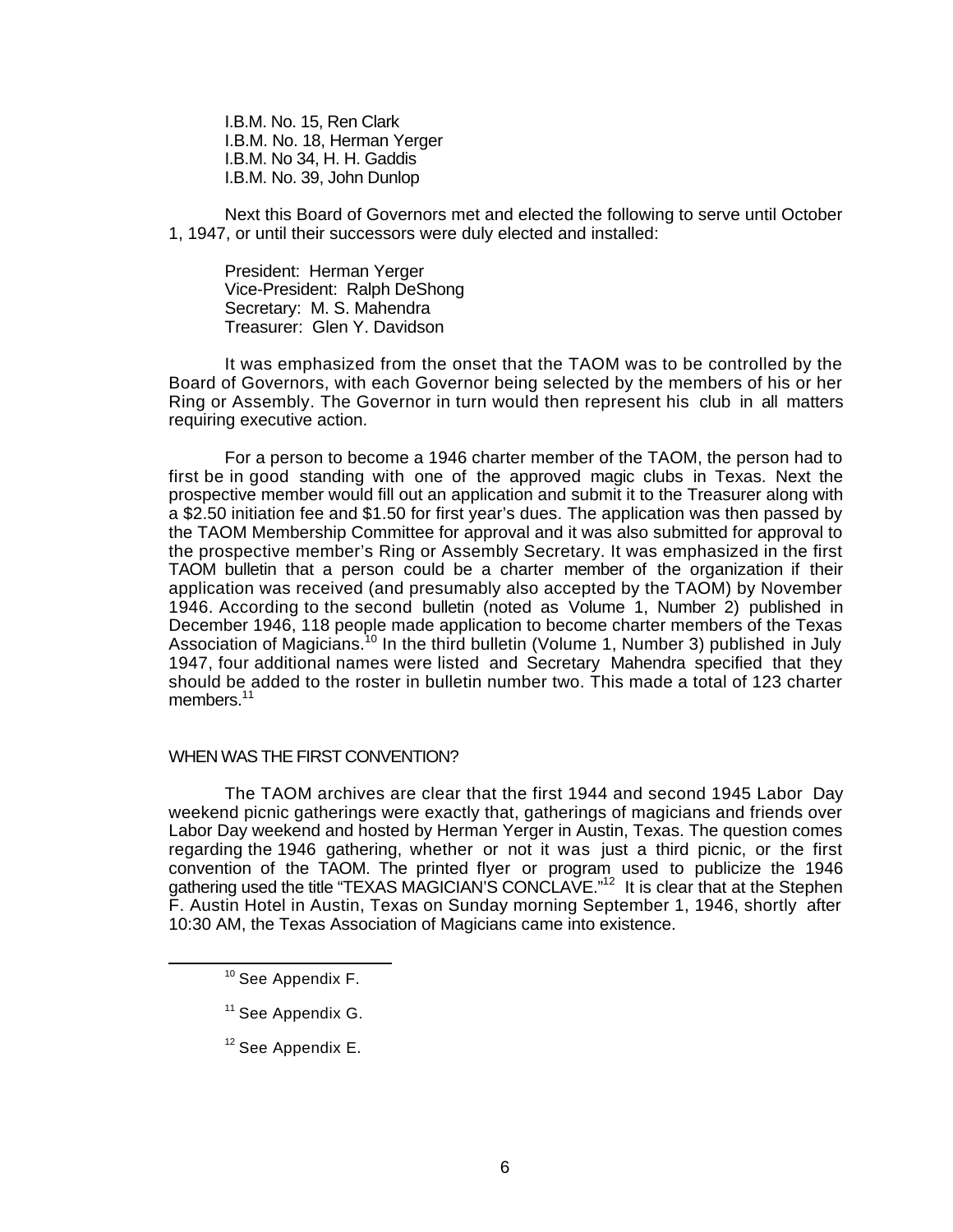I.B.M. No. 15, Ren Clark
I.B.M. No. 18, Herman Yerger
I.B.M. No 34, H. H. Gaddis
I.B.M. No. 39, John Dunlop

Next this Board of Governors met and elected the following to serve until October 1, 1947, or until their successors were duly elected and installed:

President: Herman Yerger
Vice-President: Ralph DeShong
Secretary: M. S. Mahendra
Treasurer: Glen Y. Davidson

It was emphasized from the onset that the TAOM was to be controlled by the Board of Governors, with each Governor being selected by the members of his or her Ring or Assembly. The Governor in turn would then represent his club in all matters requiring executive action.

For a person to become a 1946 charter member of the TAOM, the person had to first be in good standing with one of the approved magic clubs in Texas. Next the prospective member would fill out an application and submit it to the Treasurer along with a $2.50 initiation fee and $1.50 for first year's dues. The application was then passed by the TAOM Membership Committee for approval and it was also submitted for approval to the prospective member's Ring or Assembly Secretary. It was emphasized in the first TAOM bulletin that a person could be a charter member of the organization if their application was received (and presumably also accepted by the TAOM) by November 1946. According to the second bulletin (noted as Volume 1, Number 2) published in December 1946, 118 people made application to become charter members of the Texas Association of Magicians.[10] In the third bulletin (Volume 1, Number 3) published in July 1947, four additional names were listed and Secretary Mahendra specified that they should be added to the roster in bulletin number two. This made a total of 123 charter members.[11]

## WHEN WAS THE FIRST CONVENTION?

The TAOM archives are clear that the first 1944 and second 1945 Labor Day weekend picnic gatherings were exactly that, gatherings of magicians and friends over Labor Day weekend and hosted by Herman Yerger in Austin, Texas. The question comes regarding the 1946 gathering, whether or not it was just a third picnic, or the first convention of the TAOM. The printed flyer or program used to publicize the 1946 gathering used the title "TEXAS MAGICIAN'S CONCLAVE."[12] It is clear that at the Stephen F. Austin Hotel in Austin, Texas on Sunday morning September 1, 1946, shortly after 10:30 AM, the Texas Association of Magicians came into existence.

[10] See Appendix F.

[11] See Appendix G.

[12] See Appendix E.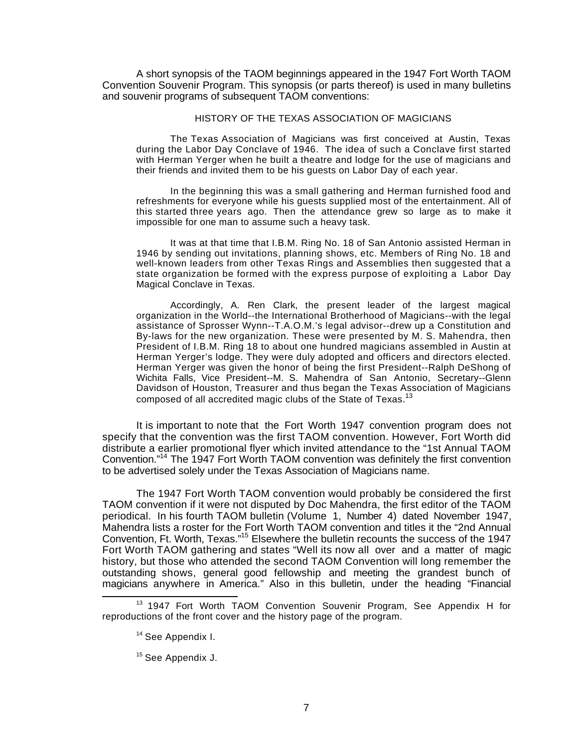A short synopsis of the TAOM beginnings appeared in the 1947 Fort Worth TAOM Convention Souvenir Program. This synopsis (or parts thereof) is used in many bulletins and souvenir programs of subsequent TAOM conventions:

> HISTORY OF THE TEXAS ASSOCIATION OF MAGICIANS
>
> The Texas Association of Magicians was first conceived at Austin, Texas during the Labor Day Conclave of 1946. The idea of such a Conclave first started with Herman Yerger when he built a theatre and lodge for the use of magicians and their friends and invited them to be his guests on Labor Day of each year.
>
> In the beginning this was a small gathering and Herman furnished food and refreshments for everyone while his guests supplied most of the entertainment. All of this started three years ago. Then the attendance grew so large as to make it impossible for one man to assume such a heavy task.
>
> It was at that time that I.B.M. Ring No. 18 of San Antonio assisted Herman in 1946 by sending out invitations, planning shows, etc. Members of Ring No. 18 and well-known leaders from other Texas Rings and Assemblies then suggested that a state organization be formed with the express purpose of exploiting a Labor Day Magical Conclave in Texas.
>
> Accordingly, A. Ren Clark, the present leader of the largest magical organization in the World--the International Brotherhood of Magicians--with the legal assistance of Sprosser Wynn--T.A.O.M.'s legal advisor--drew up a Constitution and By-laws for the new organization. These were presented by M. S. Mahendra, then President of I.B.M. Ring 18 to about one hundred magicians assembled in Austin at Herman Yerger's lodge. They were duly adopted and officers and directors elected. Herman Yerger was given the honor of being the first President--Ralph DeShong of Wichita Falls, Vice President--M. S. Mahendra of San Antonio, Secretary--Glenn Davidson of Houston, Treasurer and thus began the Texas Association of Magicians composed of all accredited magic clubs of the State of Texas.[13]

It is important to note that the Fort Worth 1947 convention program does not specify that the convention was the first TAOM convention. However, Fort Worth did distribute a earlier promotional flyer which invited attendance to the "1st Annual TAOM Convention."[14] The 1947 Fort Worth TAOM convention was definitely the first convention to be advertised solely under the Texas Association of Magicians name.

The 1947 Fort Worth TAOM convention would probably be considered the first TAOM convention if it were not disputed by Doc Mahendra, the first editor of the TAOM periodical. In his fourth TAOM bulletin (Volume 1, Number 4) dated November 1947, Mahendra lists a roster for the Fort Worth TAOM convention and titles it the "2nd Annual Convention, Ft. Worth, Texas."[15] Elsewhere the bulletin recounts the success of the 1947 Fort Worth TAOM gathering and states "Well its now all over and a matter of magic history, but those who attended the second TAOM Convention will long remember the outstanding shows, general good fellowship and meeting the grandest bunch of magicians anywhere in America." Also in this bulletin, under the heading "Financial

---

[13] 1947 Fort Worth TAOM Convention Souvenir Program, See Appendix H for reproductions of the front cover and the history page of the program.

[14] See Appendix I.

[15] See Appendix J.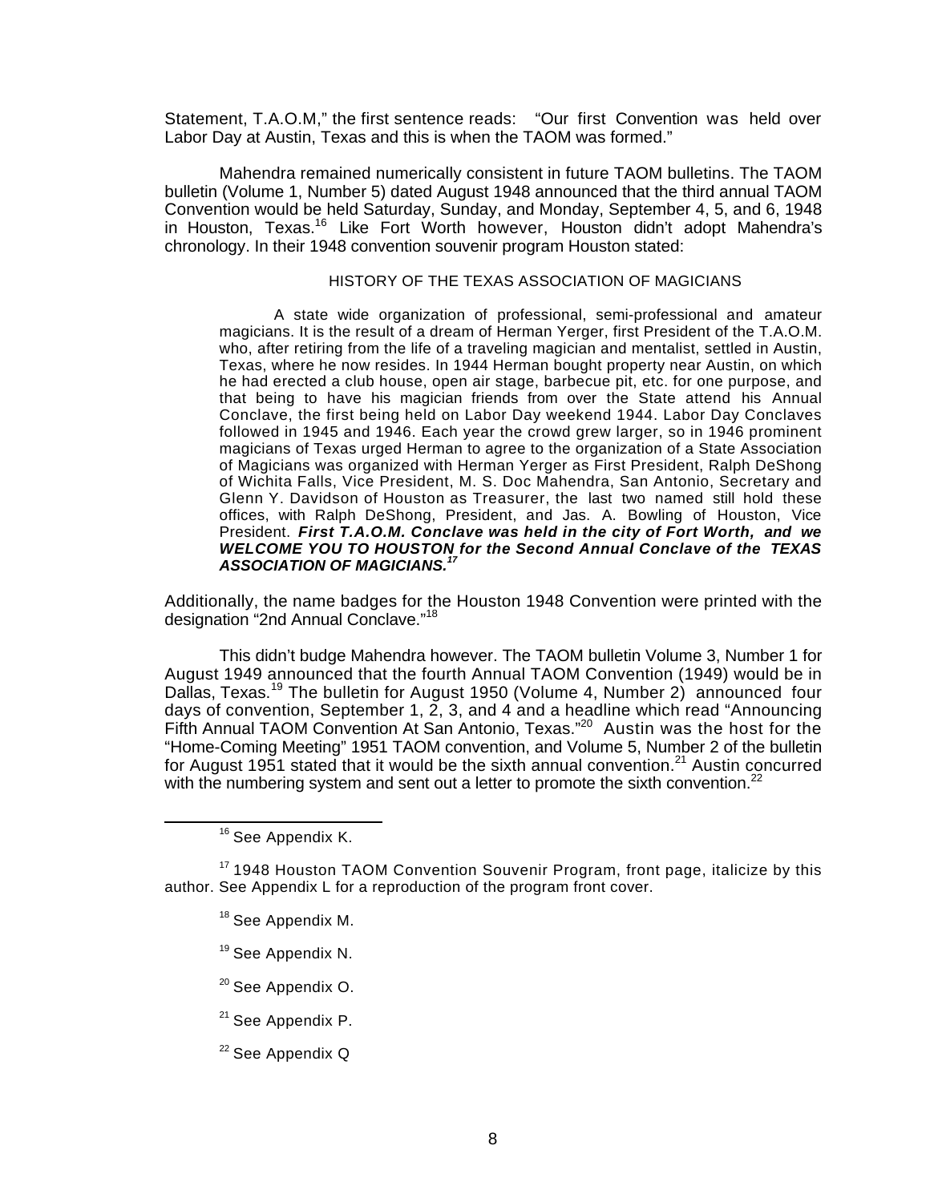Statement, T.A.O.M," the first sentence reads: "Our first Convention was held over Labor Day at Austin, Texas and this is when the TAOM was formed."

Mahendra remained numerically consistent in future TAOM bulletins. The TAOM bulletin (Volume 1, Number 5) dated August 1948 announced that the third annual TAOM Convention would be held Saturday, Sunday, and Monday, September 4, 5, and 6, 1948 in Houston, Texas.[16] Like Fort Worth however, Houston didn't adopt Mahendra's chronology. In their 1948 convention souvenir program Houston stated:

> HISTORY OF THE TEXAS ASSOCIATION OF MAGICIANS
>
> A state wide organization of professional, semi-professional and amateur magicians. It is the result of a dream of Herman Yerger, first President of the T.A.O.M. who, after retiring from the life of a traveling magician and mentalist, settled in Austin, Texas, where he now resides. In 1944 Herman bought property near Austin, on which he had erected a club house, open air stage, barbecue pit, etc. for one purpose, and that being to have his magician friends from over the State attend his Annual Conclave, the first being held on Labor Day weekend 1944. Labor Day Conclaves followed in 1945 and 1946. Each year the crowd grew larger, so in 1946 prominent magicians of Texas urged Herman to agree to the organization of a State Association of Magicians was organized with Herman Yerger as First President, Ralph DeShong of Wichita Falls, Vice President, M. S. Doc Mahendra, San Antonio, Secretary and Glenn Y. Davidson of Houston as Treasurer, the last two named still hold these offices, with Ralph DeShong, President, and Jas. A. Bowling of Houston, Vice President. ***First T.A.O.M. Conclave was held in the city of Fort Worth, and we WELCOME YOU TO HOUSTON for the Second Annual Conclave of the TEXAS ASSOCIATION OF MAGICIANS.***[17]

Additionally, the name badges for the Houston 1948 Convention were printed with the designation "2nd Annual Conclave."[18]

This didn't budge Mahendra however. The TAOM bulletin Volume 3, Number 1 for August 1949 announced that the fourth Annual TAOM Convention (1949) would be in Dallas, Texas.[19] The bulletin for August 1950 (Volume 4, Number 2) announced four days of convention, September 1, 2, 3, and 4 and a headline which read "Announcing Fifth Annual TAOM Convention At San Antonio, Texas."[20] Austin was the host for the "Home-Coming Meeting" 1951 TAOM convention, and Volume 5, Number 2 of the bulletin for August 1951 stated that it would be the sixth annual convention.[21] Austin concurred with the numbering system and sent out a letter to promote the sixth convention.[22]

---

[16] See Appendix K.

[17] 1948 Houston TAOM Convention Souvenir Program, front page, italicize by this author. See Appendix L for a reproduction of the program front cover.

[18] See Appendix M.

[19] See Appendix N.

[20] See Appendix O.

[21] See Appendix P.

[22] See Appendix Q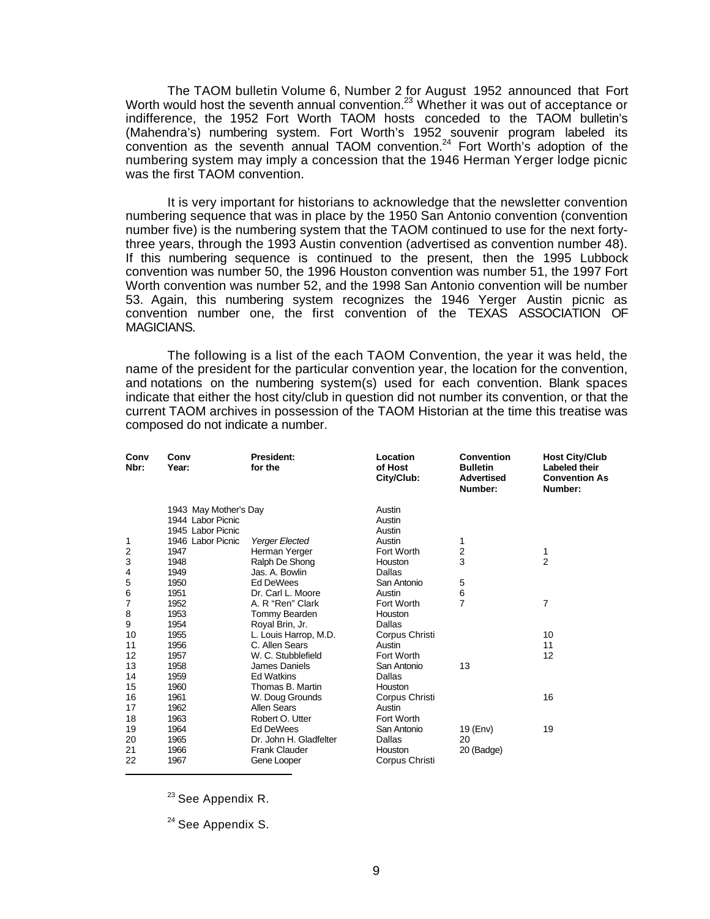The TAOM bulletin Volume 6, Number 2 for August 1952 announced that Fort Worth would host the seventh annual convention.[23] Whether it was out of acceptance or indifference, the 1952 Fort Worth TAOM hosts conceded to the TAOM bulletin's (Mahendra's) numbering system. Fort Worth's 1952 souvenir program labeled its convention as the seventh annual TAOM convention.[24] Fort Worth's adoption of the numbering system may imply a concession that the 1946 Herman Yerger lodge picnic was the first TAOM convention.

It is very important for historians to acknowledge that the newsletter convention numbering sequence that was in place by the 1950 San Antonio convention (convention number five) is the numbering system that the TAOM continued to use for the next forty-three years, through the 1993 Austin convention (advertised as convention number 48). If this numbering sequence is continued to the present, then the 1995 Lubbock convention was number 50, the 1996 Houston convention was number 51, the 1997 Fort Worth convention was number 52, and the 1998 San Antonio convention will be number 53. Again, this numbering system recognizes the 1946 Yerger Austin picnic as convention number one, the first convention of the TEXAS ASSOCIATION OF MAGICIANS.

The following is a list of the each TAOM Convention, the year it was held, the name of the president for the particular convention year, the location for the convention, and notations on the numbering system(s) used for each convention. Blank spaces indicate that either the host city/club in question did not number its convention, or that the current TAOM archives in possession of the TAOM Historian at the time this treatise was composed do not indicate a number.

| Conv Nbr: | Conv Year: | President: for the | Location of Host City/Club: | Convention Bulletin Advertised Number: | Host City/Club Labeled their Convention As Number: |
|---|---|---|---|---|---|
| | 1943 May Mother's Day | | Austin | | |
| | 1944 Labor Picnic | | Austin | | |
| | 1945 Labor Picnic | | Austin | | |
| 1 | 1946 Labor Picnic | *Yerger Elected* | Austin | 1 | |
| 2 | 1947 | Herman Yerger | Fort Worth | 2 | 1 |
| 3 | 1948 | Ralph De Shong | Houston | 3 | 2 |
| 4 | 1949 | Jas. A. Bowlin | Dallas | | |
| 5 | 1950 | Ed DeWees | San Antonio | 5 | |
| 6 | 1951 | Dr. Carl L. Moore | Austin | 6 | |
| 7 | 1952 | A. R "Ren" Clark | Fort Worth | 7 | 7 |
| 8 | 1953 | Tommy Bearden | Houston | | |
| 9 | 1954 | Royal Brin, Jr. | Dallas | | |
| 10 | 1955 | L. Louis Harrop, M.D. | Corpus Christi | | 10 |
| 11 | 1956 | C. Allen Sears | Austin | | 11 |
| 12 | 1957 | W. C. Stubblefield | Fort Worth | | 12 |
| 13 | 1958 | James Daniels | San Antonio | 13 | |
| 14 | 1959 | Ed Watkins | Dallas | | |
| 15 | 1960 | Thomas B. Martin | Houston | | |
| 16 | 1961 | W. Doug Grounds | Corpus Christi | | 16 |
| 17 | 1962 | Allen Sears | Austin | | |
| 18 | 1963 | Robert O. Utter | Fort Worth | | |
| 19 | 1964 | Ed DeWees | San Antonio | 19 (Env) | 19 |
| 20 | 1965 | Dr. John H. Gladfelter | Dallas | 20 | |
| 21 | 1966 | Frank Clauder | Houston | 20 (Badge) | |
| 22 | 1967 | Gene Looper | Corpus Christi | | |

[23] See Appendix R.

[24] See Appendix S.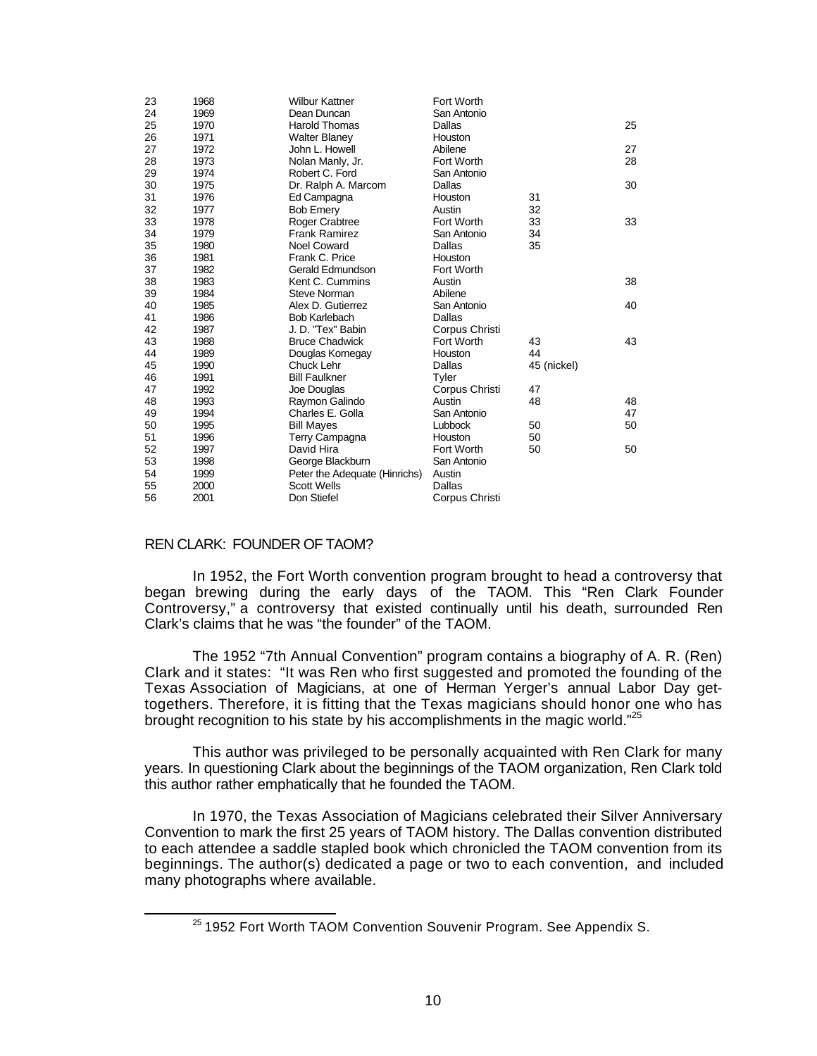| | | | | | |
|---|---|---|---|---|---|
| 23 | 1968 | Wilbur Kattner | Fort Worth | | |
| 24 | 1969 | Dean Duncan | San Antonio | | |
| 25 | 1970 | Harold Thomas | Dallas | | 25 |
| 26 | 1971 | Walter Blaney | Houston | | |
| 27 | 1972 | John L. Howell | Abilene | | 27 |
| 28 | 1973 | Nolan Manly, Jr. | Fort Worth | | 28 |
| 29 | 1974 | Robert C. Ford | San Antonio | | |
| 30 | 1975 | Dr. Ralph A. Marcom | Dallas | | 30 |
| 31 | 1976 | Ed Campagna | Houston | 31 | |
| 32 | 1977 | Bob Emery | Austin | 32 | |
| 33 | 1978 | Roger Crabtree | Fort Worth | 33 | 33 |
| 34 | 1979 | Frank Ramirez | San Antonio | 34 | |
| 35 | 1980 | Noel Coward | Dallas | 35 | |
| 36 | 1981 | Frank C. Price | Houston | | |
| 37 | 1982 | Gerald Edmundson | Fort Worth | | |
| 38 | 1983 | Kent C. Cummins | Austin | | 38 |
| 39 | 1984 | Steve Norman | Abilene | | |
| 40 | 1985 | Alex D. Gutierrez | San Antonio | | 40 |
| 41 | 1986 | Bob Karlebach | Dallas | | |
| 42 | 1987 | J. D. "Tex" Babin | Corpus Christi | | |
| 43 | 1988 | Bruce Chadwick | Fort Worth | 43 | 43 |
| 44 | 1989 | Douglas Kornegay | Houston | 44 | |
| 45 | 1990 | Chuck Lehr | Dallas | 45 (nickel) | |
| 46 | 1991 | Bill Faulkner | Tyler | | |
| 47 | 1992 | Joe Douglas | Corpus Christi | 47 | |
| 48 | 1993 | Raymon Galindo | Austin | 48 | 48 |
| 49 | 1994 | Charles E. Golla | San Antonio | | 47 |
| 50 | 1995 | Bill Mayes | Lubbock | 50 | 50 |
| 51 | 1996 | Terry Campagna | Houston | 50 | |
| 52 | 1997 | David Hira | Fort Worth | 50 | 50 |
| 53 | 1998 | George Blackburn | San Antonio | | |
| 54 | 1999 | Peter the Adequate (Hinrichs) | Austin | | |
| 55 | 2000 | Scott Wells | Dallas | | |
| 56 | 2001 | Don Stiefel | Corpus Christi | | |

## REN CLARK: FOUNDER OF TAOM?

In 1952, the Fort Worth convention program brought to head a controversy that began brewing during the early days of the TAOM. This "Ren Clark Founder Controversy," a controversy that existed continually until his death, surrounded Ren Clark's claims that he was "the founder" of the TAOM.

The 1952 "7th Annual Convention" program contains a biography of A. R. (Ren) Clark and it states: "It was Ren who first suggested and promoted the founding of the Texas Association of Magicians, at one of Herman Yerger's annual Labor Day get-togethers. Therefore, it is fitting that the Texas magicians should honor one who has brought recognition to his state by his accomplishments in the magic world."[25]

This author was privileged to be personally acquainted with Ren Clark for many years. In questioning Clark about the beginnings of the TAOM organization, Ren Clark told this author rather emphatically that he founded the TAOM.

In 1970, the Texas Association of Magicians celebrated their Silver Anniversary Convention to mark the first 25 years of TAOM history. The Dallas convention distributed to each attendee a saddle stapled book which chronicled the TAOM convention from its beginnings. The author(s) dedicated a page or two to each convention, and included many photographs where available.

[25] 1952 Fort Worth TAOM Convention Souvenir Program. See Appendix S.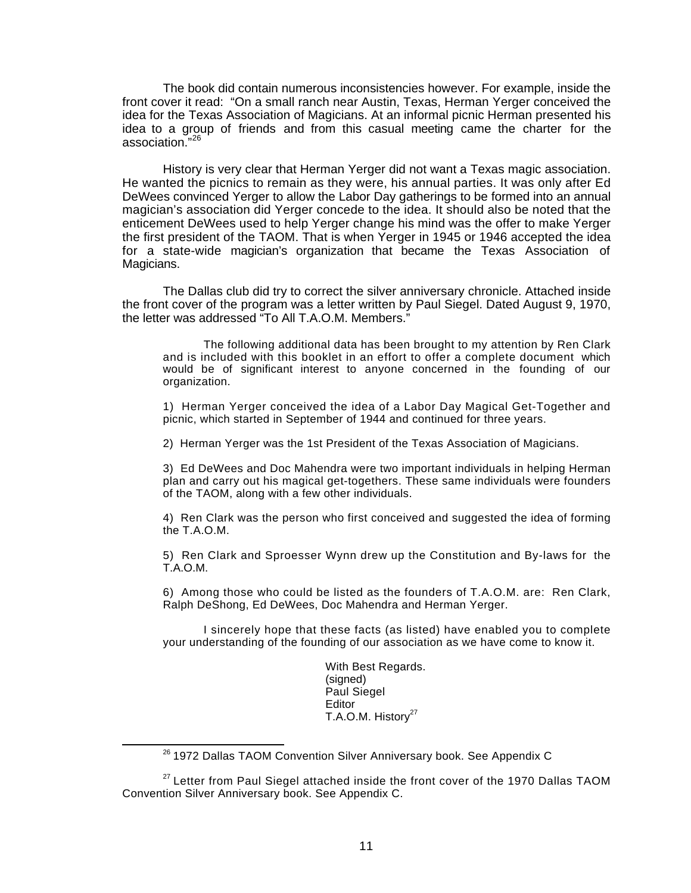The book did contain numerous inconsistencies however. For example, inside the front cover it read: "On a small ranch near Austin, Texas, Herman Yerger conceived the idea for the Texas Association of Magicians. At an informal picnic Herman presented his idea to a group of friends and from this casual meeting came the charter for the association."[26]

History is very clear that Herman Yerger did not want a Texas magic association. He wanted the picnics to remain as they were, his annual parties. It was only after Ed DeWees convinced Yerger to allow the Labor Day gatherings to be formed into an annual magician's association did Yerger concede to the idea. It should also be noted that the enticement DeWees used to help Yerger change his mind was the offer to make Yerger the first president of the TAOM. That is when Yerger in 1945 or 1946 accepted the idea for a state-wide magician's organization that became the Texas Association of Magicians.

The Dallas club did try to correct the silver anniversary chronicle. Attached inside the front cover of the program was a letter written by Paul Siegel. Dated August 9, 1970, the letter was addressed "To All T.A.O.M. Members."

> The following additional data has been brought to my attention by Ren Clark and is included with this booklet in an effort to offer a complete document which would be of significant interest to anyone concerned in the founding of our organization.
>
> 1) Herman Yerger conceived the idea of a Labor Day Magical Get-Together and picnic, which started in September of 1944 and continued for three years.
>
> 2) Herman Yerger was the 1st President of the Texas Association of Magicians.
>
> 3) Ed DeWees and Doc Mahendra were two important individuals in helping Herman plan and carry out his magical get-togethers. These same individuals were founders of the TAOM, along with a few other individuals.
>
> 4) Ren Clark was the person who first conceived and suggested the idea of forming the T.A.O.M.
>
> 5) Ren Clark and Sproesser Wynn drew up the Constitution and By-laws for the T.A.O.M.
>
> 6) Among those who could be listed as the founders of T.A.O.M. are: Ren Clark, Ralph DeShong, Ed DeWees, Doc Mahendra and Herman Yerger.
>
> I sincerely hope that these facts (as listed) have enabled you to complete your understanding of the founding of our association as we have come to know it.
>
> With Best Regards.
> (signed)
> Paul Siegel
> Editor
> T.A.O.M. History[27]

---

[26] 1972 Dallas TAOM Convention Silver Anniversary book. See Appendix C

[27] Letter from Paul Siegel attached inside the front cover of the 1970 Dallas TAOM Convention Silver Anniversary book. See Appendix C.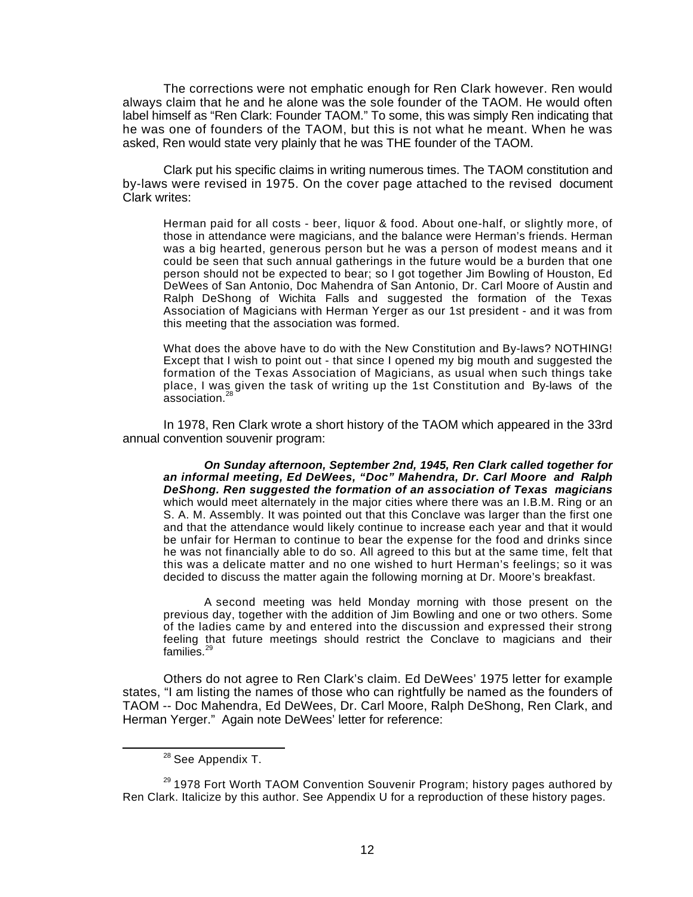The corrections were not emphatic enough for Ren Clark however. Ren would always claim that he and he alone was the sole founder of the TAOM. He would often label himself as "Ren Clark: Founder TAOM." To some, this was simply Ren indicating that he was one of founders of the TAOM, but this is not what he meant. When he was asked, Ren would state very plainly that he was THE founder of the TAOM.

Clark put his specific claims in writing numerous times. The TAOM constitution and by-laws were revised in 1975. On the cover page attached to the revised document Clark writes:

> Herman paid for all costs - beer, liquor & food. About one-half, or slightly more, of those in attendance were magicians, and the balance were Herman's friends. Herman was a big hearted, generous person but he was a person of modest means and it could be seen that such annual gatherings in the future would be a burden that one person should not be expected to bear; so I got together Jim Bowling of Houston, Ed DeWees of San Antonio, Doc Mahendra of San Antonio, Dr. Carl Moore of Austin and Ralph DeShong of Wichita Falls and suggested the formation of the Texas Association of Magicians with Herman Yerger as our 1st president - and it was from this meeting that the association was formed.
>
> What does the above have to do with the New Constitution and By-laws? NOTHING! Except that I wish to point out - that since I opened my big mouth and suggested the formation of the Texas Association of Magicians, as usual when such things take place, I was given the task of writing up the 1st Constitution and By-laws of the association.[28]

In 1978, Ren Clark wrote a short history of the TAOM which appeared in the 33rd annual convention souvenir program:

> ***On Sunday afternoon, September 2nd, 1945, Ren Clark called together for an informal meeting, Ed DeWees, "Doc" Mahendra, Dr. Carl Moore and Ralph DeShong. Ren suggested the formation of an association of Texas magicians*** which would meet alternately in the major cities where there was an I.B.M. Ring or an S. A. M. Assembly. It was pointed out that this Conclave was larger than the first one and that the attendance would likely continue to increase each year and that it would be unfair for Herman to continue to bear the expense for the food and drinks since he was not financially able to do so. All agreed to this but at the same time, felt that this was a delicate matter and no one wished to hurt Herman's feelings; so it was decided to discuss the matter again the following morning at Dr. Moore's breakfast.
>
> A second meeting was held Monday morning with those present on the previous day, together with the addition of Jim Bowling and one or two others. Some of the ladies came by and entered into the discussion and expressed their strong feeling that future meetings should restrict the Conclave to magicians and their families.[29]

Others do not agree to Ren Clark's claim. Ed DeWees' 1975 letter for example states, "I am listing the names of those who can rightfully be named as the founders of TAOM -- Doc Mahendra, Ed DeWees, Dr. Carl Moore, Ralph DeShong, Ren Clark, and Herman Yerger." Again note DeWees' letter for reference:

---

[28] See Appendix T.

[29] 1978 Fort Worth TAOM Convention Souvenir Program; history pages authored by Ren Clark. Italicize by this author. See Appendix U for a reproduction of these history pages.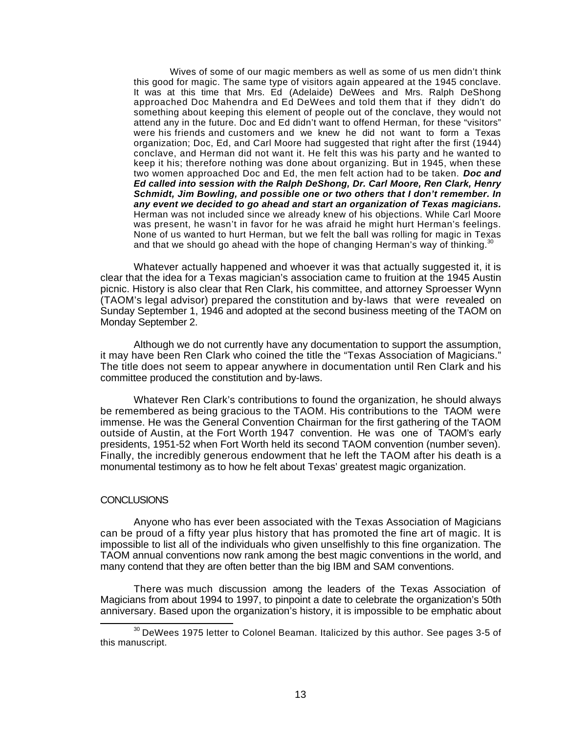Wives of some of our magic members as well as some of us men didn't think this good for magic. The same type of visitors again appeared at the 1945 conclave. It was at this time that Mrs. Ed (Adelaide) DeWees and Mrs. Ralph DeShong approached Doc Mahendra and Ed DeWees and told them that if they didn't do something about keeping this element of people out of the conclave, they would not attend any in the future. Doc and Ed didn't want to offend Herman, for these "visitors" were his friends and customers and we knew he did not want to form a Texas organization; Doc, Ed, and Carl Moore had suggested that right after the first (1944) conclave, and Herman did not want it. He felt this was his party and he wanted to keep it his; therefore nothing was done about organizing. But in 1945, when these two women approached Doc and Ed, the men felt action had to be taken. ***Doc and Ed called into session with the Ralph DeShong, Dr. Carl Moore, Ren Clark, Henry Schmidt, Jim Bowling, and possible one or two others that I don't remember. In any event we decided to go ahead and start an organization of Texas magicians.*** Herman was not included since we already knew of his objections. While Carl Moore was present, he wasn't in favor for he was afraid he might hurt Herman's feelings. None of us wanted to hurt Herman, but we felt the ball was rolling for magic in Texas and that we should go ahead with the hope of changing Herman's way of thinking.[30]

Whatever actually happened and whoever it was that actually suggested it, it is clear that the idea for a Texas magician's association came to fruition at the 1945 Austin picnic. History is also clear that Ren Clark, his committee, and attorney Sproesser Wynn (TAOM's legal advisor) prepared the constitution and by-laws that were revealed on Sunday September 1, 1946 and adopted at the second business meeting of the TAOM on Monday September 2.

Although we do not currently have any documentation to support the assumption, it may have been Ren Clark who coined the title the "Texas Association of Magicians." The title does not seem to appear anywhere in documentation until Ren Clark and his committee produced the constitution and by-laws.

Whatever Ren Clark's contributions to found the organization, he should always be remembered as being gracious to the TAOM. His contributions to the TAOM were immense. He was the General Convention Chairman for the first gathering of the TAOM outside of Austin, at the Fort Worth 1947 convention. He was one of TAOM's early presidents, 1951-52 when Fort Worth held its second TAOM convention (number seven). Finally, the incredibly generous endowment that he left the TAOM after his death is a monumental testimony as to how he felt about Texas' greatest magic organization.

## CONCLUSIONS

Anyone who has ever been associated with the Texas Association of Magicians can be proud of a fifty year plus history that has promoted the fine art of magic. It is impossible to list all of the individuals who given unselfishly to this fine organization. The TAOM annual conventions now rank among the best magic conventions in the world, and many contend that they are often better than the big IBM and SAM conventions.

There was much discussion among the leaders of the Texas Association of Magicians from about 1994 to 1997, to pinpoint a date to celebrate the organization's 50th anniversary. Based upon the organization's history, it is impossible to be emphatic about

---

[30] DeWees 1975 letter to Colonel Beaman. Italicized by this author. See pages 3-5 of this manuscript.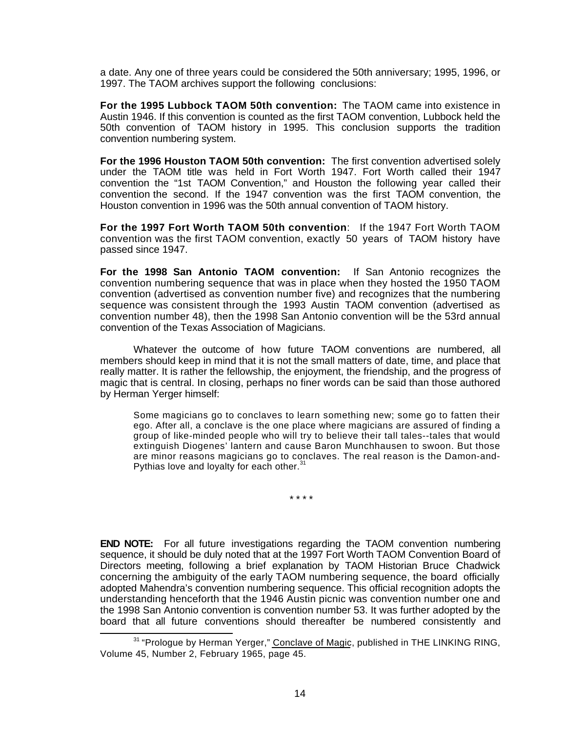a date. Any one of three years could be considered the 50th anniversary; 1995, 1996, or 1997. The TAOM archives support the following conclusions:

**For the 1995 Lubbock TAOM 50th convention:** The TAOM came into existence in Austin 1946. If this convention is counted as the first TAOM convention, Lubbock held the 50th convention of TAOM history in 1995. This conclusion supports the tradition convention numbering system.

**For the 1996 Houston TAOM 50th convention:** The first convention advertised solely under the TAOM title was held in Fort Worth 1947. Fort Worth called their 1947 convention the "1st TAOM Convention," and Houston the following year called their convention the second. If the 1947 convention was the first TAOM convention, the Houston convention in 1996 was the 50th annual convention of TAOM history.

**For the 1997 Fort Worth TAOM 50th convention**: If the 1947 Fort Worth TAOM convention was the first TAOM convention, exactly 50 years of TAOM history have passed since 1947.

**For the 1998 San Antonio TAOM convention:** If San Antonio recognizes the convention numbering sequence that was in place when they hosted the 1950 TAOM convention (advertised as convention number five) and recognizes that the numbering sequence was consistent through the 1993 Austin TAOM convention (advertised as convention number 48), then the 1998 San Antonio convention will be the 53rd annual convention of the Texas Association of Magicians.

Whatever the outcome of how future TAOM conventions are numbered, all members should keep in mind that it is not the small matters of date, time, and place that really matter. It is rather the fellowship, the enjoyment, the friendship, and the progress of magic that is central. In closing, perhaps no finer words can be said than those authored by Herman Yerger himself:

> Some magicians go to conclaves to learn something new; some go to fatten their ego. After all, a conclave is the one place where magicians are assured of finding a group of like-minded people who will try to believe their tall tales--tales that would extinguish Diogenes' lantern and cause Baron Munchhausen to swoon. But those are minor reasons magicians go to conclaves. The real reason is the Damon-and-Pythias love and loyalty for each other.[31]

\* \* \* \*

**END NOTE:** For all future investigations regarding the TAOM convention numbering sequence, it should be duly noted that at the 1997 Fort Worth TAOM Convention Board of Directors meeting, following a brief explanation by TAOM Historian Bruce Chadwick concerning the ambiguity of the early TAOM numbering sequence, the board officially adopted Mahendra's convention numbering sequence. This official recognition adopts the understanding henceforth that the 1946 Austin picnic was convention number one and the 1998 San Antonio convention is convention number 53. It was further adopted by the board that all future conventions should thereafter be numbered consistently and

[31] "Prologue by Herman Yerger," Conclave of Magic, published in THE LINKING RING, Volume 45, Number 2, February 1965, page 45.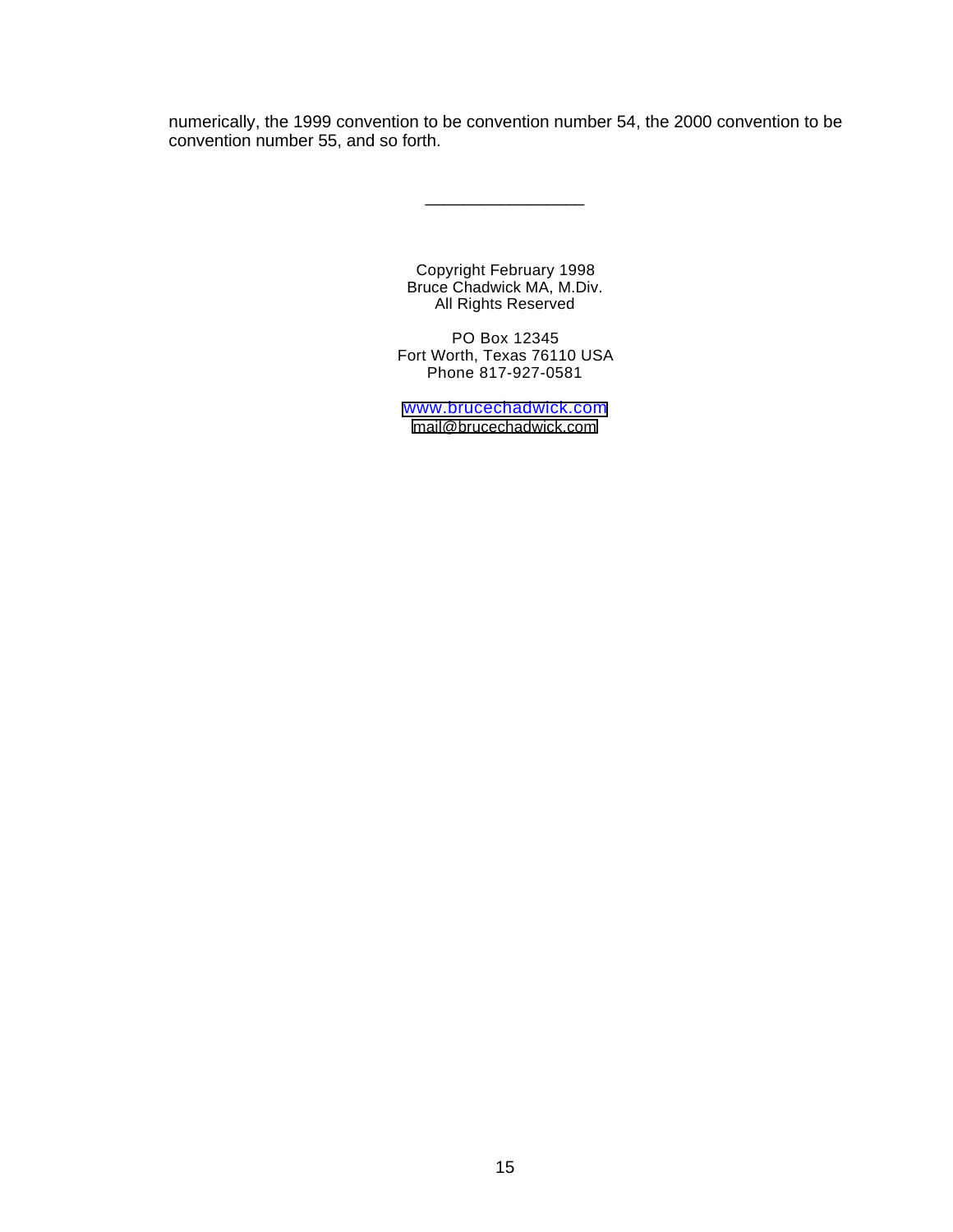numerically, the 1999 convention to be convention number 54, the 2000 convention to be convention number 55, and so forth.

---

Copyright February 1998
Bruce Chadwick MA, M.Div.
All Rights Reserved

PO Box 12345
Fort Worth, Texas 76110 USA
Phone 817-927-0581

www.brucechadwick.com
mail@brucechadwick.com